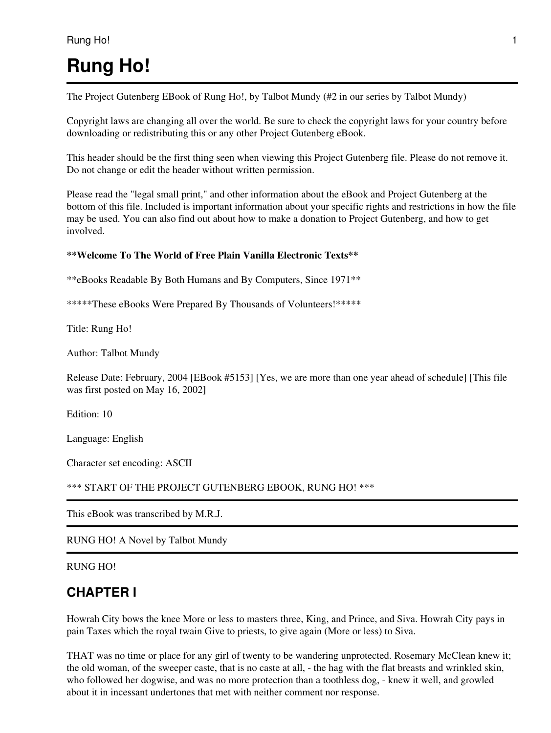# Rung Ho!

The Project Gutenberg EBook of Rung Ho!, by Talbot Mundy (#2 in our series by Talbot Mundy)

Copyright laws are changing all over the world. Be sure to check the copyright laws for your country before downloading or redistributing this or any other Project Gutenberg eBook.

This header should be the first thing seen when viewing this Project Gutenberg file. Please do not remove it. Do not change or edit the header without written permission.

Please read the "legal small print," and other information about the eBook and Project Gutenberg at the bottom of this file. Included is important information about your specific rights and restrictions in how the file may be used. You can also find out about how to make a donation to Project Gutenberg, and how to get involved.

**Welcome To The World of Free Plain Vanilla Electronic Texts**

**eBooks Readable By Both Humans and By Computers, Since 1971**

*****These eBooks Were Prepared By Thousands of Volunteers!*****

Title: Rung Ho!

Author: Talbot Mundy

Release Date: February, 2004 [EBook #5153] [Yes, we are more than one year ahead of schedule] [This file was first posted on May 16, 2002]

Edition: 10

Language: English

Character set encoding: ASCII

*** START OF THE PROJECT GUTENBERG EBOOK, RUNG HO! ***

---

This eBook was transcribed by M.R.J.

---

RUNG HO! A Novel by Talbot Mundy

---

RUNG HO!

## CHAPTER I

Howrah City bows the knee More or less to masters three, King, and Prince, and Siva. Howrah City pays in pain Taxes which the royal twain Give to priests, to give again (More or less) to Siva.

THAT was no time or place for any girl of twenty to be wandering unprotected. Rosemary McClean knew it; the old woman, of the sweeper caste, that is no caste at all, - the hag with the flat breasts and wrinkled skin, who followed her dogwise, and was no more protection than a toothless dog, - knew it well, and growled about it in incessant undertones that met with neither comment nor response.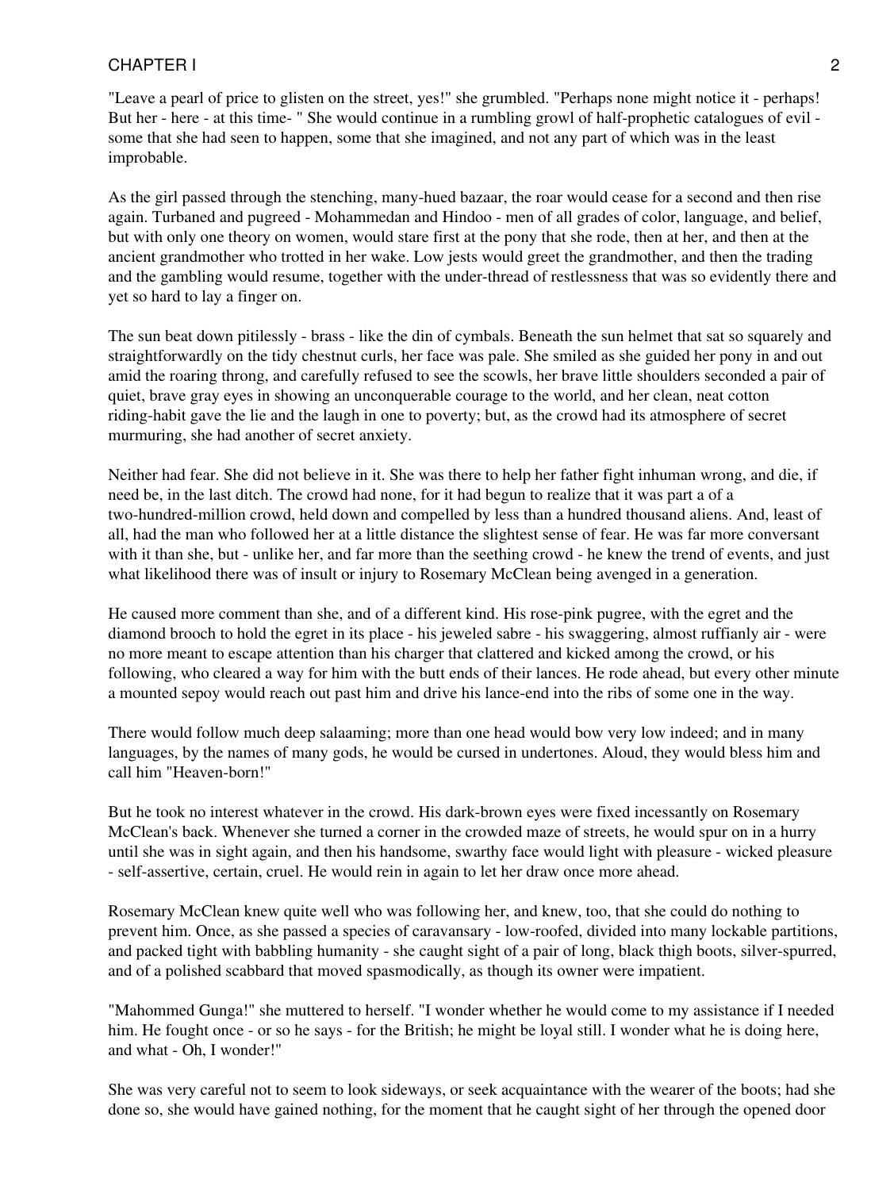"Leave a pearl of price to glisten on the street, yes!" she grumbled. "Perhaps none might notice it - perhaps! But her - here - at this time- " She would continue in a rumbling growl of half-prophetic catalogues of evil - some that she had seen to happen, some that she imagined, and not any part of which was in the least improbable.

As the girl passed through the stenching, many-hued bazaar, the roar would cease for a second and then rise again. Turbaned and pugreed - Mohammedan and Hindoo - men of all grades of color, language, and belief, but with only one theory on women, would stare first at the pony that she rode, then at her, and then at the ancient grandmother who trotted in her wake. Low jests would greet the grandmother, and then the trading and the gambling would resume, together with the under-thread of restlessness that was so evidently there and yet so hard to lay a finger on.

The sun beat down pitilessly - brass - like the din of cymbals. Beneath the sun helmet that sat so squarely and straightforwardly on the tidy chestnut curls, her face was pale. She smiled as she guided her pony in and out amid the roaring throng, and carefully refused to see the scowls, her brave little shoulders seconded a pair of quiet, brave gray eyes in showing an unconquerable courage to the world, and her clean, neat cotton riding-habit gave the lie and the laugh in one to poverty; but, as the crowd had its atmosphere of secret murmuring, she had another of secret anxiety.

Neither had fear. She did not believe in it. She was there to help her father fight inhuman wrong, and die, if need be, in the last ditch. The crowd had none, for it had begun to realize that it was part of a of a two-hundred-million crowd, held down and compelled by less than a hundred thousand aliens. And, least of all, had the man who followed her at a little distance the slightest sense of fear. He was far more conversant with it than she, but - unlike her, and far more than the seething crowd - he knew the trend of events, and just what likelihood there was of insult or injury to Rosemary McClean being avenged in a generation.

He caused more comment than she, and of a different kind. His rose-pink pugree, with the egret and the diamond brooch to hold the egret in its place - his jeweled sabre - his swaggering, almost ruffianly air - were no more meant to escape attention than his charger that clattered and kicked among the crowd, or his following, who cleared a way for him with the butt ends of their lances. He rode ahead, but every other minute a mounted sepoy would reach out past him and drive his lance-end into the ribs of some one in the way.

There would follow much deep salaaming; more than one head would bow very low indeed; and in many languages, by the names of many gods, he would be cursed in undertones. Aloud, they would bless him and call him "Heaven-born!"

But he took no interest whatever in the crowd. His dark-brown eyes were fixed incessantly on Rosemary McClean's back. Whenever she turned a corner in the crowded maze of streets, he would spur on in a hurry until she was in sight again, and then his handsome, swarthy face would light with pleasure - wicked pleasure - self-assertive, certain, cruel. He would rein in again to let her draw once more ahead.

Rosemary McClean knew quite well who was following her, and knew, too, that she could do nothing to prevent him. Once, as she passed a species of caravansary - low-roofed, divided into many lockable partitions, and packed tight with babbling humanity - she caught sight of a pair of long, black thigh boots, silver-spurred, and of a polished scabbard that moved spasmodically, as though its owner were impatient.

"Mahommed Gunga!" she muttered to herself. "I wonder whether he would come to my assistance if I needed him. He fought once - or so he says - for the British; he might be loyal still. I wonder what he is doing here, and what - Oh, I wonder!"

She was very careful not to seem to look sideways, or seek acquaintance with the wearer of the boots; had she done so, she would have gained nothing, for the moment that he caught sight of her through the opened door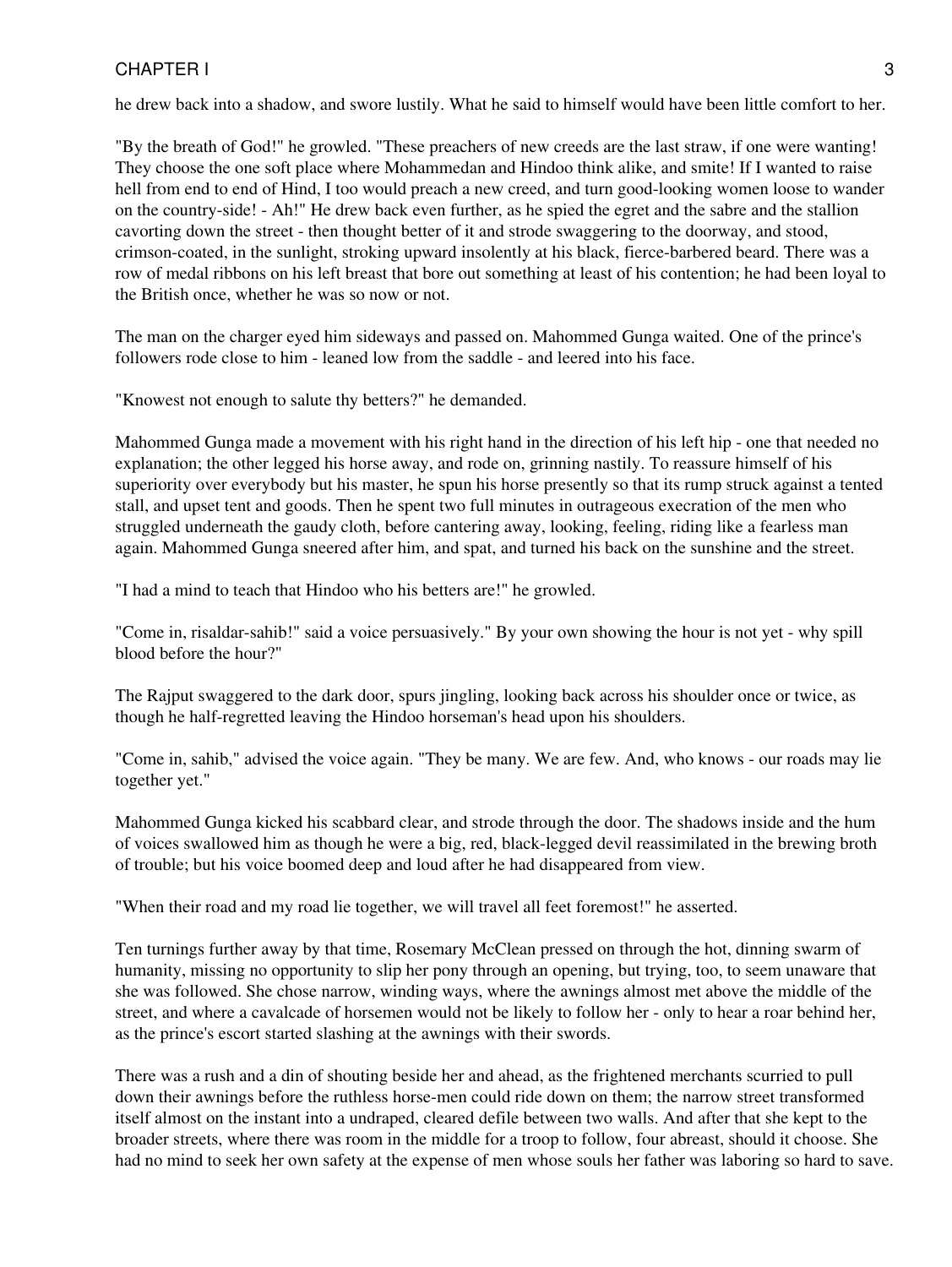he drew back into a shadow, and swore lustily. What he said to himself would have been little comfort to her.

"By the breath of God!" he growled. "These preachers of new creeds are the last straw, if one were wanting! They choose the one soft place where Mohammedan and Hindoo think alike, and smite! If I wanted to raise hell from end to end of Hind, I too would preach a new creed, and turn good-looking women loose to wander on the country-side! - Ah!" He drew back even further, as he spied the egret and the sabre and the stallion cavorting down the street - then thought better of it and strode swaggering to the doorway, and stood, crimson-coated, in the sunlight, stroking upward insolently at his black, fierce-barbered beard. There was a row of medal ribbons on his left breast that bore out something at least of his contention; he had been loyal to the British once, whether he was so now or not.

The man on the charger eyed him sideways and passed on. Mahommed Gunga waited. One of the prince's followers rode close to him - leaned low from the saddle - and leered into his face.

"Knowest not enough to salute thy betters?" he demanded.

Mahommed Gunga made a movement with his right hand in the direction of his left hip - one that needed no explanation; the other legged his horse away, and rode on, grinning nastily. To reassure himself of his superiority over everybody but his master, he spun his horse presently so that its rump struck against a tented stall, and upset tent and goods. Then he spent two full minutes in outrageous execration of the men who struggled underneath the gaudy cloth, before cantering away, looking, feeling, riding like a fearless man again. Mahommed Gunga sneered after him, and spat, and turned his back on the sunshine and the street.

"I had a mind to teach that Hindoo who his betters are!" he growled.

"Come in, risaldar-sahib!" said a voice persuasively." By your own showing the hour is not yet - why spill blood before the hour?"

The Rajput swaggered to the dark door, spurs jingling, looking back across his shoulder once or twice, as though he half-regretted leaving the Hindoo horseman's head upon his shoulders.

"Come in, sahib," advised the voice again. "They be many. We are few. And, who knows - our roads may lie together yet."

Mahommed Gunga kicked his scabbard clear, and strode through the door. The shadows inside and the hum of voices swallowed him as though he were a big, red, black-legged devil reassimilated in the brewing broth of trouble; but his voice boomed deep and loud after he had disappeared from view.

"When their road and my road lie together, we will travel all feet foremost!" he asserted.

Ten turnings further away by that time, Rosemary McClean pressed on through the hot, dinning swarm of humanity, missing no opportunity to slip her pony through an opening, but trying, too, to seem unaware that she was followed. She chose narrow, winding ways, where the awnings almost met above the middle of the street, and where a cavalcade of horsemen would not be likely to follow her - only to hear a roar behind her, as the prince's escort started slashing at the awnings with their swords.

There was a rush and a din of shouting beside her and ahead, as the frightened merchants scurried to pull down their awnings before the ruthless horse-men could ride down on them; the narrow street transformed itself almost on the instant into a undraped, cleared defile between two walls. And after that she kept to the broader streets, where there was room in the middle for a troop to follow, four abreast, should it choose. She had no mind to seek her own safety at the expense of men whose souls her father was laboring so hard to save.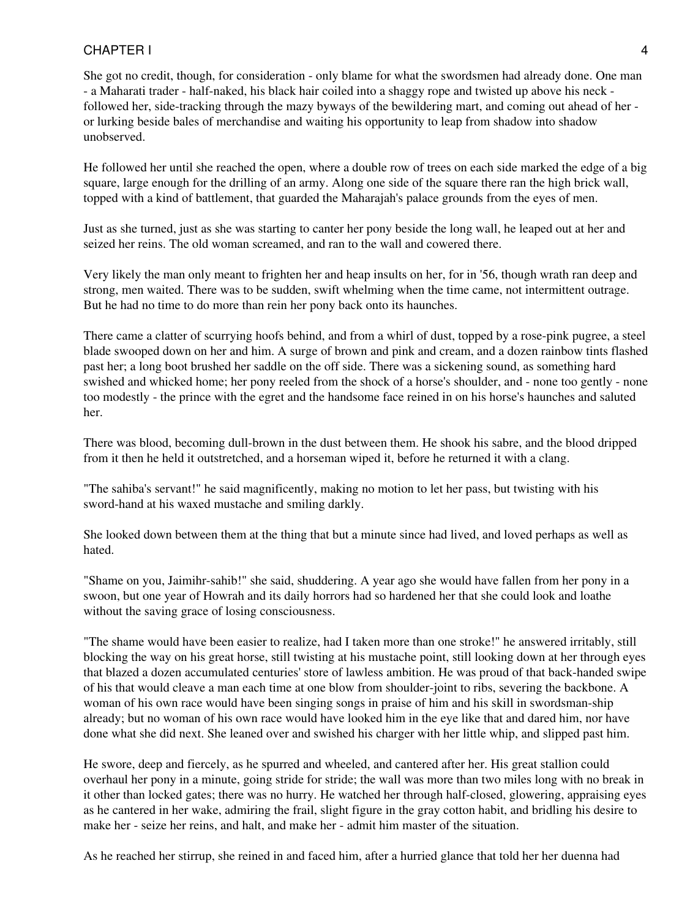She got no credit, though, for consideration - only blame for what the swordsmen had already done. One man - a Maharati trader - half-naked, his black hair coiled into a shaggy rope and twisted up above his neck - followed her, side-tracking through the mazy byways of the bewildering mart, and coming out ahead of her - or lurking beside bales of merchandise and waiting his opportunity to leap from shadow into shadow unobserved.

He followed her until she reached the open, where a double row of trees on each side marked the edge of a big square, large enough for the drilling of an army. Along one side of the square there ran the high brick wall, topped with a kind of battlement, that guarded the Maharajah's palace grounds from the eyes of men.

Just as she turned, just as she was starting to canter her pony beside the long wall, he leaped out at her and seized her reins. The old woman screamed, and ran to the wall and cowered there.

Very likely the man only meant to frighten her and heap insults on her, for in '56, though wrath ran deep and strong, men waited. There was to be sudden, swift whelming when the time came, not intermittent outrage. But he had no time to do more than rein her pony back onto its haunches.

There came a clatter of scurrying hoofs behind, and from a whirl of dust, topped by a rose-pink pugree, a steel blade swooped down on her and him. A surge of brown and pink and cream, and a dozen rainbow tints flashed past her; a long boot brushed her saddle on the off side. There was a sickening sound, as something hard swished and whicked home; her pony reeled from the shock of a horse's shoulder, and - none too gently - none too modestly - the prince with the egret and the handsome face reined in on his horse's haunches and saluted her.

There was blood, becoming dull-brown in the dust between them. He shook his sabre, and the blood dripped from it then he held it outstretched, and a horseman wiped it, before he returned it with a clang.

"The sahiba's servant!" he said magnificently, making no motion to let her pass, but twisting with his sword-hand at his waxed mustache and smiling darkly.

She looked down between them at the thing that but a minute since had lived, and loved perhaps as well as hated.

"Shame on you, Jaimihr-sahib!" she said, shuddering. A year ago she would have fallen from her pony in a swoon, but one year of Howrah and its daily horrors had so hardened her that she could look and loathe without the saving grace of losing consciousness.

"The shame would have been easier to realize, had I taken more than one stroke!" he answered irritably, still blocking the way on his great horse, still twisting at his mustache point, still looking down at her through eyes that blazed a dozen accumulated centuries' store of lawless ambition. He was proud of that back-handed swipe of his that would cleave a man each time at one blow from shoulder-joint to ribs, severing the backbone. A woman of his own race would have been singing songs in praise of him and his skill in swordsman-ship already; but no woman of his own race would have looked him in the eye like that and dared him, nor have done what she did next. She leaned over and swished his charger with her little whip, and slipped past him.

He swore, deep and fiercely, as he spurred and wheeled, and cantered after her. His great stallion could overhaul her pony in a minute, going stride for stride; the wall was more than two miles long with no break in it other than locked gates; there was no hurry. He watched her through half-closed, glowering, appraising eyes as he cantered in her wake, admiring the frail, slight figure in the gray cotton habit, and bridling his desire to make her - seize her reins, and halt, and make her - admit him master of the situation.

As he reached her stirrup, she reined in and faced him, after a hurried glance that told her her duenna had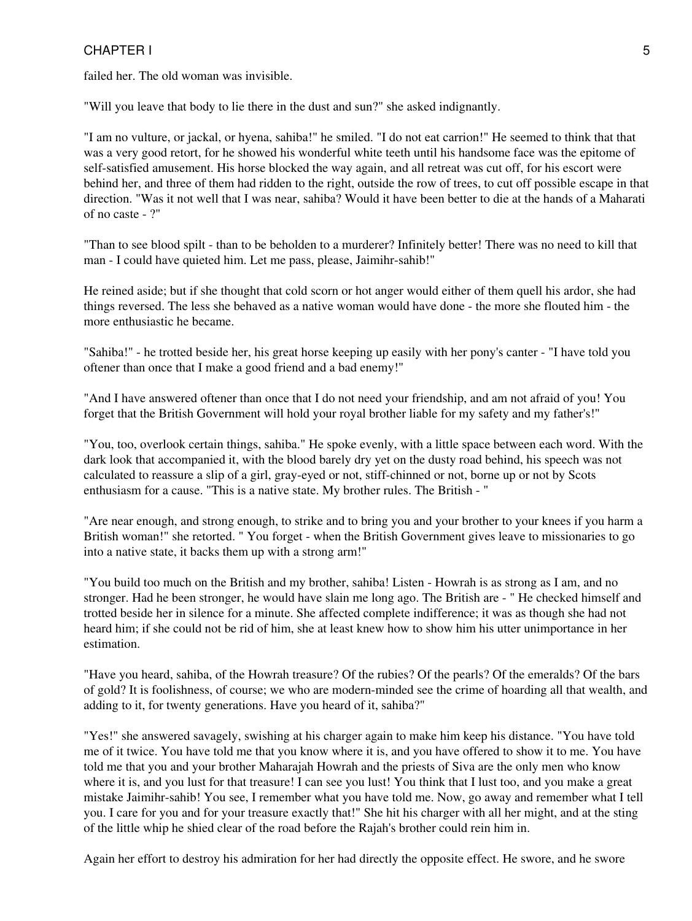failed her. The old woman was invisible.

"Will you leave that body to lie there in the dust and sun?" she asked indignantly.

"I am no vulture, or jackal, or hyena, sahiba!" he smiled. "I do not eat carrion!" He seemed to think that that was a very good retort, for he showed his wonderful white teeth until his handsome face was the epitome of self-satisfied amusement. His horse blocked the way again, and all retreat was cut off, for his escort were behind her, and three of them had ridden to the right, outside the row of trees, to cut off possible escape in that direction. "Was it not well that I was near, sahiba? Would it have been better to die at the hands of a Maharati of no caste - ?"

"Than to see blood spilt - than to be beholden to a murderer? Infinitely better! There was no need to kill that man - I could have quieted him. Let me pass, please, Jaimihr-sahib!"

He reined aside; but if she thought that cold scorn or hot anger would either of them quell his ardor, she had things reversed. The less she behaved as a native woman would have done - the more she flouted him - the more enthusiastic he became.

"Sahiba!" - he trotted beside her, his great horse keeping up easily with her pony's canter - "I have told you oftener than once that I make a good friend and a bad enemy!"

"And I have answered oftener than once that I do not need your friendship, and am not afraid of you! You forget that the British Government will hold your royal brother liable for my safety and my father's!"

"You, too, overlook certain things, sahiba." He spoke evenly, with a little space between each word. With the dark look that accompanied it, with the blood barely dry yet on the dusty road behind, his speech was not calculated to reassure a slip of a girl, gray-eyed or not, stiff-chinned or not, borne up or not by Scots enthusiasm for a cause. "This is a native state. My brother rules. The British - "

"Are near enough, and strong enough, to strike and to bring you and your brother to your knees if you harm a British woman!" she retorted. " You forget - when the British Government gives leave to missionaries to go into a native state, it backs them up with a strong arm!"

"You build too much on the British and my brother, sahiba! Listen - Howrah is as strong as I am, and no stronger. Had he been stronger, he would have slain me long ago. The British are - " He checked himself and trotted beside her in silence for a minute. She affected complete indifference; it was as though she had not heard him; if she could not be rid of him, she at least knew how to show him his utter unimportance in her estimation.

"Have you heard, sahiba, of the Howrah treasure? Of the rubies? Of the pearls? Of the emeralds? Of the bars of gold? It is foolishness, of course; we who are modern-minded see the crime of hoarding all that wealth, and adding to it, for twenty generations. Have you heard of it, sahiba?"

"Yes!" she answered savagely, swishing at his charger again to make him keep his distance. "You have told me of it twice. You have told me that you know where it is, and you have offered to show it to me. You have told me that you and your brother Maharajah Howrah and the priests of Siva are the only men who know where it is, and you lust for that treasure! I can see you lust! You think that I lust too, and you make a great mistake Jaimihr-sahib! You see, I remember what you have told me. Now, go away and remember what I tell you. I care for you and for your treasure exactly that!" She hit his charger with all her might, and at the sting of the little whip he shied clear of the road before the Rajah's brother could rein him in.

Again her effort to destroy his admiration for her had directly the opposite effect. He swore, and he swore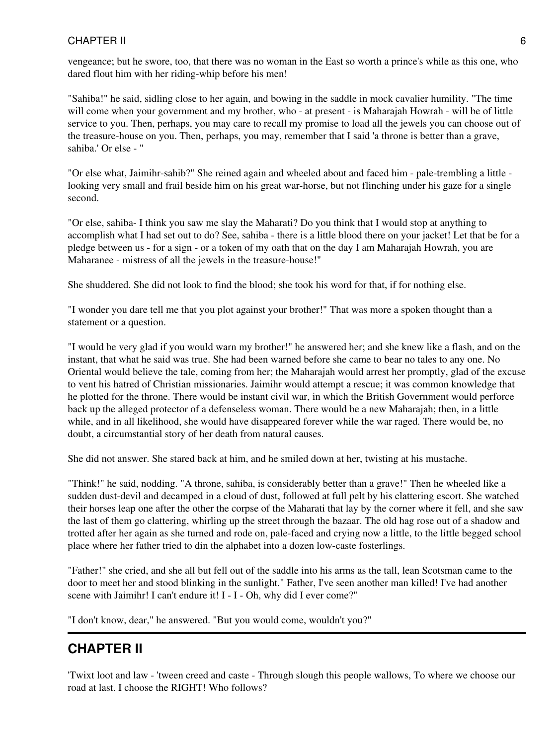vengeance; but he swore, too, that there was no woman in the East so worth a prince's while as this one, who dared flout him with her riding-whip before his men!

"Sahiba!" he said, sidling close to her again, and bowing in the saddle in mock cavalier humility. "The time will come when your government and my brother, who - at present - is Maharajah Howrah - will be of little service to you. Then, perhaps, you may care to recall my promise to load all the jewels you can choose out of the treasure-house on you. Then, perhaps, you may, remember that I said 'a throne is better than a grave, sahiba.' Or else - "

"Or else what, Jaimihr-sahib?" She reined again and wheeled about and faced him - pale-trembling a little - looking very small and frail beside him on his great war-horse, but not flinching under his gaze for a single second.

"Or else, sahiba- I think you saw me slay the Maharati? Do you think that I would stop at anything to accomplish what I had set out to do? See, sahiba - there is a little blood there on your jacket! Let that be for a pledge between us - for a sign - or a token of my oath that on the day I am Maharajah Howrah, you are Maharanee - mistress of all the jewels in the treasure-house!"

She shuddered. She did not look to find the blood; she took his word for that, if for nothing else.

"I wonder you dare tell me that you plot against your brother!" That was more a spoken thought than a statement or a question.

"I would be very glad if you would warn my brother!" he answered her; and she knew like a flash, and on the instant, that what he said was true. She had been warned before she came to bear no tales to any one. No Oriental would believe the tale, coming from her; the Maharajah would arrest her promptly, glad of the excuse to vent his hatred of Christian missionaries. Jaimihr would attempt a rescue; it was common knowledge that he plotted for the throne. There would be instant civil war, in which the British Government would perforce back up the alleged protector of a defenseless woman. There would be a new Maharajah; then, in a little while, and in all likelihood, she would have disappeared forever while the war raged. There would be, no doubt, a circumstantial story of her death from natural causes.

She did not answer. She stared back at him, and he smiled down at her, twisting at his mustache.

"Think!" he said, nodding. "A throne, sahiba, is considerably better than a grave!" Then he wheeled like a sudden dust-devil and decamped in a cloud of dust, followed at full pelt by his clattering escort. She watched their horses leap one after the other the corpse of the Maharati that lay by the corner where it fell, and she saw the last of them go clattering, whirling up the street through the bazaar. The old hag rose out of a shadow and trotted after her again as she turned and rode on, pale-faced and crying now a little, to the little begged school place where her father tried to din the alphabet into a dozen low-caste fosterlings.

"Father!" she cried, and she all but fell out of the saddle into his arms as the tall, lean Scotsman came to the door to meet her and stood blinking in the sunlight." Father, I've seen another man killed! I've had another scene with Jaimihr! I can't endure it! I - I - Oh, why did I ever come?"

"I don't know, dear," he answered. "But you would come, wouldn't you?"

---

## CHAPTER II

'Twixt loot and law - 'tween creed and caste - Through slough this people wallows, To where we choose our road at last. I choose the RIGHT! Who follows?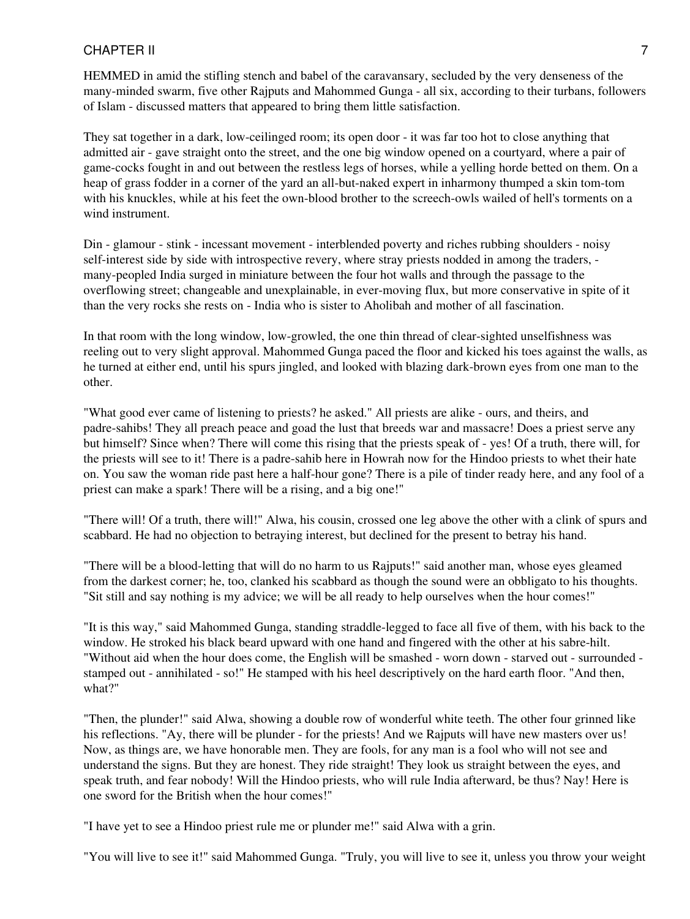## CHAPTER II

HEMMED in amid the stifling stench and babel of the caravansary, secluded by the very denseness of the many-minded swarm, five other Rajputs and Mahommed Gunga - all six, according to their turbans, followers of Islam - discussed matters that appeared to bring them little satisfaction.

They sat together in a dark, low-ceilinged room; its open door - it was far too hot to close anything that admitted air - gave straight onto the street, and the one big window opened on a courtyard, where a pair of game-cocks fought in and out between the restless legs of horses, while a yelling horde betted on them. On a heap of grass fodder in a corner of the yard an all-but-naked expert in inharmony thumped a skin tom-tom with his knuckles, while at his feet the own-blood brother to the screech-owls wailed of hell's torments on a wind instrument.

Din - glamour - stink - incessant movement - interblended poverty and riches rubbing shoulders - noisy self-interest side by side with introspective revery, where stray priests nodded in among the traders, - many-peopled India surged in miniature between the four hot walls and through the passage to the overflowing street; changeable and unexplainable, in ever-moving flux, but more conservative in spite of it than the very rocks she rests on - India who is sister to Aholibah and mother of all fascination.

In that room with the long window, low-growled, the one thin thread of clear-sighted unselfishness was reeling out to very slight approval. Mahommed Gunga paced the floor and kicked his toes against the walls, as he turned at either end, until his spurs jingled, and looked with blazing dark-brown eyes from one man to the other.

"What good ever came of listening to priests? he asked." All priests are alike - ours, and theirs, and padre-sahibs! They all preach peace and goad the lust that breeds war and massacre! Does a priest serve any but himself? Since when? There will come this rising that the priests speak of - yes! Of a truth, there will, for the priests will see to it! There is a padre-sahib here in Howrah now for the Hindoo priests to whet their hate on. You saw the woman ride past here a half-hour gone? There is a pile of tinder ready here, and any fool of a priest can make a spark! There will be a rising, and a big one!"

"There will! Of a truth, there will!" Alwa, his cousin, crossed one leg above the other with a clink of spurs and scabbard. He had no objection to betraying interest, but declined for the present to betray his hand.

"There will be a blood-letting that will do no harm to us Rajputs!" said another man, whose eyes gleamed from the darkest corner; he, too, clanked his scabbard as though the sound were an obbligato to his thoughts. "Sit still and say nothing is my advice; we will be all ready to help ourselves when the hour comes!"

"It is this way," said Mahommed Gunga, standing straddle-legged to face all five of them, with his back to the window. He stroked his black beard upward with one hand and fingered with the other at his sabre-hilt. "Without aid when the hour does come, the English will be smashed - worn down - starved out - surrounded - stamped out - annihilated - so!" He stamped with his heel descriptively on the hard earth floor. "And then, what?"

"Then, the plunder!" said Alwa, showing a double row of wonderful white teeth. The other four grinned like his reflections. "Ay, there will be plunder - for the priests! And we Rajputs will have new masters over us! Now, as things are, we have honorable men. They are fools, for any man is a fool who will not see and understand the signs. But they are honest. They ride straight! They look us straight between the eyes, and speak truth, and fear nobody! Will the Hindoo priests, who will rule India afterward, be thus? Nay! Here is one sword for the British when the hour comes!"

"I have yet to see a Hindoo priest rule me or plunder me!" said Alwa with a grin.

"You will live to see it!" said Mahommed Gunga. "Truly, you will live to see it, unless you throw your weight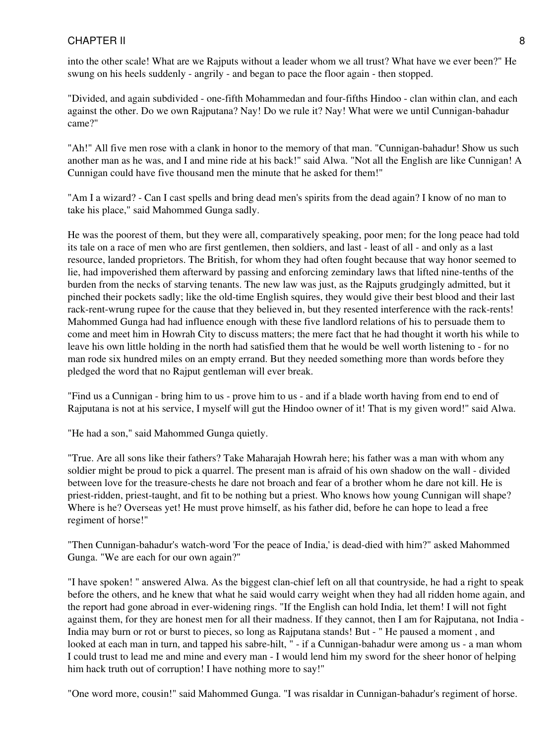into the other scale! What are we Rajputs without a leader whom we all trust? What have we ever been?" He swung on his heels suddenly - angrily - and began to pace the floor again - then stopped.

"Divided, and again subdivided - one-fifth Mohammedan and four-fifths Hindoo - clan within clan, and each against the other. Do we own Rajputana? Nay! Do we rule it? Nay! What were we until Cunnigan-bahadur came?"

"Ah!" All five men rose with a clank in honor to the memory of that man. "Cunnigan-bahadur! Show us such another man as he was, and I and mine ride at his back!" said Alwa. "Not all the English are like Cunnigan! A Cunnigan could have five thousand men the minute that he asked for them!"

"Am I a wizard? - Can I cast spells and bring dead men's spirits from the dead again? I know of no man to take his place," said Mahommed Gunga sadly.

He was the poorest of them, but they were all, comparatively speaking, poor men; for the long peace had told its tale on a race of men who are first gentlemen, then soldiers, and last - least of all - and only as a last resource, landed proprietors. The British, for whom they had often fought because that way honor seemed to lie, had impoverished them afterward by passing and enforcing zemindary laws that lifted nine-tenths of the burden from the necks of starving tenants. The new law was just, as the Rajputs grudgingly admitted, but it pinched their pockets sadly; like the old-time English squires, they would give their best blood and their last rack-rent-wrung rupee for the cause that they believed in, but they resented interference with the rack-rents! Mahommed Gunga had had influence enough with these five landlord relations of his to persuade them to come and meet him in Howrah City to discuss matters; the mere fact that he had thought it worth his while to leave his own little holding in the north had satisfied them that he would be well worth listening to - for no man rode six hundred miles on an empty errand. But they needed something more than words before they pledged the word that no Rajput gentleman will ever break.

"Find us a Cunnigan - bring him to us - prove him to us - and if a blade worth having from end to end of Rajputana is not at his service, I myself will gut the Hindoo owner of it! That is my given word!" said Alwa.

"He had a son," said Mahommed Gunga quietly.

"True. Are all sons like their fathers? Take Maharajah Howrah here; his father was a man with whom any soldier might be proud to pick a quarrel. The present man is afraid of his own shadow on the wall - divided between love for the treasure-chests he dare not broach and fear of a brother whom he dare not kill. He is priest-ridden, priest-taught, and fit to be nothing but a priest. Who knows how young Cunnigan will shape? Where is he? Overseas yet! He must prove himself, as his father did, before he can hope to lead a free regiment of horse!"

"Then Cunnigan-bahadur's watch-word 'For the peace of India,' is dead-died with him?" asked Mahommed Gunga. "We are each for our own again?"

"I have spoken! " answered Alwa. As the biggest clan-chief left on all that countryside, he had a right to speak before the others, and he knew that what he said would carry weight when they had all ridden home again, and the report had gone abroad in ever-widening rings. "If the English can hold India, let them! I will not fight against them, for they are honest men for all their madness. If they cannot, then I am for Rajputana, not India - India may burn or rot or burst to pieces, so long as Rajputana stands! But - " He paused a moment , and looked at each man in turn, and tapped his sabre-hilt, " - if a Cunnigan-bahadur were among us - a man whom I could trust to lead me and mine and every man - I would lend him my sword for the sheer honor of helping him hack truth out of corruption! I have nothing more to say!"

"One word more, cousin!" said Mahommed Gunga. "I was risaldar in Cunnigan-bahadur's regiment of horse.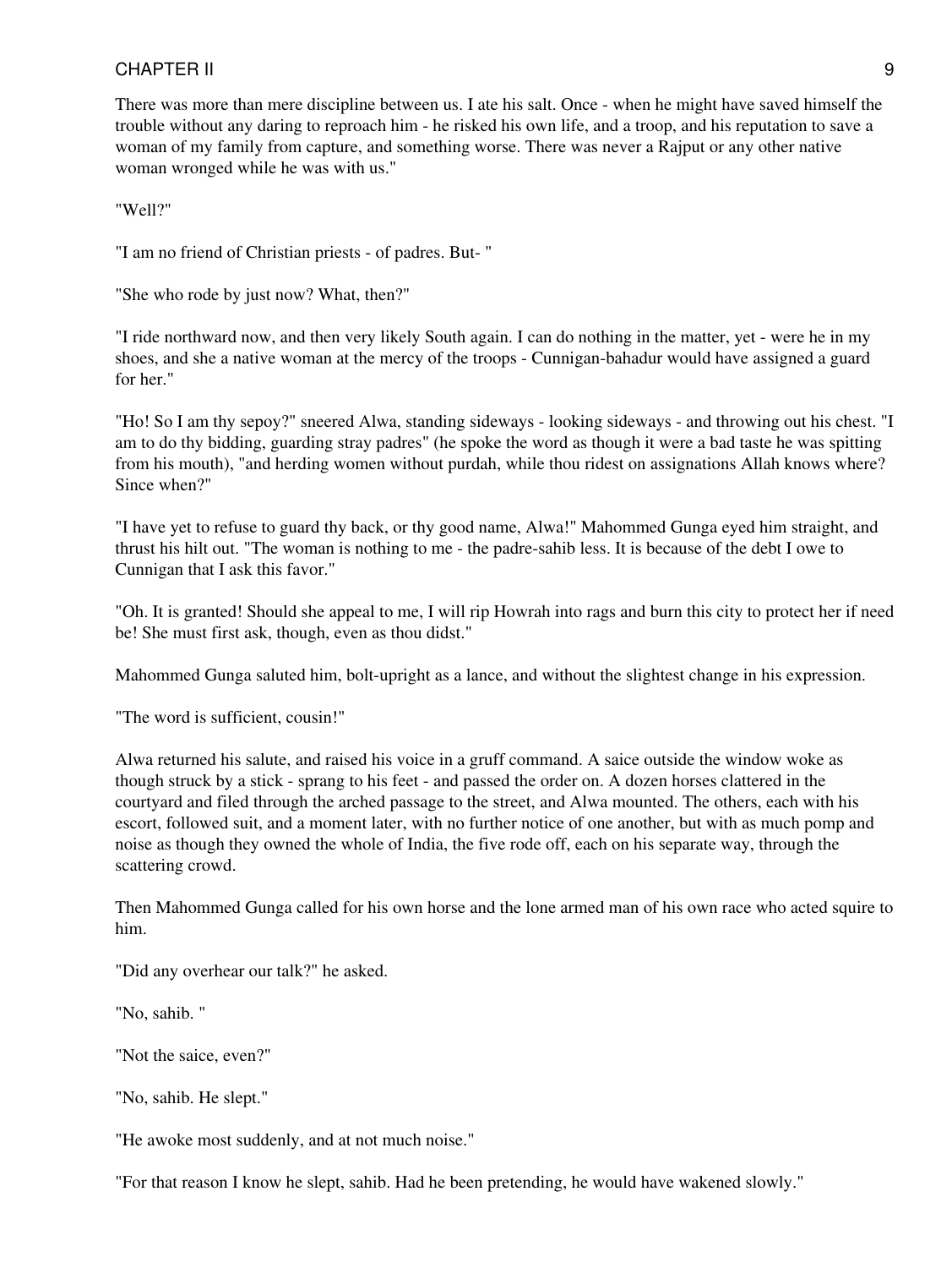There was more than mere discipline between us. I ate his salt. Once - when he might have saved himself the trouble without any daring to reproach him - he risked his own life, and a troop, and his reputation to save a woman of my family from capture, and something worse. There was never a Rajput or any other native woman wronged while he was with us."

"Well?"

"I am no friend of Christian priests - of padres. But- "

"She who rode by just now? What, then?"

"I ride northward now, and then very likely South again. I can do nothing in the matter, yet - were he in my shoes, and she a native woman at the mercy of the troops - Cunnigan-bahadur would have assigned a guard for her."

"Ho! So I am thy sepoy?" sneered Alwa, standing sideways - looking sideways - and throwing out his chest. "I am to do thy bidding, guarding stray padres" (he spoke the word as though it were a bad taste he was spitting from his mouth), "and herding women without purdah, while thou ridest on assignations Allah knows where? Since when?"

"I have yet to refuse to guard thy back, or thy good name, Alwa!" Mahommed Gunga eyed him straight, and thrust his hilt out. "The woman is nothing to me - the padre-sahib less. It is because of the debt I owe to Cunnigan that I ask this favor."

"Oh. It is granted! Should she appeal to me, I will rip Howrah into rags and burn this city to protect her if need be! She must first ask, though, even as thou didst."

Mahommed Gunga saluted him, bolt-upright as a lance, and without the slightest change in his expression.

"The word is sufficient, cousin!"

Alwa returned his salute, and raised his voice in a gruff command. A saice outside the window woke as though struck by a stick - sprang to his feet - and passed the order on. A dozen horses clattered in the courtyard and filed through the arched passage to the street, and Alwa mounted. The others, each with his escort, followed suit, and a moment later, with no further notice of one another, but with as much pomp and noise as though they owned the whole of India, the five rode off, each on his separate way, through the scattering crowd.

Then Mahommed Gunga called for his own horse and the lone armed man of his own race who acted squire to him.

"Did any overhear our talk?" he asked.

"No, sahib. "

"Not the saice, even?"

"No, sahib. He slept."

"He awoke most suddenly, and at not much noise."

"For that reason I know he slept, sahib. Had he been pretending, he would have wakened slowly."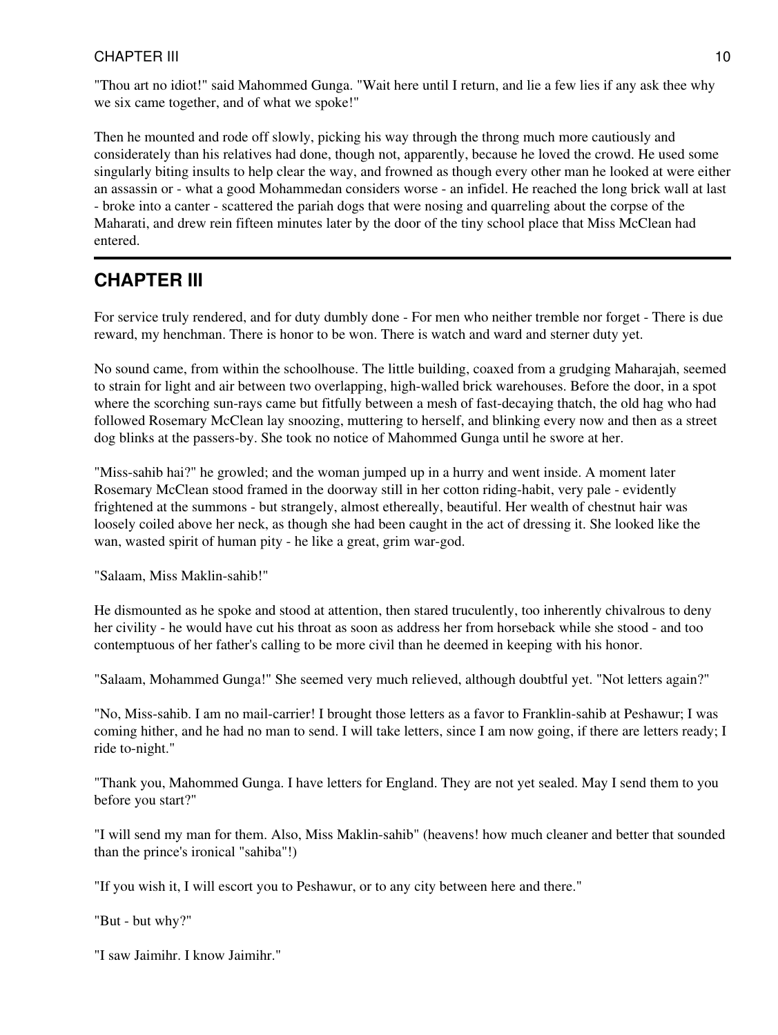"Thou art no idiot!" said Mahommed Gunga. "Wait here until I return, and lie a few lies if any ask thee why we six came together, and of what we spoke!"

Then he mounted and rode off slowly, picking his way through the throng much more cautiously and considerately than his relatives had done, though not, apparently, because he loved the crowd. He used some singularly biting insults to help clear the way, and frowned as though every other man he looked at were either an assassin or - what a good Mohammedan considers worse - an infidel. He reached the long brick wall at last - broke into a canter - scattered the pariah dogs that were nosing and quarreling about the corpse of the Maharati, and drew rein fifteen minutes later by the door of the tiny school place that Miss McClean had entered.

---

## CHAPTER III

For service truly rendered, and for duty dumbly done - For men who neither tremble nor forget - There is due reward, my henchman. There is honor to be won. There is watch and ward and sterner duty yet.

No sound came, from within the schoolhouse. The little building, coaxed from a grudging Maharajah, seemed to strain for light and air between two overlapping, high-walled brick warehouses. Before the door, in a spot where the scorching sun-rays came but fitfully between a mesh of fast-decaying thatch, the old hag who had followed Rosemary McClean lay snoozing, muttering to herself, and blinking every now and then as a street dog blinks at the passers-by. She took no notice of Mahommed Gunga until he swore at her.

"Miss-sahib hai?" he growled; and the woman jumped up in a hurry and went inside. A moment later Rosemary McClean stood framed in the doorway still in her cotton riding-habit, very pale - evidently frightened at the summons - but strangely, almost ethereally, beautiful. Her wealth of chestnut hair was loosely coiled above her neck, as though she had been caught in the act of dressing it. She looked like the wan, wasted spirit of human pity - he like a great, grim war-god.

"Salaam, Miss Maklin-sahib!"

He dismounted as he spoke and stood at attention, then stared truculently, too inherently chivalrous to deny her civility - he would have cut his throat as soon as address her from horseback while she stood - and too contemptuous of her father's calling to be more civil than he deemed in keeping with his honor.

"Salaam, Mohammed Gunga!" She seemed very much relieved, although doubtful yet. "Not letters again?"

"No, Miss-sahib. I am no mail-carrier! I brought those letters as a favor to Franklin-sahib at Peshawur; I was coming hither, and he had no man to send. I will take letters, since I am now going, if there are letters ready; I ride to-night."

"Thank you, Mahommed Gunga. I have letters for England. They are not yet sealed. May I send them to you before you start?"

"I will send my man for them. Also, Miss Maklin-sahib" (heavens! how much cleaner and better that sounded than the prince's ironical "sahiba"!)

"If you wish it, I will escort you to Peshawur, or to any city between here and there."

"But - but why?"

"I saw Jaimihr. I know Jaimihr."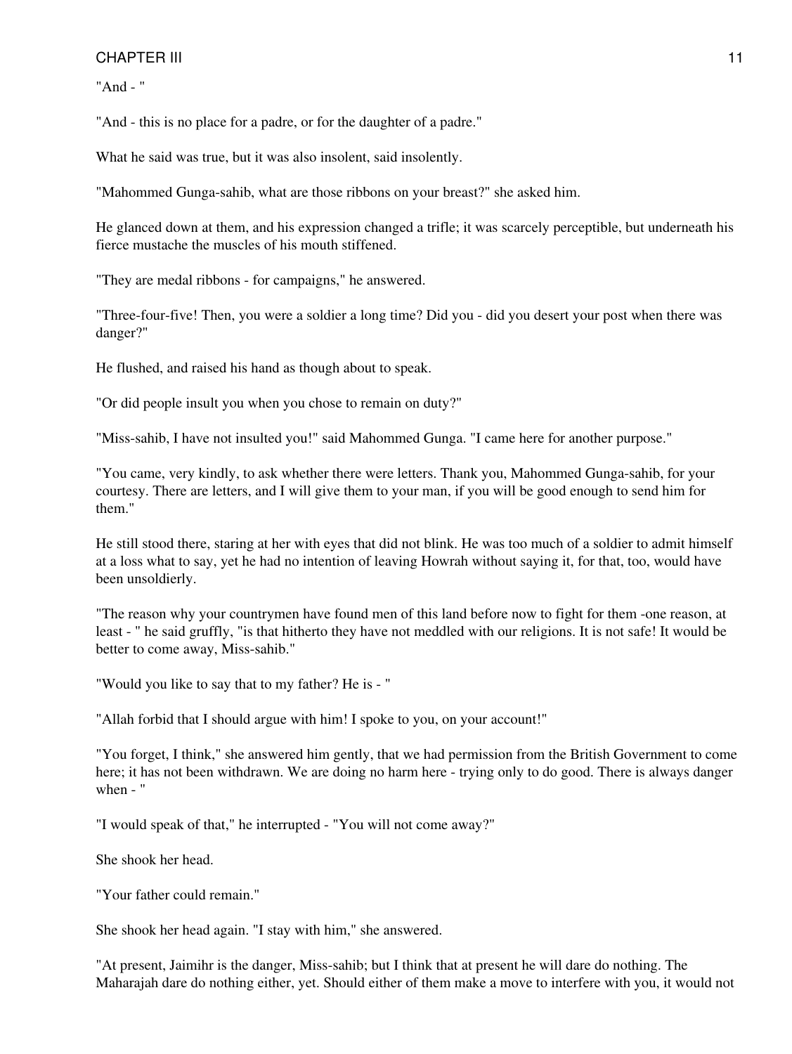"And - "

"And - this is no place for a padre, or for the daughter of a padre."

What he said was true, but it was also insolent, said insolently.

"Mahommed Gunga-sahib, what are those ribbons on your breast?" she asked him.

He glanced down at them, and his expression changed a trifle; it was scarcely perceptible, but underneath his fierce mustache the muscles of his mouth stiffened.

"They are medal ribbons - for campaigns," he answered.

"Three-four-five! Then, you were a soldier a long time? Did you - did you desert your post when there was danger?"

He flushed, and raised his hand as though about to speak.

"Or did people insult you when you chose to remain on duty?"

"Miss-sahib, I have not insulted you!" said Mahommed Gunga. "I came here for another purpose."

"You came, very kindly, to ask whether there were letters. Thank you, Mahommed Gunga-sahib, for your courtesy. There are letters, and I will give them to your man, if you will be good enough to send him for them."

He still stood there, staring at her with eyes that did not blink. He was too much of a soldier to admit himself at a loss what to say, yet he had no intention of leaving Howrah without saying it, for that, too, would have been unsoldierly.

"The reason why your countrymen have found men of this land before now to fight for them -one reason, at least - " he said gruffly, "is that hitherto they have not meddled with our religions. It is not safe! It would be better to come away, Miss-sahib."

"Would you like to say that to my father? He is - "

"Allah forbid that I should argue with him! I spoke to you, on your account!"

"You forget, I think," she answered him gently, that we had permission from the British Government to come here; it has not been withdrawn. We are doing no harm here - trying only to do good. There is always danger when - "

"I would speak of that," he interrupted - "You will not come away?"

She shook her head.

"Your father could remain."

She shook her head again. "I stay with him," she answered.

"At present, Jaimihr is the danger, Miss-sahib; but I think that at present he will dare do nothing. The Maharajah dare do nothing either, yet. Should either of them make a move to interfere with you, it would not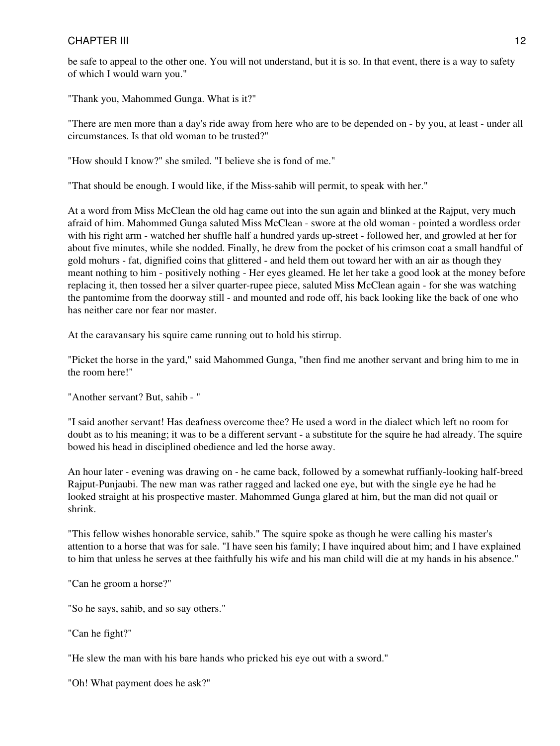be safe to appeal to the other one. You will not understand, but it is so. In that event, there is a way to safety of which I would warn you."

"Thank you, Mahommed Gunga. What is it?"

"There are men more than a day's ride away from here who are to be depended on - by you, at least - under all circumstances. Is that old woman to be trusted?"

"How should I know?" she smiled. "I believe she is fond of me."

"That should be enough. I would like, if the Miss-sahib will permit, to speak with her."

At a word from Miss McClean the old hag came out into the sun again and blinked at the Rajput, very much afraid of him. Mahommed Gunga saluted Miss McClean - swore at the old woman - pointed a wordless order with his right arm - watched her shuffle half a hundred yards up-street - followed her, and growled at her for about five minutes, while she nodded. Finally, he drew from the pocket of his crimson coat a small handful of gold mohurs - fat, dignified coins that glittered - and held them out toward her with an air as though they meant nothing to him - positively nothing - Her eyes gleamed. He let her take a good look at the money before replacing it, then tossed her a silver quarter-rupee piece, saluted Miss McClean again - for she was watching the pantomime from the doorway still - and mounted and rode off, his back looking like the back of one who has neither care nor fear nor master.

At the caravansary his squire came running out to hold his stirrup.

"Picket the horse in the yard," said Mahommed Gunga, "then find me another servant and bring him to me in the room here!"

"Another servant? But, sahib - "

"I said another servant! Has deafness overcome thee? He used a word in the dialect which left no room for doubt as to his meaning; it was to be a different servant - a substitute for the squire he had already. The squire bowed his head in disciplined obedience and led the horse away.

An hour later - evening was drawing on - he came back, followed by a somewhat ruffianly-looking half-breed Rajput-Punjaubi. The new man was rather ragged and lacked one eye, but with the single eye he had he looked straight at his prospective master. Mahommed Gunga glared at him, but the man did not quail or shrink.

"This fellow wishes honorable service, sahib." The squire spoke as though he were calling his master's attention to a horse that was for sale. "I have seen his family; I have inquired about him; and I have explained to him that unless he serves at thee faithfully his wife and his man child will die at my hands in his absence."

"Can he groom a horse?"

"So he says, sahib, and so say others."

"Can he fight?"

"He slew the man with his bare hands who pricked his eye out with a sword."

"Oh! What payment does he ask?"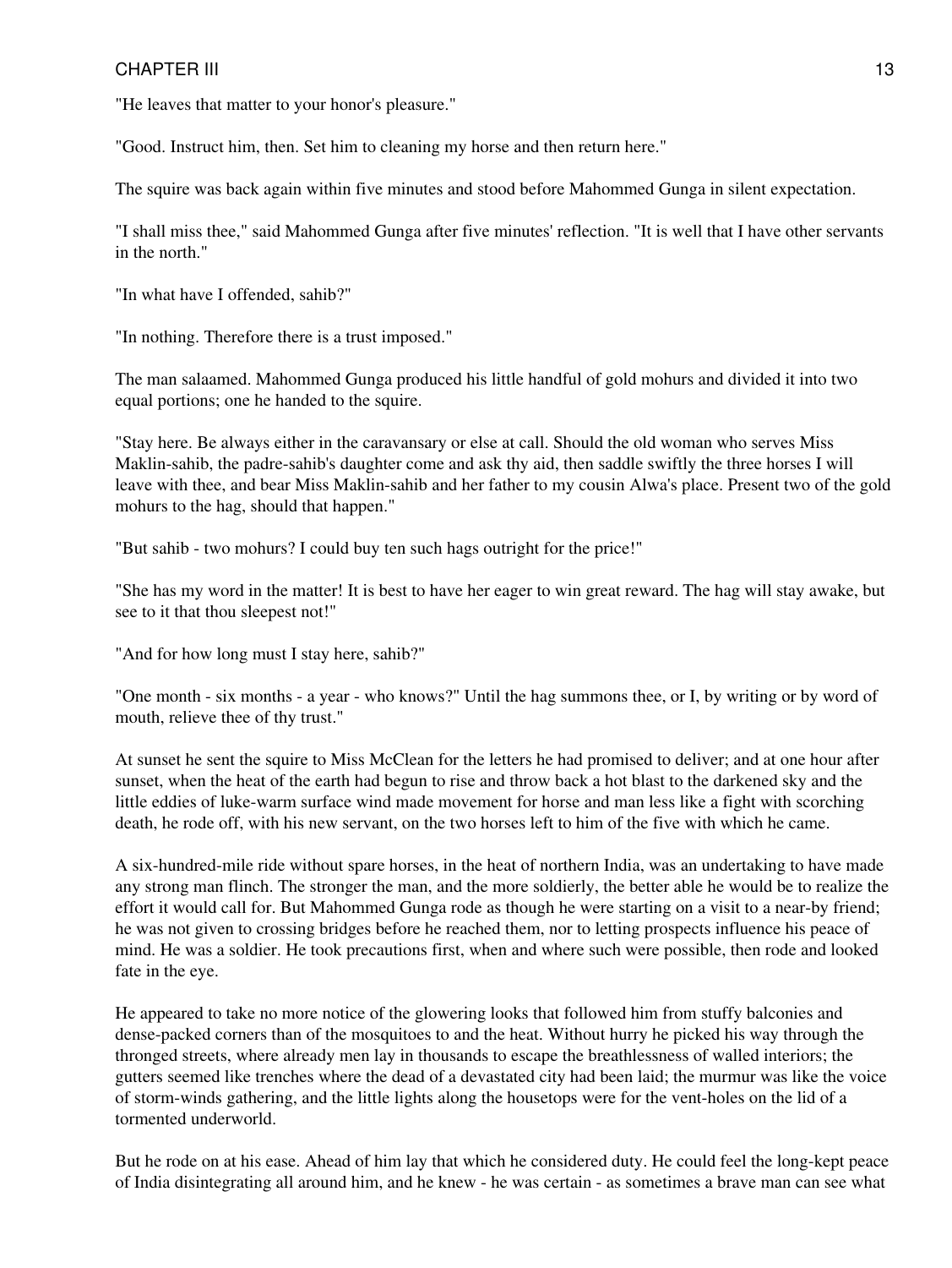"He leaves that matter to your honor's pleasure."

"Good. Instruct him, then. Set him to cleaning my horse and then return here."

The squire was back again within five minutes and stood before Mahommed Gunga in silent expectation.

"I shall miss thee," said Mahommed Gunga after five minutes' reflection. "It is well that I have other servants in the north."

"In what have I offended, sahib?"

"In nothing. Therefore there is a trust imposed."

The man salaamed. Mahommed Gunga produced his little handful of gold mohurs and divided it into two equal portions; one he handed to the squire.

"Stay here. Be always either in the caravansary or else at call. Should the old woman who serves Miss Maklin-sahib, the padre-sahib's daughter come and ask thy aid, then saddle swiftly the three horses I will leave with thee, and bear Miss Maklin-sahib and her father to my cousin Alwa's place. Present two of the gold mohurs to the hag, should that happen."

"But sahib - two mohurs? I could buy ten such hags outright for the price!"

"She has my word in the matter! It is best to have her eager to win great reward. The hag will stay awake, but see to it that thou sleepest not!"

"And for how long must I stay here, sahib?"

"One month - six months - a year - who knows?" Until the hag summons thee, or I, by writing or by word of mouth, relieve thee of thy trust."

At sunset he sent the squire to Miss McClean for the letters he had promised to deliver; and at one hour after sunset, when the heat of the earth had begun to rise and throw back a hot blast to the darkened sky and the little eddies of luke-warm surface wind made movement for horse and man less like a fight with scorching death, he rode off, with his new servant, on the two horses left to him of the five with which he came.

A six-hundred-mile ride without spare horses, in the heat of northern India, was an undertaking to have made any strong man flinch. The stronger the man, and the more soldierly, the better able he would be to realize the effort it would call for. But Mahommed Gunga rode as though he were starting on a visit to a near-by friend; he was not given to crossing bridges before he reached them, nor to letting prospects influence his peace of mind. He was a soldier. He took precautions first, when and where such were possible, then rode and looked fate in the eye.

He appeared to take no more notice of the glowering looks that followed him from stuffy balconies and dense-packed corners than of the mosquitoes to and the heat. Without hurry he picked his way through the thronged streets, where already men lay in thousands to escape the breathlessness of walled interiors; the gutters seemed like trenches where the dead of a devastated city had been laid; the murmur was like the voice of storm-winds gathering, and the little lights along the housetops were for the vent-holes on the lid of a tormented underworld.

But he rode on at his ease. Ahead of him lay that which he considered duty. He could feel the long-kept peace of India disintegrating all around him, and he knew - he was certain - as sometimes a brave man can see what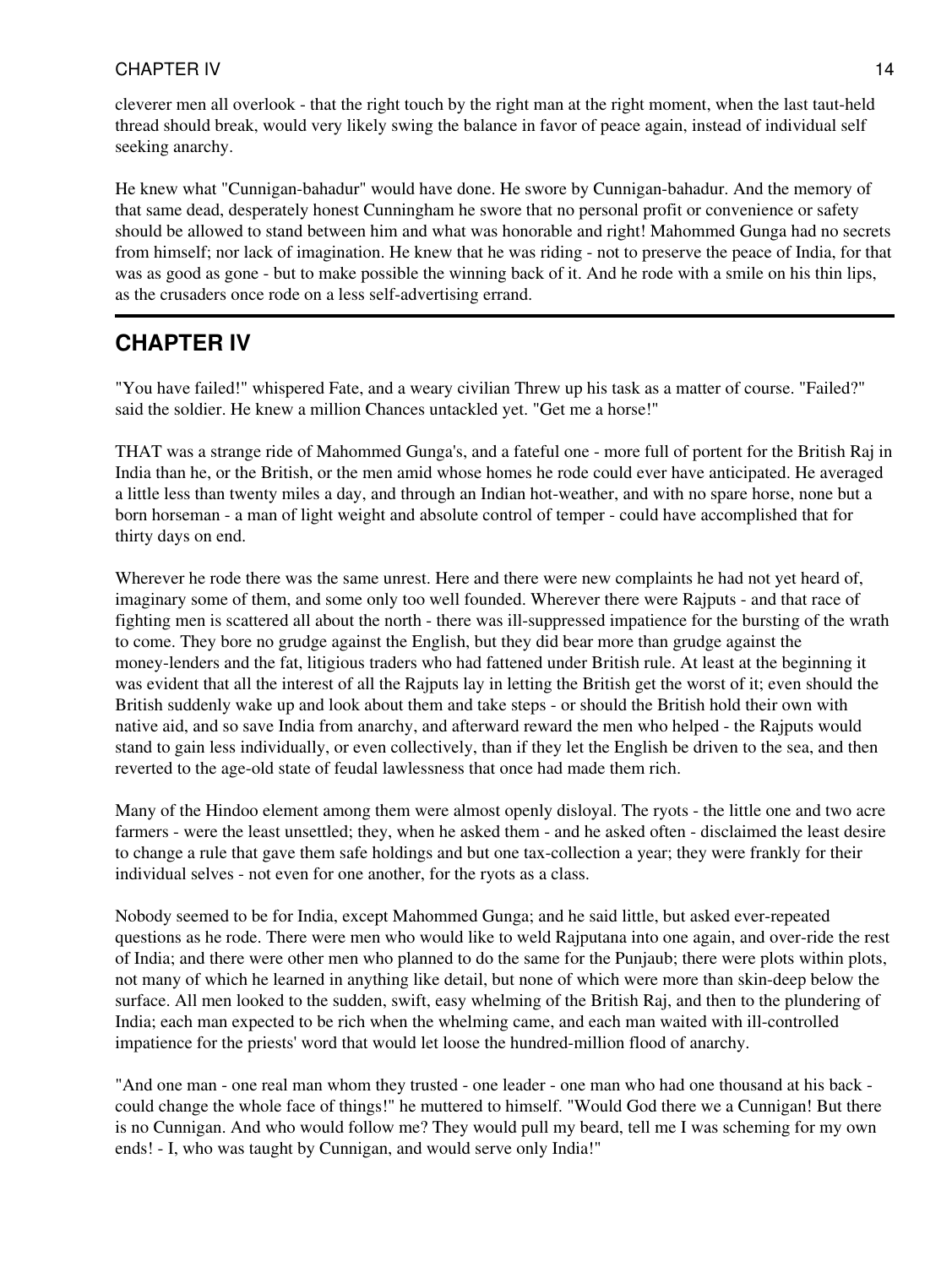cleverer men all overlook - that the right touch by the right man at the right moment, when the last taut-held thread should break, would very likely swing the balance in favor of peace again, instead of individual self seeking anarchy.

He knew what "Cunnigan-bahadur" would have done. He swore by Cunnigan-bahadur. And the memory of that same dead, desperately honest Cunningham he swore that no personal profit or convenience or safety should be allowed to stand between him and what was honorable and right! Mahommed Gunga had no secrets from himself; nor lack of imagination. He knew that he was riding - not to preserve the peace of India, for that was as good as gone - but to make possible the winning back of it. And he rode with a smile on his thin lips, as the crusaders once rode on a less self-advertising errand.

---

## CHAPTER IV

"You have failed!" whispered Fate, and a weary civilian Threw up his task as a matter of course. "Failed?" said the soldier. He knew a million Chances untackled yet. "Get me a horse!"

THAT was a strange ride of Mahommed Gunga's, and a fateful one - more full of portent for the British Raj in India than he, or the British, or the men amid whose homes he rode could ever have anticipated. He averaged a little less than twenty miles a day, and through an Indian hot-weather, and with no spare horse, none but a born horseman - a man of light weight and absolute control of temper - could have accomplished that for thirty days on end.

Wherever he rode there was the same unrest. Here and there were new complaints he had not yet heard of, imaginary some of them, and some only too well founded. Wherever there were Rajputs - and that race of fighting men is scattered all about the north - there was ill-suppressed impatience for the bursting of the wrath to come. They bore no grudge against the English, but they did bear more than grudge against the money-lenders and the fat, litigious traders who had fattened under British rule. At least at the beginning it was evident that all the interest of all the Rajputs lay in letting the British get the worst of it; even should the British suddenly wake up and look about them and take steps - or should the British hold their own with native aid, and so save India from anarchy, and afterward reward the men who helped - the Rajputs would stand to gain less individually, or even collectively, than if they let the English be driven to the sea, and then reverted to the age-old state of feudal lawlessness that once had made them rich.

Many of the Hindoo element among them were almost openly disloyal. The ryots - the little one and two acre farmers - were the least unsettled; they, when he asked them - and he asked often - disclaimed the least desire to change a rule that gave them safe holdings and but one tax-collection a year; they were frankly for their individual selves - not even for one another, for the ryots as a class.

Nobody seemed to be for India, except Mahommed Gunga; and he said little, but asked ever-repeated questions as he rode. There were men who would like to weld Rajputana into one again, and over-ride the rest of India; and there were other men who planned to do the same for the Punjaub; there were plots within plots, not many of which he learned in anything like detail, but none of which were more than skin-deep below the surface. All men looked to the sudden, swift, easy whelming of the British Raj, and then to the plundering of India; each man expected to be rich when the whelming came, and each man waited with ill-controlled impatience for the priests' word that would let loose the hundred-million flood of anarchy.

"And one man - one real man whom they trusted - one leader - one man who had one thousand at his back - could change the whole face of things!" he muttered to himself. "Would God there we a Cunnigan! But there is no Cunnigan. And who would follow me? They would pull my beard, tell me I was scheming for my own ends! - I, who was taught by Cunnigan, and would serve only India!"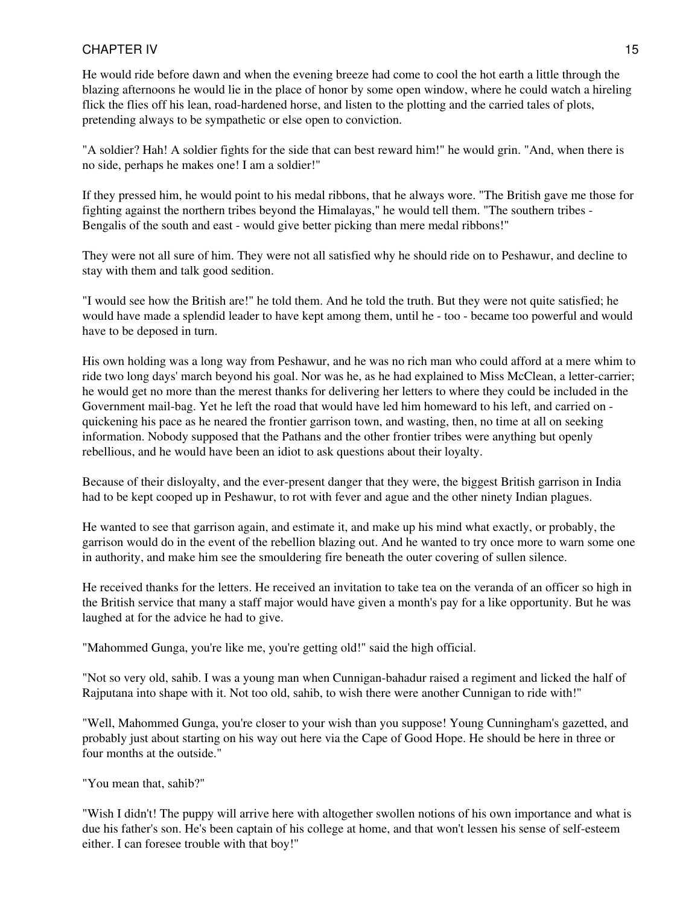He would ride before dawn and when the evening breeze had come to cool the hot earth a little through the blazing afternoons he would lie in the place of honor by some open window, where he could watch a hireling flick the flies off his lean, road-hardened horse, and listen to the plotting and the carried tales of plots, pretending always to be sympathetic or else open to conviction.

"A soldier? Hah! A soldier fights for the side that can best reward him!" he would grin. "And, when there is no side, perhaps he makes one! I am a soldier!"

If they pressed him, he would point to his medal ribbons, that he always wore. "The British gave me those for fighting against the northern tribes beyond the Himalayas," he would tell them. "The southern tribes - Bengalis of the south and east - would give better picking than mere medal ribbons!"

They were not all sure of him. They were not all satisfied why he should ride on to Peshawur, and decline to stay with them and talk good sedition.

"I would see how the British are!" he told them. And he told the truth. But they were not quite satisfied; he would have made a splendid leader to have kept among them, until he - too - became too powerful and would have to be deposed in turn.

His own holding was a long way from Peshawur, and he was no rich man who could afford at a mere whim to ride two long days' march beyond his goal. Nor was he, as he had explained to Miss McClean, a letter-carrier; he would get no more than the merest thanks for delivering her letters to where they could be included in the Government mail-bag. Yet he left the road that would have led him homeward to his left, and carried on - quickening his pace as he neared the frontier garrison town, and wasting, then, no time at all on seeking information. Nobody supposed that the Pathans and the other frontier tribes were anything but openly rebellious, and he would have been an idiot to ask questions about their loyalty.

Because of their disloyalty, and the ever-present danger that they were, the biggest British garrison in India had to be kept cooped up in Peshawur, to rot with fever and ague and the other ninety Indian plagues.

He wanted to see that garrison again, and estimate it, and make up his mind what exactly, or probably, the garrison would do in the event of the rebellion blazing out. And he wanted to try once more to warn some one in authority, and make him see the smouldering fire beneath the outer covering of sullen silence.

He received thanks for the letters. He received an invitation to take tea on the veranda of an officer so high in the British service that many a staff major would have given a month's pay for a like opportunity. But he was laughed at for the advice he had to give.

"Mahommed Gunga, you're like me, you're getting old!" said the high official.

"Not so very old, sahib. I was a young man when Cunnigan-bahadur raised a regiment and licked the half of Rajputana into shape with it. Not too old, sahib, to wish there were another Cunnigan to ride with!"

"Well, Mahommed Gunga, you're closer to your wish than you suppose! Young Cunningham's gazetted, and probably just about starting on his way out here via the Cape of Good Hope. He should be here in three or four months at the outside."

"You mean that, sahib?"

"Wish I didn't! The puppy will arrive here with altogether swollen notions of his own importance and what is due his father's son. He's been captain of his college at home, and that won't lessen his sense of self-esteem either. I can foresee trouble with that boy!"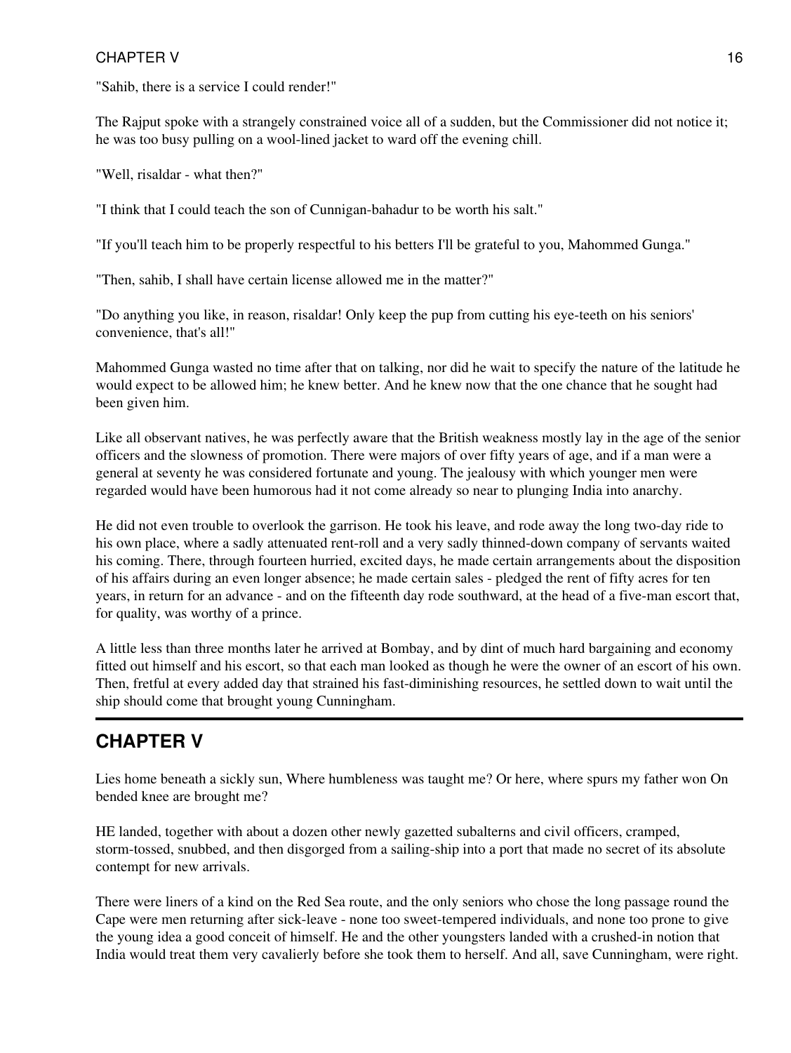"Sahib, there is a service I could render!"

The Rajput spoke with a strangely constrained voice all of a sudden, but the Commissioner did not notice it; he was too busy pulling on a wool-lined jacket to ward off the evening chill.

"Well, risaldar - what then?"

"I think that I could teach the son of Cunnigan-bahadur to be worth his salt."

"If you'll teach him to be properly respectful to his betters I'll be grateful to you, Mahommed Gunga."

"Then, sahib, I shall have certain license allowed me in the matter?"

"Do anything you like, in reason, risaldar! Only keep the pup from cutting his eye-teeth on his seniors' convenience, that's all!"

Mahommed Gunga wasted no time after that on talking, nor did he wait to specify the nature of the latitude he would expect to be allowed him; he knew better. And he knew now that the one chance that he sought had been given him.

Like all observant natives, he was perfectly aware that the British weakness mostly lay in the age of the senior officers and the slowness of promotion. There were majors of over fifty years of age, and if a man were a general at seventy he was considered fortunate and young. The jealousy with which younger men were regarded would have been humorous had it not come already so near to plunging India into anarchy.

He did not even trouble to overlook the garrison. He took his leave, and rode away the long two-day ride to his own place, where a sadly attenuated rent-roll and a very sadly thinned-down company of servants waited his coming. There, through fourteen hurried, excited days, he made certain arrangements about the disposition of his affairs during an even longer absence; he made certain sales - pledged the rent of fifty acres for ten years, in return for an advance - and on the fifteenth day rode southward, at the head of a five-man escort that, for quality, was worthy of a prince.

A little less than three months later he arrived at Bombay, and by dint of much hard bargaining and economy fitted out himself and his escort, so that each man looked as though he were the owner of an escort of his own. Then, fretful at every added day that strained his fast-diminishing resources, he settled down to wait until the ship should come that brought young Cunningham.

## CHAPTER V

Lies home beneath a sickly sun, Where humbleness was taught me? Or here, where spurs my father won On bended knee are brought me?

HE landed, together with about a dozen other newly gazetted subalterns and civil officers, cramped, storm-tossed, snubbed, and then disgorged from a sailing-ship into a port that made no secret of its absolute contempt for new arrivals.

There were liners of a kind on the Red Sea route, and the only seniors who chose the long passage round the Cape were men returning after sick-leave - none too sweet-tempered individuals, and none too prone to give the young idea a good conceit of himself. He and the other youngsters landed with a crushed-in notion that India would treat them very cavalierly before she took them to herself. And all, save Cunningham, were right.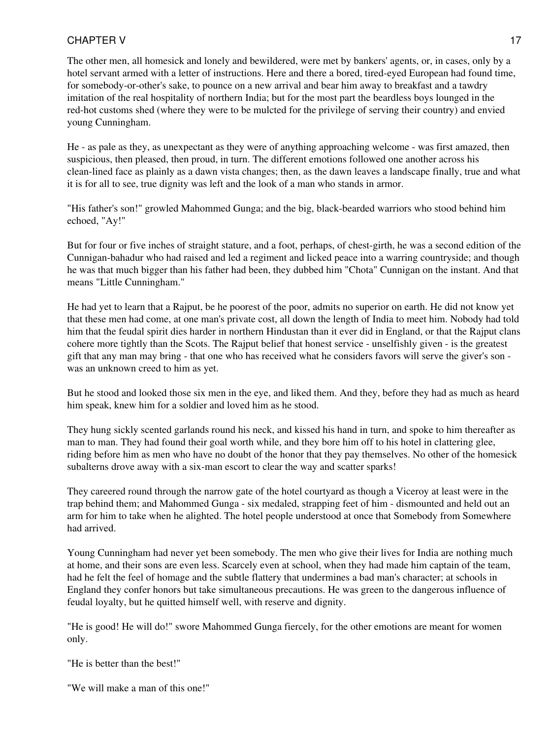The other men, all homesick and lonely and bewildered, were met by bankers' agents, or, in cases, only by a hotel servant armed with a letter of instructions. Here and there a bored, tired-eyed European had found time, for somebody-or-other's sake, to pounce on a new arrival and bear him away to breakfast and a tawdry imitation of the real hospitality of northern India; but for the most part the beardless boys lounged in the red-hot customs shed (where they were to be mulcted for the privilege of serving their country) and envied young Cunningham.

He - as pale as they, as unexpectant as they were of anything approaching welcome - was first amazed, then suspicious, then pleased, then proud, in turn. The different emotions followed one another across his clean-lined face as plainly as a dawn vista changes; then, as the dawn leaves a landscape finally, true and what it is for all to see, true dignity was left and the look of a man who stands in armor.

"His father's son!" growled Mahommed Gunga; and the big, black-bearded warriors who stood behind him echoed, "Ay!"

But for four or five inches of straight stature, and a foot, perhaps, of chest-girth, he was a second edition of the Cunnigan-bahadur who had raised and led a regiment and licked peace into a warring countryside; and though he was that much bigger than his father had been, they dubbed him "Chota" Cunnigan on the instant. And that means "Little Cunningham."

He had yet to learn that a Rajput, be he poorest of the poor, admits no superior on earth. He did not know yet that these men had come, at one man's private cost, all down the length of India to meet him. Nobody had told him that the feudal spirit dies harder in northern Hindustan than it ever did in England, or that the Rajput clans cohere more tightly than the Scots. The Rajput belief that honest service - unselfishly given - is the greatest gift that any man may bring - that one who has received what he considers favors will serve the giver's son - was an unknown creed to him as yet.

But he stood and looked those six men in the eye, and liked them. And they, before they had as much as heard him speak, knew him for a soldier and loved him as he stood.

They hung sickly scented garlands round his neck, and kissed his hand in turn, and spoke to him thereafter as man to man. They had found their goal worth while, and they bore him off to his hotel in clattering glee, riding before him as men who have no doubt of the honor that they pay themselves. No other of the homesick subalterns drove away with a six-man escort to clear the way and scatter sparks!

They careered round through the narrow gate of the hotel courtyard as though a Viceroy at least were in the trap behind them; and Mahommed Gunga - six medaled, strapping feet of him - dismounted and held out an arm for him to take when he alighted. The hotel people understood at once that Somebody from Somewhere had arrived.

Young Cunningham had never yet been somebody. The men who give their lives for India are nothing much at home, and their sons are even less. Scarcely even at school, when they had made him captain of the team, had he felt the feel of homage and the subtle flattery that undermines a bad man's character; at schools in England they confer honors but take simultaneous precautions. He was green to the dangerous influence of feudal loyalty, but he quitted himself well, with reserve and dignity.

"He is good! He will do!" swore Mahommed Gunga fiercely, for the other emotions are meant for women only.

"He is better than the best!"

"We will make a man of this one!"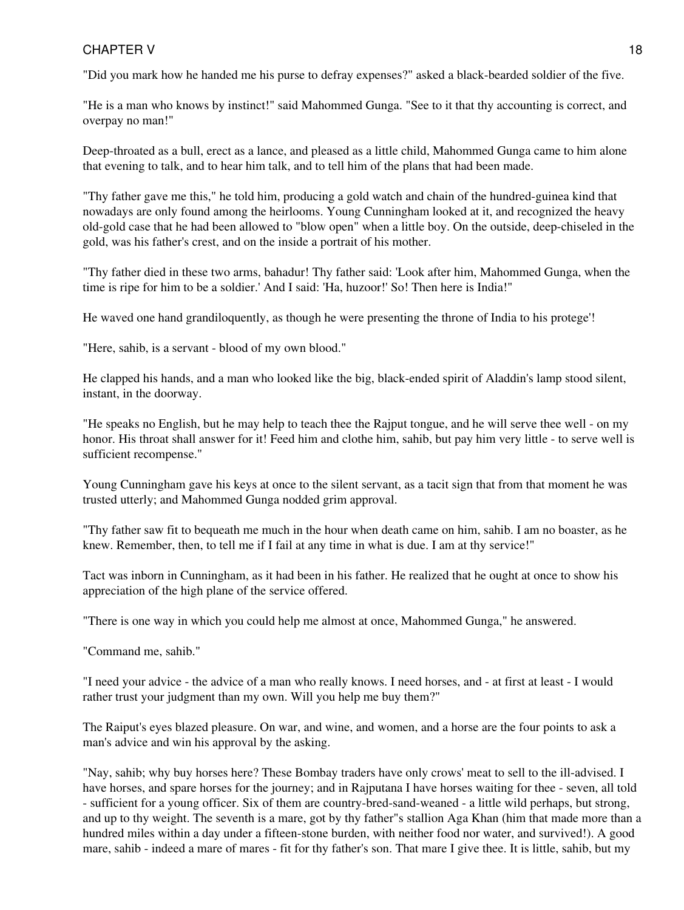"Did you mark how he handed me his purse to defray expenses?" asked a black-bearded soldier of the five.

"He is a man who knows by instinct!" said Mahommed Gunga. "See to it that thy accounting is correct, and overpay no man!"

Deep-throated as a bull, erect as a lance, and pleased as a little child, Mahommed Gunga came to him alone that evening to talk, and to hear him talk, and to tell him of the plans that had been made.

"Thy father gave me this," he told him, producing a gold watch and chain of the hundred-guinea kind that nowadays are only found among the heirlooms. Young Cunningham looked at it, and recognized the heavy old-gold case that he had been allowed to "blow open" when a little boy. On the outside, deep-chiseled in the gold, was his father's crest, and on the inside a portrait of his mother.

"Thy father died in these two arms, bahadur! Thy father said: 'Look after him, Mahommed Gunga, when the time is ripe for him to be a soldier.' And I said: 'Ha, huzoor!' So! Then here is India!"

He waved one hand grandiloquently, as though he were presenting the throne of India to his protege'!

"Here, sahib, is a servant - blood of my own blood."

He clapped his hands, and a man who looked like the big, black-ended spirit of Aladdin's lamp stood silent, instant, in the doorway.

"He speaks no English, but he may help to teach thee the Rajput tongue, and he will serve thee well - on my honor. His throat shall answer for it! Feed him and clothe him, sahib, but pay him very little - to serve well is sufficient recompense."

Young Cunningham gave his keys at once to the silent servant, as a tacit sign that from that moment he was trusted utterly; and Mahommed Gunga nodded grim approval.

"Thy father saw fit to bequeath me much in the hour when death came on him, sahib. I am no boaster, as he knew. Remember, then, to tell me if I fail at any time in what is due. I am at thy service!"

Tact was inborn in Cunningham, as it had been in his father. He realized that he ought at once to show his appreciation of the high plane of the service offered.

"There is one way in which you could help me almost at once, Mahommed Gunga," he answered.

"Command me, sahib."

"I need your advice - the advice of a man who really knows. I need horses, and - at first at least - I would rather trust your judgment than my own. Will you help me buy them?"

The Raiput's eyes blazed pleasure. On war, and wine, and women, and a horse are the four points to ask a man's advice and win his approval by the asking.

"Nay, sahib; why buy horses here? These Bombay traders have only crows' meat to sell to the ill-advised. I have horses, and spare horses for the journey; and in Rajputana I have horses waiting for thee - seven, all told - sufficient for a young officer. Six of them are country-bred-sand-weaned - a little wild perhaps, but strong, and up to thy weight. The seventh is a mare, got by thy father''s stallion Aga Khan (him that made more than a hundred miles within a day under a fifteen-stone burden, with neither food nor water, and survived!). A good mare, sahib - indeed a mare of mares - fit for thy father's son. That mare I give thee. It is little, sahib, but my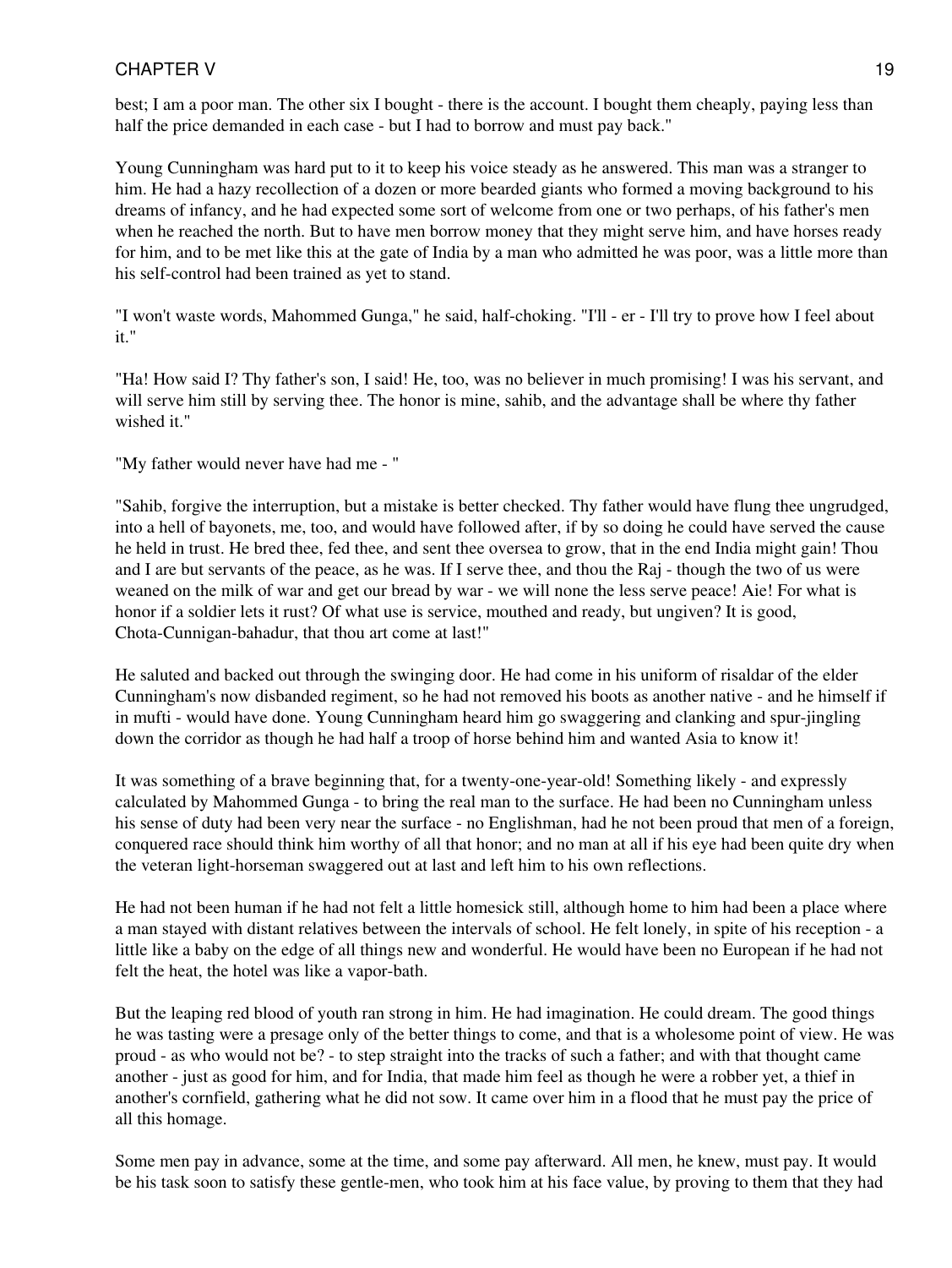best; I am a poor man. The other six I bought - there is the account. I bought them cheaply, paying less than half the price demanded in each case - but I had to borrow and must pay back."

Young Cunningham was hard put to it to keep his voice steady as he answered. This man was a stranger to him. He had a hazy recollection of a dozen or more bearded giants who formed a moving background to his dreams of infancy, and he had expected some sort of welcome from one or two perhaps, of his father's men when he reached the north. But to have men borrow money that they might serve him, and have horses ready for him, and to be met like this at the gate of India by a man who admitted he was poor, was a little more than his self-control had been trained as yet to stand.

"I won't waste words, Mahommed Gunga," he said, half-choking. "I'll - er - I'll try to prove how I feel about it."

"Ha! How said I? Thy father's son, I said! He, too, was no believer in much promising! I was his servant, and will serve him still by serving thee. The honor is mine, sahib, and the advantage shall be where thy father wished it."

"My father would never have had me - "

"Sahib, forgive the interruption, but a mistake is better checked. Thy father would have flung thee ungrudged, into a hell of bayonets, me, too, and would have followed after, if by so doing he could have served the cause he held in trust. He bred thee, fed thee, and sent thee oversea to grow, that in the end India might gain! Thou and I are but servants of the peace, as he was. If I serve thee, and thou the Raj - though the two of us were weaned on the milk of war and get our bread by war - we will none the less serve peace! Aie! For what is honor if a soldier lets it rust? Of what use is service, mouthed and ready, but ungiven? It is good, Chota-Cunnigan-bahadur, that thou art come at last!"

He saluted and backed out through the swinging door. He had come in his uniform of risaldar of the elder Cunningham's now disbanded regiment, so he had not removed his boots as another native - and he himself if in mufti - would have done. Young Cunningham heard him go swaggering and clanking and spur-jingling down the corridor as though he had half a troop of horse behind him and wanted Asia to know it!

It was something of a brave beginning that, for a twenty-one-year-old! Something likely - and expressly calculated by Mahommed Gunga - to bring the real man to the surface. He had been no Cunningham unless his sense of duty had been very near the surface - no Englishman, had he not been proud that men of a foreign, conquered race should think him worthy of all that honor; and no man at all if his eye had been quite dry when the veteran light-horseman swaggered out at last and left him to his own reflections.

He had not been human if he had not felt a little homesick still, although home to him had been a place where a man stayed with distant relatives between the intervals of school. He felt lonely, in spite of his reception - a little like a baby on the edge of all things new and wonderful. He would have been no European if he had not felt the heat, the hotel was like a vapor-bath.

But the leaping red blood of youth ran strong in him. He had imagination. He could dream. The good things he was tasting were a presage only of the better things to come, and that is a wholesome point of view. He was proud - as who would not be? - to step straight into the tracks of such a father; and with that thought came another - just as good for him, and for India, that made him feel as though he were a robber yet, a thief in another's cornfield, gathering what he did not sow. It came over him in a flood that he must pay the price of all this homage.

Some men pay in advance, some at the time, and some pay afterward. All men, he knew, must pay. It would be his task soon to satisfy these gentle-men, who took him at his face value, by proving to them that they had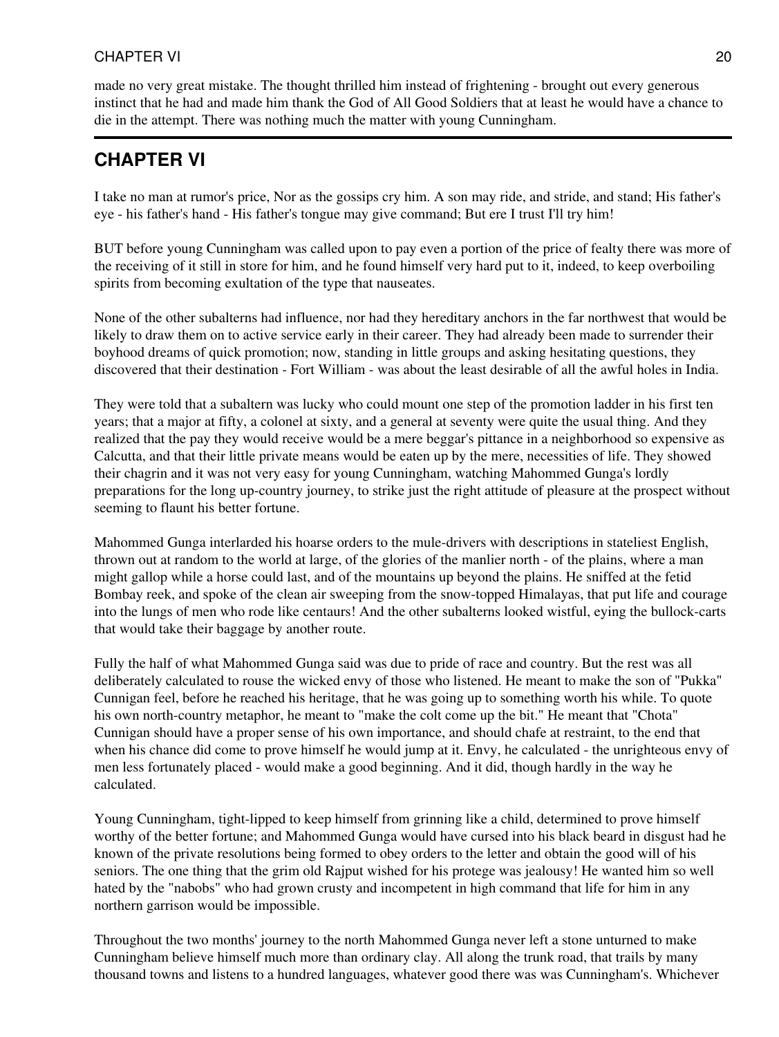made no very great mistake. The thought thrilled him instead of frightening - brought out every generous instinct that he had and made him thank the God of All Good Soldiers that at least he would have a chance to die in the attempt. There was nothing much the matter with young Cunningham.

---

## CHAPTER VI

I take no man at rumor's price, Nor as the gossips cry him. A son may ride, and stride, and stand; His father's eye - his father's hand - His father's tongue may give command; But ere I trust I'll try him!

BUT before young Cunningham was called upon to pay even a portion of the price of fealty there was more of the receiving of it still in store for him, and he found himself very hard put to it, indeed, to keep overboiling spirits from becoming exultation of the type that nauseates.

None of the other subalterns had influence, nor had they hereditary anchors in the far northwest that would be likely to draw them on to active service early in their career. They had already been made to surrender their boyhood dreams of quick promotion; now, standing in little groups and asking hesitating questions, they discovered that their destination - Fort William - was about the least desirable of all the awful holes in India.

They were told that a subaltern was lucky who could mount one step of the promotion ladder in his first ten years; that a major at fifty, a colonel at sixty, and a general at seventy were quite the usual thing. And they realized that the pay they would receive would be a mere beggar's pittance in a neighborhood so expensive as Calcutta, and that their little private means would be eaten up by the mere, necessities of life. They showed their chagrin and it was not very easy for young Cunningham, watching Mahommed Gunga's lordly preparations for the long up-country journey, to strike just the right attitude of pleasure at the prospect without seeming to flaunt his better fortune.

Mahommed Gunga interlarded his hoarse orders to the mule-drivers with descriptions in stateliest English, thrown out at random to the world at large, of the glories of the manlier north - of the plains, where a man might gallop while a horse could last, and of the mountains up beyond the plains. He sniffed at the fetid Bombay reek, and spoke of the clean air sweeping from the snow-topped Himalayas, that put life and courage into the lungs of men who rode like centaurs! And the other subalterns looked wistful, eying the bullock-carts that would take their baggage by another route.

Fully the half of what Mahommed Gunga said was due to pride of race and country. But the rest was all deliberately calculated to rouse the wicked envy of those who listened. He meant to make the son of "Pukka" Cunnigan feel, before he reached his heritage, that he was going up to something worth his while. To quote his own north-country metaphor, he meant to "make the colt come up the bit." He meant that "Chota" Cunnigan should have a proper sense of his own importance, and should chafe at restraint, to the end that when his chance did come to prove himself he would jump at it. Envy, he calculated - the unrighteous envy of men less fortunately placed - would make a good beginning. And it did, though hardly in the way he calculated.

Young Cunningham, tight-lipped to keep himself from grinning like a child, determined to prove himself worthy of the better fortune; and Mahommed Gunga would have cursed into his black beard in disgust had he known of the private resolutions being formed to obey orders to the letter and obtain the good will of his seniors. The one thing that the grim old Rajput wished for his protege was jealousy! He wanted him so well hated by the "nabobs" who had grown crusty and incompetent in high command that life for him in any northern garrison would be impossible.

Throughout the two months' journey to the north Mahommed Gunga never left a stone unturned to make Cunningham believe himself much more than ordinary clay. All along the trunk road, that trails by many thousand towns and listens to a hundred languages, whatever good there was was Cunningham's. Whichever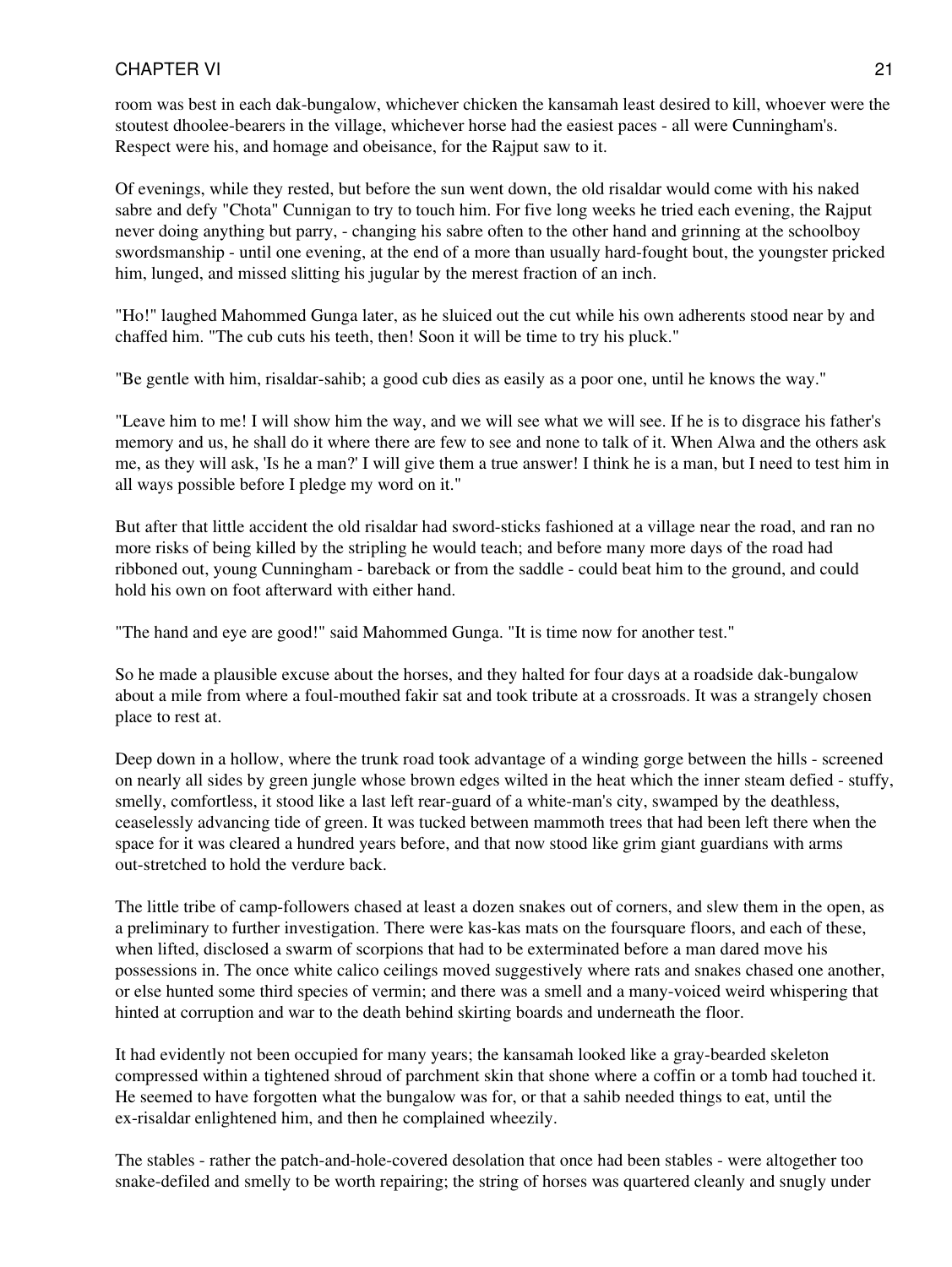room was best in each dak-bungalow, whichever chicken the kansamah least desired to kill, whoever were the stoutest dhoolee-bearers in the village, whichever horse had the easiest paces - all were Cunningham's. Respect were his, and homage and obeisance, for the Rajput saw to it.

Of evenings, while they rested, but before the sun went down, the old risaldar would come with his naked sabre and defy "Chota" Cunnigan to try to touch him. For five long weeks he tried each evening, the Rajput never doing anything but parry, - changing his sabre often to the other hand and grinning at the schoolboy swordsmanship - until one evening, at the end of a more than usually hard-fought bout, the youngster pricked him, lunged, and missed slitting his jugular by the merest fraction of an inch.

"Ho!" laughed Mahommed Gunga later, as he sluiced out the cut while his own adherents stood near by and chaffed him. "The cub cuts his teeth, then! Soon it will be time to try his pluck."

"Be gentle with him, risaldar-sahib; a good cub dies as easily as a poor one, until he knows the way."

"Leave him to me! I will show him the way, and we will see what we will see. If he is to disgrace his father's memory and us, he shall do it where there are few to see and none to talk of it. When Alwa and the others ask me, as they will ask, 'Is he a man?' I will give them a true answer! I think he is a man, but I need to test him in all ways possible before I pledge my word on it."

But after that little accident the old risaldar had sword-sticks fashioned at a village near the road, and ran no more risks of being killed by the stripling he would teach; and before many more days of the road had ribboned out, young Cunningham - bareback or from the saddle - could beat him to the ground, and could hold his own on foot afterward with either hand.

"The hand and eye are good!" said Mahommed Gunga. "It is time now for another test."

So he made a plausible excuse about the horses, and they halted for four days at a roadside dak-bungalow about a mile from where a foul-mouthed fakir sat and took tribute at a crossroads. It was a strangely chosen place to rest at.

Deep down in a hollow, where the trunk road took advantage of a winding gorge between the hills - screened on nearly all sides by green jungle whose brown edges wilted in the heat which the inner steam defied - stuffy, smelly, comfortless, it stood like a last left rear-guard of a white-man's city, swamped by the deathless, ceaselessly advancing tide of green. It was tucked between mammoth trees that had been left there when the space for it was cleared a hundred years before, and that now stood like grim giant guardians with arms out-stretched to hold the verdure back.

The little tribe of camp-followers chased at least a dozen snakes out of corners, and slew them in the open, as a preliminary to further investigation. There were kas-kas mats on the foursquare floors, and each of these, when lifted, disclosed a swarm of scorpions that had to be exterminated before a man dared move his possessions in. The once white calico ceilings moved suggestively where rats and snakes chased one another, or else hunted some third species of vermin; and there was a smell and a many-voiced weird whispering that hinted at corruption and war to the death behind skirting boards and underneath the floor.

It had evidently not been occupied for many years; the kansamah looked like a gray-bearded skeleton compressed within a tightened shroud of parchment skin that shone where a coffin or a tomb had touched it. He seemed to have forgotten what the bungalow was for, or that a sahib needed things to eat, until the ex-risaldar enlightened him, and then he complained wheezily.

The stables - rather the patch-and-hole-covered desolation that once had been stables - were altogether too snake-defiled and smelly to be worth repairing; the string of horses was quartered cleanly and snugly under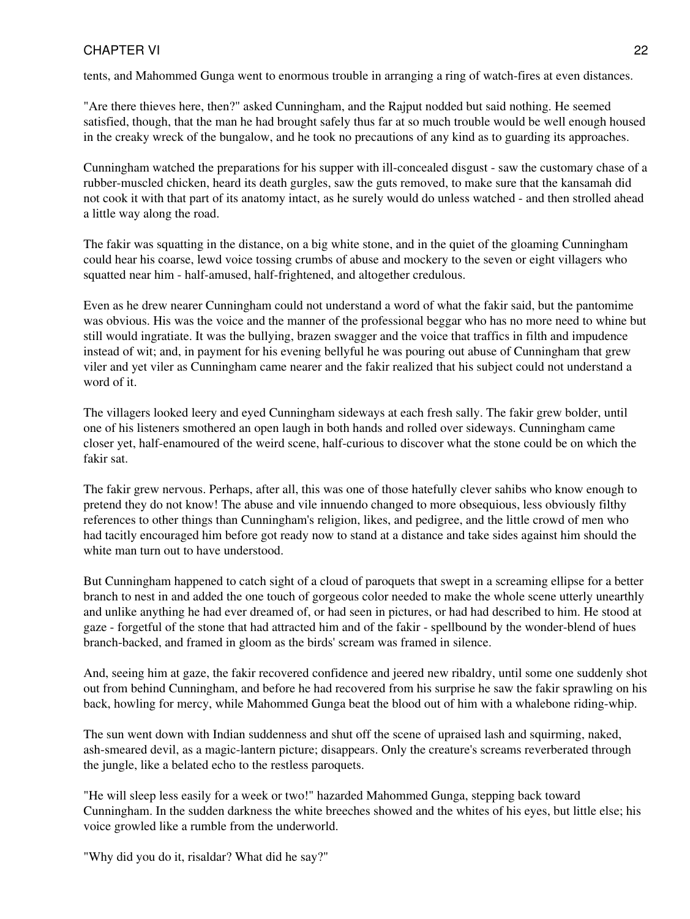tents, and Mahommed Gunga went to enormous trouble in arranging a ring of watch-fires at even distances.

"Are there thieves here, then?" asked Cunningham, and the Rajput nodded but said nothing. He seemed satisfied, though, that the man he had brought safely thus far at so much trouble would be well enough housed in the creaky wreck of the bungalow, and he took no precautions of any kind as to guarding its approaches.

Cunningham watched the preparations for his supper with ill-concealed disgust - saw the customary chase of a rubber-muscled chicken, heard its death gurgles, saw the guts removed, to make sure that the kansamah did not cook it with that part of its anatomy intact, as he surely would do unless watched - and then strolled ahead a little way along the road.

The fakir was squatting in the distance, on a big white stone, and in the quiet of the gloaming Cunningham could hear his coarse, lewd voice tossing crumbs of abuse and mockery to the seven or eight villagers who squatted near him - half-amused, half-frightened, and altogether credulous.

Even as he drew nearer Cunningham could not understand a word of what the fakir said, but the pantomime was obvious. His was the voice and the manner of the professional beggar who has no more need to whine but still would ingratiate. It was the bullying, brazen swagger and the voice that traffics in filth and impudence instead of wit; and, in payment for his evening bellyful he was pouring out abuse of Cunningham that grew viler and yet viler as Cunningham came nearer and the fakir realized that his subject could not understand a word of it.

The villagers looked leery and eyed Cunningham sideways at each fresh sally. The fakir grew bolder, until one of his listeners smothered an open laugh in both hands and rolled over sideways. Cunningham came closer yet, half-enamoured of the weird scene, half-curious to discover what the stone could be on which the fakir sat.

The fakir grew nervous. Perhaps, after all, this was one of those hatefully clever sahibs who know enough to pretend they do not know! The abuse and vile innuendo changed to more obsequious, less obviously filthy references to other things than Cunningham's religion, likes, and pedigree, and the little crowd of men who had tacitly encouraged him before got ready now to stand at a distance and take sides against him should the white man turn out to have understood.

But Cunningham happened to catch sight of a cloud of paroquets that swept in a screaming ellipse for a better branch to nest in and added the one touch of gorgeous color needed to make the whole scene utterly unearthly and unlike anything he had ever dreamed of, or had seen in pictures, or had had described to him. He stood at gaze - forgetful of the stone that had attracted him and of the fakir - spellbound by the wonder-blend of hues branch-backed, and framed in gloom as the birds' scream was framed in silence.

And, seeing him at gaze, the fakir recovered confidence and jeered new ribaldry, until some one suddenly shot out from behind Cunningham, and before he had recovered from his surprise he saw the fakir sprawling on his back, howling for mercy, while Mahommed Gunga beat the blood out of him with a whalebone riding-whip.

The sun went down with Indian suddenness and shut off the scene of upraised lash and squirming, naked, ash-smeared devil, as a magic-lantern picture; disappears. Only the creature's screams reverberated through the jungle, like a belated echo to the restless paroquets.

"He will sleep less easily for a week or two!" hazarded Mahommed Gunga, stepping back toward Cunningham. In the sudden darkness the white breeches showed and the whites of his eyes, but little else; his voice growled like a rumble from the underworld.

"Why did you do it, risaldar? What did he say?"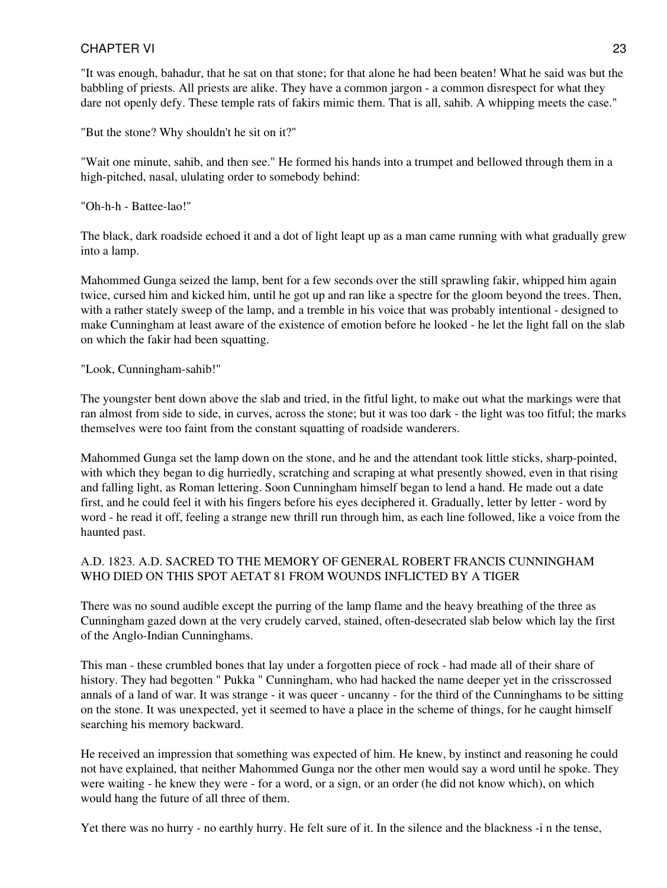"It was enough, bahadur, that he sat on that stone; for that alone he had been beaten! What he said was but the babbling of priests. All priests are alike. They have a common jargon - a common disrespect for what they dare not openly defy. These temple rats of fakirs mimic them. That is all, sahib. A whipping meets the case."

"But the stone? Why shouldn't he sit on it?"

"Wait one minute, sahib, and then see." He formed his hands into a trumpet and bellowed through them in a high-pitched, nasal, ululating order to somebody behind:

"Oh-h-h - Battee-lao!"

The black, dark roadside echoed it and a dot of light leapt up as a man came running with what gradually grew into a lamp.

Mahommed Gunga seized the lamp, bent for a few seconds over the still sprawling fakir, whipped him again twice, cursed him and kicked him, until he got up and ran like a spectre for the gloom beyond the trees. Then, with a rather stately sweep of the lamp, and a tremble in his voice that was probably intentional - designed to make Cunningham at least aware of the existence of emotion before he looked - he let the light fall on the slab on which the fakir had been squatting.

"Look, Cunningham-sahib!"

The youngster bent down above the slab and tried, in the fitful light, to make out what the markings were that ran almost from side to side, in curves, across the stone; but it was too dark - the light was too fitful; the marks themselves were too faint from the constant squatting of roadside wanderers.

Mahommed Gunga set the lamp down on the stone, and he and the attendant took little sticks, sharp-pointed, with which they began to dig hurriedly, scratching and scraping at what presently showed, even in that rising and falling light, as Roman lettering. Soon Cunningham himself began to lend a hand. He made out a date first, and he could feel it with his fingers before his eyes deciphered it. Gradually, letter by letter - word by word - he read it off, feeling a strange new thrill run through him, as each line followed, like a voice from the haunted past.

A.D. 1823. A.D. SACRED TO THE MEMORY OF GENERAL ROBERT FRANCIS CUNNINGHAM WHO DIED ON THIS SPOT AETAT 81 FROM WOUNDS INFLICTED BY A TIGER

There was no sound audible except the purring of the lamp flame and the heavy breathing of the three as Cunningham gazed down at the very crudely carved, stained, often-desecrated slab below which lay the first of the Anglo-Indian Cunninghams.

This man - these crumbled bones that lay under a forgotten piece of rock - had made all of their share of history. They had begotten " Pukka " Cunningham, who had hacked the name deeper yet in the crisscrossed annals of a land of war. It was strange - it was queer - uncanny - for the third of the Cunninghams to be sitting on the stone. It was unexpected, yet it seemed to have a place in the scheme of things, for he caught himself searching his memory backward.

He received an impression that something was expected of him. He knew, by instinct and reasoning he could not have explained, that neither Mahommed Gunga nor the other men would say a word until he spoke. They were waiting - he knew they were - for a word, or a sign, or an order (he did not know which), on which would hang the future of all three of them.

Yet there was no hurry - no earthly hurry. He felt sure of it. In the silence and the blackness -i n the tense,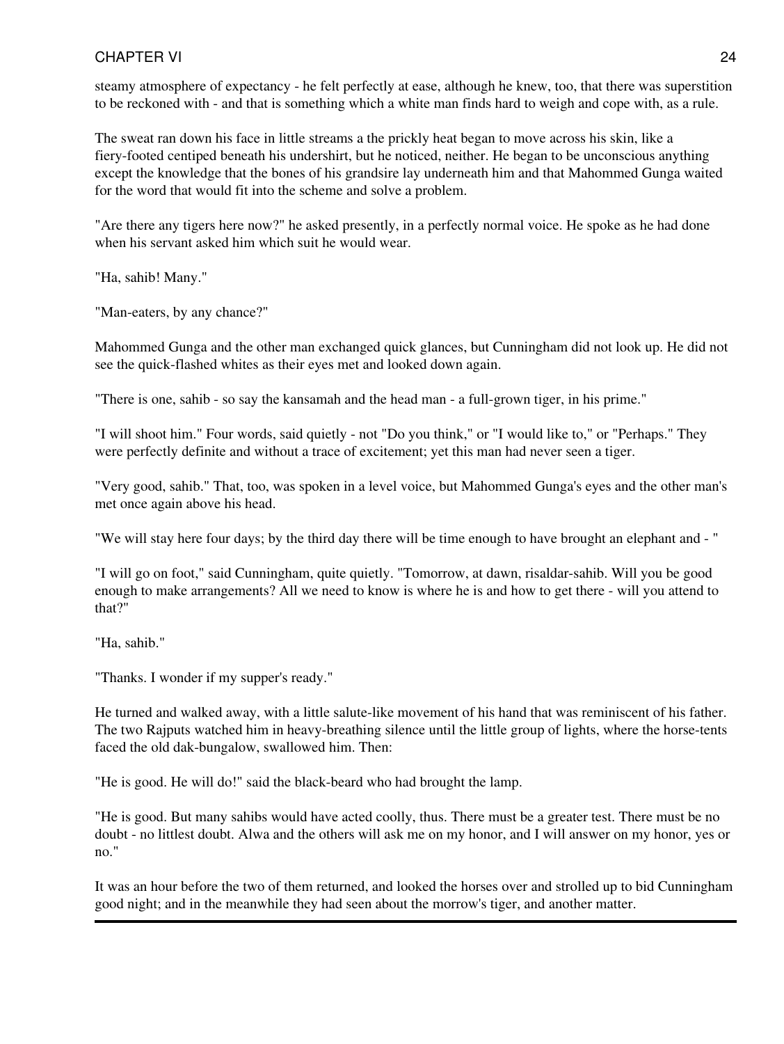steamy atmosphere of expectancy - he felt perfectly at ease, although he knew, too, that there was superstition to be reckoned with - and that is something which a white man finds hard to weigh and cope with, as a rule.

The sweat ran down his face in little streams a the prickly heat began to move across his skin, like a fiery-footed centiped beneath his undershirt, but he noticed, neither. He began to be unconscious anything except the knowledge that the bones of his grandsire lay underneath him and that Mahommed Gunga waited for the word that would fit into the scheme and solve a problem.

"Are there any tigers here now?" he asked presently, in a perfectly normal voice. He spoke as he had done when his servant asked him which suit he would wear.

"Ha, sahib! Many."

"Man-eaters, by any chance?"

Mahommed Gunga and the other man exchanged quick glances, but Cunningham did not look up. He did not see the quick-flashed whites as their eyes met and looked down again.

"There is one, sahib - so say the kansamah and the head man - a full-grown tiger, in his prime."

"I will shoot him." Four words, said quietly - not "Do you think," or "I would like to," or "Perhaps." They were perfectly definite and without a trace of excitement; yet this man had never seen a tiger.

"Very good, sahib." That, too, was spoken in a level voice, but Mahommed Gunga's eyes and the other man's met once again above his head.

"We will stay here four days; by the third day there will be time enough to have brought an elephant and - "

"I will go on foot," said Cunningham, quite quietly. "Tomorrow, at dawn, risaldar-sahib. Will you be good enough to make arrangements? All we need to know is where he is and how to get there - will you attend to that?"

"Ha, sahib."

"Thanks. I wonder if my supper's ready."

He turned and walked away, with a little salute-like movement of his hand that was reminiscent of his father. The two Rajputs watched him in heavy-breathing silence until the little group of lights, where the horse-tents faced the old dak-bungalow, swallowed him. Then:

"He is good. He will do!" said the black-beard who had brought the lamp.

"He is good. But many sahibs would have acted coolly, thus. There must be a greater test. There must be no doubt - no littlest doubt. Alwa and the others will ask me on my honor, and I will answer on my honor, yes or no."

It was an hour before the two of them returned, and looked the horses over and strolled up to bid Cunningham good night; and in the meanwhile they had seen about the morrow's tiger, and another matter.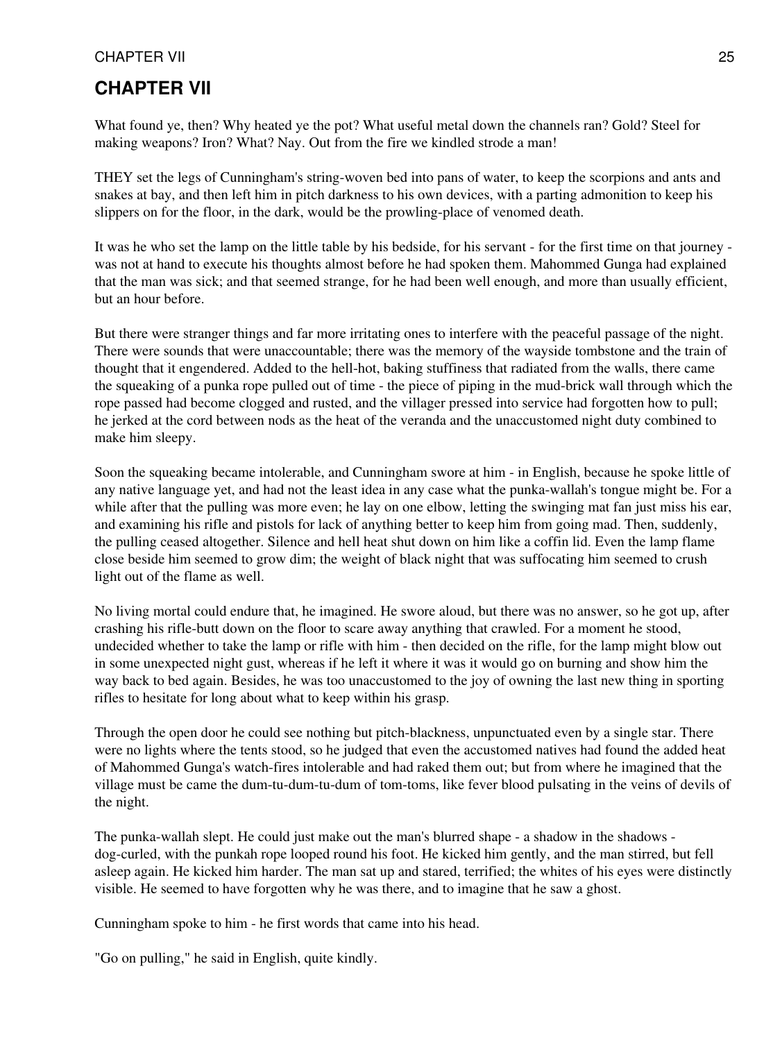## CHAPTER VII

What found ye, then? Why heated ye the pot? What useful metal down the channels ran? Gold? Steel for making weapons? Iron? What? Nay. Out from the fire we kindled strode a man!

THEY set the legs of Cunningham's string-woven bed into pans of water, to keep the scorpions and ants and snakes at bay, and then left him in pitch darkness to his own devices, with a parting admonition to keep his slippers on for the floor, in the dark, would be the prowling-place of venomed death.

It was he who set the lamp on the little table by his bedside, for his servant - for the first time on that journey - was not at hand to execute his thoughts almost before he had spoken them. Mahommed Gunga had explained that the man was sick; and that seemed strange, for he had been well enough, and more than usually efficient, but an hour before.

But there were stranger things and far more irritating ones to interfere with the peaceful passage of the night. There were sounds that were unaccountable; there was the memory of the wayside tombstone and the train of thought that it engendered. Added to the hell-hot, baking stuffiness that radiated from the walls, there came the squeaking of a punka rope pulled out of time - the piece of piping in the mud-brick wall through which the rope passed had become clogged and rusted, and the villager pressed into service had forgotten how to pull; he jerked at the cord between nods as the heat of the veranda and the unaccustomed night duty combined to make him sleepy.

Soon the squeaking became intolerable, and Cunningham swore at him - in English, because he spoke little of any native language yet, and had not the least idea in any case what the punka-wallah's tongue might be. For a while after that the pulling was more even; he lay on one elbow, letting the swinging mat fan just miss his ear, and examining his rifle and pistols for lack of anything better to keep him from going mad. Then, suddenly, the pulling ceased altogether. Silence and hell heat shut down on him like a coffin lid. Even the lamp flame close beside him seemed to grow dim; the weight of black night that was suffocating him seemed to crush light out of the flame as well.

No living mortal could endure that, he imagined. He swore aloud, but there was no answer, so he got up, after crashing his rifle-butt down on the floor to scare away anything that crawled. For a moment he stood, undecided whether to take the lamp or rifle with him - then decided on the rifle, for the lamp might blow out in some unexpected night gust, whereas if he left it where it was it would go on burning and show him the way back to bed again. Besides, he was too unaccustomed to the joy of owning the last new thing in sporting rifles to hesitate for long about what to keep within his grasp.

Through the open door he could see nothing but pitch-blackness, unpunctuated even by a single star. There were no lights where the tents stood, so he judged that even the accustomed natives had found the added heat of Mahommed Gunga's watch-fires intolerable and had raked them out; but from where he imagined that the village must be came the dum-tu-dum-tu-dum of tom-toms, like fever blood pulsating in the veins of devils of the night.

The punka-wallah slept. He could just make out the man's blurred shape - a shadow in the shadows - dog-curled, with the punkah rope looped round his foot. He kicked him gently, and the man stirred, but fell asleep again. He kicked him harder. The man sat up and stared, terrified; the whites of his eyes were distinctly visible. He seemed to have forgotten why he was there, and to imagine that he saw a ghost.

Cunningham spoke to him - he first words that came into his head.

"Go on pulling," he said in English, quite kindly.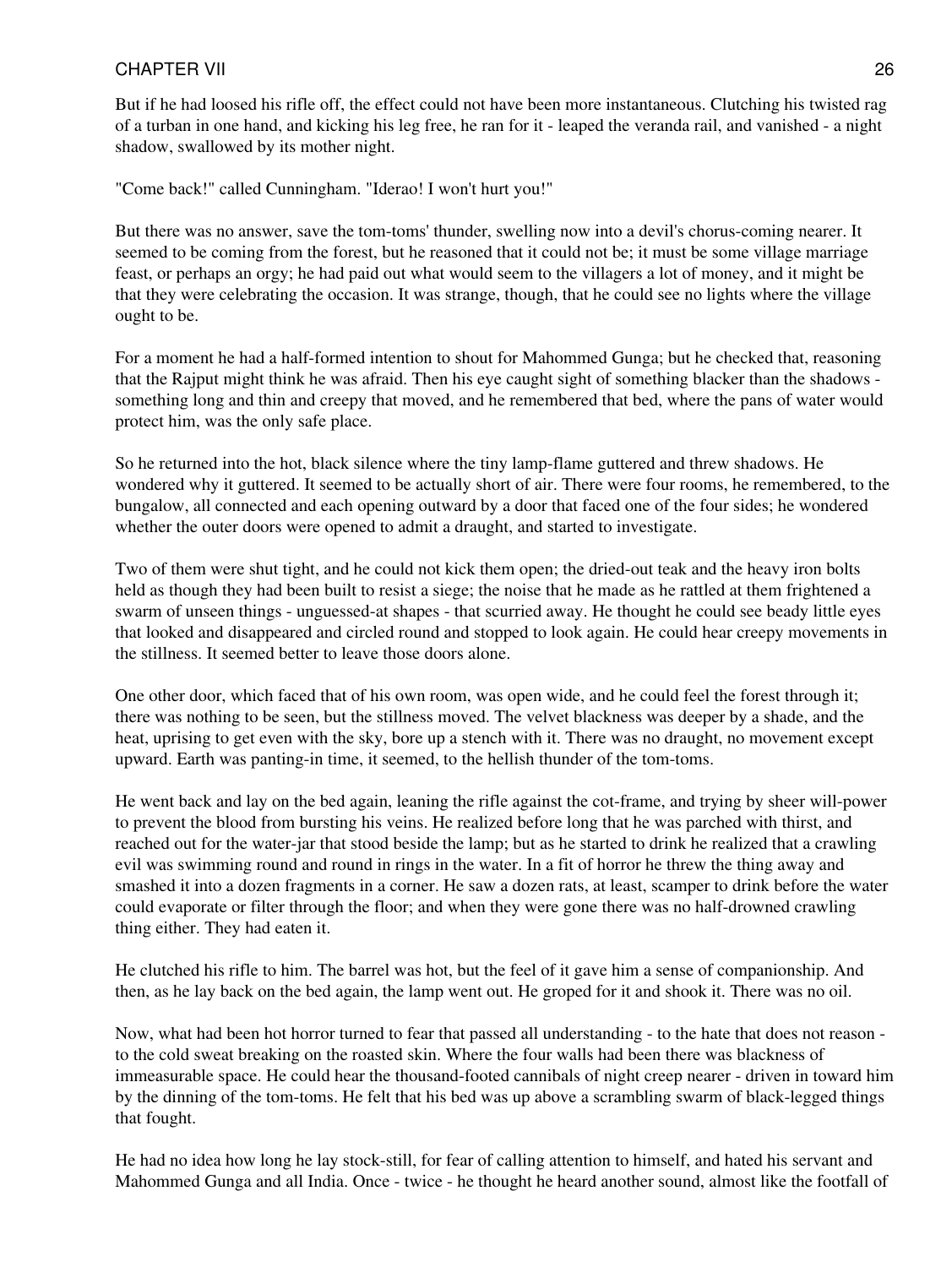But if he had loosed his rifle off, the effect could not have been more instantaneous. Clutching his twisted rag of a turban in one hand, and kicking his leg free, he ran for it - leaped the veranda rail, and vanished - a night shadow, swallowed by its mother night.

"Come back!" called Cunningham. "Iderao! I won't hurt you!"

But there was no answer, save the tom-toms' thunder, swelling now into a devil's chorus-coming nearer. It seemed to be coming from the forest, but he reasoned that it could not be; it must be some village marriage feast, or perhaps an orgy; he had paid out what would seem to the villagers a lot of money, and it might be that they were celebrating the occasion. It was strange, though, that he could see no lights where the village ought to be.

For a moment he had a half-formed intention to shout for Mahommed Gunga; but he checked that, reasoning that the Rajput might think he was afraid. Then his eye caught sight of something blacker than the shadows - something long and thin and creepy that moved, and he remembered that bed, where the pans of water would protect him, was the only safe place.

So he returned into the hot, black silence where the tiny lamp-flame guttered and threw shadows. He wondered why it guttered. It seemed to be actually short of air. There were four rooms, he remembered, to the bungalow, all connected and each opening outward by a door that faced one of the four sides; he wondered whether the outer doors were opened to admit a draught, and started to investigate.

Two of them were shut tight, and he could not kick them open; the dried-out teak and the heavy iron bolts held as though they had been built to resist a siege; the noise that he made as he rattled at them frightened a swarm of unseen things - unguessed-at shapes - that scurried away. He thought he could see beady little eyes that looked and disappeared and circled round and stopped to look again. He could hear creepy movements in the stillness. It seemed better to leave those doors alone.

One other door, which faced that of his own room, was open wide, and he could feel the forest through it; there was nothing to be seen, but the stillness moved. The velvet blackness was deeper by a shade, and the heat, uprising to get even with the sky, bore up a stench with it. There was no draught, no movement except upward. Earth was panting-in time, it seemed, to the hellish thunder of the tom-toms.

He went back and lay on the bed again, leaning the rifle against the cot-frame, and trying by sheer will-power to prevent the blood from bursting his veins. He realized before long that he was parched with thirst, and reached out for the water-jar that stood beside the lamp; but as he started to drink he realized that a crawling evil was swimming round and round in rings in the water. In a fit of horror he threw the thing away and smashed it into a dozen fragments in a corner. He saw a dozen rats, at least, scamper to drink before the water could evaporate or filter through the floor; and when they were gone there was no half-drowned crawling thing either. They had eaten it.

He clutched his rifle to him. The barrel was hot, but the feel of it gave him a sense of companionship. And then, as he lay back on the bed again, the lamp went out. He groped for it and shook it. There was no oil.

Now, what had been hot horror turned to fear that passed all understanding - to the hate that does not reason - to the cold sweat breaking on the roasted skin. Where the four walls had been there was blackness of immeasurable space. He could hear the thousand-footed cannibals of night creep nearer - driven in toward him by the dinning of the tom-toms. He felt that his bed was up above a scrambling swarm of black-legged things that fought.

He had no idea how long he lay stock-still, for fear of calling attention to himself, and hated his servant and Mahommed Gunga and all India. Once - twice - he thought he heard another sound, almost like the footfall of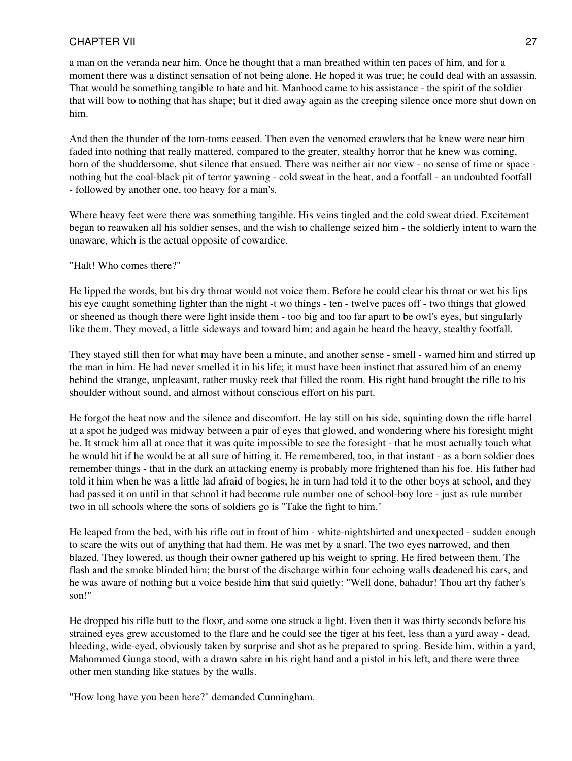a man on the veranda near him. Once he thought that a man breathed within ten paces of him, and for a moment there was a distinct sensation of not being alone. He hoped it was true; he could deal with an assassin. That would be something tangible to hate and hit. Manhood came to his assistance - the spirit of the soldier that will bow to nothing that has shape; but it died away again as the creeping silence once more shut down on him.

And then the thunder of the tom-toms ceased. Then even the venomed crawlers that he knew were near him faded into nothing that really mattered, compared to the greater, stealthy horror that he knew was coming, born of the shuddersome, shut silence that ensued. There was neither air nor view - no sense of time or space - nothing but the coal-black pit of terror yawning - cold sweat in the heat, and a footfall - an undoubted footfall - followed by another one, too heavy for a man's.

Where heavy feet were there was something tangible. His veins tingled and the cold sweat dried. Excitement began to reawaken all his soldier senses, and the wish to challenge seized him - the soldierly intent to warn the unaware, which is the actual opposite of cowardice.

"Halt! Who comes there?"

He lipped the words, but his dry throat would not voice them. Before he could clear his throat or wet his lips his eye caught something lighter than the night -t wo things - ten - twelve paces off - two things that glowed or sheened as though there were light inside them - too big and too far apart to be owl's eyes, but singularly like them. They moved, a little sideways and toward him; and again he heard the heavy, stealthy footfall.

They stayed still then for what may have been a minute, and another sense - smell - warned him and stirred up the man in him. He had never smelled it in his life; it must have been instinct that assured him of an enemy behind the strange, unpleasant, rather musky reek that filled the room. His right hand brought the rifle to his shoulder without sound, and almost without conscious effort on his part.

He forgot the heat now and the silence and discomfort. He lay still on his side, squinting down the rifle barrel at a spot he judged was midway between a pair of eyes that glowed, and wondering where his foresight might be. It struck him all at once that it was quite impossible to see the foresight - that he must actually touch what he would hit if he would be at all sure of hitting it. He remembered, too, in that instant - as a born soldier does remember things - that in the dark an attacking enemy is probably more frightened than his foe. His father had told it him when he was a little lad afraid of bogies; he in turn had told it to the other boys at school, and they had passed it on until in that school it had become rule number one of school-boy lore - just as rule number two in all schools where the sons of soldiers go is "Take the fight to him."

He leaped from the bed, with his rifle out in front of him - white-nightshirted and unexpected - sudden enough to scare the wits out of anything that had them. He was met by a snarl. The two eyes narrowed, and then blazed. They lowered, as though their owner gathered up his weight to spring. He fired between them. The flash and the smoke blinded him; the burst of the discharge within four echoing walls deadened his cars, and he was aware of nothing but a voice beside him that said quietly: "Well done, bahadur! Thou art thy father's son!"

He dropped his rifle butt to the floor, and some one struck a light. Even then it was thirty seconds before his strained eyes grew accustomed to the flare and he could see the tiger at his feet, less than a yard away - dead, bleeding, wide-eyed, obviously taken by surprise and shot as he prepared to spring. Beside him, within a yard, Mahommed Gunga stood, with a drawn sabre in his right hand and a pistol in his left, and there were three other men standing like statues by the walls.

"How long have you been here?" demanded Cunningham.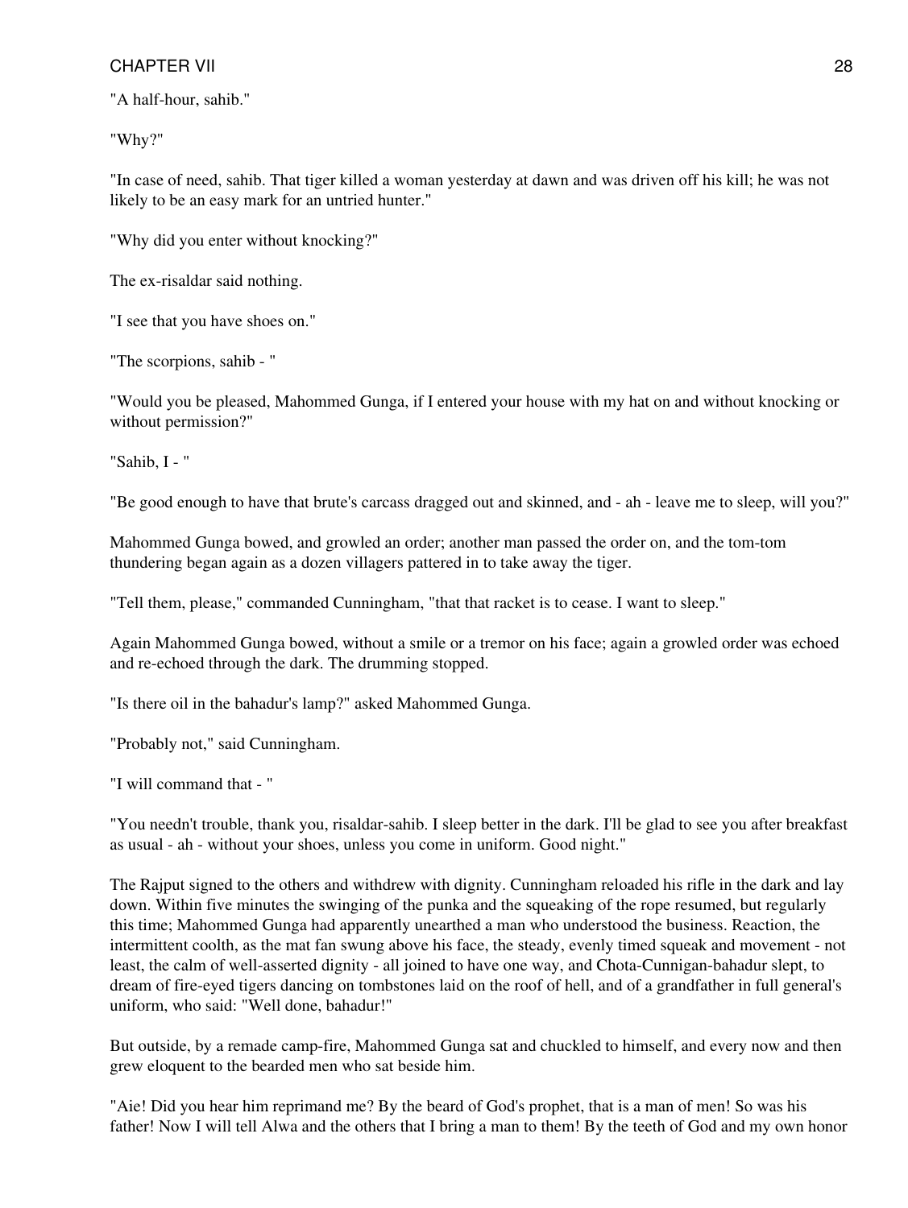"A half-hour, sahib."

"Why?"

"In case of need, sahib. That tiger killed a woman yesterday at dawn and was driven off his kill; he was not likely to be an easy mark for an untried hunter."

"Why did you enter without knocking?"

The ex-risaldar said nothing.

"I see that you have shoes on."

"The scorpions, sahib - "

"Would you be pleased, Mahommed Gunga, if I entered your house with my hat on and without knocking or without permission?"

"Sahib, I - "

"Be good enough to have that brute's carcass dragged out and skinned, and - ah - leave me to sleep, will you?"

Mahommed Gunga bowed, and growled an order; another man passed the order on, and the tom-tom thundering began again as a dozen villagers pattered in to take away the tiger.

"Tell them, please," commanded Cunningham, "that that racket is to cease. I want to sleep."

Again Mahommed Gunga bowed, without a smile or a tremor on his face; again a growled order was echoed and re-echoed through the dark. The drumming stopped.

"Is there oil in the bahadur's lamp?" asked Mahommed Gunga.

"Probably not," said Cunningham.

"I will command that - "

"You needn't trouble, thank you, risaldar-sahib. I sleep better in the dark. I'll be glad to see you after breakfast as usual - ah - without your shoes, unless you come in uniform. Good night."

The Rajput signed to the others and withdrew with dignity. Cunningham reloaded his rifle in the dark and lay down. Within five minutes the swinging of the punka and the squeaking of the rope resumed, but regularly this time; Mahommed Gunga had apparently unearthed a man who understood the business. Reaction, the intermittent coolth, as the mat fan swung above his face, the steady, evenly timed squeak and movement - not least, the calm of well-asserted dignity - all joined to have one way, and Chota-Cunnigan-bahadur slept, to dream of fire-eyed tigers dancing on tombstones laid on the roof of hell, and of a grandfather in full general's uniform, who said: "Well done, bahadur!"

But outside, by a remade camp-fire, Mahommed Gunga sat and chuckled to himself, and every now and then grew eloquent to the bearded men who sat beside him.

"Aie! Did you hear him reprimand me? By the beard of God's prophet, that is a man of men! So was his father! Now I will tell Alwa and the others that I bring a man to them! By the teeth of God and my own honor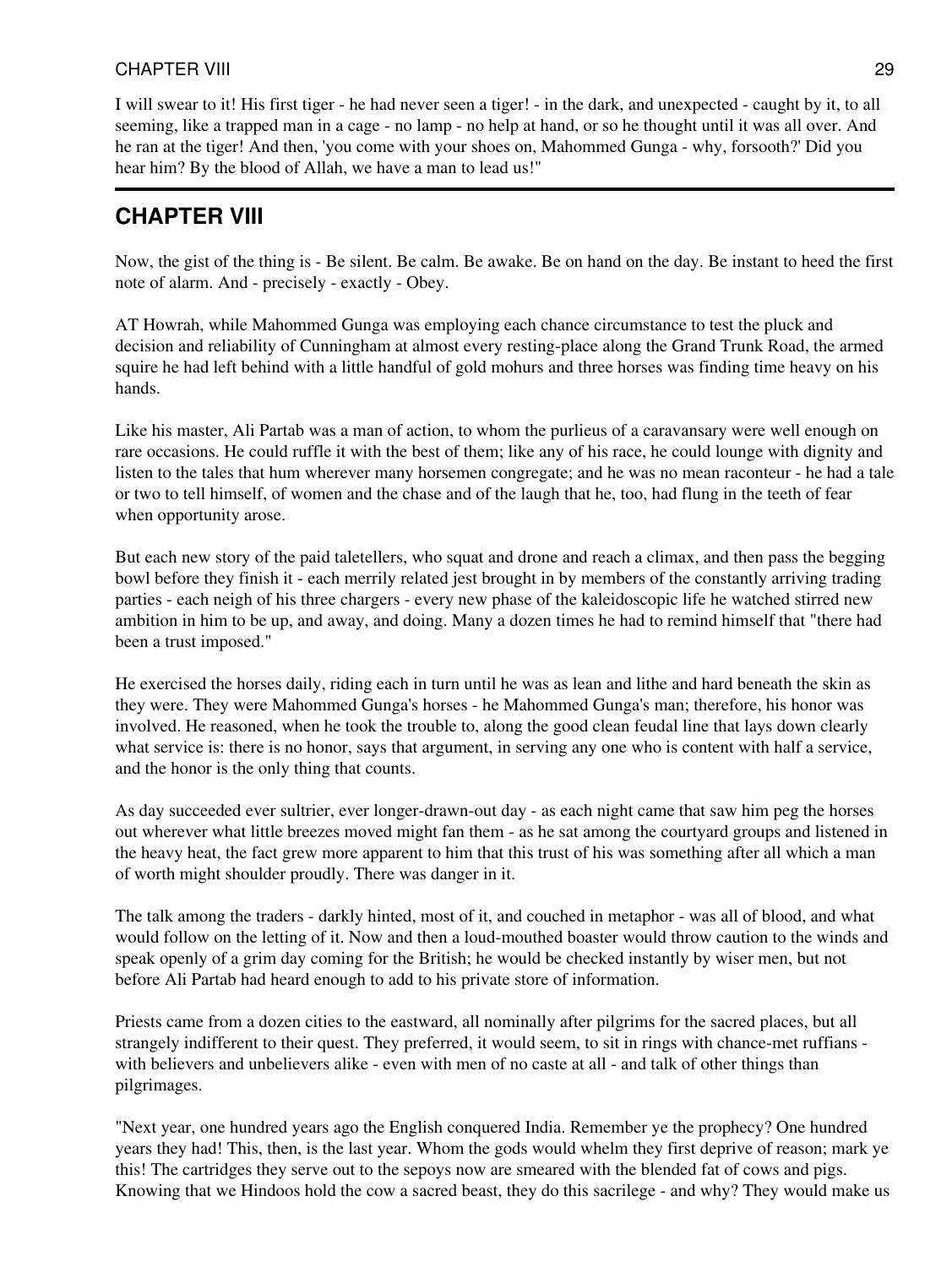I will swear to it! His first tiger - he had never seen a tiger! - in the dark, and unexpected - caught by it, to all seeming, like a trapped man in a cage - no lamp - no help at hand, or so he thought until it was all over. And he ran at the tiger! And then, 'you come with your shoes on, Mahommed Gunga - why, forsooth?' Did you hear him? By the blood of Allah, we have a man to lead us!"

---

## CHAPTER VIII

Now, the gist of the thing is - Be silent. Be calm. Be awake. Be on hand on the day. Be instant to heed the first note of alarm. And - precisely - exactly - Obey.

AT Howrah, while Mahommed Gunga was employing each chance circumstance to test the pluck and decision and reliability of Cunningham at almost every resting-place along the Grand Trunk Road, the armed squire he had left behind with a little handful of gold mohurs and three horses was finding time heavy on his hands.

Like his master, Ali Partab was a man of action, to whom the purlieus of a caravansary were well enough on rare occasions. He could ruffle it with the best of them; like any of his race, he could lounge with dignity and listen to the tales that hum wherever many horsemen congregate; and he was no mean raconteur - he had a tale or two to tell himself, of women and the chase and of the laugh that he, too, had flung in the teeth of fear when opportunity arose.

But each new story of the paid taletellers, who squat and drone and reach a climax, and then pass the begging bowl before they finish it - each merrily related jest brought in by members of the constantly arriving trading parties - each neigh of his three chargers - every new phase of the kaleidoscopic life he watched stirred new ambition in him to be up, and away, and doing. Many a dozen times he had to remind himself that "there had been a trust imposed."

He exercised the horses daily, riding each in turn until he was as lean and lithe and hard beneath the skin as they were. They were Mahommed Gunga's horses - he Mahommed Gunga's man; therefore, his honor was involved. He reasoned, when he took the trouble to, along the good clean feudal line that lays down clearly what service is: there is no honor, says that argument, in serving any one who is content with half a service, and the honor is the only thing that counts.

As day succeeded ever sultrier, ever longer-drawn-out day - as each night came that saw him peg the horses out wherever what little breezes moved might fan them - as he sat among the courtyard groups and listened in the heavy heat, the fact grew more apparent to him that this trust of his was something after all which a man of worth might shoulder proudly. There was danger in it.

The talk among the traders - darkly hinted, most of it, and couched in metaphor - was all of blood, and what would follow on the letting of it. Now and then a loud-mouthed boaster would throw caution to the winds and speak openly of a grim day coming for the British; he would be checked instantly by wiser men, but not before Ali Partab had heard enough to add to his private store of information.

Priests came from a dozen cities to the eastward, all nominally after pilgrims for the sacred places, but all strangely indifferent to their quest. They preferred, it would seem, to sit in rings with chance-met ruffians - with believers and unbelievers alike - even with men of no caste at all - and talk of other things than pilgrimages.

"Next year, one hundred years ago the English conquered India. Remember ye the prophecy? One hundred years they had! This, then, is the last year. Whom the gods would whelm they first deprive of reason; mark ye this! The cartridges they serve out to the sepoys now are smeared with the blended fat of cows and pigs. Knowing that we Hindoos hold the cow a sacred beast, they do this sacrilege - and why? They would make us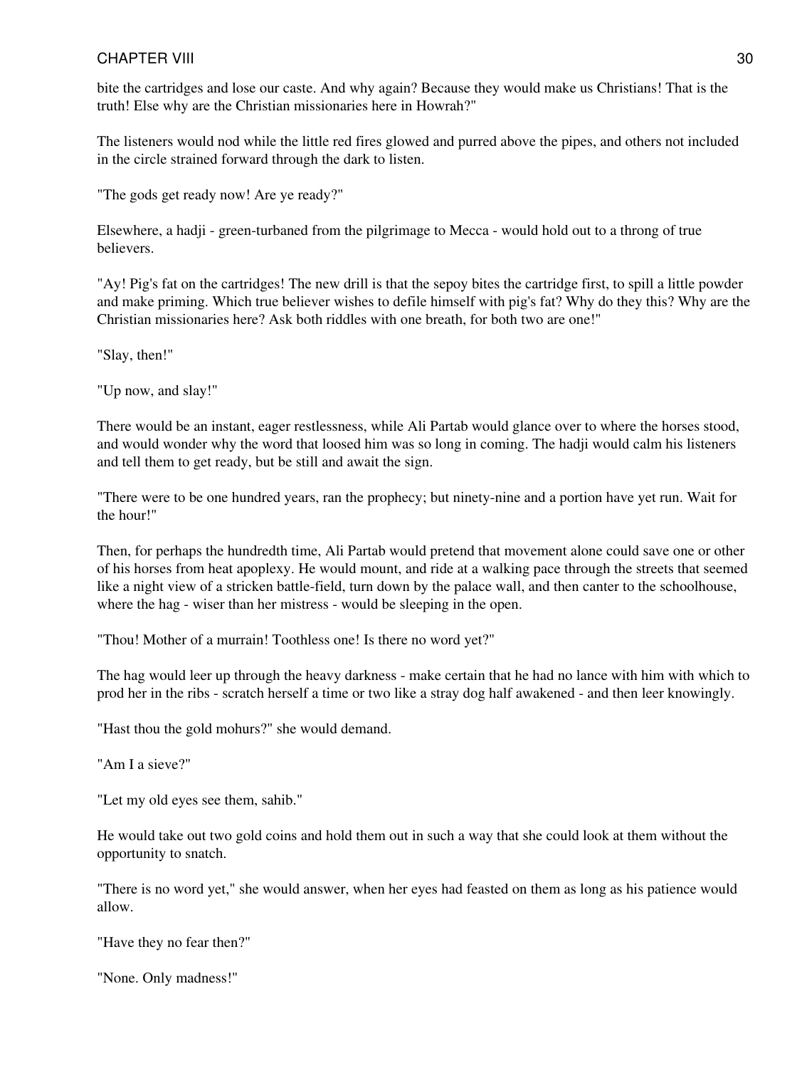bite the cartridges and lose our caste. And why again? Because they would make us Christians! That is the truth! Else why are the Christian missionaries here in Howrah?"

The listeners would nod while the little red fires glowed and purred above the pipes, and others not included in the circle strained forward through the dark to listen.

"The gods get ready now! Are ye ready?"

Elsewhere, a hadji - green-turbaned from the pilgrimage to Mecca - would hold out to a throng of true believers.

"Ay! Pig's fat on the cartridges! The new drill is that the sepoy bites the cartridge first, to spill a little powder and make priming. Which true believer wishes to defile himself with pig's fat? Why do they this? Why are the Christian missionaries here? Ask both riddles with one breath, for both two are one!"

"Slay, then!"

"Up now, and slay!"

There would be an instant, eager restlessness, while Ali Partab would glance over to where the horses stood, and would wonder why the word that loosed him was so long in coming. The hadji would calm his listeners and tell them to get ready, but be still and await the sign.

"There were to be one hundred years, ran the prophecy; but ninety-nine and a portion have yet run. Wait for the hour!"

Then, for perhaps the hundredth time, Ali Partab would pretend that movement alone could save one or other of his horses from heat apoplexy. He would mount, and ride at a walking pace through the streets that seemed like a night view of a stricken battle-field, turn down by the palace wall, and then canter to the schoolhouse, where the hag - wiser than her mistress - would be sleeping in the open.

"Thou! Mother of a murrain! Toothless one! Is there no word yet?"

The hag would leer up through the heavy darkness - make certain that he had no lance with him with which to prod her in the ribs - scratch herself a time or two like a stray dog half awakened - and then leer knowingly.

"Hast thou the gold mohurs?" she would demand.

"Am I a sieve?"

"Let my old eyes see them, sahib."

He would take out two gold coins and hold them out in such a way that she could look at them without the opportunity to snatch.

"There is no word yet," she would answer, when her eyes had feasted on them as long as his patience would allow.

"Have they no fear then?"

"None. Only madness!"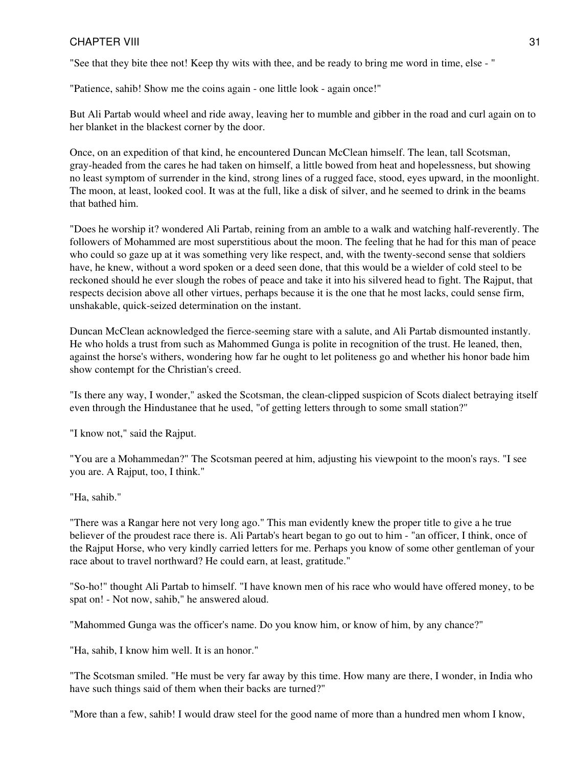"See that they bite thee not! Keep thy wits with thee, and be ready to bring me word in time, else - "

"Patience, sahib! Show me the coins again - one little look - again once!"

But Ali Partab would wheel and ride away, leaving her to mumble and gibber in the road and curl again on to her blanket in the blackest corner by the door.

Once, on an expedition of that kind, he encountered Duncan McClean himself. The lean, tall Scotsman, gray-headed from the cares he had taken on himself, a little bowed from heat and hopelessness, but showing no least symptom of surrender in the kind, strong lines of a rugged face, stood, eyes upward, in the moonlight. The moon, at least, looked cool. It was at the full, like a disk of silver, and he seemed to drink in the beams that bathed him.

"Does he worship it? wondered Ali Partab, reining from an amble to a walk and watching half-reverently. The followers of Mohammed are most superstitious about the moon. The feeling that he had for this man of peace who could so gaze up at it was something very like respect, and, with the twenty-second sense that soldiers have, he knew, without a word spoken or a deed seen done, that this would be a wielder of cold steel to be reckoned should he ever slough the robes of peace and take it into his silvered head to fight. The Rajput, that respects decision above all other virtues, perhaps because it is the one that he most lacks, could sense firm, unshakable, quick-seized determination on the instant.

Duncan McClean acknowledged the fierce-seeming stare with a salute, and Ali Partab dismounted instantly. He who holds a trust from such as Mahommed Gunga is polite in recognition of the trust. He leaned, then, against the horse's withers, wondering how far he ought to let politeness go and whether his honor bade him show contempt for the Christian's creed.

"Is there any way, I wonder," asked the Scotsman, the clean-clipped suspicion of Scots dialect betraying itself even through the Hindustanee that he used, "of getting letters through to some small station?"

"I know not," said the Rajput.

"You are a Mohammedan?" The Scotsman peered at him, adjusting his viewpoint to the moon's rays. "I see you are. A Rajput, too, I think."

"Ha, sahib."

"There was a Rangar here not very long ago." This man evidently knew the proper title to give a he true believer of the proudest race there is. Ali Partab's heart began to go out to him - "an officer, I think, once of the Rajput Horse, who very kindly carried letters for me. Perhaps you know of some other gentleman of your race about to travel northward? He could earn, at least, gratitude."

"So-ho!" thought Ali Partab to himself. "I have known men of his race who would have offered money, to be spat on! - Not now, sahib," he answered aloud.

"Mahommed Gunga was the officer's name. Do you know him, or know of him, by any chance?"

"Ha, sahib, I know him well. It is an honor."

"The Scotsman smiled. "He must be very far away by this time. How many are there, I wonder, in India who have such things said of them when their backs are turned?"

"More than a few, sahib! I would draw steel for the good name of more than a hundred men whom I know,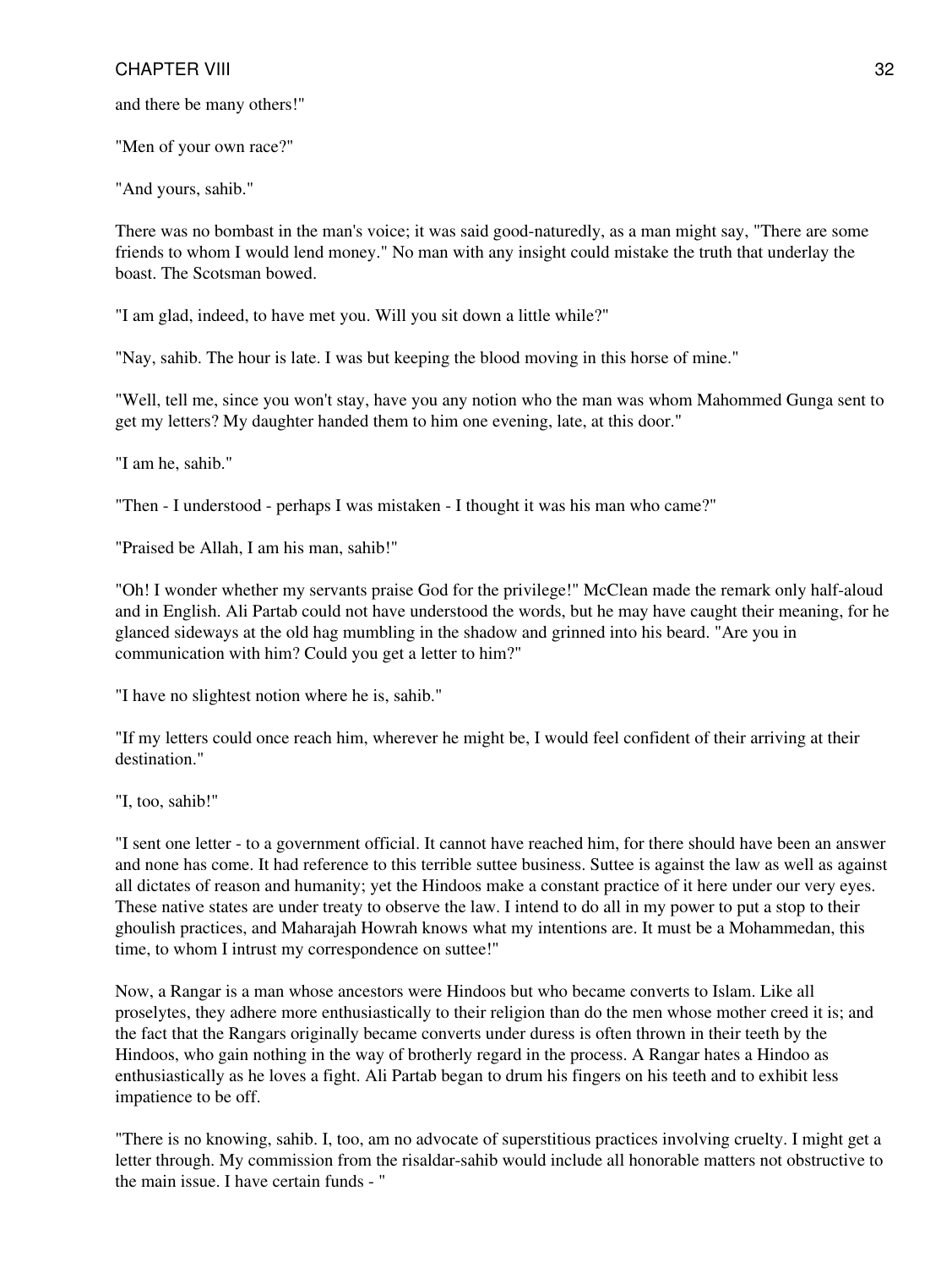and there be many others!"

"Men of your own race?"

"And yours, sahib."

There was no bombast in the man's voice; it was said good-naturedly, as a man might say, "There are some friends to whom I would lend money." No man with any insight could mistake the truth that underlay the boast. The Scotsman bowed.

"I am glad, indeed, to have met you. Will you sit down a little while?"

"Nay, sahib. The hour is late. I was but keeping the blood moving in this horse of mine."

"Well, tell me, since you won't stay, have you any notion who the man was whom Mahommed Gunga sent to get my letters? My daughter handed them to him one evening, late, at this door."

"I am he, sahib."

"Then - I understood - perhaps I was mistaken - I thought it was his man who came?"

"Praised be Allah, I am his man, sahib!"

"Oh! I wonder whether my servants praise God for the privilege!" McClean made the remark only half-aloud and in English. Ali Partab could not have understood the words, but he may have caught their meaning, for he glanced sideways at the old hag mumbling in the shadow and grinned into his beard. "Are you in communication with him? Could you get a letter to him?"

"I have no slightest notion where he is, sahib."

"If my letters could once reach him, wherever he might be, I would feel confident of their arriving at their destination."

"I, too, sahib!"

"I sent one letter - to a government official. It cannot have reached him, for there should have been an answer and none has come. It had reference to this terrible suttee business. Suttee is against the law as well as against all dictates of reason and humanity; yet the Hindoos make a constant practice of it here under our very eyes. These native states are under treaty to observe the law. I intend to do all in my power to put a stop to their ghoulish practices, and Maharajah Howrah knows what my intentions are. It must be a Mohammedan, this time, to whom I intrust my correspondence on suttee!"

Now, a Rangar is a man whose ancestors were Hindoos but who became converts to Islam. Like all proselytes, they adhere more enthusiastically to their religion than do the men whose mother creed it is; and the fact that the Rangars originally became converts under duress is often thrown in their teeth by the Hindoos, who gain nothing in the way of brotherly regard in the process. A Rangar hates a Hindoo as enthusiastically as he loves a fight. Ali Partab began to drum his fingers on his teeth and to exhibit less impatience to be off.

"There is no knowing, sahib. I, too, am no advocate of superstitious practices involving cruelty. I might get a letter through. My commission from the risaldar-sahib would include all honorable matters not obstructive to the main issue. I have certain funds - "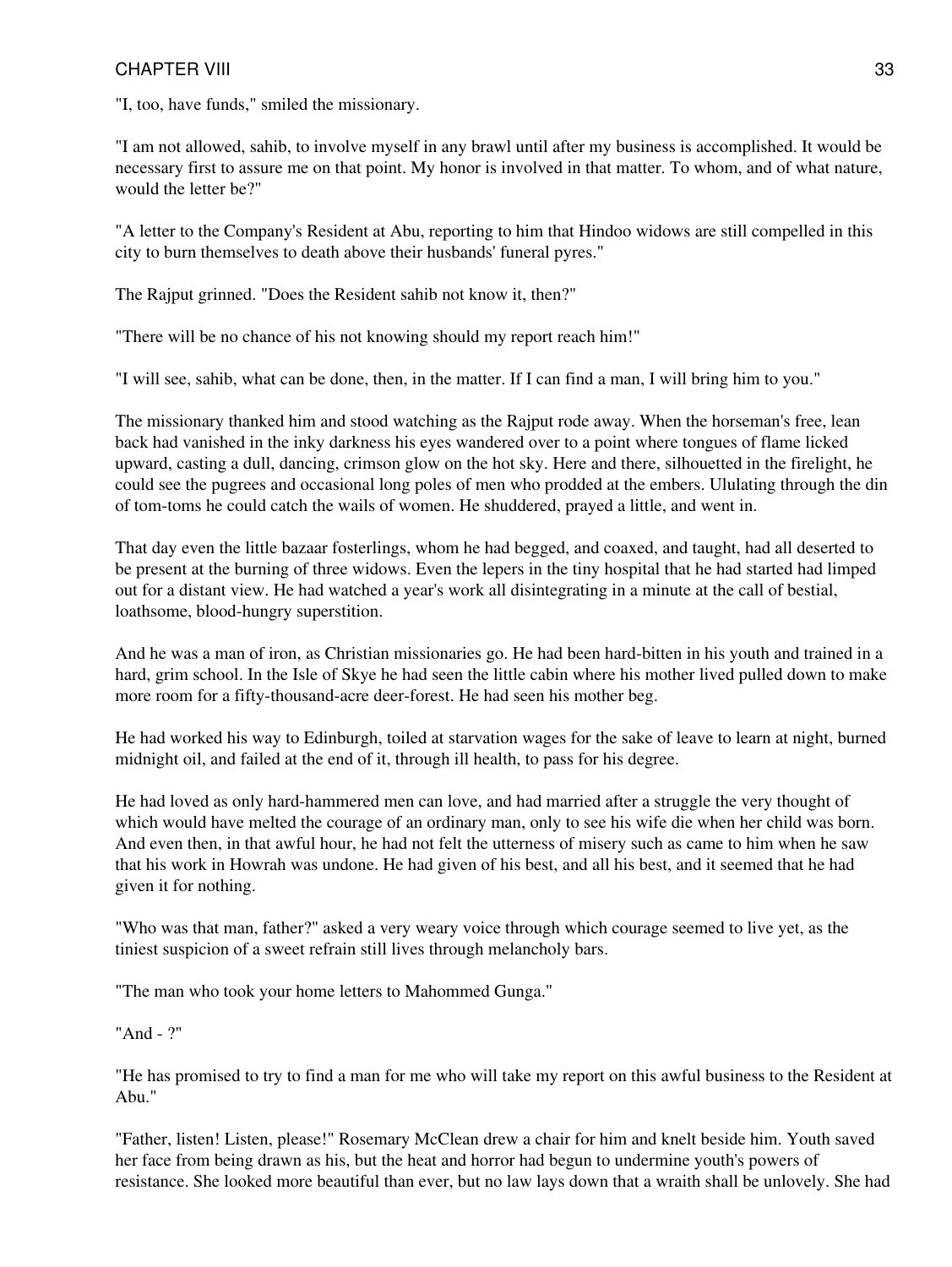"I, too, have funds," smiled the missionary.

"I am not allowed, sahib, to involve myself in any brawl until after my business is accomplished. It would be necessary first to assure me on that point. My honor is involved in that matter. To whom, and of what nature, would the letter be?"

"A letter to the Company's Resident at Abu, reporting to him that Hindoo widows are still compelled in this city to burn themselves to death above their husbands' funeral pyres."

The Rajput grinned. "Does the Resident sahib not know it, then?"

"There will be no chance of his not knowing should my report reach him!"

"I will see, sahib, what can be done, then, in the matter. If I can find a man, I will bring him to you."

The missionary thanked him and stood watching as the Rajput rode away. When the horseman's free, lean back had vanished in the inky darkness his eyes wandered over to a point where tongues of flame licked upward, casting a dull, dancing, crimson glow on the hot sky. Here and there, silhouetted in the firelight, he could see the pugrees and occasional long poles of men who prodded at the embers. Ululating through the din of tom-toms he could catch the wails of women. He shuddered, prayed a little, and went in.

That day even the little bazaar fosterlings, whom he had begged, and coaxed, and taught, had all deserted to be present at the burning of three widows. Even the lepers in the tiny hospital that he had started had limped out for a distant view. He had watched a year's work all disintegrating in a minute at the call of bestial, loathsome, blood-hungry superstition.

And he was a man of iron, as Christian missionaries go. He had been hard-bitten in his youth and trained in a hard, grim school. In the Isle of Skye he had seen the little cabin where his mother lived pulled down to make more room for a fifty-thousand-acre deer-forest. He had seen his mother beg.

He had worked his way to Edinburgh, toiled at starvation wages for the sake of leave to learn at night, burned midnight oil, and failed at the end of it, through ill health, to pass for his degree.

He had loved as only hard-hammered men can love, and had married after a struggle the very thought of which would have melted the courage of an ordinary man, only to see his wife die when her child was born. And even then, in that awful hour, he had not felt the utterness of misery such as came to him when he saw that his work in Howrah was undone. He had given of his best, and all his best, and it seemed that he had given it for nothing.

"Who was that man, father?" asked a very weary voice through which courage seemed to live yet, as the tiniest suspicion of a sweet refrain still lives through melancholy bars.

"The man who took your home letters to Mahommed Gunga."

"And - ?"

"He has promised to try to find a man for me who will take my report on this awful business to the Resident at Abu."

"Father, listen! Listen, please!" Rosemary McClean drew a chair for him and knelt beside him. Youth saved her face from being drawn as his, but the heat and horror had begun to undermine youth's powers of resistance. She looked more beautiful than ever, but no law lays down that a wraith shall be unlovely. She had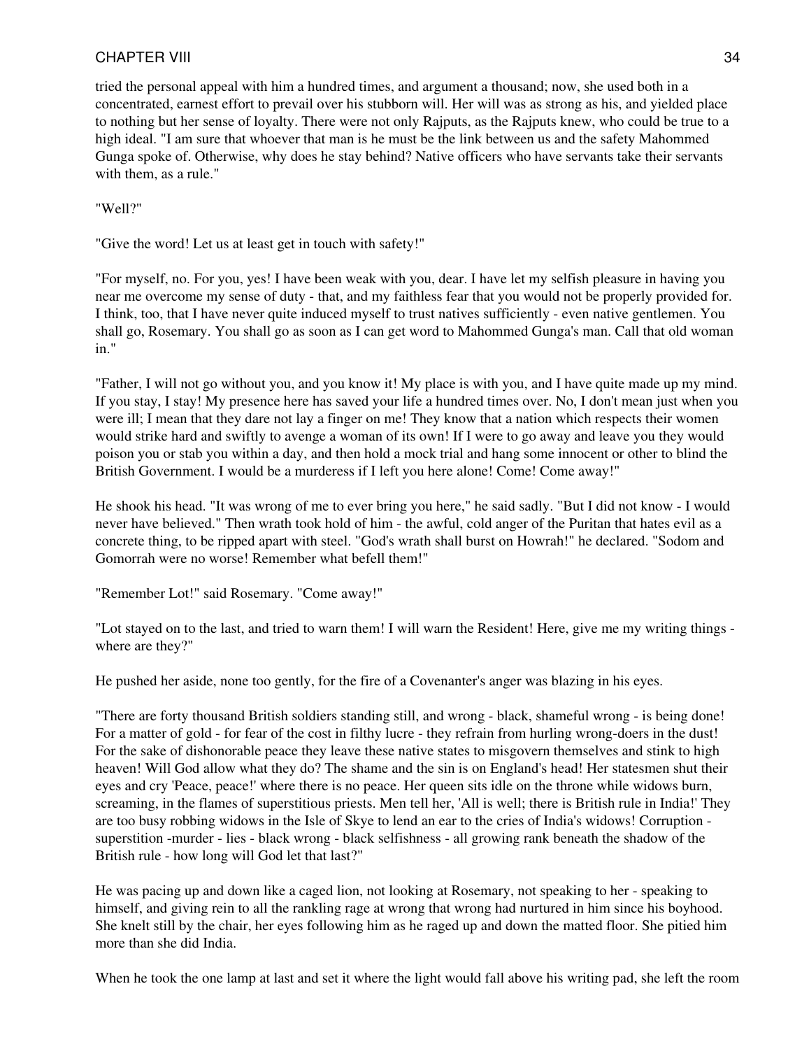tried the personal appeal with him a hundred times, and argument a thousand; now, she used both in a concentrated, earnest effort to prevail over his stubborn will. Her will was as strong as his, and yielded place to nothing but her sense of loyalty. There were not only Rajputs, as the Rajputs knew, who could be true to a high ideal. "I am sure that whoever that man is he must be the link between us and the safety Mahommed Gunga spoke of. Otherwise, why does he stay behind? Native officers who have servants take their servants with them, as a rule."

"Well?"

"Give the word! Let us at least get in touch with safety!"

"For myself, no. For you, yes! I have been weak with you, dear. I have let my selfish pleasure in having you near me overcome my sense of duty - that, and my faithless fear that you would not be properly provided for. I think, too, that I have never quite induced myself to trust natives sufficiently - even native gentlemen. You shall go, Rosemary. You shall go as soon as I can get word to Mahommed Gunga's man. Call that old woman in."

"Father, I will not go without you, and you know it! My place is with you, and I have quite made up my mind. If you stay, I stay! My presence here has saved your life a hundred times over. No, I don't mean just when you were ill; I mean that they dare not lay a finger on me! They know that a nation which respects their women would strike hard and swiftly to avenge a woman of its own! If I were to go away and leave you they would poison you or stab you within a day, and then hold a mock trial and hang some innocent or other to blind the British Government. I would be a murderess if I left you here alone! Come! Come away!"

He shook his head. "It was wrong of me to ever bring you here," he said sadly. "But I did not know - I would never have believed." Then wrath took hold of him - the awful, cold anger of the Puritan that hates evil as a concrete thing, to be ripped apart with steel. "God's wrath shall burst on Howrah!" he declared. "Sodom and Gomorrah were no worse! Remember what befell them!"

"Remember Lot!" said Rosemary. "Come away!"

"Lot stayed on to the last, and tried to warn them! I will warn the Resident! Here, give me my writing things - where are they?"

He pushed her aside, none too gently, for the fire of a Covenanter's anger was blazing in his eyes.

"There are forty thousand British soldiers standing still, and wrong - black, shameful wrong - is being done! For a matter of gold - for fear of the cost in filthy lucre - they refrain from hurling wrong-doers in the dust! For the sake of dishonorable peace they leave these native states to misgovern themselves and stink to high heaven! Will God allow what they do? The shame and the sin is on England's head! Her statesmen shut their eyes and cry 'Peace, peace!' where there is no peace. Her queen sits idle on the throne while widows burn, screaming, in the flames of superstitious priests. Men tell her, 'All is well; there is British rule in India!' They are too busy robbing widows in the Isle of Skye to lend an ear to the cries of India's widows! Corruption - superstition -murder - lies - black wrong - black selfishness - all growing rank beneath the shadow of the British rule - how long will God let that last?"

He was pacing up and down like a caged lion, not looking at Rosemary, not speaking to her - speaking to himself, and giving rein to all the rankling rage at wrong that wrong had nurtured in him since his boyhood. She knelt still by the chair, her eyes following him as he raged up and down the matted floor. She pitied him more than she did India.

When he took the one lamp at last and set it where the light would fall above his writing pad, she left the room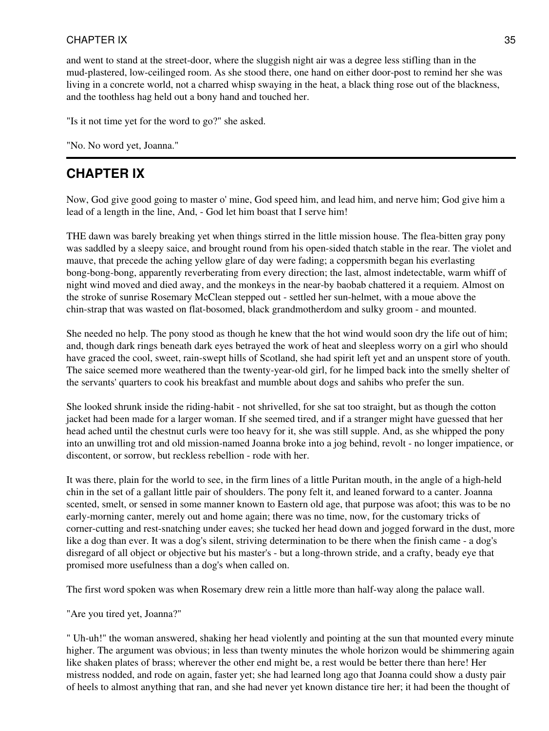and went to stand at the street-door, where the sluggish night air was a degree less stifling than in the mud-plastered, low-ceilinged room. As she stood there, one hand on either door-post to remind her she was living in a concrete world, not a charred whisp swaying in the heat, a black thing rose out of the blackness, and the toothless hag held out a bony hand and touched her.

"Is it not time yet for the word to go?" she asked.

"No. No word yet, Joanna."

---

## CHAPTER IX

Now, God give good going to master o' mine, God speed him, and lead him, and nerve him; God give him a lead of a length in the line, And, - God let him boast that I serve him!

THE dawn was barely breaking yet when things stirred in the little mission house. The flea-bitten gray pony was saddled by a sleepy saice, and brought round from his open-sided thatch stable in the rear. The violet and mauve, that precede the aching yellow glare of day were fading; a coppersmith began his everlasting bong-bong-bong, apparently reverberating from every direction; the last, almost indetectable, warm whiff of night wind moved and died away, and the monkeys in the near-by baobab chattered it a requiem. Almost on the stroke of sunrise Rosemary McClean stepped out - settled her sun-helmet, with a moue above the chin-strap that was wasted on flat-bosomed, black grandmotherdom and sulky groom - and mounted.

She needed no help. The pony stood as though he knew that the hot wind would soon dry the life out of him; and, though dark rings beneath dark eyes betrayed the work of heat and sleepless worry on a girl who should have graced the cool, sweet, rain-swept hills of Scotland, she had spirit left yet and an unspent store of youth. The saice seemed more weathered than the twenty-year-old girl, for he limped back into the smelly shelter of the servants' quarters to cook his breakfast and mumble about dogs and sahibs who prefer the sun.

She looked shrunk inside the riding-habit - not shrivelled, for she sat too straight, but as though the cotton jacket had been made for a larger woman. If she seemed tired, and if a stranger might have guessed that her head ached until the chestnut curls were too heavy for it, she was still supple. And, as she whipped the pony into an unwilling trot and old mission-named Joanna broke into a jog behind, revolt - no longer impatience, or discontent, or sorrow, but reckless rebellion - rode with her.

It was there, plain for the world to see, in the firm lines of a little Puritan mouth, in the angle of a high-held chin in the set of a gallant little pair of shoulders. The pony felt it, and leaned forward to a canter. Joanna scented, smelt, or sensed in some manner known to Eastern old age, that purpose was afoot; this was to be no early-morning canter, merely out and home again; there was no time, now, for the customary tricks of corner-cutting and rest-snatching under eaves; she tucked her head down and jogged forward in the dust, more like a dog than ever. It was a dog's silent, striving determination to be there when the finish came - a dog's disregard of all object or objective but his master's - but a long-thrown stride, and a crafty, beady eye that promised more usefulness than a dog's when called on.

The first word spoken was when Rosemary drew rein a little more than half-way along the palace wall.

"Are you tired yet, Joanna?"

" Uh-uh!" the woman answered, shaking her head violently and pointing at the sun that mounted every minute higher. The argument was obvious; in less than twenty minutes the whole horizon would be shimmering again like shaken plates of brass; wherever the other end might be, a rest would be better there than here! Her mistress nodded, and rode on again, faster yet; she had learned long ago that Joanna could show a dusty pair of heels to almost anything that ran, and she had never yet known distance tire her; it had been the thought of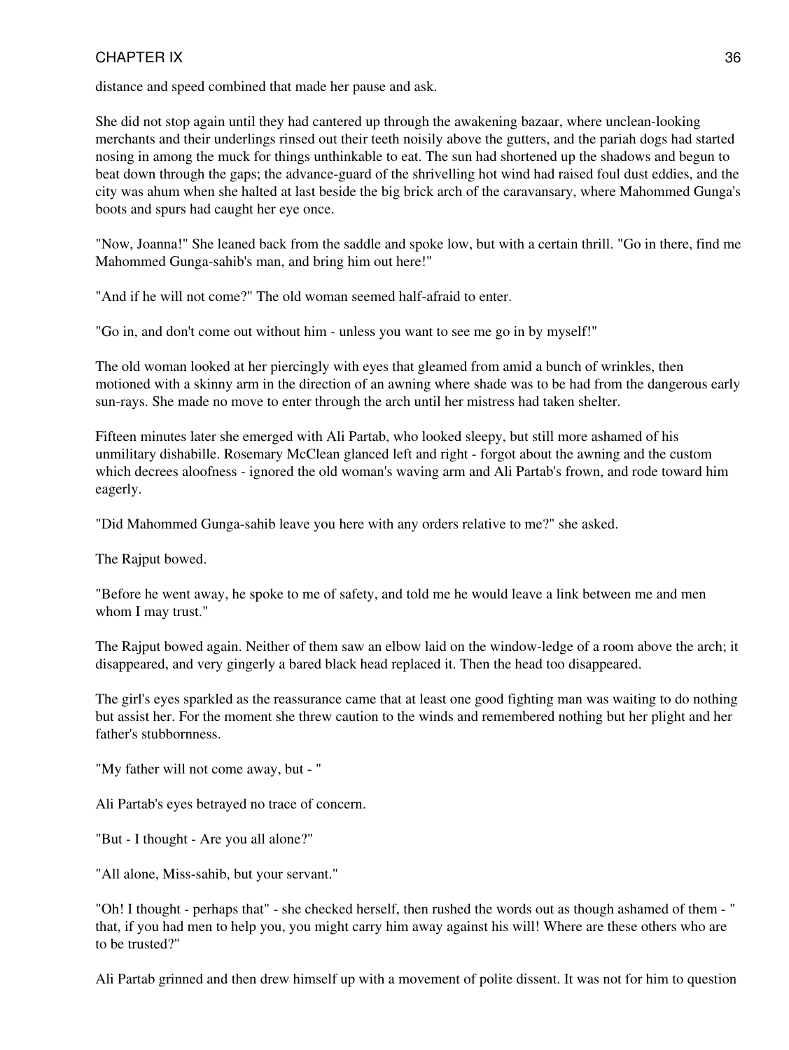distance and speed combined that made her pause and ask.

She did not stop again until they had cantered up through the awakening bazaar, where unclean-looking merchants and their underlings rinsed out their teeth noisily above the gutters, and the pariah dogs had started nosing in among the muck for things unthinkable to eat. The sun had shortened up the shadows and begun to beat down through the gaps; the advance-guard of the shrivelling hot wind had raised foul dust eddies, and the city was ahum when she halted at last beside the big brick arch of the caravansary, where Mahommed Gunga's boots and spurs had caught her eye once.

"Now, Joanna!" She leaned back from the saddle and spoke low, but with a certain thrill. "Go in there, find me Mahommed Gunga-sahib's man, and bring him out here!"

"And if he will not come?" The old woman seemed half-afraid to enter.

"Go in, and don't come out without him - unless you want to see me go in by myself!"

The old woman looked at her piercingly with eyes that gleamed from amid a bunch of wrinkles, then motioned with a skinny arm in the direction of an awning where shade was to be had from the dangerous early sun-rays. She made no move to enter through the arch until her mistress had taken shelter.

Fifteen minutes later she emerged with Ali Partab, who looked sleepy, but still more ashamed of his unmilitary dishabille. Rosemary McClean glanced left and right - forgot about the awning and the custom which decrees aloofness - ignored the old woman's waving arm and Ali Partab's frown, and rode toward him eagerly.

"Did Mahommed Gunga-sahib leave you here with any orders relative to me?" she asked.

The Rajput bowed.

"Before he went away, he spoke to me of safety, and told me he would leave a link between me and men whom I may trust."

The Rajput bowed again. Neither of them saw an elbow laid on the window-ledge of a room above the arch; it disappeared, and very gingerly a bared black head replaced it. Then the head too disappeared.

The girl's eyes sparkled as the reassurance came that at least one good fighting man was waiting to do nothing but assist her. For the moment she threw caution to the winds and remembered nothing but her plight and her father's stubbornness.

"My father will not come away, but - "

Ali Partab's eyes betrayed no trace of concern.

"But - I thought - Are you all alone?"

"All alone, Miss-sahib, but your servant."

"Oh! I thought - perhaps that" - she checked herself, then rushed the words out as though ashamed of them - " that, if you had men to help you, you might carry him away against his will! Where are these others who are to be trusted?"

Ali Partab grinned and then drew himself up with a movement of polite dissent. It was not for him to question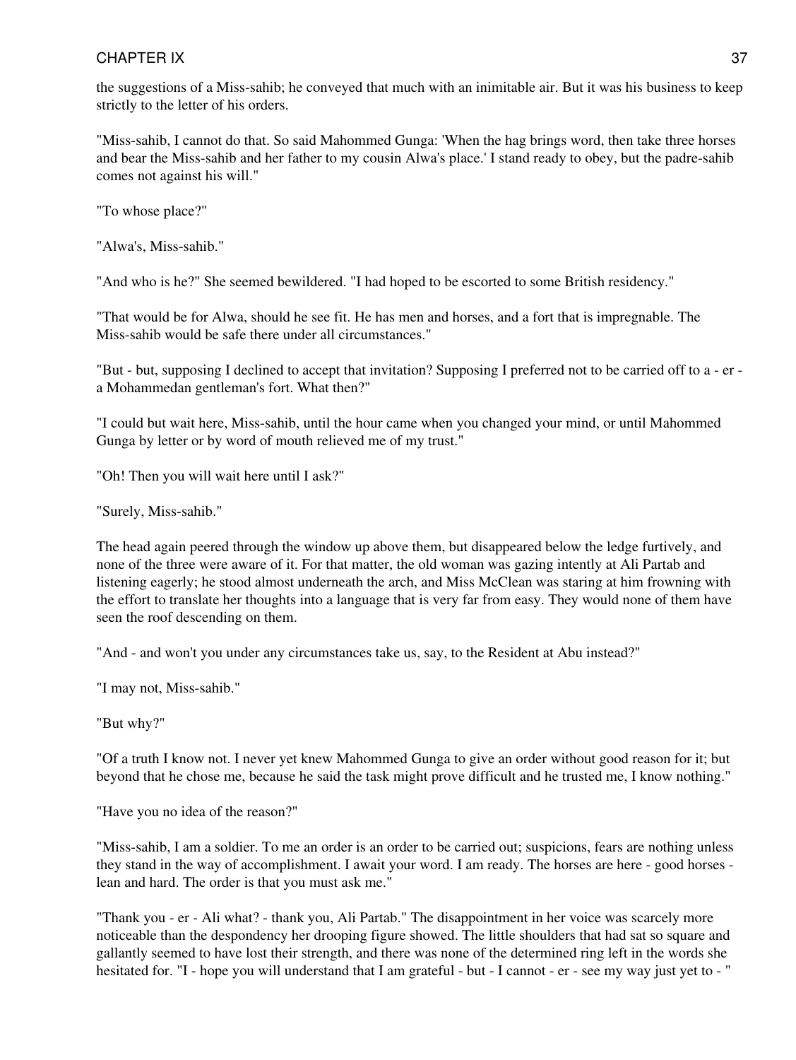the suggestions of a Miss-sahib; he conveyed that much with an inimitable air. But it was his business to keep strictly to the letter of his orders.

"Miss-sahib, I cannot do that. So said Mahommed Gunga: 'When the hag brings word, then take three horses and bear the Miss-sahib and her father to my cousin Alwa's place.' I stand ready to obey, but the padre-sahib comes not against his will."

"To whose place?"

"Alwa's, Miss-sahib."

"And who is he?" She seemed bewildered. "I had hoped to be escorted to some British residency."

"That would be for Alwa, should he see fit. He has men and horses, and a fort that is impregnable. The Miss-sahib would be safe there under all circumstances."

"But - but, supposing I declined to accept that invitation? Supposing I preferred not to be carried off to a - er - a Mohammedan gentleman's fort. What then?"

"I could but wait here, Miss-sahib, until the hour came when you changed your mind, or until Mahommed Gunga by letter or by word of mouth relieved me of my trust."

"Oh! Then you will wait here until I ask?"

"Surely, Miss-sahib."

The head again peered through the window up above them, but disappeared below the ledge furtively, and none of the three were aware of it. For that matter, the old woman was gazing intently at Ali Partab and listening eagerly; he stood almost underneath the arch, and Miss McClean was staring at him frowning with the effort to translate her thoughts into a language that is very far from easy. They would none of them have seen the roof descending on them.

"And - and won't you under any circumstances take us, say, to the Resident at Abu instead?"

"I may not, Miss-sahib."

"But why?"

"Of a truth I know not. I never yet knew Mahommed Gunga to give an order without good reason for it; but beyond that he chose me, because he said the task might prove difficult and he trusted me, I know nothing."

"Have you no idea of the reason?"

"Miss-sahib, I am a soldier. To me an order is an order to be carried out; suspicions, fears are nothing unless they stand in the way of accomplishment. I await your word. I am ready. The horses are here - good horses - lean and hard. The order is that you must ask me."

"Thank you - er - Ali what? - thank you, Ali Partab." The disappointment in her voice was scarcely more noticeable than the despondency her drooping figure showed. The little shoulders that had sat so square and gallantly seemed to have lost their strength, and there was none of the determined ring left in the words she hesitated for. "I - hope you will understand that I am grateful - but - I cannot - er - see my way just yet to - "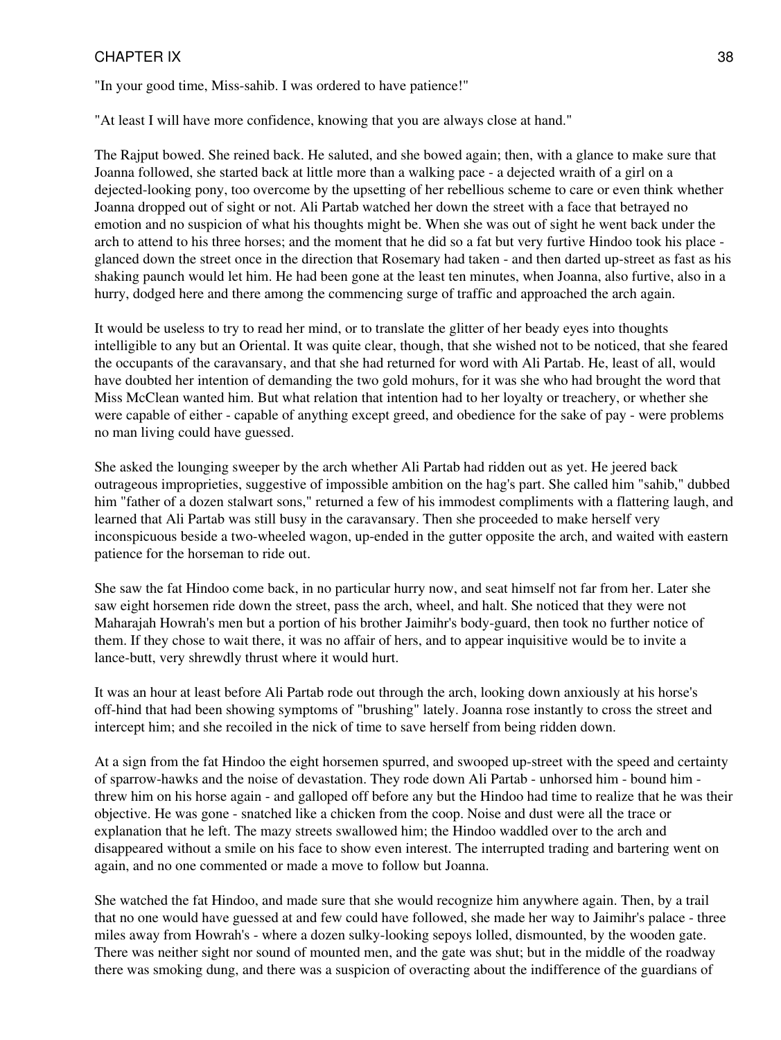"In your good time, Miss-sahib. I was ordered to have patience!"

"At least I will have more confidence, knowing that you are always close at hand."

The Rajput bowed. She reined back. He saluted, and she bowed again; then, with a glance to make sure that Joanna followed, she started back at little more than a walking pace - a dejected wraith of a girl on a dejected-looking pony, too overcome by the upsetting of her rebellious scheme to care or even think whether Joanna dropped out of sight or not. Ali Partab watched her down the street with a face that betrayed no emotion and no suspicion of what his thoughts might be. When she was out of sight he went back under the arch to attend to his three horses; and the moment that he did so a fat but very furtive Hindoo took his place - glanced down the street once in the direction that Rosemary had taken - and then darted up-street as fast as his shaking paunch would let him. He had been gone at the least ten minutes, when Joanna, also furtive, also in a hurry, dodged here and there among the commencing surge of traffic and approached the arch again.

It would be useless to try to read her mind, or to translate the glitter of her beady eyes into thoughts intelligible to any but an Oriental. It was quite clear, though, that she wished not to be noticed, that she feared the occupants of the caravansary, and that she had returned for word with Ali Partab. He, least of all, would have doubted her intention of demanding the two gold mohurs, for it was she who had brought the word that Miss McClean wanted him. But what relation that intention had to her loyalty or treachery, or whether she were capable of either - capable of anything except greed, and obedience for the sake of pay - were problems no man living could have guessed.

She asked the lounging sweeper by the arch whether Ali Partab had ridden out as yet. He jeered back outrageous improprieties, suggestive of impossible ambition on the hag's part. She called him "sahib," dubbed him "father of a dozen stalwart sons," returned a few of his immodest compliments with a flattering laugh, and learned that Ali Partab was still busy in the caravansary. Then she proceeded to make herself very inconspicuous beside a two-wheeled wagon, up-ended in the gutter opposite the arch, and waited with eastern patience for the horseman to ride out.

She saw the fat Hindoo come back, in no particular hurry now, and seat himself not far from her. Later she saw eight horsemen ride down the street, pass the arch, wheel, and halt. She noticed that they were not Maharajah Howrah's men but a portion of his brother Jaimihr's body-guard, then took no further notice of them. If they chose to wait there, it was no affair of hers, and to appear inquisitive would be to invite a lance-butt, very shrewdly thrust where it would hurt.

It was an hour at least before Ali Partab rode out through the arch, looking down anxiously at his horse's off-hind that had been showing symptoms of "brushing" lately. Joanna rose instantly to cross the street and intercept him; and she recoiled in the nick of time to save herself from being ridden down.

At a sign from the fat Hindoo the eight horsemen spurred, and swooped up-street with the speed and certainty of sparrow-hawks and the noise of devastation. They rode down Ali Partab - unhorsed him - bound him - threw him on his horse again - and galloped off before any but the Hindoo had time to realize that he was their objective. He was gone - snatched like a chicken from the coop. Noise and dust were all the trace or explanation that he left. The mazy streets swallowed him; the Hindoo waddled over to the arch and disappeared without a smile on his face to show even interest. The interrupted trading and bartering went on again, and no one commented or made a move to follow but Joanna.

She watched the fat Hindoo, and made sure that she would recognize him anywhere again. Then, by a trail that no one would have guessed at and few could have followed, she made her way to Jaimihr's palace - three miles away from Howrah's - where a dozen sulky-looking sepoys lolled, dismounted, by the wooden gate. There was neither sight nor sound of mounted men, and the gate was shut; but in the middle of the roadway there was smoking dung, and there was a suspicion of overacting about the indifference of the guardians of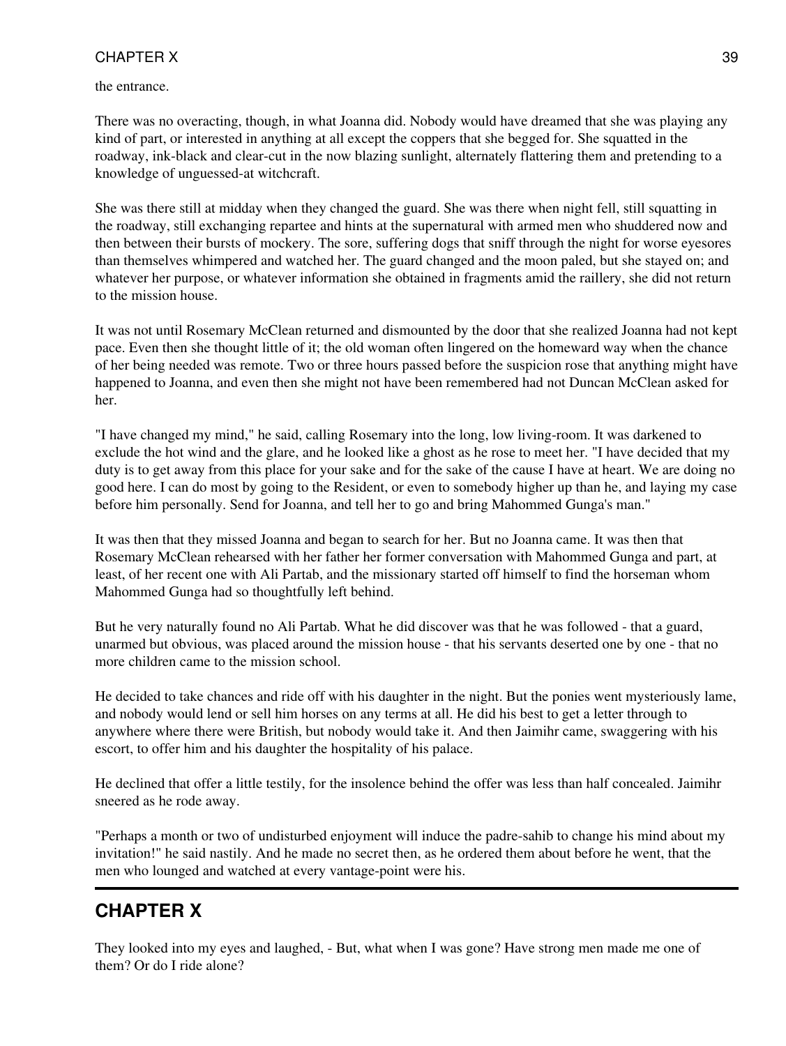the entrance.

There was no overacting, though, in what Joanna did. Nobody would have dreamed that she was playing any kind of part, or interested in anything at all except the coppers that she begged for. She squatted in the roadway, ink-black and clear-cut in the now blazing sunlight, alternately flattering them and pretending to a knowledge of unguessed-at witchcraft.

She was there still at midday when they changed the guard. She was there when night fell, still squatting in the roadway, still exchanging repartee and hints at the supernatural with armed men who shuddered now and then between their bursts of mockery. The sore, suffering dogs that sniff through the night for worse eyesores than themselves whimpered and watched her. The guard changed and the moon paled, but she stayed on; and whatever her purpose, or whatever information she obtained in fragments amid the raillery, she did not return to the mission house.

It was not until Rosemary McClean returned and dismounted by the door that she realized Joanna had not kept pace. Even then she thought little of it; the old woman often lingered on the homeward way when the chance of her being needed was remote. Two or three hours passed before the suspicion rose that anything might have happened to Joanna, and even then she might not have been remembered had not Duncan McClean asked for her.

"I have changed my mind," he said, calling Rosemary into the long, low living-room. It was darkened to exclude the hot wind and the glare, and he looked like a ghost as he rose to meet her. "I have decided that my duty is to get away from this place for your sake and for the sake of the cause I have at heart. We are doing no good here. I can do most by going to the Resident, or even to somebody higher up than he, and laying my case before him personally. Send for Joanna, and tell her to go and bring Mahommed Gunga's man."

It was then that they missed Joanna and began to search for her. But no Joanna came. It was then that Rosemary McClean rehearsed with her father her former conversation with Mahommed Gunga and part, at least, of her recent one with Ali Partab, and the missionary started off himself to find the horseman whom Mahommed Gunga had so thoughtfully left behind.

But he very naturally found no Ali Partab. What he did discover was that he was followed - that a guard, unarmed but obvious, was placed around the mission house - that his servants deserted one by one - that no more children came to the mission school.

He decided to take chances and ride off with his daughter in the night. But the ponies went mysteriously lame, and nobody would lend or sell him horses on any terms at all. He did his best to get a letter through to anywhere where there were British, but nobody would take it. And then Jaimihr came, swaggering with his escort, to offer him and his daughter the hospitality of his palace.

He declined that offer a little testily, for the insolence behind the offer was less than half concealed. Jaimihr sneered as he rode away.

"Perhaps a month or two of undisturbed enjoyment will induce the padre-sahib to change his mind about my invitation!" he said nastily. And he made no secret then, as he ordered them about before he went, that the men who lounged and watched at every vantage-point were his.

---

## CHAPTER X

They looked into my eyes and laughed, - But, what when I was gone? Have strong men made me one of them? Or do I ride alone?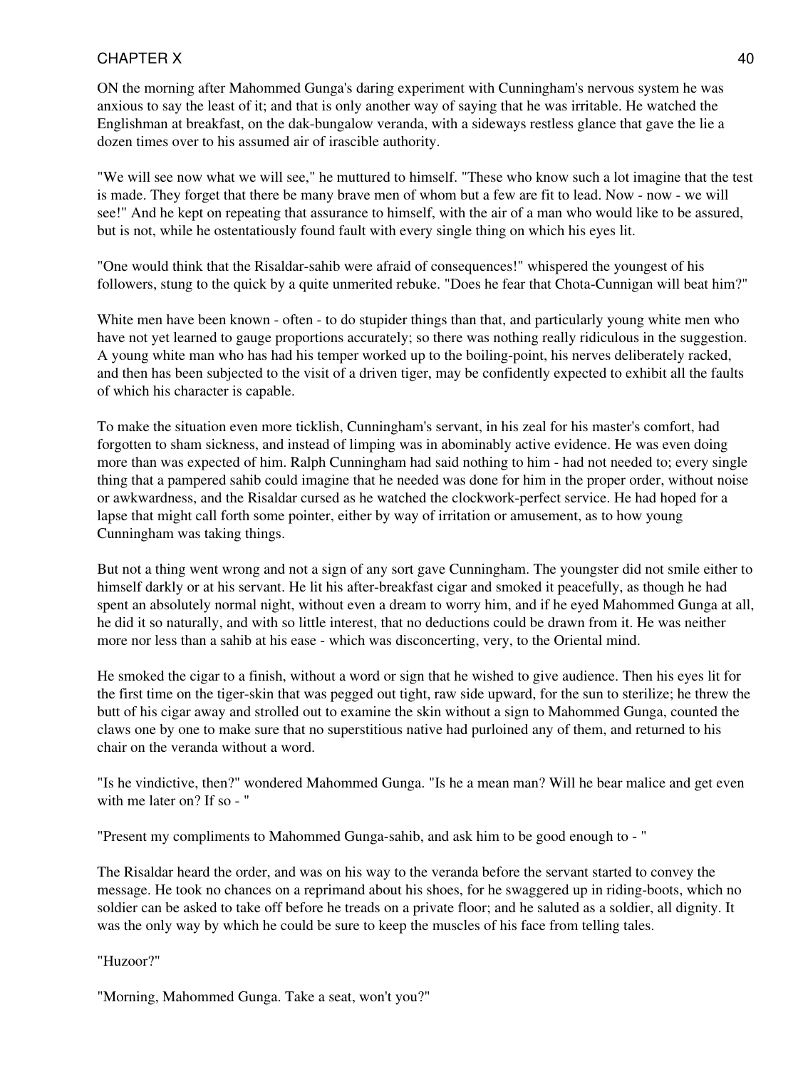# CHAPTER X

ON the morning after Mahommed Gunga's daring experiment with Cunningham's nervous system he was anxious to say the least of it; and that is only another way of saying that he was irritable. He watched the Englishman at breakfast, on the dak-bungalow veranda, with a sideways restless glance that gave the lie a dozen times over to his assumed air of irascible authority.

"We will see now what we will see," he muttured to himself. "These who know such a lot imagine that the test is made. They forget that there be many brave men of whom but a few are fit to lead. Now - now - we will see!" And he kept on repeating that assurance to himself, with the air of a man who would like to be assured, but is not, while he ostentatiously found fault with every single thing on which his eyes lit.

"One would think that the Risaldar-sahib were afraid of consequences!" whispered the youngest of his followers, stung to the quick by a quite unmerited rebuke. "Does he fear that Chota-Cunnigan will beat him?"

White men have been known - often - to do stupider things than that, and particularly young white men who have not yet learned to gauge proportions accurately; so there was nothing really ridiculous in the suggestion. A young white man who has had his temper worked up to the boiling-point, his nerves deliberately racked, and then has been subjected to the visit of a driven tiger, may be confidently expected to exhibit all the faults of which his character is capable.

To make the situation even more ticklish, Cunningham's servant, in his zeal for his master's comfort, had forgotten to sham sickness, and instead of limping was in abominably active evidence. He was even doing more than was expected of him. Ralph Cunningham had said nothing to him - had not needed to; every single thing that a pampered sahib could imagine that he needed was done for him in the proper order, without noise or awkwardness, and the Risaldar cursed as he watched the clockwork-perfect service. He had hoped for a lapse that might call forth some pointer, either by way of irritation or amusement, as to how young Cunningham was taking things.

But not a thing went wrong and not a sign of any sort gave Cunningham. The youngster did not smile either to himself darkly or at his servant. He lit his after-breakfast cigar and smoked it peacefully, as though he had spent an absolutely normal night, without even a dream to worry him, and if he eyed Mahommed Gunga at all, he did it so naturally, and with so little interest, that no deductions could be drawn from it. He was neither more nor less than a sahib at his ease - which was disconcerting, very, to the Oriental mind.

He smoked the cigar to a finish, without a word or sign that he wished to give audience. Then his eyes lit for the first time on the tiger-skin that was pegged out tight, raw side upward, for the sun to sterilize; he threw the butt of his cigar away and strolled out to examine the skin without a sign to Mahommed Gunga, counted the claws one by one to make sure that no superstitious native had purloined any of them, and returned to his chair on the veranda without a word.

"Is he vindictive, then?" wondered Mahommed Gunga. "Is he a mean man? Will he bear malice and get even with me later on? If so - "

"Present my compliments to Mahommed Gunga-sahib, and ask him to be good enough to - "

The Risaldar heard the order, and was on his way to the veranda before the servant started to convey the message. He took no chances on a reprimand about his shoes, for he swaggered up in riding-boots, which no soldier can be asked to take off before he treads on a private floor; and he saluted as a soldier, all dignity. It was the only way by which he could be sure to keep the muscles of his face from telling tales.

"Huzoor?"

"Morning, Mahommed Gunga. Take a seat, won't you?"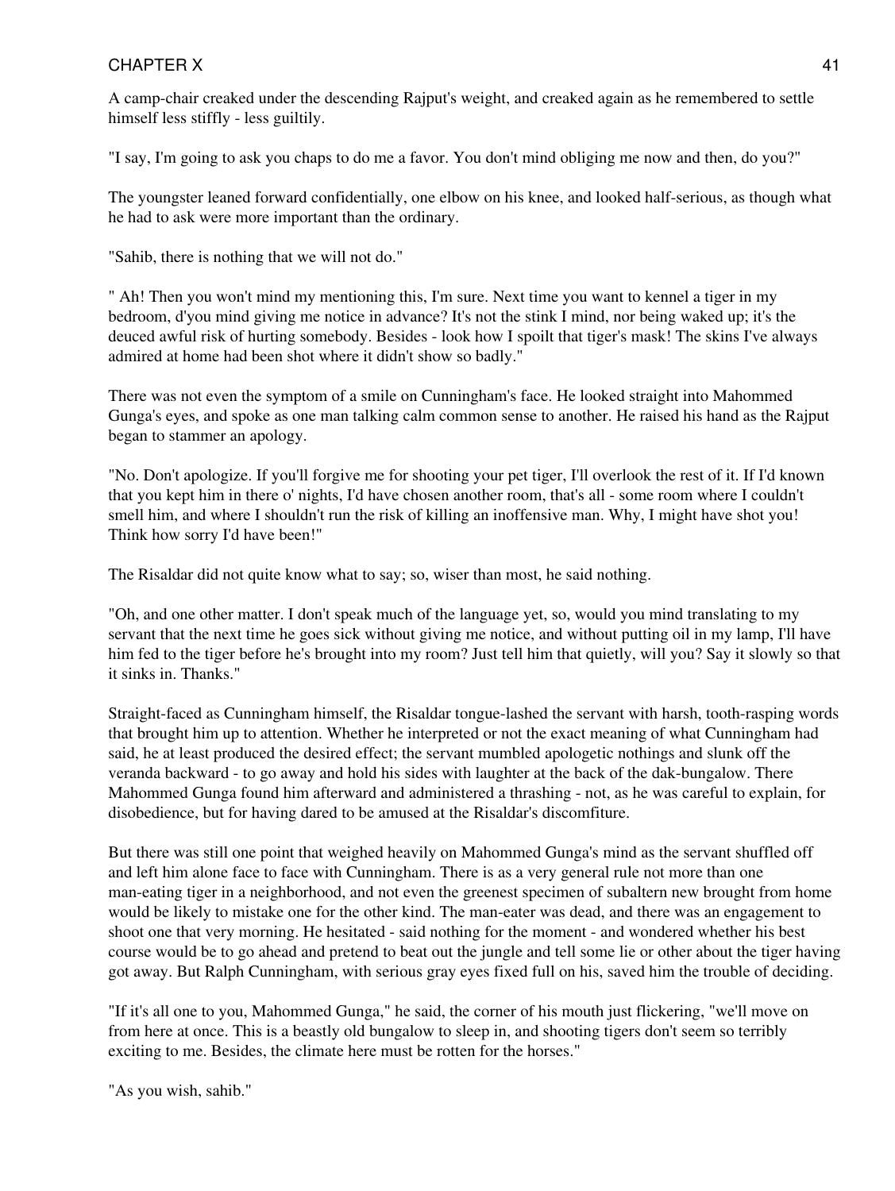A camp-chair creaked under the descending Rajput's weight, and creaked again as he remembered to settle himself less stiffly - less guiltily.

"I say, I'm going to ask you chaps to do me a favor. You don't mind obliging me now and then, do you?"

The youngster leaned forward confidentially, one elbow on his knee, and looked half-serious, as though what he had to ask were more important than the ordinary.

"Sahib, there is nothing that we will not do."

" Ah! Then you won't mind my mentioning this, I'm sure. Next time you want to kennel a tiger in my bedroom, d'you mind giving me notice in advance? It's not the stink I mind, nor being waked up; it's the deuced awful risk of hurting somebody. Besides - look how I spoilt that tiger's mask! The skins I've always admired at home had been shot where it didn't show so badly."

There was not even the symptom of a smile on Cunningham's face. He looked straight into Mahommed Gunga's eyes, and spoke as one man talking calm common sense to another. He raised his hand as the Rajput began to stammer an apology.

"No. Don't apologize. If you'll forgive me for shooting your pet tiger, I'll overlook the rest of it. If I'd known that you kept him in there o' nights, I'd have chosen another room, that's all - some room where I couldn't smell him, and where I shouldn't run the risk of killing an inoffensive man. Why, I might have shot you! Think how sorry I'd have been!"

The Risaldar did not quite know what to say; so, wiser than most, he said nothing.

"Oh, and one other matter. I don't speak much of the language yet, so, would you mind translating to my servant that the next time he goes sick without giving me notice, and without putting oil in my lamp, I'll have him fed to the tiger before he's brought into my room? Just tell him that quietly, will you? Say it slowly so that it sinks in. Thanks."

Straight-faced as Cunningham himself, the Risaldar tongue-lashed the servant with harsh, tooth-rasping words that brought him up to attention. Whether he interpreted or not the exact meaning of what Cunningham had said, he at least produced the desired effect; the servant mumbled apologetic nothings and slunk off the veranda backward - to go away and hold his sides with laughter at the back of the dak-bungalow. There Mahommed Gunga found him afterward and administered a thrashing - not, as he was careful to explain, for disobedience, but for having dared to be amused at the Risaldar's discomfiture.

But there was still one point that weighed heavily on Mahommed Gunga's mind as the servant shuffled off and left him alone face to face with Cunningham. There is as a very general rule not more than one man-eating tiger in a neighborhood, and not even the greenest specimen of subaltern new brought from home would be likely to mistake one for the other kind. The man-eater was dead, and there was an engagement to shoot one that very morning. He hesitated - said nothing for the moment - and wondered whether his best course would be to go ahead and pretend to beat out the jungle and tell some lie or other about the tiger having got away. But Ralph Cunningham, with serious gray eyes fixed full on his, saved him the trouble of deciding.

"If it's all one to you, Mahommed Gunga," he said, the corner of his mouth just flickering, "we'll move on from here at once. This is a beastly old bungalow to sleep in, and shooting tigers don't seem so terribly exciting to me. Besides, the climate here must be rotten for the horses."

"As you wish, sahib."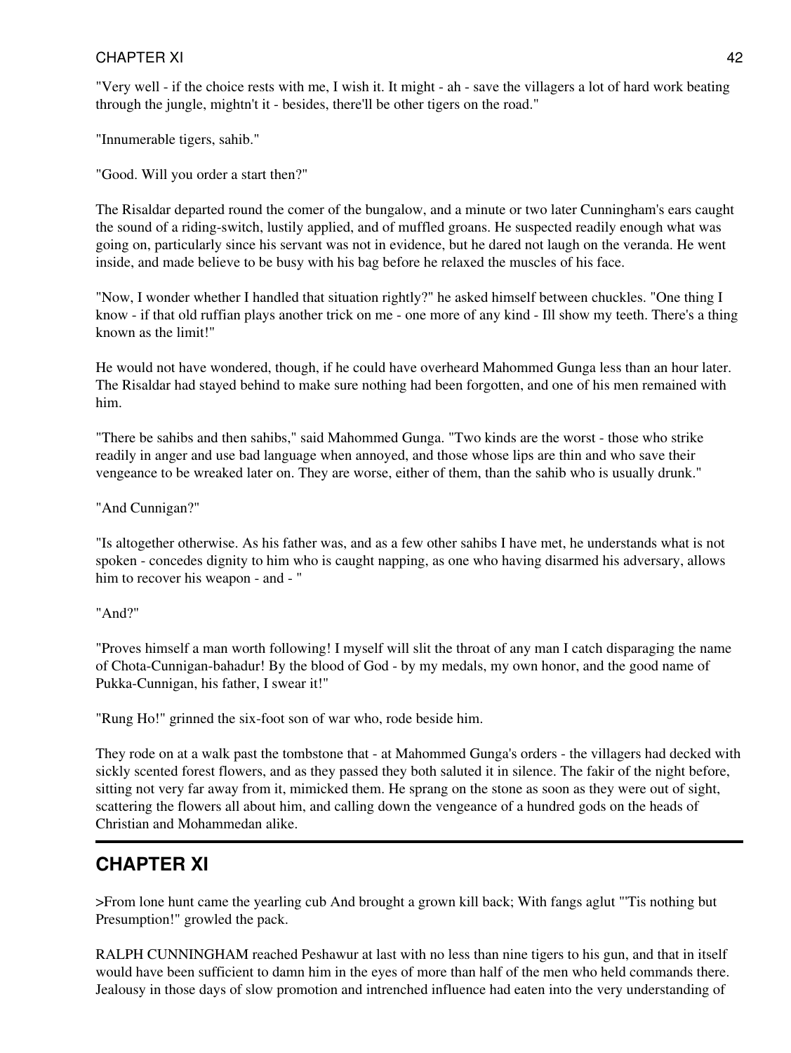"Very well - if the choice rests with me, I wish it. It might - ah - save the villagers a lot of hard work beating through the jungle, mightn't it - besides, there'll be other tigers on the road."

"Innumerable tigers, sahib."

"Good. Will you order a start then?"

The Risaldar departed round the comer of the bungalow, and a minute or two later Cunningham's ears caught the sound of a riding-switch, lustily applied, and of muffled groans. He suspected readily enough what was going on, particularly since his servant was not in evidence, but he dared not laugh on the veranda. He went inside, and made believe to be busy with his bag before he relaxed the muscles of his face.

"Now, I wonder whether I handled that situation rightly?" he asked himself between chuckles. "One thing I know - if that old ruffian plays another trick on me - one more of any kind - Ill show my teeth. There's a thing known as the limit!"

He would not have wondered, though, if he could have overheard Mahommed Gunga less than an hour later. The Risaldar had stayed behind to make sure nothing had been forgotten, and one of his men remained with him.

"There be sahibs and then sahibs," said Mahommed Gunga. "Two kinds are the worst - those who strike readily in anger and use bad language when annoyed, and those whose lips are thin and who save their vengeance to be wreaked later on. They are worse, either of them, than the sahib who is usually drunk."

"And Cunnigan?"

"Is altogether otherwise. As his father was, and as a few other sahibs I have met, he understands what is not spoken - concedes dignity to him who is caught napping, as one who having disarmed his adversary, allows him to recover his weapon - and - "

"And?"

"Proves himself a man worth following! I myself will slit the throat of any man I catch disparaging the name of Chota-Cunnigan-bahadur! By the blood of God - by my medals, my own honor, and the good name of Pukka-Cunnigan, his father, I swear it!"

"Rung Ho!" grinned the six-foot son of war who, rode beside him.

They rode on at a walk past the tombstone that - at Mahommed Gunga's orders - the villagers had decked with sickly scented forest flowers, and as they passed they both saluted it in silence. The fakir of the night before, sitting not very far away from it, mimicked them. He sprang on the stone as soon as they were out of sight, scattering the flowers all about him, and calling down the vengeance of a hundred gods on the heads of Christian and Mohammedan alike.

---

## CHAPTER XI

>From lone hunt came the yearling cub And brought a grown kill back; With fangs aglut "'Tis nothing but Presumption!" growled the pack.

RALPH CUNNINGHAM reached Peshawur at last with no less than nine tigers to his gun, and that in itself would have been sufficient to damn him in the eyes of more than half of the men who held commands there. Jealousy in those days of slow promotion and intrenched influence had eaten into the very understanding of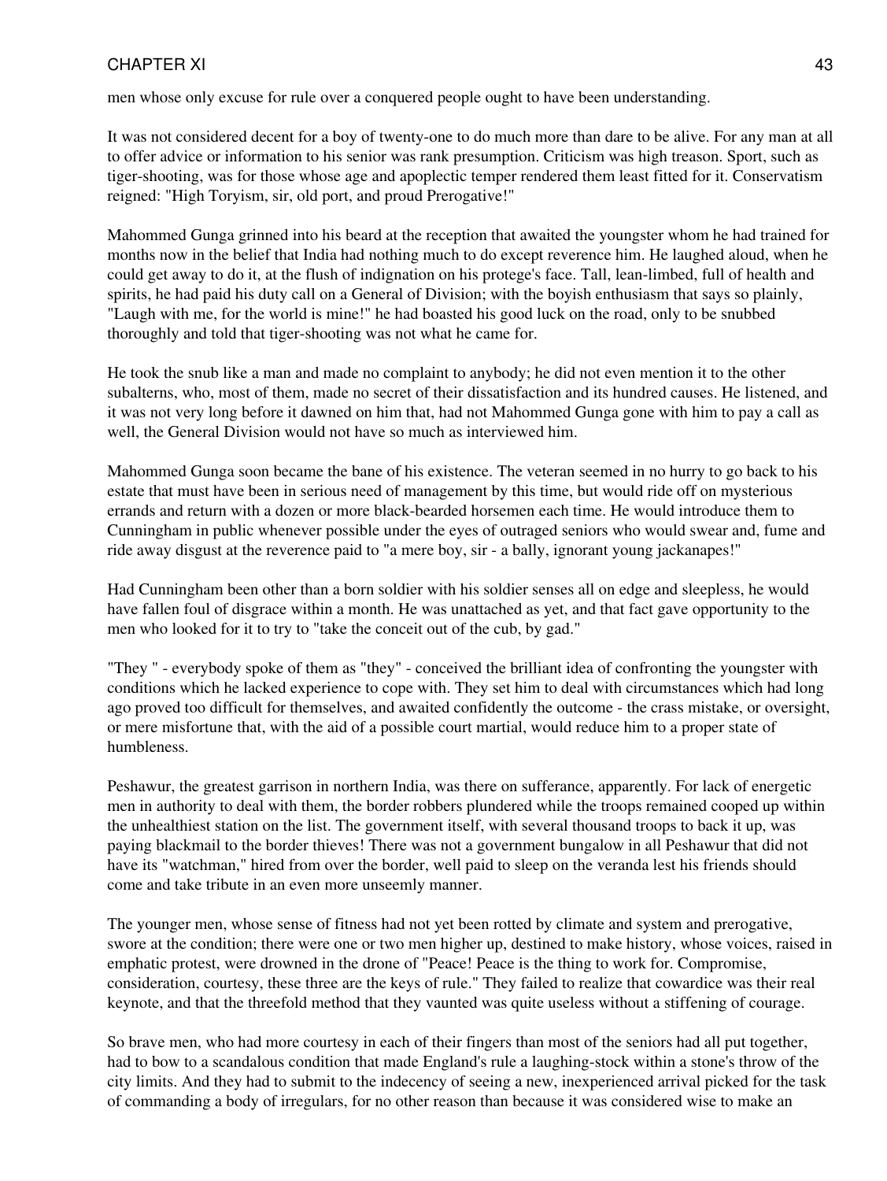men whose only excuse for rule over a conquered people ought to have been understanding.

It was not considered decent for a boy of twenty-one to do much more than dare to be alive. For any man at all to offer advice or information to his senior was rank presumption. Criticism was high treason. Sport, such as tiger-shooting, was for those whose age and apoplectic temper rendered them least fitted for it. Conservatism reigned: "High Toryism, sir, old port, and proud Prerogative!"

Mahommed Gunga grinned into his beard at the reception that awaited the youngster whom he had trained for months now in the belief that India had nothing much to do except reverence him. He laughed aloud, when he could get away to do it, at the flush of indignation on his protege's face. Tall, lean-limbed, full of health and spirits, he had paid his duty call on a General of Division; with the boyish enthusiasm that says so plainly, "Laugh with me, for the world is mine!" he had boasted his good luck on the road, only to be snubbed thoroughly and told that tiger-shooting was not what he came for.

He took the snub like a man and made no complaint to anybody; he did not even mention it to the other subalterns, who, most of them, made no secret of their dissatisfaction and its hundred causes. He listened, and it was not very long before it dawned on him that, had not Mahommed Gunga gone with him to pay a call as well, the General Division would not have so much as interviewed him.

Mahommed Gunga soon became the bane of his existence. The veteran seemed in no hurry to go back to his estate that must have been in serious need of management by this time, but would ride off on mysterious errands and return with a dozen or more black-bearded horsemen each time. He would introduce them to Cunningham in public whenever possible under the eyes of outraged seniors who would swear and, fume and ride away disgust at the reverence paid to "a mere boy, sir - a bally, ignorant young jackanapes!"

Had Cunningham been other than a born soldier with his soldier senses all on edge and sleepless, he would have fallen foul of disgrace within a month. He was unattached as yet, and that fact gave opportunity to the men who looked for it to try to "take the conceit out of the cub, by gad."

"They " - everybody spoke of them as "they" - conceived the brilliant idea of confronting the youngster with conditions which he lacked experience to cope with. They set him to deal with circumstances which had long ago proved too difficult for themselves, and awaited confidently the outcome - the crass mistake, or oversight, or mere misfortune that, with the aid of a possible court martial, would reduce him to a proper state of humbleness.

Peshawur, the greatest garrison in northern India, was there on sufferance, apparently. For lack of energetic men in authority to deal with them, the border robbers plundered while the troops remained cooped up within the unhealthiest station on the list. The government itself, with several thousand troops to back it up, was paying blackmail to the border thieves! There was not a government bungalow in all Peshawur that did not have its "watchman," hired from over the border, well paid to sleep on the veranda lest his friends should come and take tribute in an even more unseemly manner.

The younger men, whose sense of fitness had not yet been rotted by climate and system and prerogative, swore at the condition; there were one or two men higher up, destined to make history, whose voices, raised in emphatic protest, were drowned in the drone of "Peace! Peace is the thing to work for. Compromise, consideration, courtesy, these three are the keys of rule." They failed to realize that cowardice was their real keynote, and that the threefold method that they vaunted was quite useless without a stiffening of courage.

So brave men, who had more courtesy in each of their fingers than most of the seniors had all put together, had to bow to a scandalous condition that made England's rule a laughing-stock within a stone's throw of the city limits. And they had to submit to the indecency of seeing a new, inexperienced arrival picked for the task of commanding a body of irregulars, for no other reason than because it was considered wise to make an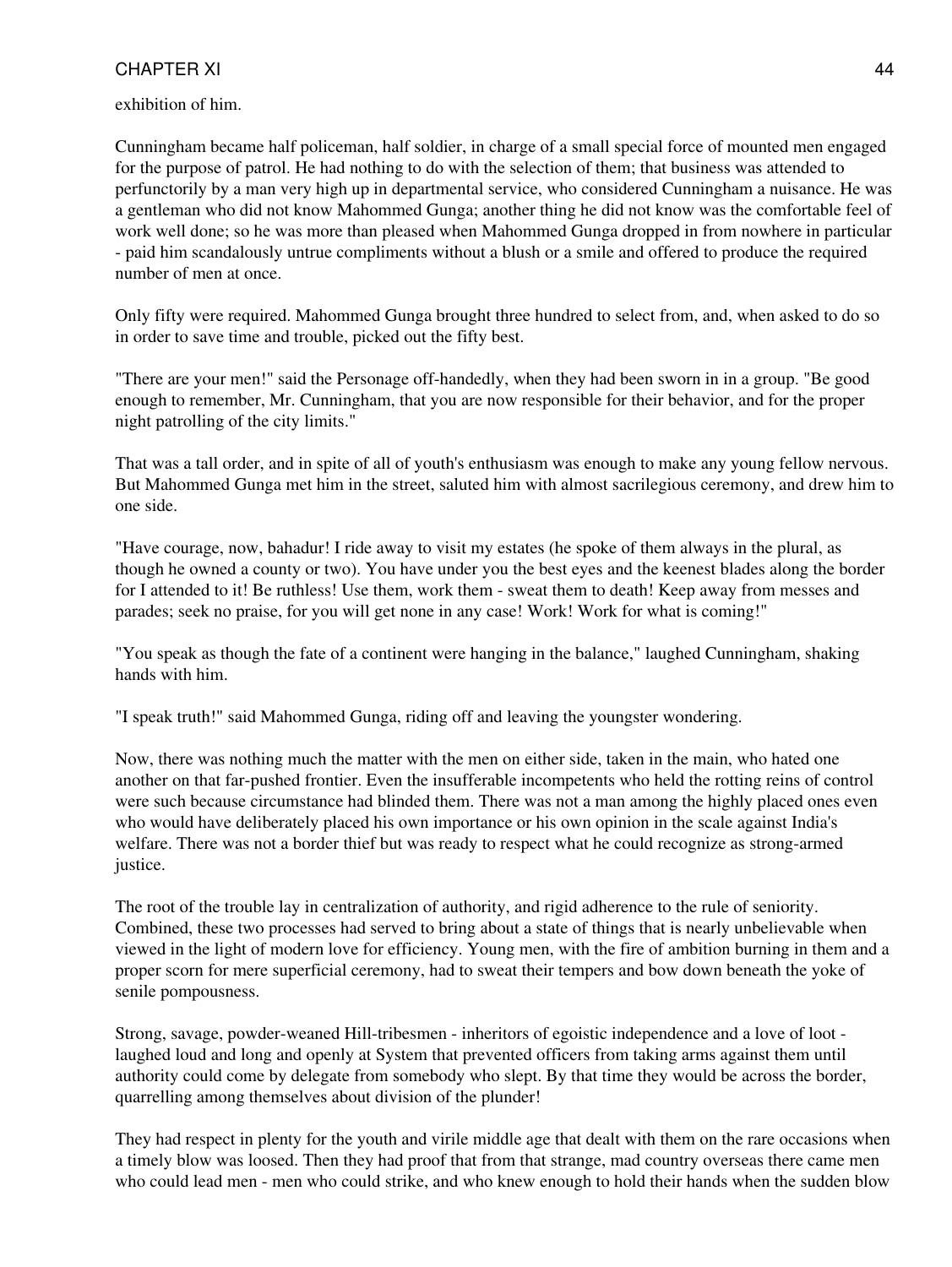exhibition of him.

Cunningham became half policeman, half soldier, in charge of a small special force of mounted men engaged for the purpose of patrol. He had nothing to do with the selection of them; that business was attended to perfunctorily by a man very high up in departmental service, who considered Cunningham a nuisance. He was a gentleman who did not know Mahommed Gunga; another thing he did not know was the comfortable feel of work well done; so he was more than pleased when Mahommed Gunga dropped in from nowhere in particular - paid him scandalously untrue compliments without a blush or a smile and offered to produce the required number of men at once.

Only fifty were required. Mahommed Gunga brought three hundred to select from, and, when asked to do so in order to save time and trouble, picked out the fifty best.

"There are your men!" said the Personage off-handedly, when they had been sworn in in a group. "Be good enough to remember, Mr. Cunningham, that you are now responsible for their behavior, and for the proper night patrolling of the city limits."

That was a tall order, and in spite of all of youth's enthusiasm was enough to make any young fellow nervous. But Mahommed Gunga met him in the street, saluted him with almost sacrilegious ceremony, and drew him to one side.

"Have courage, now, bahadur! I ride away to visit my estates (he spoke of them always in the plural, as though he owned a county or two). You have under you the best eyes and the keenest blades along the border for I attended to it! Be ruthless! Use them, work them - sweat them to death! Keep away from messes and parades; seek no praise, for you will get none in any case! Work! Work for what is coming!"

"You speak as though the fate of a continent were hanging in the balance," laughed Cunningham, shaking hands with him.

"I speak truth!" said Mahommed Gunga, riding off and leaving the youngster wondering.

Now, there was nothing much the matter with the men on either side, taken in the main, who hated one another on that far-pushed frontier. Even the insufferable incompetents who held the rotting reins of control were such because circumstance had blinded them. There was not a man among the highly placed ones even who would have deliberately placed his own importance or his own opinion in the scale against India's welfare. There was not a border thief but was ready to respect what he could recognize as strong-armed justice.

The root of the trouble lay in centralization of authority, and rigid adherence to the rule of seniority. Combined, these two processes had served to bring about a state of things that is nearly unbelievable when viewed in the light of modern love for efficiency. Young men, with the fire of ambition burning in them and a proper scorn for mere superficial ceremony, had to sweat their tempers and bow down beneath the yoke of senile pompousness.

Strong, savage, powder-weaned Hill-tribesmen - inheritors of egoistic independence and a love of loot - laughed loud and long and openly at System that prevented officers from taking arms against them until authority could come by delegate from somebody who slept. By that time they would be across the border, quarrelling among themselves about division of the plunder!

They had respect in plenty for the youth and virile middle age that dealt with them on the rare occasions when a timely blow was loosed. Then they had proof that from that strange, mad country overseas there came men who could lead men - men who could strike, and who knew enough to hold their hands when the sudden blow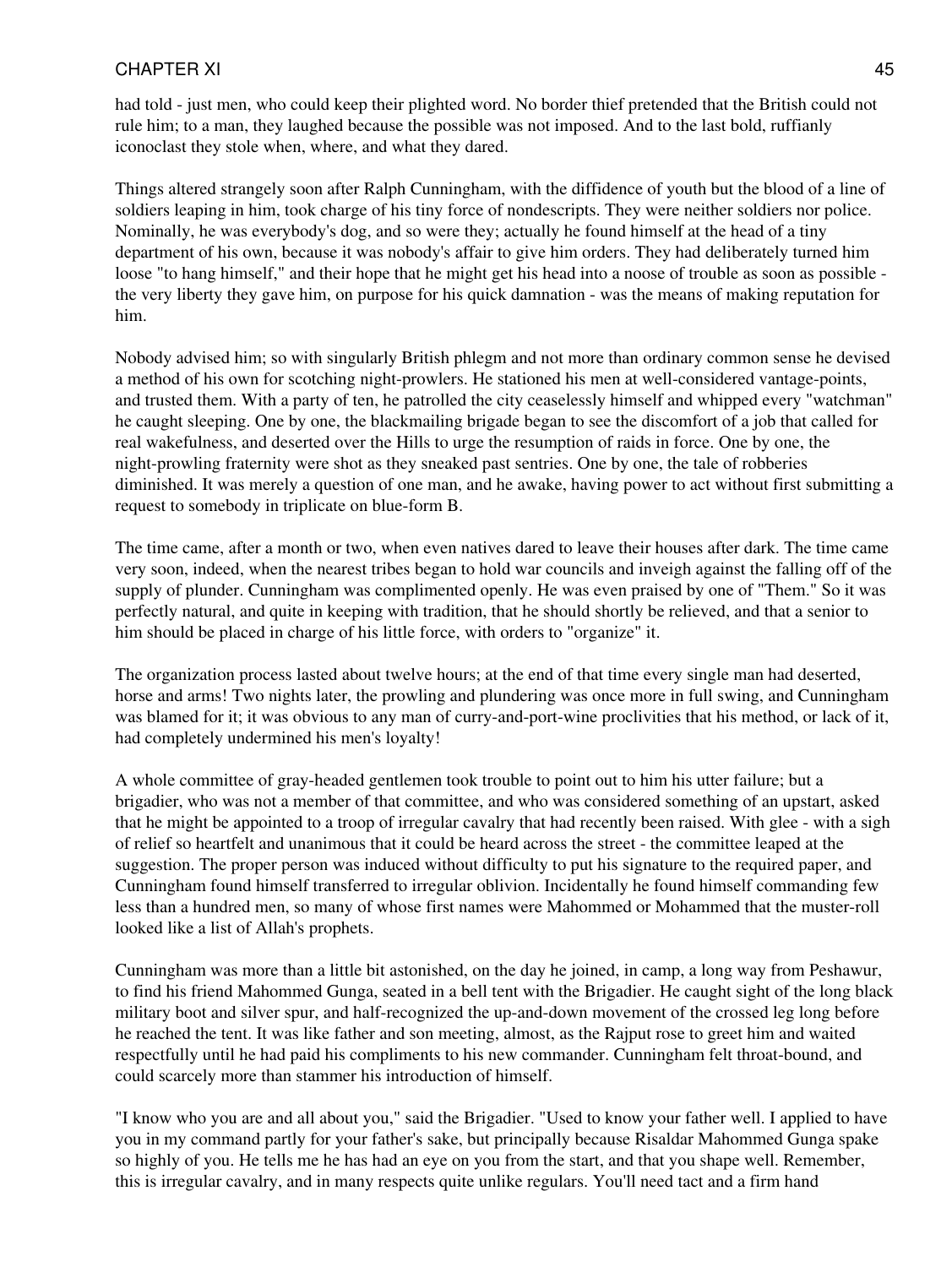had told - just men, who could keep their plighted word. No border thief pretended that the British could not rule him; to a man, they laughed because the possible was not imposed. And to the last bold, ruffianly iconoclast they stole when, where, and what they dared.

Things altered strangely soon after Ralph Cunningham, with the diffidence of youth but the blood of a line of soldiers leaping in him, took charge of his tiny force of nondescripts. They were neither soldiers nor police. Nominally, he was everybody's dog, and so were they; actually he found himself at the head of a tiny department of his own, because it was nobody's affair to give him orders. They had deliberately turned him loose "to hang himself," and their hope that he might get his head into a noose of trouble as soon as possible - the very liberty they gave him, on purpose for his quick damnation - was the means of making reputation for him.

Nobody advised him; so with singularly British phlegm and not more than ordinary common sense he devised a method of his own for scotching night-prowlers. He stationed his men at well-considered vantage-points, and trusted them. With a party of ten, he patrolled the city ceaselessly himself and whipped every "watchman" he caught sleeping. One by one, the blackmailing brigade began to see the discomfort of a job that called for real wakefulness, and deserted over the Hills to urge the resumption of raids in force. One by one, the night-prowling fraternity were shot as they sneaked past sentries. One by one, the tale of robberies diminished. It was merely a question of one man, and he awake, having power to act without first submitting a request to somebody in triplicate on blue-form B.

The time came, after a month or two, when even natives dared to leave their houses after dark. The time came very soon, indeed, when the nearest tribes began to hold war councils and inveigh against the falling off of the supply of plunder. Cunningham was complimented openly. He was even praised by one of "Them." So it was perfectly natural, and quite in keeping with tradition, that he should shortly be relieved, and that a senior to him should be placed in charge of his little force, with orders to "organize" it.

The organization process lasted about twelve hours; at the end of that time every single man had deserted, horse and arms! Two nights later, the prowling and plundering was once more in full swing, and Cunningham was blamed for it; it was obvious to any man of curry-and-port-wine proclivities that his method, or lack of it, had completely undermined his men's loyalty!

A whole committee of gray-headed gentlemen took trouble to point out to him his utter failure; but a brigadier, who was not a member of that committee, and who was considered something of an upstart, asked that he might be appointed to a troop of irregular cavalry that had recently been raised. With glee - with a sigh of relief so heartfelt and unanimous that it could be heard across the street - the committee leaped at the suggestion. The proper person was induced without difficulty to put his signature to the required paper, and Cunningham found himself transferred to irregular oblivion. Incidentally he found himself commanding few less than a hundred men, so many of whose first names were Mahommed or Mohammed that the muster-roll looked like a list of Allah's prophets.

Cunningham was more than a little bit astonished, on the day he joined, in camp, a long way from Peshawur, to find his friend Mahommed Gunga, seated in a bell tent with the Brigadier. He caught sight of the long black military boot and silver spur, and half-recognized the up-and-down movement of the crossed leg long before he reached the tent. It was like father and son meeting, almost, as the Rajput rose to greet him and waited respectfully until he had paid his compliments to his new commander. Cunningham felt throat-bound, and could scarcely more than stammer his introduction of himself.

"I know who you are and all about you," said the Brigadier. "Used to know your father well. I applied to have you in my command partly for your father's sake, but principally because Risaldar Mahommed Gunga spake so highly of you. He tells me he has had an eye on you from the start, and that you shape well. Remember, this is irregular cavalry, and in many respects quite unlike regulars. You'll need tact and a firm hand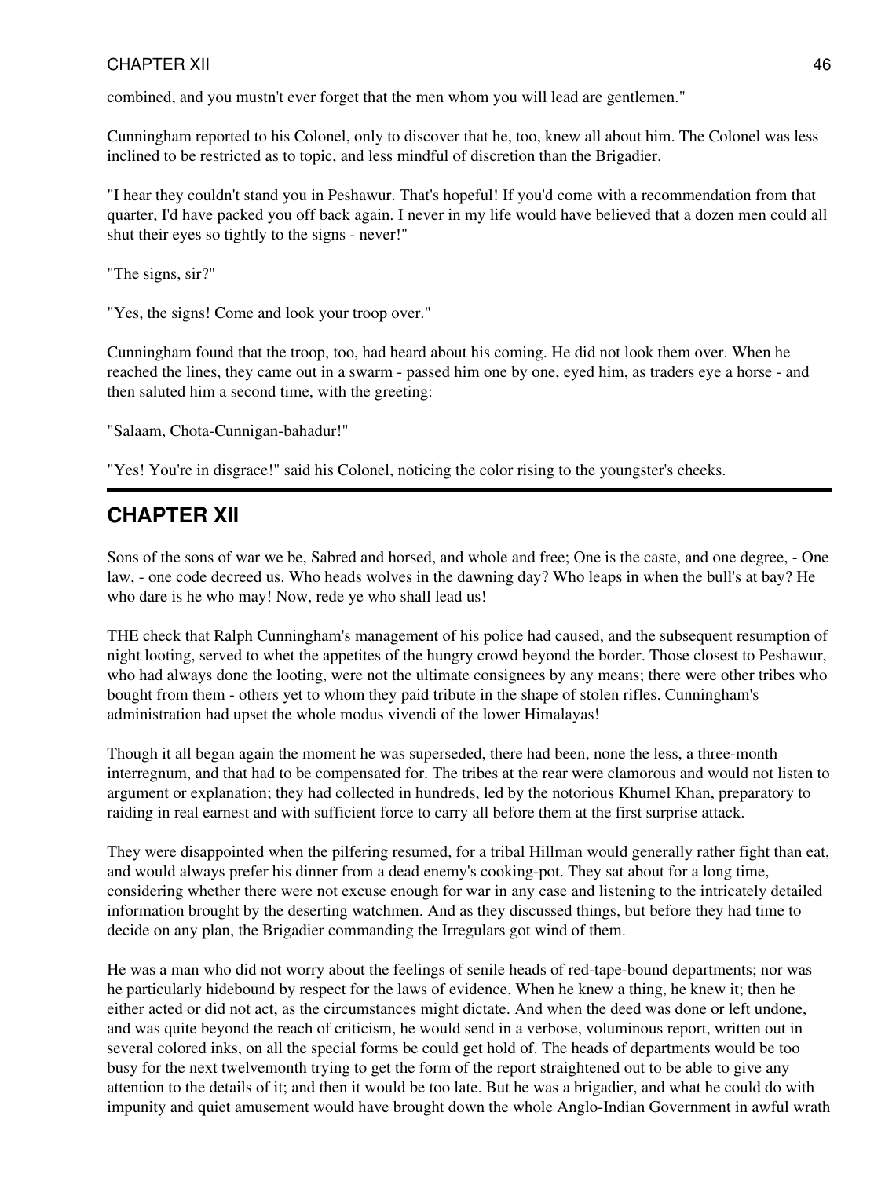combined, and you mustn't ever forget that the men whom you will lead are gentlemen."

Cunningham reported to his Colonel, only to discover that he, too, knew all about him. The Colonel was less inclined to be restricted as to topic, and less mindful of discretion than the Brigadier.

"I hear they couldn't stand you in Peshawur. That's hopeful! If you'd come with a recommendation from that quarter, I'd have packed you off back again. I never in my life would have believed that a dozen men could all shut their eyes so tightly to the signs - never!"

"The signs, sir?"

"Yes, the signs! Come and look your troop over."

Cunningham found that the troop, too, had heard about his coming. He did not look them over. When he reached the lines, they came out in a swarm - passed him one by one, eyed him, as traders eye a horse - and then saluted him a second time, with the greeting:

"Salaam, Chota-Cunnigan-bahadur!"

"Yes! You're in disgrace!" said his Colonel, noticing the color rising to the youngster's cheeks.

---

## CHAPTER XII

Sons of the sons of war we be, Sabred and horsed, and whole and free; One is the caste, and one degree, - One law, - one code decreed us. Who heads wolves in the dawning day? Who leaps in when the bull's at bay? He who dare is he who may! Now, rede ye who shall lead us!

THE check that Ralph Cunningham's management of his police had caused, and the subsequent resumption of night looting, served to whet the appetites of the hungry crowd beyond the border. Those closest to Peshawur, who had always done the looting, were not the ultimate consignees by any means; there were other tribes who bought from them - others yet to whom they paid tribute in the shape of stolen rifles. Cunningham's administration had upset the whole modus vivendi of the lower Himalayas!

Though it all began again the moment he was superseded, there had been, none the less, a three-month interregnum, and that had to be compensated for. The tribes at the rear were clamorous and would not listen to argument or explanation; they had collected in hundreds, led by the notorious Khumel Khan, preparatory to raiding in real earnest and with sufficient force to carry all before them at the first surprise attack.

They were disappointed when the pilfering resumed, for a tribal Hillman would generally rather fight than eat, and would always prefer his dinner from a dead enemy's cooking-pot. They sat about for a long time, considering whether there were not excuse enough for war in any case and listening to the intricately detailed information brought by the deserting watchmen. And as they discussed things, but before they had time to decide on any plan, the Brigadier commanding the Irregulars got wind of them.

He was a man who did not worry about the feelings of senile heads of red-tape-bound departments; nor was he particularly hidebound by respect for the laws of evidence. When he knew a thing, he knew it; then he either acted or did not act, as the circumstances might dictate. And when the deed was done or left undone, and was quite beyond the reach of criticism, he would send in a verbose, voluminous report, written out in several colored inks, on all the special forms be could get hold of. The heads of departments would be too busy for the next twelvemonth trying to get the form of the report straightened out to be able to give any attention to the details of it; and then it would be too late. But he was a brigadier, and what he could do with impunity and quiet amusement would have brought down the whole Anglo-Indian Government in awful wrath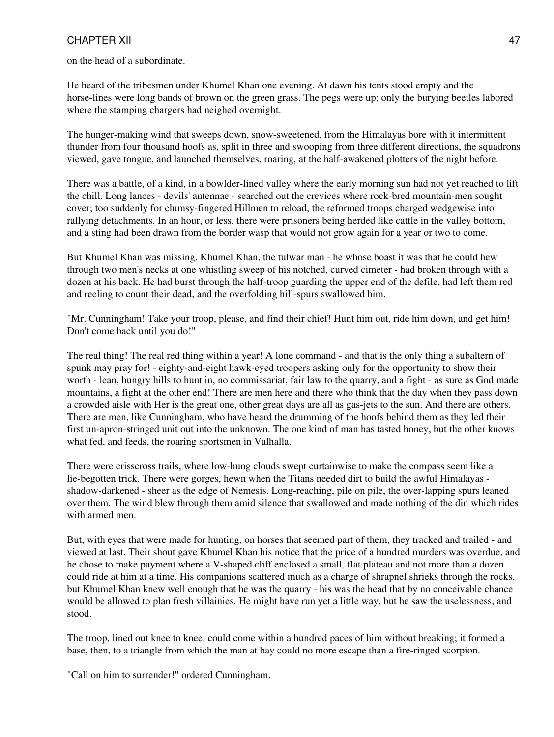on the head of a subordinate.

He heard of the tribesmen under Khumel Khan one evening. At dawn his tents stood empty and the horse-lines were long bands of brown on the green grass. The pegs were up; only the burying beetles labored where the stamping chargers had neighed overnight.

The hunger-making wind that sweeps down, snow-sweetened, from the Himalayas bore with it intermittent thunder from four thousand hoofs as, split in three and swooping from three different directions, the squadrons viewed, gave tongue, and launched themselves, roaring, at the half-awakened plotters of the night before.

There was a battle, of a kind, in a bowlder-lined valley where the early morning sun had not yet reached to lift the chill. Long lances - devils' antennae - searched out the crevices where rock-bred mountain-men sought cover; too suddenly for clumsy-fingered Hillmen to reload, the reformed troops charged wedgewise into rallying detachments. In an hour, or less, there were prisoners being herded like cattle in the valley bottom, and a sting had been drawn from the border wasp that would not grow again for a year or two to come.

But Khumel Khan was missing. Khumel Khan, the tulwar man - he whose boast it was that he could hew through two men's necks at one whistling sweep of his notched, curved cimeter - had broken through with a dozen at his back. He had burst through the half-troop guarding the upper end of the defile, had left them red and reeling to count their dead, and the overfolding hill-spurs swallowed him.

"Mr. Cunningham! Take your troop, please, and find their chief! Hunt him out, ride him down, and get him! Don't come back until you do!"

The real thing! The real red thing within a year! A lone command - and that is the only thing a subaltern of spunk may pray for! - eighty-and-eight hawk-eyed troopers asking only for the opportunity to show their worth - lean, hungry hills to hunt in, no commissariat, fair law to the quarry, and a fight - as sure as God made mountains, a fight at the other end! There are men here and there who think that the day when they pass down a crowded aisle with Her is the great one, other great days are all as gas-jets to the sun. And there are others. There are men, like Cunningham, who have heard the drumming of the hoofs behind them as they led their first un-apron-stringed unit out into the unknown. The one kind of man has tasted honey, but the other knows what fed, and feeds, the roaring sportsmen in Valhalla.

There were crisscross trails, where low-hung clouds swept curtainwise to make the compass seem like a lie-begotten trick. There were gorges, hewn when the Titans needed dirt to build the awful Himalayas - shadow-darkened - sheer as the edge of Nemesis. Long-reaching, pile on pile, the over-lapping spurs leaned over them. The wind blew through them amid silence that swallowed and made nothing of the din which rides with armed men.

But, with eyes that were made for hunting, on horses that seemed part of them, they tracked and trailed - and viewed at last. Their shout gave Khumel Khan his notice that the price of a hundred murders was overdue, and he chose to make payment where a V-shaped cliff enclosed a small, flat plateau and not more than a dozen could ride at him at a time. His companions scattered much as a charge of shrapnel shrieks through the rocks, but Khumel Khan knew well enough that he was the quarry - his was the head that by no conceivable chance would be allowed to plan fresh villainies. He might have run yet a little way, but he saw the uselessness, and stood.

The troop, lined out knee to knee, could come within a hundred paces of him without breaking; it formed a base, then, to a triangle from which the man at bay could no more escape than a fire-ringed scorpion.

"Call on him to surrender!" ordered Cunningham.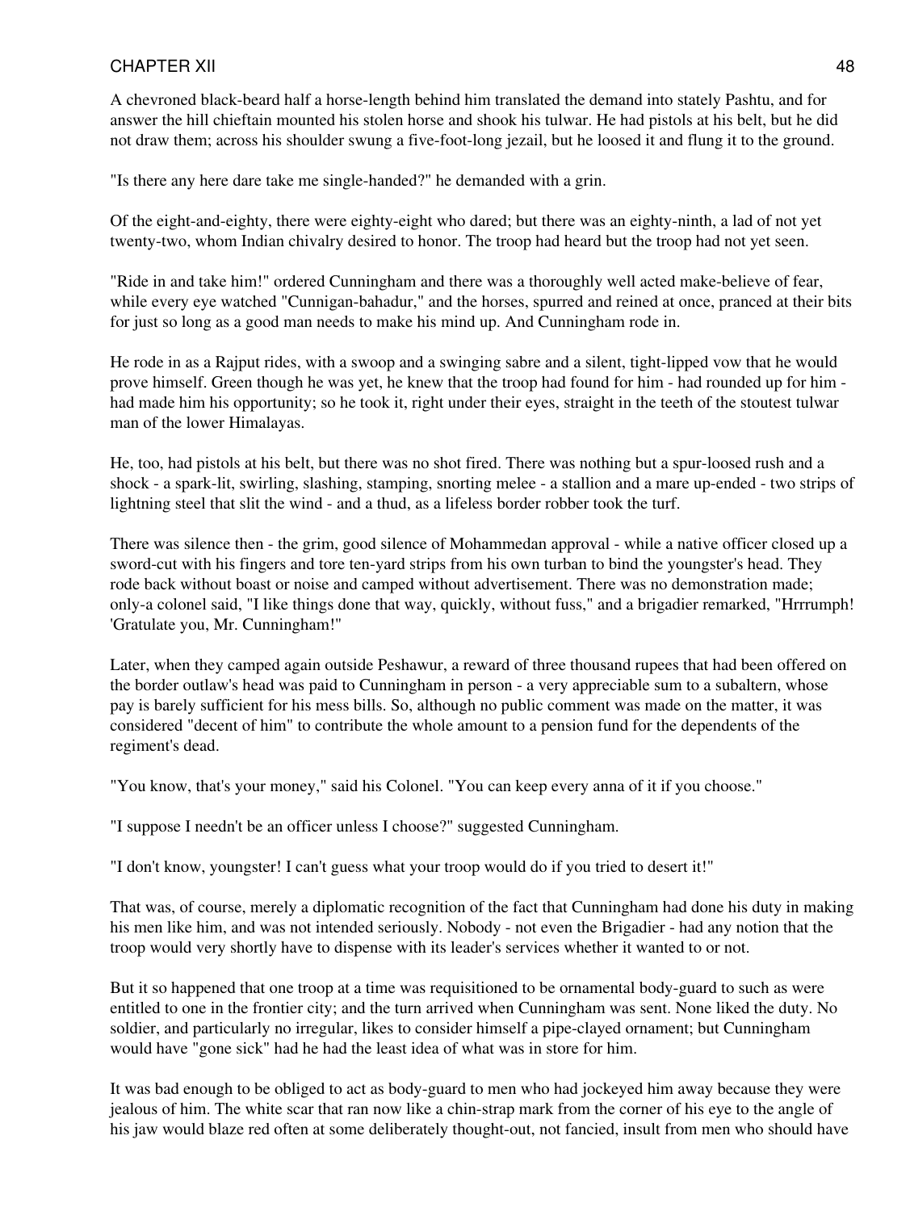A chevroned black-beard half a horse-length behind him translated the demand into stately Pashtu, and for answer the hill chieftain mounted his stolen horse and shook his tulwar. He had pistols at his belt, but he did not draw them; across his shoulder swung a five-foot-long jezail, but he loosed it and flung it to the ground.

"Is there any here dare take me single-handed?" he demanded with a grin.

Of the eight-and-eighty, there were eighty-eight who dared; but there was an eighty-ninth, a lad of not yet twenty-two, whom Indian chivalry desired to honor. The troop had heard but the troop had not yet seen.

"Ride in and take him!" ordered Cunningham and there was a thoroughly well acted make-believe of fear, while every eye watched "Cunnigan-bahadur," and the horses, spurred and reined at once, pranced at their bits for just so long as a good man needs to make his mind up. And Cunningham rode in.

He rode in as a Rajput rides, with a swoop and a swinging sabre and a silent, tight-lipped vow that he would prove himself. Green though he was yet, he knew that the troop had found for him - had rounded up for him - had made him his opportunity; so he took it, right under their eyes, straight in the teeth of the stoutest tulwar man of the lower Himalayas.

He, too, had pistols at his belt, but there was no shot fired. There was nothing but a spur-loosed rush and a shock - a spark-lit, swirling, slashing, stamping, snorting melee - a stallion and a mare up-ended - two strips of lightning steel that slit the wind - and a thud, as a lifeless border robber took the turf.

There was silence then - the grim, good silence of Mohammedan approval - while a native officer closed up a sword-cut with his fingers and tore ten-yard strips from his own turban to bind the youngster's head. They rode back without boast or noise and camped without advertisement. There was no demonstration made; only-a colonel said, "I like things done that way, quickly, without fuss," and a brigadier remarked, "Hrrrumph! 'Gratulate you, Mr. Cunningham!"

Later, when they camped again outside Peshawur, a reward of three thousand rupees that had been offered on the border outlaw's head was paid to Cunningham in person - a very appreciable sum to a subaltern, whose pay is barely sufficient for his mess bills. So, although no public comment was made on the matter, it was considered "decent of him" to contribute the whole amount to a pension fund for the dependents of the regiment's dead.

"You know, that's your money," said his Colonel. "You can keep every anna of it if you choose."

"I suppose I needn't be an officer unless I choose?" suggested Cunningham.

"I don't know, youngster! I can't guess what your troop would do if you tried to desert it!"

That was, of course, merely a diplomatic recognition of the fact that Cunningham had done his duty in making his men like him, and was not intended seriously. Nobody - not even the Brigadier - had any notion that the troop would very shortly have to dispense with its leader's services whether it wanted to or not.

But it so happened that one troop at a time was requisitioned to be ornamental body-guard to such as were entitled to one in the frontier city; and the turn arrived when Cunningham was sent. None liked the duty. No soldier, and particularly no irregular, likes to consider himself a pipe-clayed ornament; but Cunningham would have "gone sick" had he had the least idea of what was in store for him.

It was bad enough to be obliged to act as body-guard to men who had jockeyed him away because they were jealous of him. The white scar that ran now like a chin-strap mark from the corner of his eye to the angle of his jaw would blaze red often at some deliberately thought-out, not fancied, insult from men who should have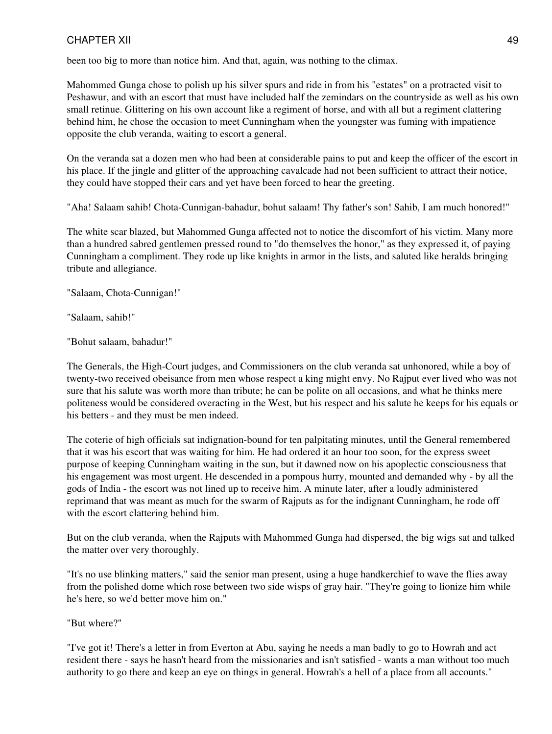been too big to more than notice him. And that, again, was nothing to the climax.

Mahommed Gunga chose to polish up his silver spurs and ride in from his "estates" on a protracted visit to Peshawur, and with an escort that must have included half the zemindars on the countryside as well as his own small retinue. Glittering on his own account like a regiment of horse, and with all but a regiment clattering behind him, he chose the occasion to meet Cunningham when the youngster was fuming with impatience opposite the club veranda, waiting to escort a general.

On the veranda sat a dozen men who had been at considerable pains to put and keep the officer of the escort in his place. If the jingle and glitter of the approaching cavalcade had not been sufficient to attract their notice, they could have stopped their ears and yet have been forced to hear the greeting.

"Aha! Salaam sahib! Chota-Cunnigan-bahadur, bohut salaam! Thy father's son! Sahib, I am much honored!"

The white scar blazed, but Mahommed Gunga affected not to notice the discomfort of his victim. Many more than a hundred sabred gentlemen pressed round to "do themselves the honor," as they expressed it, of paying Cunningham a compliment. They rode up like knights in armor in the lists, and saluted like heralds bringing tribute and allegiance.

"Salaam, Chota-Cunnigan!"

"Salaam, sahib!"

"Bohut salaam, bahadur!"

The Generals, the High-Court judges, and Commissioners on the club veranda sat unhonored, while a boy of twenty-two received obeisance from men whose respect a king might envy. No Rajput ever lived who was not sure that his salute was worth more than tribute; he can be polite on all occasions, and what he thinks mere politeness would be considered overacting in the West, but his respect and his salute he keeps for his equals or his betters - and they must be men indeed.

The coterie of high officials sat indignation-bound for ten palpitating minutes, until the General remembered that it was his escort that was waiting for him. He had ordered it an hour too soon, for the express sweet purpose of keeping Cunningham waiting in the sun, but it dawned now on his apoplectic consciousness that his engagement was most urgent. He descended in a pompous hurry, mounted and demanded why - by all the gods of India - the escort was not lined up to receive him. A minute later, after a loudly administered reprimand that was meant as much for the swarm of Rajputs as for the indignant Cunningham, he rode off with the escort clattering behind him.

But on the club veranda, when the Rajputs with Mahommed Gunga had dispersed, the big wigs sat and talked the matter over very thoroughly.

"It's no use blinking matters," said the senior man present, using a huge handkerchief to wave the flies away from the polished dome which rose between two side wisps of gray hair. "They're going to lionize him while he's here, so we'd better move him on."

"But where?"

"I've got it! There's a letter in from Everton at Abu, saying he needs a man badly to go to Howrah and act resident there - says he hasn't heard from the missionaries and isn't satisfied - wants a man without too much authority to go there and keep an eye on things in general. Howrah's a hell of a place from all accounts."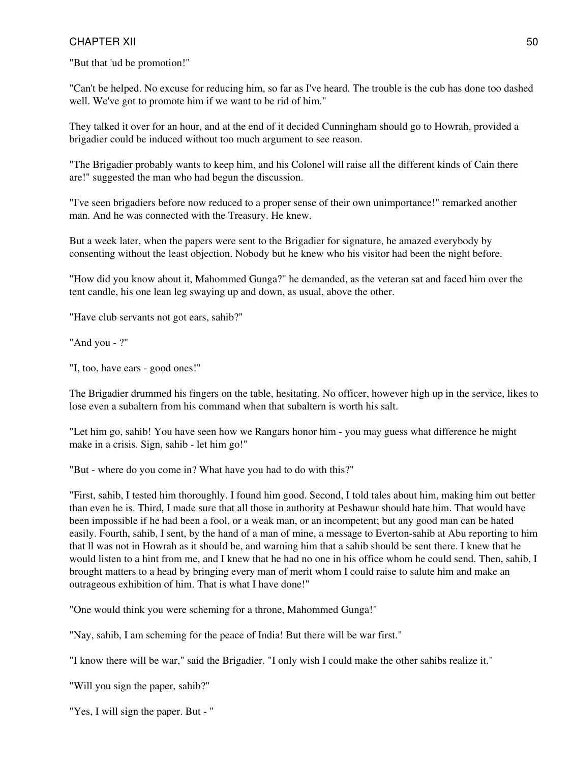"But that 'ud be promotion!"

"Can't be helped. No excuse for reducing him, so far as I've heard. The trouble is the cub has done too dashed well. We've got to promote him if we want to be rid of him."

They talked it over for an hour, and at the end of it decided Cunningham should go to Howrah, provided a brigadier could be induced without too much argument to see reason.

"The Brigadier probably wants to keep him, and his Colonel will raise all the different kinds of Cain there are!" suggested the man who had begun the discussion.

"I've seen brigadiers before now reduced to a proper sense of their own unimportance!" remarked another man. And he was connected with the Treasury. He knew.

But a week later, when the papers were sent to the Brigadier for signature, he amazed everybody by consenting without the least objection. Nobody but he knew who his visitor had been the night before.

"How did you know about it, Mahommed Gunga?" he demanded, as the veteran sat and faced him over the tent candle, his one lean leg swaying up and down, as usual, above the other.

"Have club servants not got ears, sahib?"

"And you - ?"

"I, too, have ears - good ones!"

The Brigadier drummed his fingers on the table, hesitating. No officer, however high up in the service, likes to lose even a subaltern from his command when that subaltern is worth his salt.

"Let him go, sahib! You have seen how we Rangars honor him - you may guess what difference he might make in a crisis. Sign, sahib - let him go!"

"But - where do you come in? What have you had to do with this?"

"First, sahib, I tested him thoroughly. I found him good. Second, I told tales about him, making him out better than even he is. Third, I made sure that all those in authority at Peshawur should hate him. That would have been impossible if he had been a fool, or a weak man, or an incompetent; but any good man can be hated easily. Fourth, sahib, I sent, by the hand of a man of mine, a message to Everton-sahib at Abu reporting to him that ll was not in Howrah as it should be, and warning him that a sahib should be sent there. I knew that he would listen to a hint from me, and I knew that he had no one in his office whom he could send. Then, sahib, I brought matters to a head by bringing every man of merit whom I could raise to salute him and make an outrageous exhibition of him. That is what I have done!"

"One would think you were scheming for a throne, Mahommed Gunga!"

"Nay, sahib, I am scheming for the peace of India! But there will be war first."

"I know there will be war," said the Brigadier. "I only wish I could make the other sahibs realize it."

"Will you sign the paper, sahib?"

"Yes, I will sign the paper. But - "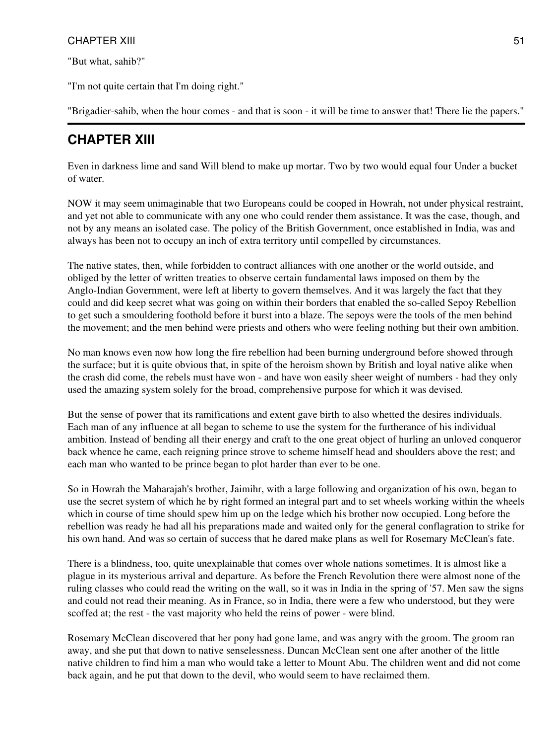"But what, sahib?"

"I'm not quite certain that I'm doing right."

"Brigadier-sahib, when the hour comes - and that is soon - it will be time to answer that! There lie the papers."

## CHAPTER XIII

Even in darkness lime and sand Will blend to make up mortar. Two by two would equal four Under a bucket of water.

NOW it may seem unimaginable that two Europeans could be cooped in Howrah, not under physical restraint, and yet not able to communicate with any one who could render them assistance. It was the case, though, and not by any means an isolated case. The policy of the British Government, once established in India, was and always has been not to occupy an inch of extra territory until compelled by circumstances.

The native states, then, while forbidden to contract alliances with one another or the world outside, and obliged by the letter of written treaties to observe certain fundamental laws imposed on them by the Anglo-Indian Government, were left at liberty to govern themselves. And it was largely the fact that they could and did keep secret what was going on within their borders that enabled the so-called Sepoy Rebellion to get such a smouldering foothold before it burst into a blaze. The sepoys were the tools of the men behind the movement; and the men behind were priests and others who were feeling nothing but their own ambition.

No man knows even now how long the fire rebellion had been burning underground before showed through the surface; but it is quite obvious that, in spite of the heroism shown by British and loyal native alike when the crash did come, the rebels must have won - and have won easily sheer weight of numbers - had they only used the amazing system solely for the broad, comprehensive purpose for which it was devised.

But the sense of power that its ramifications and extent gave birth to also whetted the desires individuals. Each man of any influence at all began to scheme to use the system for the furtherance of his individual ambition. Instead of bending all their energy and craft to the one great object of hurling an unloved conqueror back whence he came, each reigning prince strove to scheme himself head and shoulders above the rest; and each man who wanted to be prince began to plot harder than ever to be one.

So in Howrah the Maharajah's brother, Jaimihr, with a large following and organization of his own, began to use the secret system of which he by right formed an integral part and to set wheels working within the wheels which in course of time should spew him up on the ledge which his brother now occupied. Long before the rebellion was ready he had all his preparations made and waited only for the general conflagration to strike for his own hand. And was so certain of success that he dared make plans as well for Rosemary McClean's fate.

There is a blindness, too, quite unexplainable that comes over whole nations sometimes. It is almost like a plague in its mysterious arrival and departure. As before the French Revolution there were almost none of the ruling classes who could read the writing on the wall, so it was in India in the spring of '57. Men saw the signs and could not read their meaning. As in France, so in India, there were a few who understood, but they were scoffed at; the rest - the vast majority who held the reins of power - were blind.

Rosemary McClean discovered that her pony had gone lame, and was angry with the groom. The groom ran away, and she put that down to native senselessness. Duncan McClean sent one after another of the little native children to find him a man who would take a letter to Mount Abu. The children went and did not come back again, and he put that down to the devil, who would seem to have reclaimed them.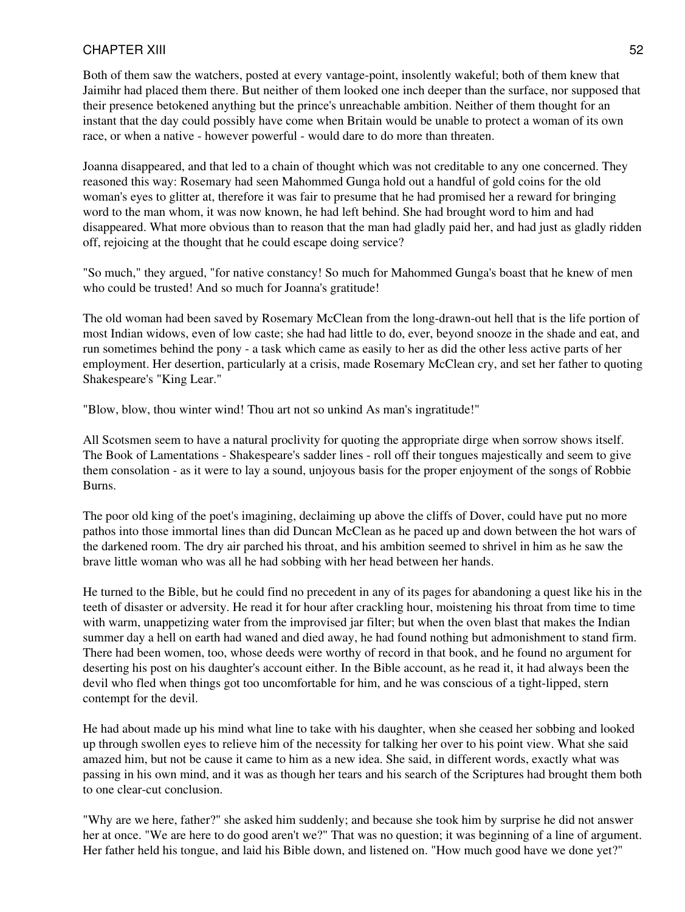Both of them saw the watchers, posted at every vantage-point, insolently wakeful; both of them knew that Jaimihr had placed them there. But neither of them looked one inch deeper than the surface, nor supposed that their presence betokened anything but the prince's unreachable ambition. Neither of them thought for an instant that the day could possibly have come when Britain would be unable to protect a woman of its own race, or when a native - however powerful - would dare to do more than threaten.

Joanna disappeared, and that led to a chain of thought which was not creditable to any one concerned. They reasoned this way: Rosemary had seen Mahommed Gunga hold out a handful of gold coins for the old woman's eyes to glitter at, therefore it was fair to presume that he had promised her a reward for bringing word to the man whom, it was now known, he had left behind. She had brought word to him and had disappeared. What more obvious than to reason that the man had gladly paid her, and had just as gladly ridden off, rejoicing at the thought that he could escape doing service?

"So much," they argued, "for native constancy! So much for Mahommed Gunga's boast that he knew of men who could be trusted! And so much for Joanna's gratitude!

The old woman had been saved by Rosemary McClean from the long-drawn-out hell that is the life portion of most Indian widows, even of low caste; she had had little to do, ever, beyond snooze in the shade and eat, and run sometimes behind the pony - a task which came as easily to her as did the other less active parts of her employment. Her desertion, particularly at a crisis, made Rosemary McClean cry, and set her father to quoting Shakespeare's "King Lear."

"Blow, blow, thou winter wind! Thou art not so unkind As man's ingratitude!"

All Scotsmen seem to have a natural proclivity for quoting the appropriate dirge when sorrow shows itself. The Book of Lamentations - Shakespeare's sadder lines - roll off their tongues majestically and seem to give them consolation - as it were to lay a sound, unjoyous basis for the proper enjoyment of the songs of Robbie Burns.

The poor old king of the poet's imagining, declaiming up above the cliffs of Dover, could have put no more pathos into those immortal lines than did Duncan McClean as he paced up and down between the hot wars of the darkened room. The dry air parched his throat, and his ambition seemed to shrivel in him as he saw the brave little woman who was all he had sobbing with her head between her hands.

He turned to the Bible, but he could find no precedent in any of its pages for abandoning a quest like his in the teeth of disaster or adversity. He read it for hour after crackling hour, moistening his throat from time to time with warm, unappetizing water from the improvised jar filter; but when the oven blast that makes the Indian summer day a hell on earth had waned and died away, he had found nothing but admonishment to stand firm. There had been women, too, whose deeds were worthy of record in that book, and he found no argument for deserting his post on his daughter's account either. In the Bible account, as he read it, it had always been the devil who fled when things got too uncomfortable for him, and he was conscious of a tight-lipped, stern contempt for the devil.

He had about made up his mind what line to take with his daughter, when she ceased her sobbing and looked up through swollen eyes to relieve him of the necessity for talking her over to his point view. What she said amazed him, but not be cause it came to him as a new idea. She said, in different words, exactly what was passing in his own mind, and it was as though her tears and his search of the Scriptures had brought them both to one clear-cut conclusion.

"Why are we here, father?" she asked him suddenly; and because she took him by surprise he did not answer her at once. "We are here to do good aren't we?" That was no question; it was beginning of a line of argument. Her father held his tongue, and laid his Bible down, and listened on. "How much good have we done yet?"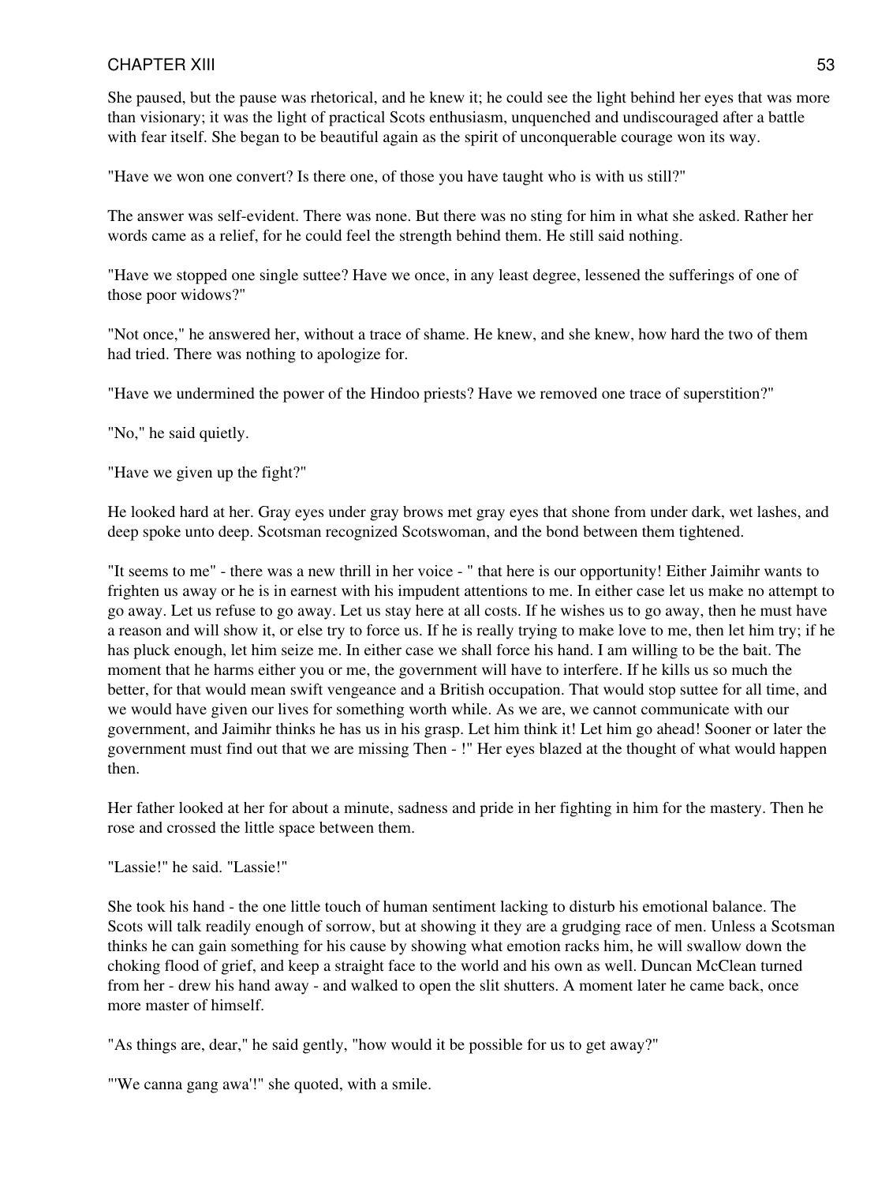She paused, but the pause was rhetorical, and he knew it; he could see the light behind her eyes that was more than visionary; it was the light of practical Scots enthusiasm, unquenched and undiscouraged after a battle with fear itself. She began to be beautiful again as the spirit of unconquerable courage won its way.

"Have we won one convert? Is there one, of those you have taught who is with us still?"

The answer was self-evident. There was none. But there was no sting for him in what she asked. Rather her words came as a relief, for he could feel the strength behind them. He still said nothing.

"Have we stopped one single suttee? Have we once, in any least degree, lessened the sufferings of one of those poor widows?"

"Not once," he answered her, without a trace of shame. He knew, and she knew, how hard the two of them had tried. There was nothing to apologize for.

"Have we undermined the power of the Hindoo priests? Have we removed one trace of superstition?"

"No," he said quietly.

"Have we given up the fight?"

He looked hard at her. Gray eyes under gray brows met gray eyes that shone from under dark, wet lashes, and deep spoke unto deep. Scotsman recognized Scotswoman, and the bond between them tightened.

"It seems to me" - there was a new thrill in her voice - " that here is our opportunity! Either Jaimihr wants to frighten us away or he is in earnest with his impudent attentions to me. In either case let us make no attempt to go away. Let us refuse to go away. Let us stay here at all costs. If he wishes us to go away, then he must have a reason and will show it, or else try to force us. If he is really trying to make love to me, then let him try; if he has pluck enough, let him seize me. In either case we shall force his hand. I am willing to be the bait. The moment that he harms either you or me, the government will have to interfere. If he kills us so much the better, for that would mean swift vengeance and a British occupation. That would stop suttee for all time, and we would have given our lives for something worth while. As we are, we cannot communicate with our government, and Jaimihr thinks he has us in his grasp. Let him think it! Let him go ahead! Sooner or later the government must find out that we are missing Then - !" Her eyes blazed at the thought of what would happen then.

Her father looked at her for about a minute, sadness and pride in her fighting in him for the mastery. Then he rose and crossed the little space between them.

"Lassie!" he said. "Lassie!"

She took his hand - the one little touch of human sentiment lacking to disturb his emotional balance. The Scots will talk readily enough of sorrow, but at showing it they are a grudging race of men. Unless a Scotsman thinks he can gain something for his cause by showing what emotion racks him, he will swallow down the choking flood of grief, and keep a straight face to the world and his own as well. Duncan McClean turned from her - drew his hand away - and walked to open the slit shutters. A moment later he came back, once more master of himself.

"As things are, dear," he said gently, "how would it be possible for us to get away?"

"'We canna gang awa'!" she quoted, with a smile.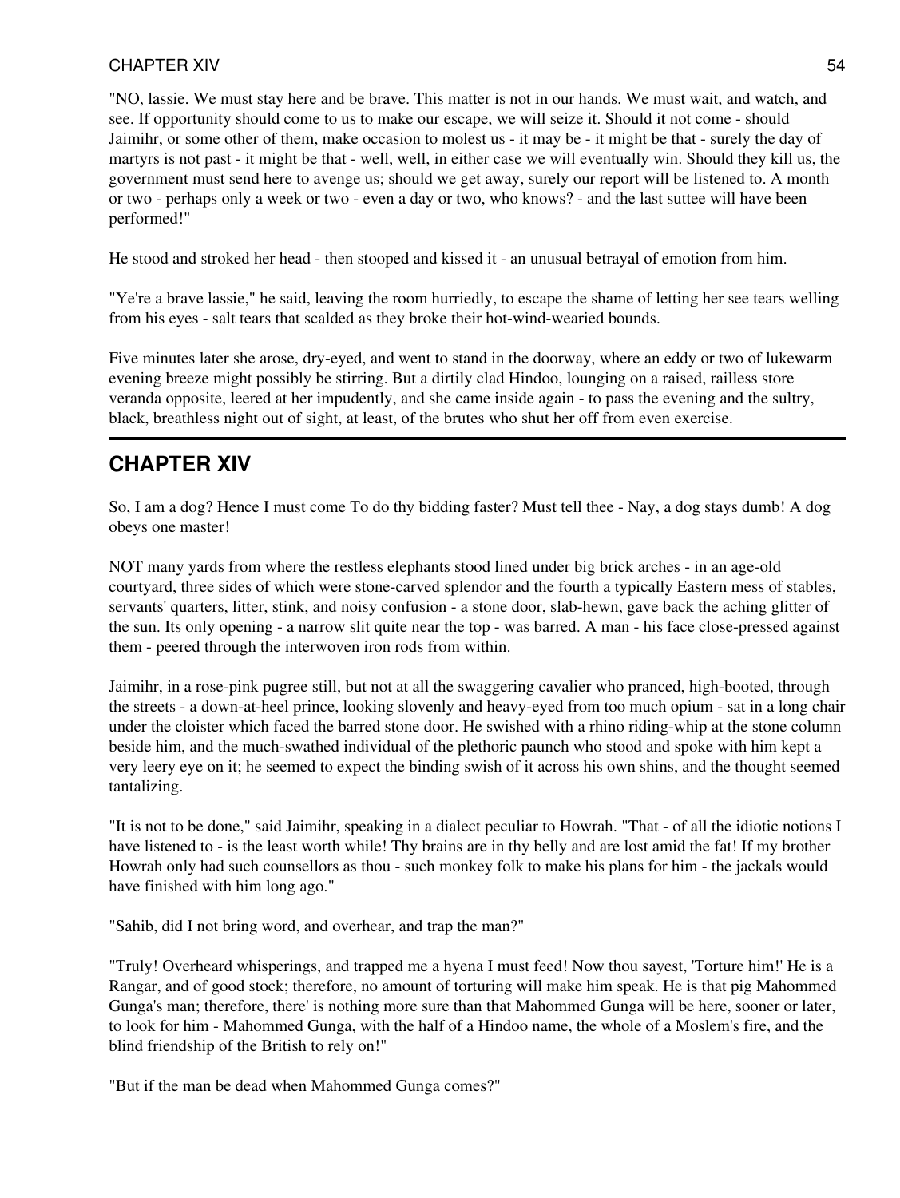"NO, lassie. We must stay here and be brave. This matter is not in our hands. We must wait, and watch, and see. If opportunity should come to us to make our escape, we will seize it. Should it not come - should Jaimihr, or some other of them, make occasion to molest us - it may be - it might be that - surely the day of martyrs is not past - it might be that - well, well, in either case we will eventually win. Should they kill us, the government must send here to avenge us; should we get away, surely our report will be listened to. A month or two - perhaps only a week or two - even a day or two, who knows? - and the last suttee will have been performed!"

He stood and stroked her head - then stooped and kissed it - an unusual betrayal of emotion from him.

"Ye're a brave lassie," he said, leaving the room hurriedly, to escape the shame of letting her see tears welling from his eyes - salt tears that scalded as they broke their hot-wind-wearied bounds.

Five minutes later she arose, dry-eyed, and went to stand in the doorway, where an eddy or two of lukewarm evening breeze might possibly be stirring. But a dirtily clad Hindoo, lounging on a raised, railless store veranda opposite, leered at her impudently, and she came inside again - to pass the evening and the sultry, black, breathless night out of sight, at least, of the brutes who shut her off from even exercise.

## CHAPTER XIV

So, I am a dog? Hence I must come To do thy bidding faster? Must tell thee - Nay, a dog stays dumb! A dog obeys one master!

NOT many yards from where the restless elephants stood lined under big brick arches - in an age-old courtyard, three sides of which were stone-carved splendor and the fourth a typically Eastern mess of stables, servants' quarters, litter, stink, and noisy confusion - a stone door, slab-hewn, gave back the aching glitter of the sun. Its only opening - a narrow slit quite near the top - was barred. A man - his face close-pressed against them - peered through the interwoven iron rods from within.

Jaimihr, in a rose-pink pugree still, but not at all the swaggering cavalier who pranced, high-booted, through the streets - a down-at-heel prince, looking slovenly and heavy-eyed from too much opium - sat in a long chair under the cloister which faced the barred stone door. He swished with a rhino riding-whip at the stone column beside him, and the much-swathed individual of the plethoric paunch who stood and spoke with him kept a very leery eye on it; he seemed to expect the binding swish of it across his own shins, and the thought seemed tantalizing.

"It is not to be done," said Jaimihr, speaking in a dialect peculiar to Howrah. "That - of all the idiotic notions I have listened to - is the least worth while! Thy brains are in thy belly and are lost amid the fat! If my brother Howrah only had such counsellors as thou - such monkey folk to make his plans for him - the jackals would have finished with him long ago."

"Sahib, did I not bring word, and overhear, and trap the man?"

"Truly! Overheard whisperings, and trapped me a hyena I must feed! Now thou sayest, 'Torture him!' He is a Rangar, and of good stock; therefore, no amount of torturing will make him speak. He is that pig Mahommed Gunga's man; therefore, there' is nothing more sure than that Mahommed Gunga will be here, sooner or later, to look for him - Mahommed Gunga, with the half of a Hindoo name, the whole of a Moslem's fire, and the blind friendship of the British to rely on!"

"But if the man be dead when Mahommed Gunga comes?"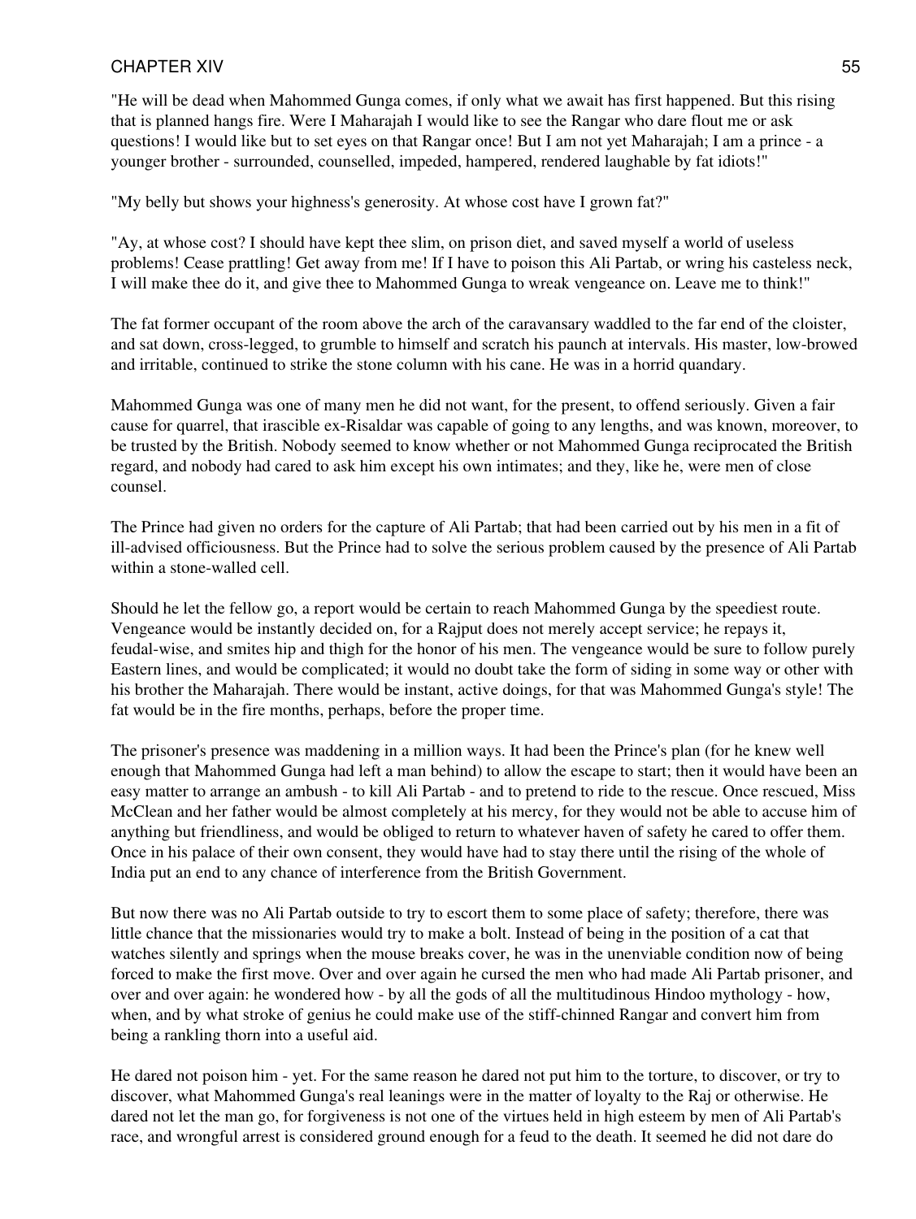"He will be dead when Mahommed Gunga comes, if only what we await has first happened. But this rising that is planned hangs fire. Were I Maharajah I would like to see the Rangar who dare flout me or ask questions! I would like but to set eyes on that Rangar once! But I am not yet Maharajah; I am a prince - a younger brother - surrounded, counselled, impeded, hampered, rendered laughable by fat idiots!"

"My belly but shows your highness's generosity. At whose cost have I grown fat?"

"Ay, at whose cost? I should have kept thee slim, on prison diet, and saved myself a world of useless problems! Cease prattling! Get away from me! If I have to poison this Ali Partab, or wring his casteless neck, I will make thee do it, and give thee to Mahommed Gunga to wreak vengeance on. Leave me to think!"

The fat former occupant of the room above the arch of the caravansary waddled to the far end of the cloister, and sat down, cross-legged, to grumble to himself and scratch his paunch at intervals. His master, low-browed and irritable, continued to strike the stone column with his cane. He was in a horrid quandary.

Mahommed Gunga was one of many men he did not want, for the present, to offend seriously. Given a fair cause for quarrel, that irascible ex-Risaldar was capable of going to any lengths, and was known, moreover, to be trusted by the British. Nobody seemed to know whether or not Mahommed Gunga reciprocated the British regard, and nobody had cared to ask him except his own intimates; and they, like he, were men of close counsel.

The Prince had given no orders for the capture of Ali Partab; that had been carried out by his men in a fit of ill-advised officiousness. But the Prince had to solve the serious problem caused by the presence of Ali Partab within a stone-walled cell.

Should he let the fellow go, a report would be certain to reach Mahommed Gunga by the speediest route. Vengeance would be instantly decided on, for a Rajput does not merely accept service; he repays it, feudal-wise, and smites hip and thigh for the honor of his men. The vengeance would be sure to follow purely Eastern lines, and would be complicated; it would no doubt take the form of siding in some way or other with his brother the Maharajah. There would be instant, active doings, for that was Mahommed Gunga's style! The fat would be in the fire months, perhaps, before the proper time.

The prisoner's presence was maddening in a million ways. It had been the Prince's plan (for he knew well enough that Mahommed Gunga had left a man behind) to allow the escape to start; then it would have been an easy matter to arrange an ambush - to kill Ali Partab - and to pretend to ride to the rescue. Once rescued, Miss McClean and her father would be almost completely at his mercy, for they would not be able to accuse him of anything but friendliness, and would be obliged to return to whatever haven of safety he cared to offer them. Once in his palace of their own consent, they would have had to stay there until the rising of the whole of India put an end to any chance of interference from the British Government.

But now there was no Ali Partab outside to try to escort them to some place of safety; therefore, there was little chance that the missionaries would try to make a bolt. Instead of being in the position of a cat that watches silently and springs when the mouse breaks cover, he was in the unenviable condition now of being forced to make the first move. Over and over again he cursed the men who had made Ali Partab prisoner, and over and over again: he wondered how - by all the gods of all the multitudinous Hindoo mythology - how, when, and by what stroke of genius he could make use of the stiff-chinned Rangar and convert him from being a rankling thorn into a useful aid.

He dared not poison him - yet. For the same reason he dared not put him to the torture, to discover, or try to discover, what Mahommed Gunga's real leanings were in the matter of loyalty to the Raj or otherwise. He dared not let the man go, for forgiveness is not one of the virtues held in high esteem by men of Ali Partab's race, and wrongful arrest is considered ground enough for a feud to the death. It seemed he did not dare do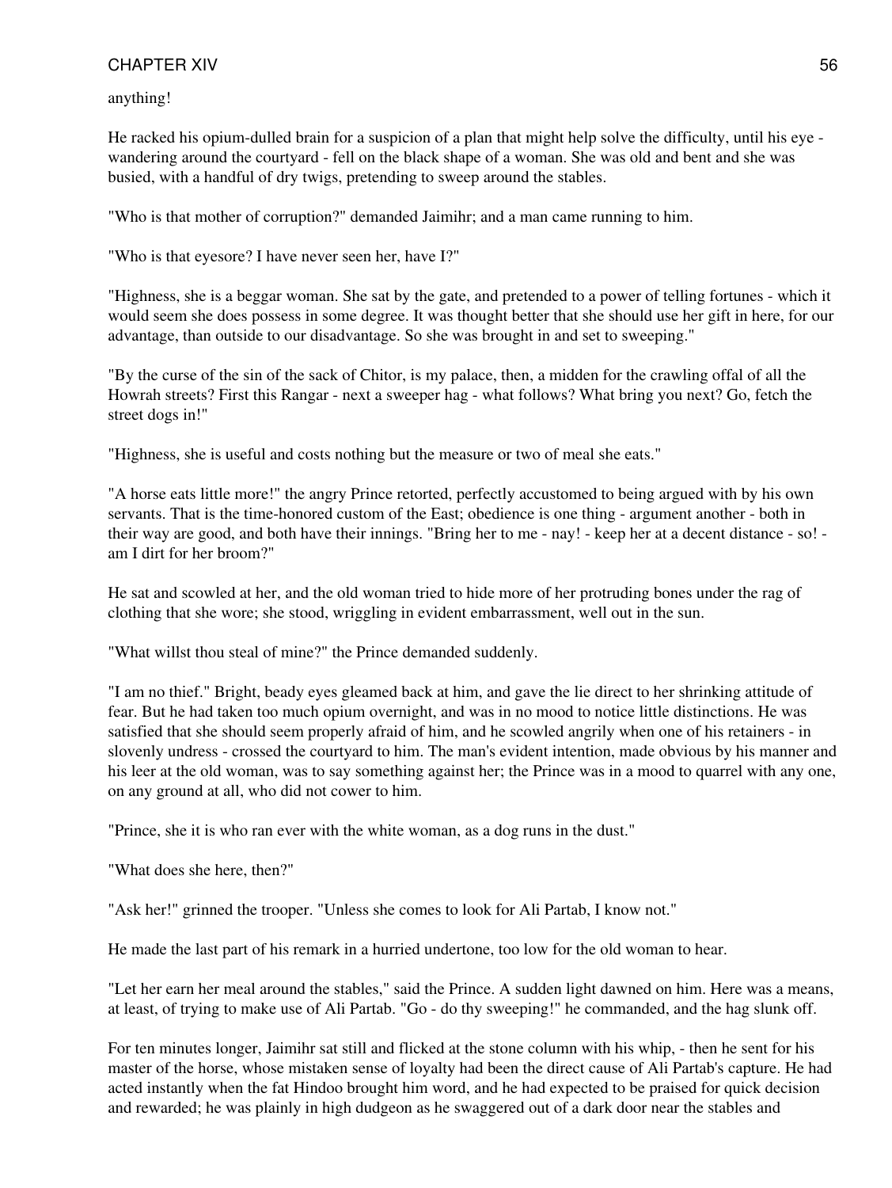anything!

He racked his opium-dulled brain for a suspicion of a plan that might help solve the difficulty, until his eye - wandering around the courtyard - fell on the black shape of a woman. She was old and bent and she was busied, with a handful of dry twigs, pretending to sweep around the stables.

"Who is that mother of corruption?" demanded Jaimihr; and a man came running to him.

"Who is that eyesore? I have never seen her, have I?"

"Highness, she is a beggar woman. She sat by the gate, and pretended to a power of telling fortunes - which it would seem she does possess in some degree. It was thought better that she should use her gift in here, for our advantage, than outside to our disadvantage. So she was brought in and set to sweeping."

"By the curse of the sin of the sack of Chitor, is my palace, then, a midden for the crawling offal of all the Howrah streets? First this Rangar - next a sweeper hag - what follows? What bring you next? Go, fetch the street dogs in!"

"Highness, she is useful and costs nothing but the measure or two of meal she eats."

"A horse eats little more!" the angry Prince retorted, perfectly accustomed to being argued with by his own servants. That is the time-honored custom of the East; obedience is one thing - argument another - both in their way are good, and both have their innings. "Bring her to me - nay! - keep her at a decent distance - so! - am I dirt for her broom?"

He sat and scowled at her, and the old woman tried to hide more of her protruding bones under the rag of clothing that she wore; she stood, wriggling in evident embarrassment, well out in the sun.

"What willst thou steal of mine?" the Prince demanded suddenly.

"I am no thief." Bright, beady eyes gleamed back at him, and gave the lie direct to her shrinking attitude of fear. But he had taken too much opium overnight, and was in no mood to notice little distinctions. He was satisfied that she should seem properly afraid of him, and he scowled angrily when one of his retainers - in slovenly undress - crossed the courtyard to him. The man's evident intention, made obvious by his manner and his leer at the old woman, was to say something against her; the Prince was in a mood to quarrel with any one, on any ground at all, who did not cower to him.

"Prince, she it is who ran ever with the white woman, as a dog runs in the dust."

"What does she here, then?"

"Ask her!" grinned the trooper. "Unless she comes to look for Ali Partab, I know not."

He made the last part of his remark in a hurried undertone, too low for the old woman to hear.

"Let her earn her meal around the stables," said the Prince. A sudden light dawned on him. Here was a means, at least, of trying to make use of Ali Partab. "Go - do thy sweeping!" he commanded, and the hag slunk off.

For ten minutes longer, Jaimihr sat still and flicked at the stone column with his whip, - then he sent for his master of the horse, whose mistaken sense of loyalty had been the direct cause of Ali Partab's capture. He had acted instantly when the fat Hindoo brought him word, and he had expected to be praised for quick decision and rewarded; he was plainly in high dudgeon as he swaggered out of a dark door near the stables and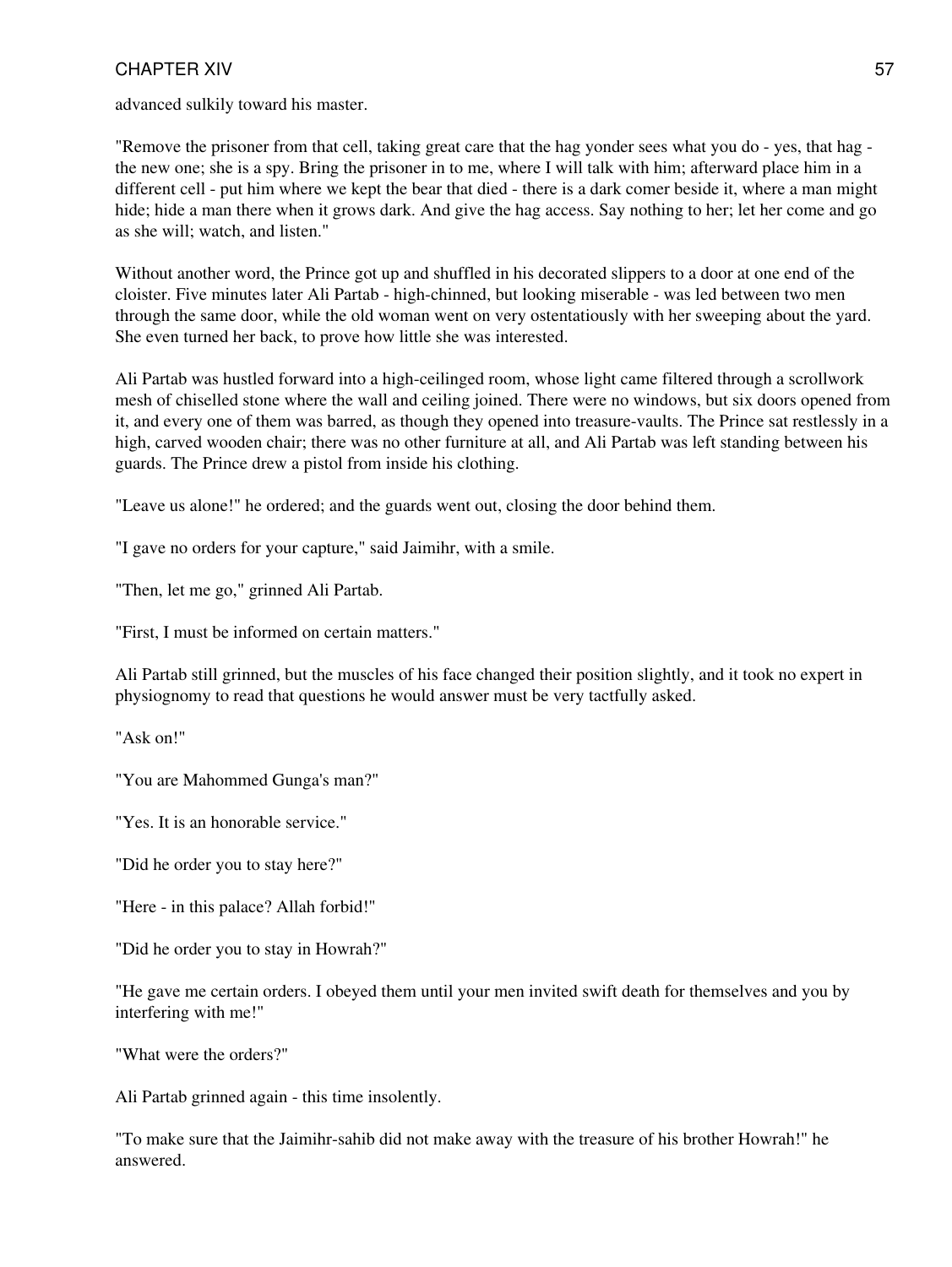advanced sulkily toward his master.

"Remove the prisoner from that cell, taking great care that the hag yonder sees what you do - yes, that hag - the new one; she is a spy. Bring the prisoner in to me, where I will talk with him; afterward place him in a different cell - put him where we kept the bear that died - there is a dark comer beside it, where a man might hide; hide a man there when it grows dark. And give the hag access. Say nothing to her; let her come and go as she will; watch, and listen."

Without another word, the Prince got up and shuffled in his decorated slippers to a door at one end of the cloister. Five minutes later Ali Partab - high-chinned, but looking miserable - was led between two men through the same door, while the old woman went on very ostentatiously with her sweeping about the yard. She even turned her back, to prove how little she was interested.

Ali Partab was hustled forward into a high-ceilinged room, whose light came filtered through a scrollwork mesh of chiselled stone where the wall and ceiling joined. There were no windows, but six doors opened from it, and every one of them was barred, as though they opened into treasure-vaults. The Prince sat restlessly in a high, carved wooden chair; there was no other furniture at all, and Ali Partab was left standing between his guards. The Prince drew a pistol from inside his clothing.

"Leave us alone!" he ordered; and the guards went out, closing the door behind them.

"I gave no orders for your capture," said Jaimihr, with a smile.

"Then, let me go," grinned Ali Partab.

"First, I must be informed on certain matters."

Ali Partab still grinned, but the muscles of his face changed their position slightly, and it took no expert in physiognomy to read that questions he would answer must be very tactfully asked.

"Ask on!"

"You are Mahommed Gunga's man?"

"Yes. It is an honorable service."

"Did he order you to stay here?"

"Here - in this palace? Allah forbid!"

"Did he order you to stay in Howrah?"

"He gave me certain orders. I obeyed them until your men invited swift death for themselves and you by interfering with me!"

"What were the orders?"

Ali Partab grinned again - this time insolently.

"To make sure that the Jaimihr-sahib did not make away with the treasure of his brother Howrah!" he answered.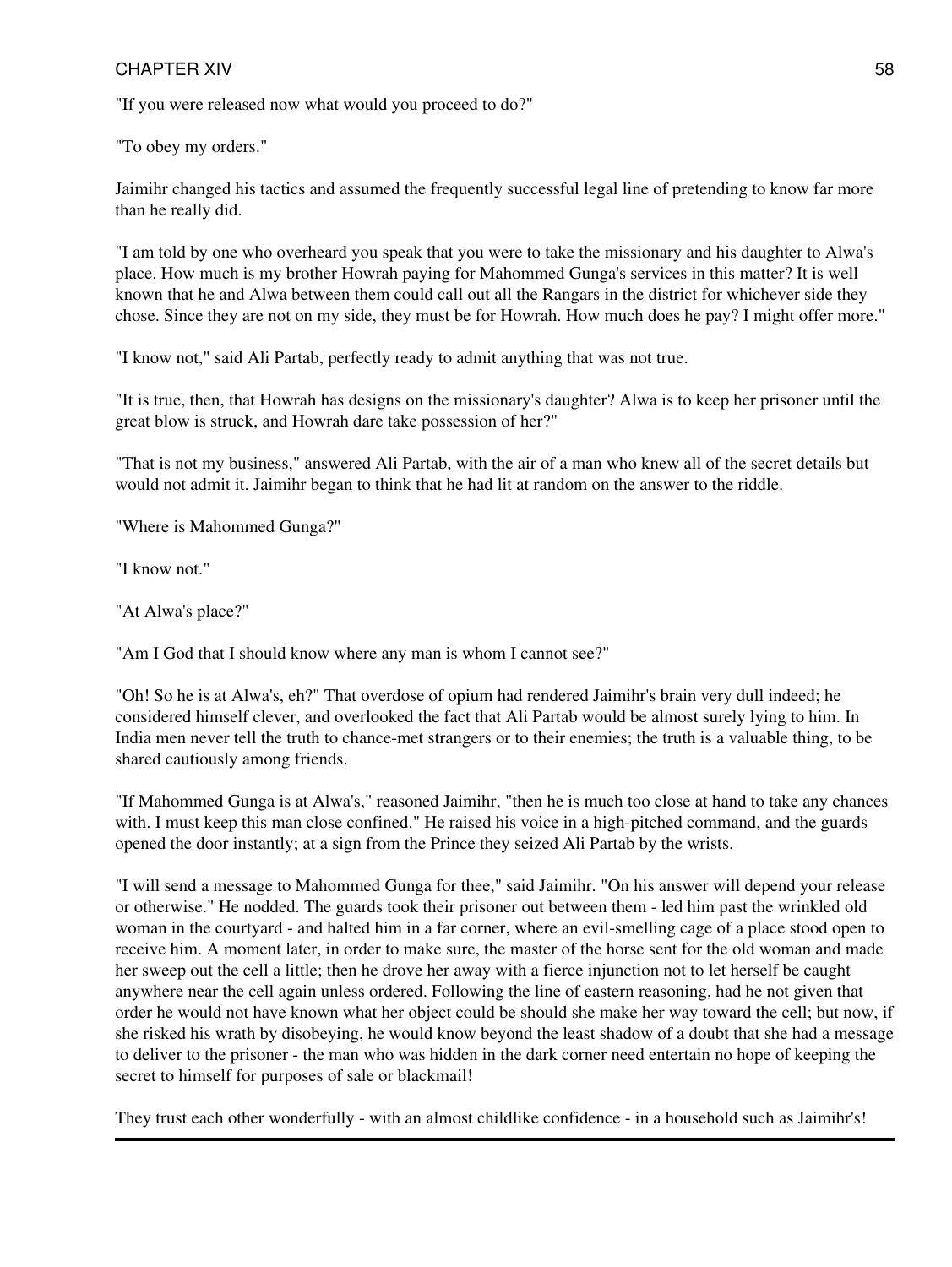"If you were released now what would you proceed to do?"

"To obey my orders."

Jaimihr changed his tactics and assumed the frequently successful legal line of pretending to know far more than he really did.

"I am told by one who overheard you speak that you were to take the missionary and his daughter to Alwa's place. How much is my brother Howrah paying for Mahommed Gunga's services in this matter? It is well known that he and Alwa between them could call out all the Rangars in the district for whichever side they chose. Since they are not on my side, they must be for Howrah. How much does he pay? I might offer more."

"I know not," said Ali Partab, perfectly ready to admit anything that was not true.

"It is true, then, that Howrah has designs on the missionary's daughter? Alwa is to keep her prisoner until the great blow is struck, and Howrah dare take possession of her?"

"That is not my business," answered Ali Partab, with the air of a man who knew all of the secret details but would not admit it. Jaimihr began to think that he had lit at random on the answer to the riddle.

"Where is Mahommed Gunga?"

"I know not."

"At Alwa's place?"

"Am I God that I should know where any man is whom I cannot see?"

"Oh! So he is at Alwa's, eh?" That overdose of opium had rendered Jaimihr's brain very dull indeed; he considered himself clever, and overlooked the fact that Ali Partab would be almost surely lying to him. In India men never tell the truth to chance-met strangers or to their enemies; the truth is a valuable thing, to be shared cautiously among friends.

"If Mahommed Gunga is at Alwa's," reasoned Jaimihr, "then he is much too close at hand to take any chances with. I must keep this man close confined." He raised his voice in a high-pitched command, and the guards opened the door instantly; at a sign from the Prince they seized Ali Partab by the wrists.

"I will send a message to Mahommed Gunga for thee," said Jaimihr. "On his answer will depend your release or otherwise." He nodded. The guards took their prisoner out between them - led him past the wrinkled old woman in the courtyard - and halted him in a far corner, where an evil-smelling cage of a place stood open to receive him. A moment later, in order to make sure, the master of the horse sent for the old woman and made her sweep out the cell a little; then he drove her away with a fierce injunction not to let herself be caught anywhere near the cell again unless ordered. Following the line of eastern reasoning, had he not given that order he would not have known what her object could be should she make her way toward the cell; but now, if she risked his wrath by disobeying, he would know beyond the least shadow of a doubt that she had a message to deliver to the prisoner - the man who was hidden in the dark corner need entertain no hope of keeping the secret to himself for purposes of sale or blackmail!

They trust each other wonderfully - with an almost childlike confidence - in a household such as Jaimihr's!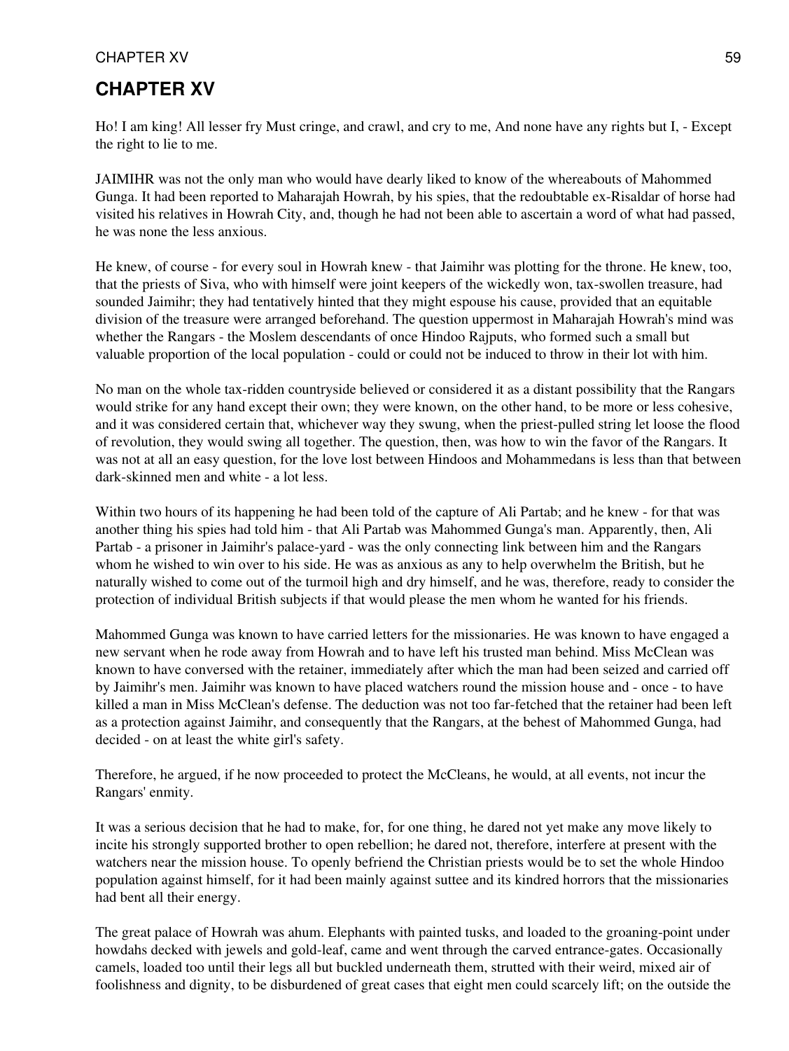# CHAPTER XV

Ho! I am king! All lesser fry Must cringe, and crawl, and cry to me, And none have any rights but I, - Except the right to lie to me.

JAIMIHR was not the only man who would have dearly liked to know of the whereabouts of Mahommed Gunga. It had been reported to Maharajah Howrah, by his spies, that the redoubtable ex-Risaldar of horse had visited his relatives in Howrah City, and, though he had not been able to ascertain a word of what had passed, he was none the less anxious.

He knew, of course - for every soul in Howrah knew - that Jaimihr was plotting for the throne. He knew, too, that the priests of Siva, who with himself were joint keepers of the wickedly won, tax-swollen treasure, had sounded Jaimihr; they had tentatively hinted that they might espouse his cause, provided that an equitable division of the treasure were arranged beforehand. The question uppermost in Maharajah Howrah's mind was whether the Rangars - the Moslem descendants of once Hindoo Rajputs, who formed such a small but valuable proportion of the local population - could or could not be induced to throw in their lot with him.

No man on the whole tax-ridden countryside believed or considered it as a distant possibility that the Rangars would strike for any hand except their own; they were known, on the other hand, to be more or less cohesive, and it was considered certain that, whichever way they swung, when the priest-pulled string let loose the flood of revolution, they would swing all together. The question, then, was how to win the favor of the Rangars. It was not at all an easy question, for the love lost between Hindoos and Mohammedans is less than that between dark-skinned men and white - a lot less.

Within two hours of its happening he had been told of the capture of Ali Partab; and he knew - for that was another thing his spies had told him - that Ali Partab was Mahommed Gunga's man. Apparently, then, Ali Partab - a prisoner in Jaimihr's palace-yard - was the only connecting link between him and the Rangars whom he wished to win over to his side. He was as anxious as any to help overwhelm the British, but he naturally wished to come out of the turmoil high and dry himself, and he was, therefore, ready to consider the protection of individual British subjects if that would please the men whom he wanted for his friends.

Mahommed Gunga was known to have carried letters for the missionaries. He was known to have engaged a new servant when he rode away from Howrah and to have left his trusted man behind. Miss McClean was known to have conversed with the retainer, immediately after which the man had been seized and carried off by Jaimihr's men. Jaimihr was known to have placed watchers round the mission house and - once - to have killed a man in Miss McClean's defense. The deduction was not too far-fetched that the retainer had been left as a protection against Jaimihr, and consequently that the Rangars, at the behest of Mahommed Gunga, had decided - on at least the white girl's safety.

Therefore, he argued, if he now proceeded to protect the McCleans, he would, at all events, not incur the Rangars' enmity.

It was a serious decision that he had to make, for, for one thing, he dared not yet make any move likely to incite his strongly supported brother to open rebellion; he dared not, therefore, interfere at present with the watchers near the mission house. To openly befriend the Christian priests would be to set the whole Hindoo population against himself, for it had been mainly against suttee and its kindred horrors that the missionaries had bent all their energy.

The great palace of Howrah was ahum. Elephants with painted tusks, and loaded to the groaning-point under howdahs decked with jewels and gold-leaf, came and went through the carved entrance-gates. Occasionally camels, loaded too until their legs all but buckled underneath them, strutted with their weird, mixed air of foolishness and dignity, to be disburdened of great cases that eight men could scarcely lift; on the outside the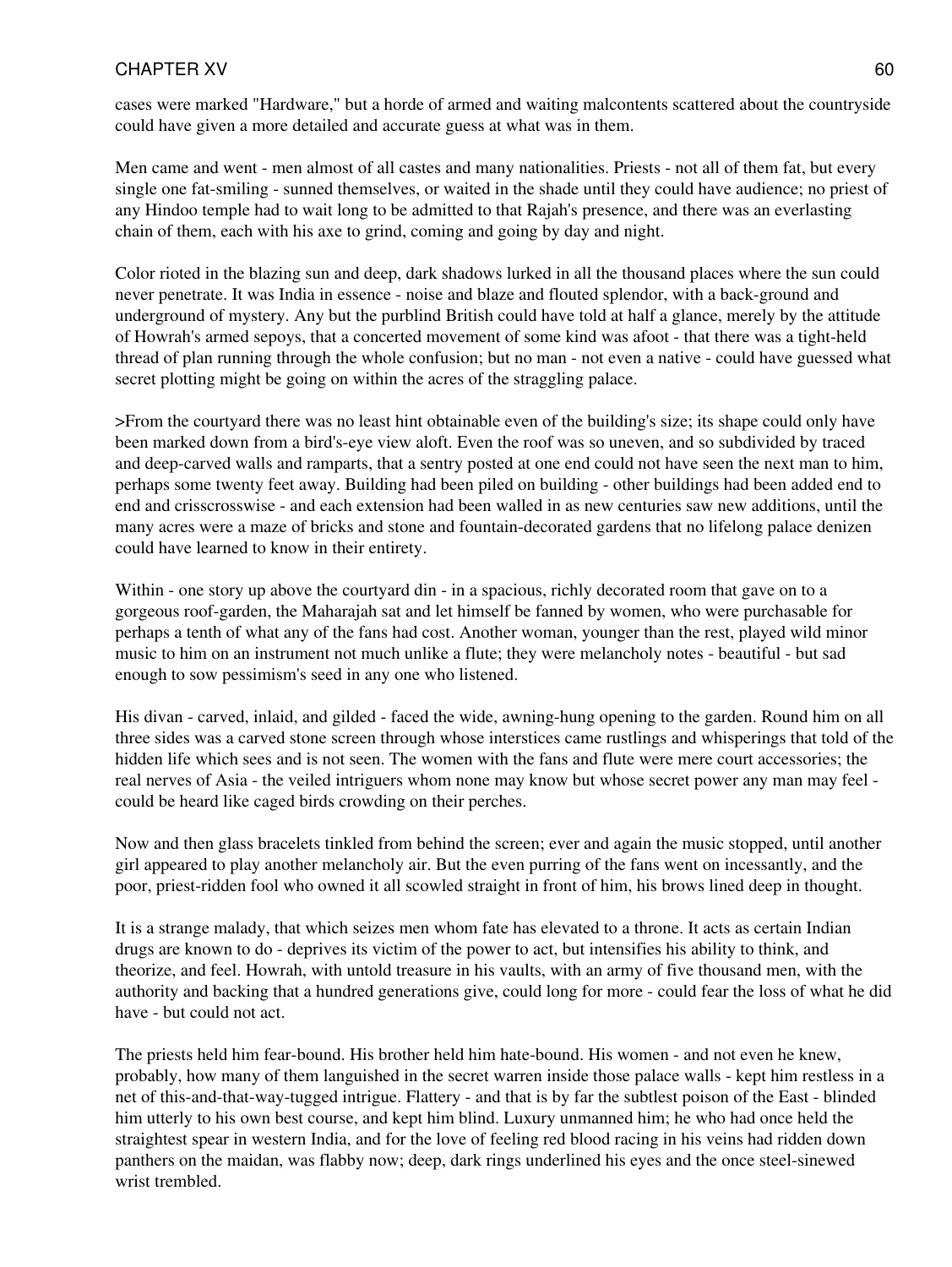cases were marked "Hardware," but a horde of armed and waiting malcontents scattered about the countryside could have given a more detailed and accurate guess at what was in them.

Men came and went - men almost of all castes and many nationalities. Priests - not all of them fat, but every single one fat-smiling - sunned themselves, or waited in the shade until they could have audience; no priest of any Hindoo temple had to wait long to be admitted to that Rajah's presence, and there was an everlasting chain of them, each with his axe to grind, coming and going by day and night.

Color rioted in the blazing sun and deep, dark shadows lurked in all the thousand places where the sun could never penetrate. It was India in essence - noise and blaze and flouted splendor, with a back-ground and underground of mystery. Any but the purblind British could have told at half a glance, merely by the attitude of Howrah's armed sepoys, that a concerted movement of some kind was afoot - that there was a tight-held thread of plan running through the whole confusion; but no man - not even a native - could have guessed what secret plotting might be going on within the acres of the straggling palace.

>From the courtyard there was no least hint obtainable even of the building's size; its shape could only have been marked down from a bird's-eye view aloft. Even the roof was so uneven, and so subdivided by traced and deep-carved walls and ramparts, that a sentry posted at one end could not have seen the next man to him, perhaps some twenty feet away. Building had been piled on building - other buildings had been added end to end and crisscrosswise - and each extension had been walled in as new centuries saw new additions, until the many acres were a maze of bricks and stone and fountain-decorated gardens that no lifelong palace denizen could have learned to know in their entirety.

Within - one story up above the courtyard din - in a spacious, richly decorated room that gave on to a gorgeous roof-garden, the Maharajah sat and let himself be fanned by women, who were purchasable for perhaps a tenth of what any of the fans had cost. Another woman, younger than the rest, played wild minor music to him on an instrument not much unlike a flute; they were melancholy notes - beautiful - but sad enough to sow pessimism's seed in any one who listened.

His divan - carved, inlaid, and gilded - faced the wide, awning-hung opening to the garden. Round him on all three sides was a carved stone screen through whose interstices came rustlings and whisperings that told of the hidden life which sees and is not seen. The women with the fans and flute were mere court accessories; the real nerves of Asia - the veiled intriguers whom none may know but whose secret power any man may feel - could be heard like caged birds crowding on their perches.

Now and then glass bracelets tinkled from behind the screen; ever and again the music stopped, until another girl appeared to play another melancholy air. But the even purring of the fans went on incessantly, and the poor, priest-ridden fool who owned it all scowled straight in front of him, his brows lined deep in thought.

It is a strange malady, that which seizes men whom fate has elevated to a throne. It acts as certain Indian drugs are known to do - deprives its victim of the power to act, but intensifies his ability to think, and theorize, and feel. Howrah, with untold treasure in his vaults, with an army of five thousand men, with the authority and backing that a hundred generations give, could long for more - could fear the loss of what he did have - but could not act.

The priests held him fear-bound. His brother held him hate-bound. His women - and not even he knew, probably, how many of them languished in the secret warren inside those palace walls - kept him restless in a net of this-and-that-way-tugged intrigue. Flattery - and that is by far the subtlest poison of the East - blinded him utterly to his own best course, and kept him blind. Luxury unmanned him; he who had once held the straightest spear in western India, and for the love of feeling red blood racing in his veins had ridden down panthers on the maidan, was flabby now; deep, dark rings underlined his eyes and the once steel-sinewed wrist trembled.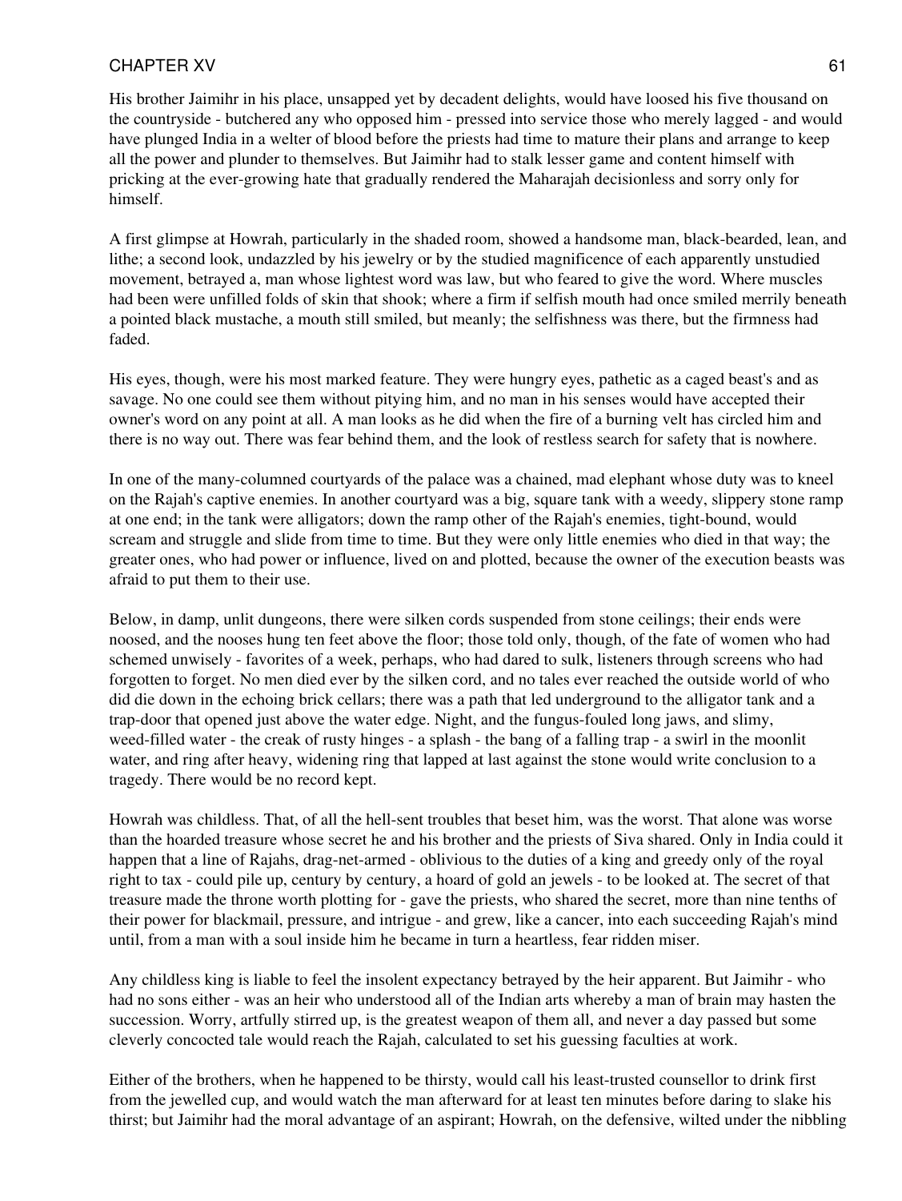His brother Jaimihr in his place, unsapped yet by decadent delights, would have loosed his five thousand on the countryside - butchered any who opposed him - pressed into service those who merely lagged - and would have plunged India in a welter of blood before the priests had time to mature their plans and arrange to keep all the power and plunder to themselves. But Jaimihr had to stalk lesser game and content himself with pricking at the ever-growing hate that gradually rendered the Maharajah decisionless and sorry only for himself.

A first glimpse at Howrah, particularly in the shaded room, showed a handsome man, black-bearded, lean, and lithe; a second look, undazzled by his jewelry or by the studied magnificence of each apparently unstudied movement, betrayed a, man whose lightest word was law, but who feared to give the word. Where muscles had been were unfilled folds of skin that shook; where a firm if selfish mouth had once smiled merrily beneath a pointed black mustache, a mouth still smiled, but meanly; the selfishness was there, but the firmness had faded.

His eyes, though, were his most marked feature. They were hungry eyes, pathetic as a caged beast's and as savage. No one could see them without pitying him, and no man in his senses would have accepted their owner's word on any point at all. A man looks as he did when the fire of a burning velt has circled him and there is no way out. There was fear behind them, and the look of restless search for safety that is nowhere.

In one of the many-columned courtyards of the palace was a chained, mad elephant whose duty was to kneel on the Rajah's captive enemies. In another courtyard was a big, square tank with a weedy, slippery stone ramp at one end; in the tank were alligators; down the ramp other of the Rajah's enemies, tight-bound, would scream and struggle and slide from time to time. But they were only little enemies who died in that way; the greater ones, who had power or influence, lived on and plotted, because the owner of the execution beasts was afraid to put them to their use.

Below, in damp, unlit dungeons, there were silken cords suspended from stone ceilings; their ends were noosed, and the nooses hung ten feet above the floor; those told only, though, of the fate of women who had schemed unwisely - favorites of a week, perhaps, who had dared to sulk, listeners through screens who had forgotten to forget. No men died ever by the silken cord, and no tales ever reached the outside world of who did die down in the echoing brick cellars; there was a path that led underground to the alligator tank and a trap-door that opened just above the water edge. Night, and the fungus-fouled long jaws, and slimy, weed-filled water - the creak of rusty hinges - a splash - the bang of a falling trap - a swirl in the moonlit water, and ring after heavy, widening ring that lapped at last against the stone would write conclusion to a tragedy. There would be no record kept.

Howrah was childless. That, of all the hell-sent troubles that beset him, was the worst. That alone was worse than the hoarded treasure whose secret he and his brother and the priests of Siva shared. Only in India could it happen that a line of Rajahs, drag-net-armed - oblivious to the duties of a king and greedy only of the royal right to tax - could pile up, century by century, a hoard of gold an jewels - to be looked at. The secret of that treasure made the throne worth plotting for - gave the priests, who shared the secret, more than nine tenths of their power for blackmail, pressure, and intrigue - and grew, like a cancer, into each succeeding Rajah's mind until, from a man with a soul inside him he became in turn a heartless, fear ridden miser.

Any childless king is liable to feel the insolent expectancy betrayed by the heir apparent. But Jaimihr - who had no sons either - was an heir who understood all of the Indian arts whereby a man of brain may hasten the succession. Worry, artfully stirred up, is the greatest weapon of them all, and never a day passed but some cleverly concocted tale would reach the Rajah, calculated to set his guessing faculties at work.

Either of the brothers, when he happened to be thirsty, would call his least-trusted counsellor to drink first from the jewelled cup, and would watch the man afterward for at least ten minutes before daring to slake his thirst; but Jaimihr had the moral advantage of an aspirant; Howrah, on the defensive, wilted under the nibbling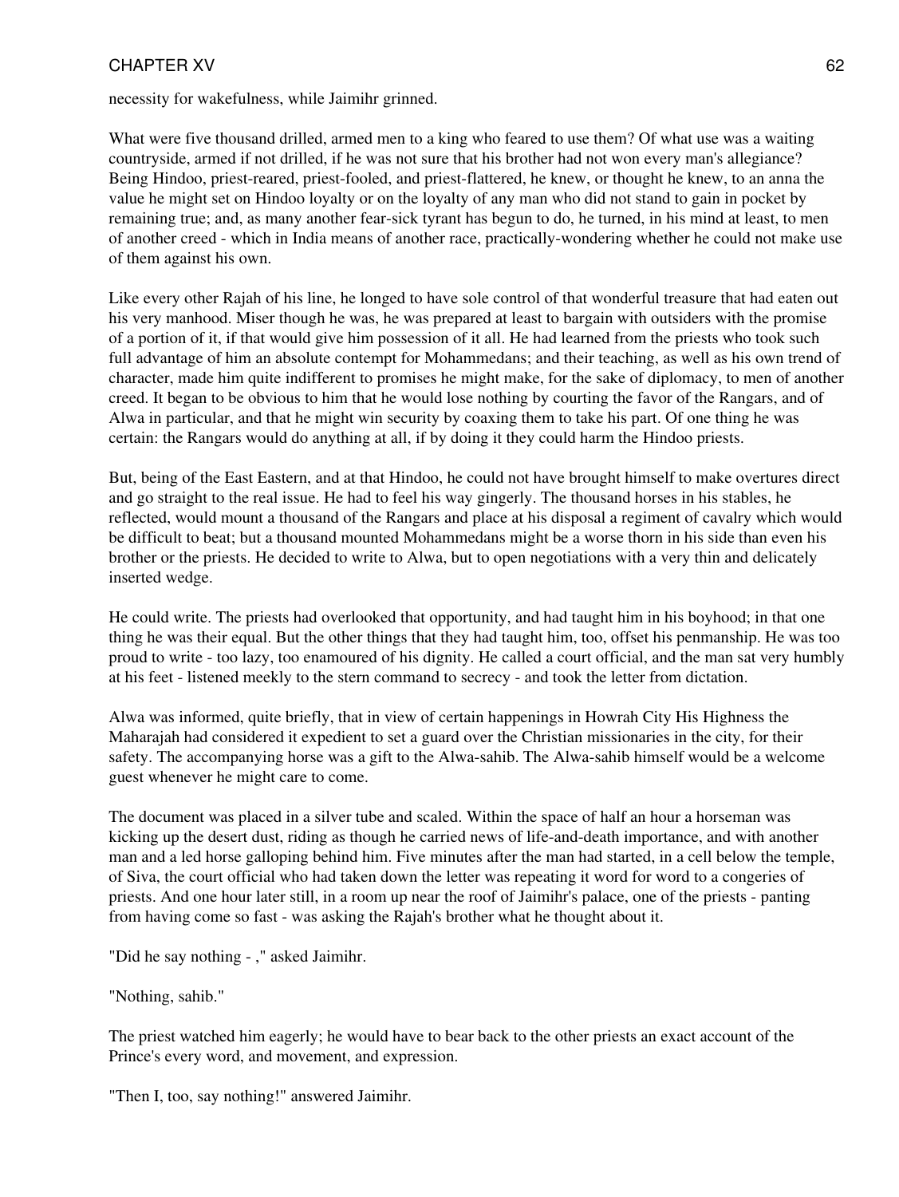necessity for wakefulness, while Jaimihr grinned.

What were five thousand drilled, armed men to a king who feared to use them? Of what use was a waiting countryside, armed if not drilled, if he was not sure that his brother had not won every man's allegiance? Being Hindoo, priest-reared, priest-fooled, and priest-flattered, he knew, or thought he knew, to an anna the value he might set on Hindoo loyalty or on the loyalty of any man who did not stand to gain in pocket by remaining true; and, as many another fear-sick tyrant has begun to do, he turned, in his mind at least, to men of another creed - which in India means of another race, practically-wondering whether he could not make use of them against his own.

Like every other Rajah of his line, he longed to have sole control of that wonderful treasure that had eaten out his very manhood. Miser though he was, he was prepared at least to bargain with outsiders with the promise of a portion of it, if that would give him possession of it all. He had learned from the priests who took such full advantage of him an absolute contempt for Mohammedans; and their teaching, as well as his own trend of character, made him quite indifferent to promises he might make, for the sake of diplomacy, to men of another creed. It began to be obvious to him that he would lose nothing by courting the favor of the Rangars, and of Alwa in particular, and that he might win security by coaxing them to take his part. Of one thing he was certain: the Rangars would do anything at all, if by doing it they could harm the Hindoo priests.

But, being of the East Eastern, and at that Hindoo, he could not have brought himself to make overtures direct and go straight to the real issue. He had to feel his way gingerly. The thousand horses in his stables, he reflected, would mount a thousand of the Rangars and place at his disposal a regiment of cavalry which would be difficult to beat; but a thousand mounted Mohammedans might be a worse thorn in his side than even his brother or the priests. He decided to write to Alwa, but to open negotiations with a very thin and delicately inserted wedge.

He could write. The priests had overlooked that opportunity, and had taught him in his boyhood; in that one thing he was their equal. But the other things that they had taught him, too, offset his penmanship. He was too proud to write - too lazy, too enamoured of his dignity. He called a court official, and the man sat very humbly at his feet - listened meekly to the stern command to secrecy - and took the letter from dictation.

Alwa was informed, quite briefly, that in view of certain happenings in Howrah City His Highness the Maharajah had considered it expedient to set a guard over the Christian missionaries in the city, for their safety. The accompanying horse was a gift to the Alwa-sahib. The Alwa-sahib himself would be a welcome guest whenever he might care to come.

The document was placed in a silver tube and sealed. Within the space of half an hour a horseman was kicking up the desert dust, riding as though he carried news of life-and-death importance, and with another man and a led horse galloping behind him. Five minutes after the man had started, in a cell below the temple, of Siva, the court official who had taken down the letter was repeating it word for word to a congeries of priests. And one hour later still, in a room up near the roof of Jaimihr's palace, one of the priests - panting from having come so fast - was asking the Rajah's brother what he thought about it.

"Did he say nothing - ," asked Jaimihr.

"Nothing, sahib."

The priest watched him eagerly; he would have to bear back to the other priests an exact account of the Prince's every word, and movement, and expression.

"Then I, too, say nothing!" answered Jaimihr.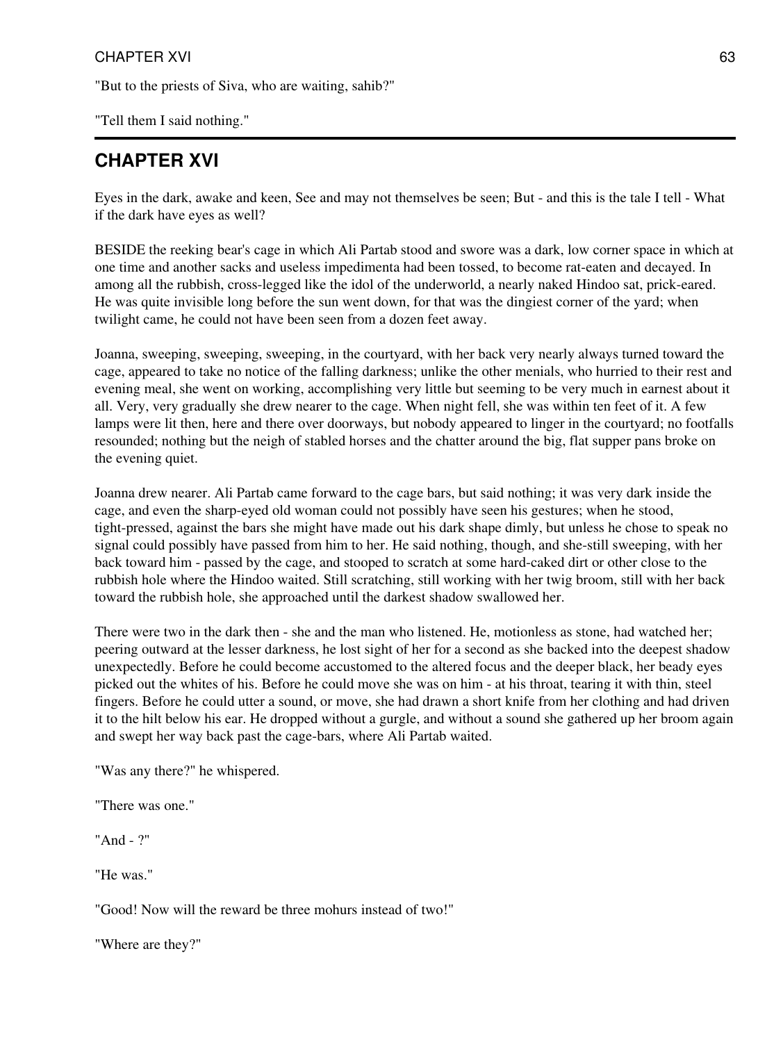"But to the priests of Siva, who are waiting, sahib?"

"Tell them I said nothing."

---

## CHAPTER XVI

Eyes in the dark, awake and keen, See and may not themselves be seen; But - and this is the tale I tell - What if the dark have eyes as well?

BESIDE the reeking bear's cage in which Ali Partab stood and swore was a dark, low corner space in which at one time and another sacks and useless impedimenta had been tossed, to become rat-eaten and decayed. In among all the rubbish, cross-legged like the idol of the underworld, a nearly naked Hindoo sat, prick-eared. He was quite invisible long before the sun went down, for that was the dingiest corner of the yard; when twilight came, he could not have been seen from a dozen feet away.

Joanna, sweeping, sweeping, sweeping, in the courtyard, with her back very nearly always turned toward the cage, appeared to take no notice of the falling darkness; unlike the other menials, who hurried to their rest and evening meal, she went on working, accomplishing very little but seeming to be very much in earnest about it all. Very, very gradually she drew nearer to the cage. When night fell, she was within ten feet of it. A few lamps were lit then, here and there over doorways, but nobody appeared to linger in the courtyard; no footfalls resounded; nothing but the neigh of stabled horses and the chatter around the big, flat supper pans broke on the evening quiet.

Joanna drew nearer. Ali Partab came forward to the cage bars, but said nothing; it was very dark inside the cage, and even the sharp-eyed old woman could not possibly have seen his gestures; when he stood, tight-pressed, against the bars she might have made out his dark shape dimly, but unless he chose to speak no signal could possibly have passed from him to her. He said nothing, though, and she-still sweeping, with her back toward him - passed by the cage, and stooped to scratch at some hard-caked dirt or other close to the rubbish hole where the Hindoo waited. Still scratching, still working with her twig broom, still with her back toward the rubbish hole, she approached until the darkest shadow swallowed her.

There were two in the dark then - she and the man who listened. He, motionless as stone, had watched her; peering outward at the lesser darkness, he lost sight of her for a second as she backed into the deepest shadow unexpectedly. Before he could become accustomed to the altered focus and the deeper black, her beady eyes picked out the whites of his. Before he could move she was on him - at his throat, tearing it with thin, steel fingers. Before he could utter a sound, or move, she had drawn a short knife from her clothing and had driven it to the hilt below his ear. He dropped without a gurgle, and without a sound she gathered up her broom again and swept her way back past the cage-bars, where Ali Partab waited.

"Was any there?" he whispered.

"There was one."

"And - ?"

"He was."

"Good! Now will the reward be three mohurs instead of two!"

"Where are they?"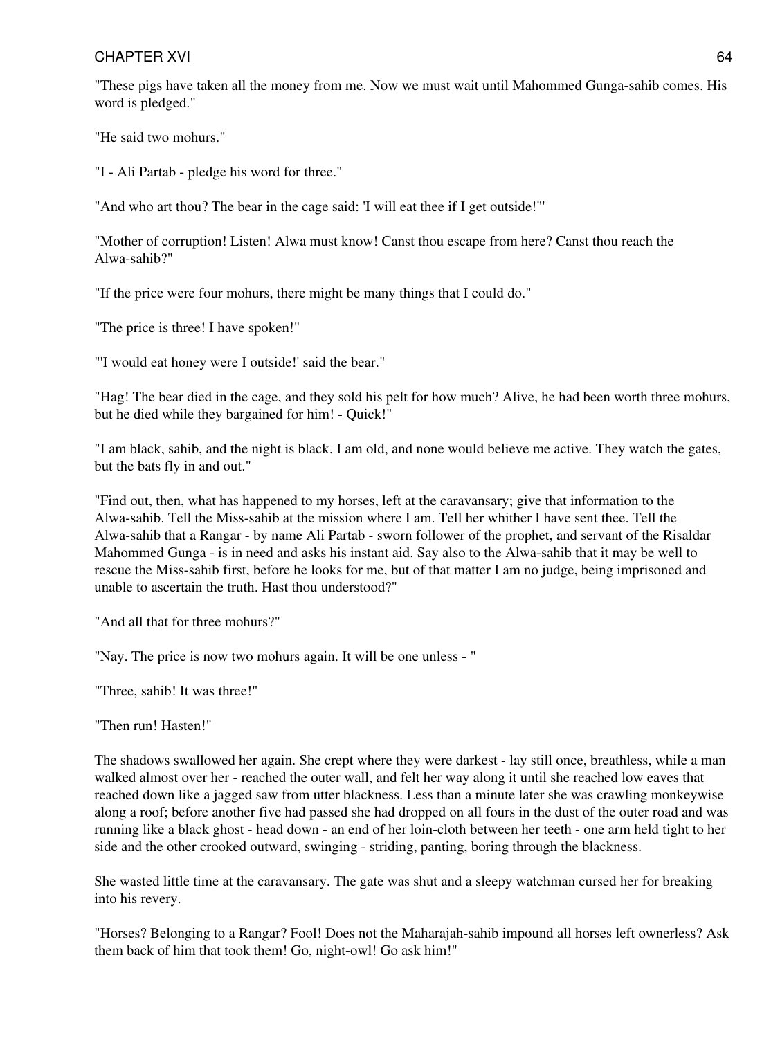"These pigs have taken all the money from me. Now we must wait until Mahommed Gunga-sahib comes. His word is pledged."

"He said two mohurs."

"I - Ali Partab - pledge his word for three."

"And who art thou? The bear in the cage said: 'I will eat thee if I get outside!'"

"Mother of corruption! Listen! Alwa must know! Canst thou escape from here? Canst thou reach the Alwa-sahib?"

"If the price were four mohurs, there might be many things that I could do."

"The price is three! I have spoken!"

"'I would eat honey were I outside!' said the bear."

"Hag! The bear died in the cage, and they sold his pelt for how much? Alive, he had been worth three mohurs, but he died while they bargained for him! - Quick!"

"I am black, sahib, and the night is black. I am old, and none would believe me active. They watch the gates, but the bats fly in and out."

"Find out, then, what has happened to my horses, left at the caravansary; give that information to the Alwa-sahib. Tell the Miss-sahib at the mission where I am. Tell her whither I have sent thee. Tell the Alwa-sahib that a Rangar - by name Ali Partab - sworn follower of the prophet, and servant of the Risaldar Mahommed Gunga - is in need and asks his instant aid. Say also to the Alwa-sahib that it may be well to rescue the Miss-sahib first, before he looks for me, but of that matter I am no judge, being imprisoned and unable to ascertain the truth. Hast thou understood?"

"And all that for three mohurs?"

"Nay. The price is now two mohurs again. It will be one unless - "

"Three, sahib! It was three!"

"Then run! Hasten!"

The shadows swallowed her again. She crept where they were darkest - lay still once, breathless, while a man walked almost over her - reached the outer wall, and felt her way along it until she reached low eaves that reached down like a jagged saw from utter blackness. Less than a minute later she was crawling monkeywise along a roof; before another five had passed she had dropped on all fours in the dust of the outer road and was running like a black ghost - head down - an end of her loin-cloth between her teeth - one arm held tight to her side and the other crooked outward, swinging - striding, panting, boring through the blackness.

She wasted little time at the caravansary. The gate was shut and a sleepy watchman cursed her for breaking into his revery.

"Horses? Belonging to a Rangar? Fool! Does not the Maharajah-sahib impound all horses left ownerless? Ask them back of him that took them! Go, night-owl! Go ask him!"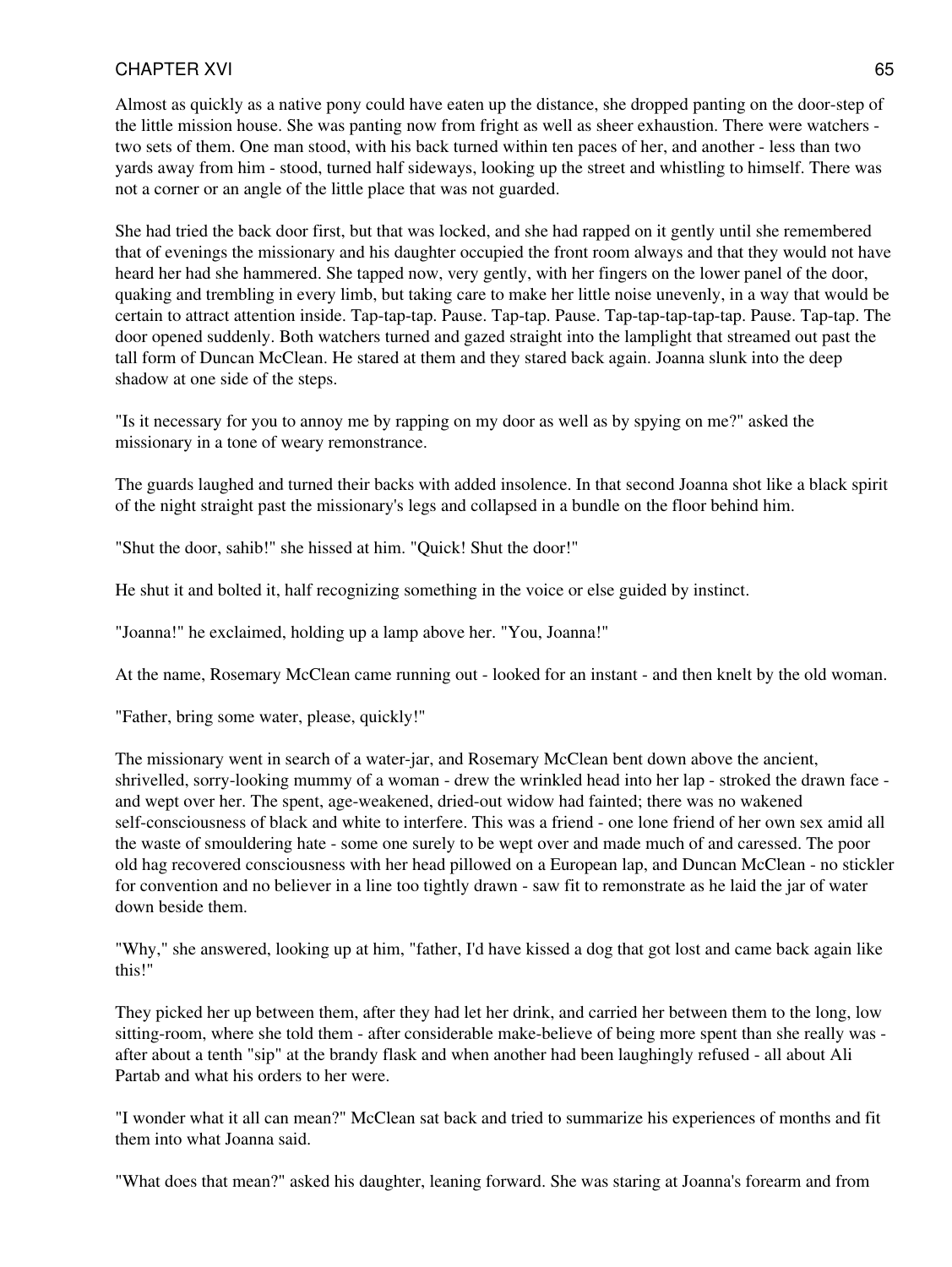Almost as quickly as a native pony could have eaten up the distance, she dropped panting on the door-step of the little mission house. She was panting now from fright as well as sheer exhaustion. There were watchers - two sets of them. One man stood, with his back turned within ten paces of her, and another - less than two yards away from him - stood, turned half sideways, looking up the street and whistling to himself. There was not a corner or an angle of the little place that was not guarded.

She had tried the back door first, but that was locked, and she had rapped on it gently until she remembered that of evenings the missionary and his daughter occupied the front room always and that they would not have heard her had she hammered. She tapped now, very gently, with her fingers on the lower panel of the door, quaking and trembling in every limb, but taking care to make her little noise unevenly, in a way that would be certain to attract attention inside. Tap-tap-tap. Pause. Tap-tap. Pause. Tap-tap-tap-tap-tap. Pause. Tap-tap. The door opened suddenly. Both watchers turned and gazed straight into the lamplight that streamed out past the tall form of Duncan McClean. He stared at them and they stared back again. Joanna slunk into the deep shadow at one side of the steps.

"Is it necessary for you to annoy me by rapping on my door as well as by spying on me?" asked the missionary in a tone of weary remonstrance.

The guards laughed and turned their backs with added insolence. In that second Joanna shot like a black spirit of the night straight past the missionary's legs and collapsed in a bundle on the floor behind him.

"Shut the door, sahib!" she hissed at him. "Quick! Shut the door!"

He shut it and bolted it, half recognizing something in the voice or else guided by instinct.

"Joanna!" he exclaimed, holding up a lamp above her. "You, Joanna!"

At the name, Rosemary McClean came running out - looked for an instant - and then knelt by the old woman.

"Father, bring some water, please, quickly!"

The missionary went in search of a water-jar, and Rosemary McClean bent down above the ancient, shrivelled, sorry-looking mummy of a woman - drew the wrinkled head into her lap - stroked the drawn face - and wept over her. The spent, age-weakened, dried-out widow had fainted; there was no wakened self-consciousness of black and white to interfere. This was a friend - one lone friend of her own sex amid all the waste of smouldering hate - some one surely to be wept over and made much of and caressed. The poor old hag recovered consciousness with her head pillowed on a European lap, and Duncan McClean - no stickler for convention and no believer in a line too tightly drawn - saw fit to remonstrate as he laid the jar of water down beside them.

"Why," she answered, looking up at him, "father, I'd have kissed a dog that got lost and came back again like this!"

They picked her up between them, after they had let her drink, and carried her between them to the long, low sitting-room, where she told them - after considerable make-believe of being more spent than she really was - after about a tenth "sip" at the brandy flask and when another had been laughingly refused - all about Ali Partab and what his orders to her were.

"I wonder what it all can mean?" McClean sat back and tried to summarize his experiences of months and fit them into what Joanna said.

"What does that mean?" asked his daughter, leaning forward. She was staring at Joanna's forearm and from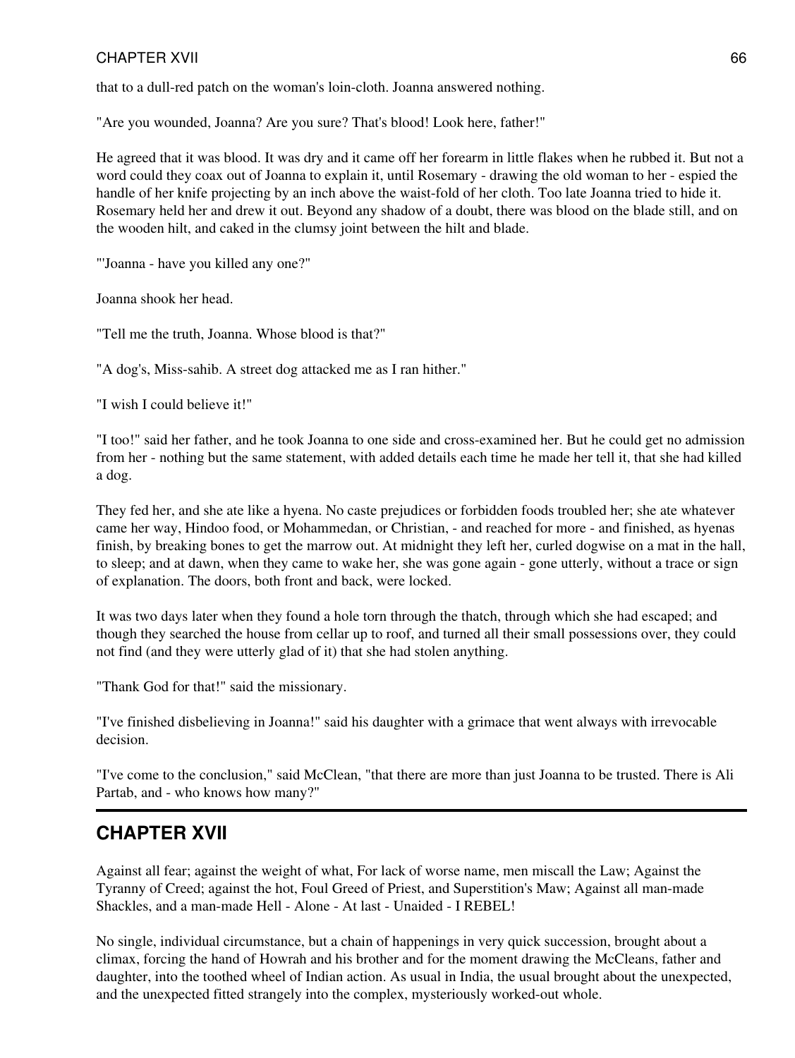that to a dull-red patch on the woman's loin-cloth. Joanna answered nothing.

"Are you wounded, Joanna? Are you sure? That's blood! Look here, father!"

He agreed that it was blood. It was dry and it came off her forearm in little flakes when he rubbed it. But not a word could they coax out of Joanna to explain it, until Rosemary - drawing the old woman to her - espied the handle of her knife projecting by an inch above the waist-fold of her cloth. Too late Joanna tried to hide it. Rosemary held her and drew it out. Beyond any shadow of a doubt, there was blood on the blade still, and on the wooden hilt, and caked in the clumsy joint between the hilt and blade.

"'Joanna - have you killed any one?"

Joanna shook her head.

"Tell me the truth, Joanna. Whose blood is that?"

"A dog's, Miss-sahib. A street dog attacked me as I ran hither."

"I wish I could believe it!"

"I too!" said her father, and he took Joanna to one side and cross-examined her. But he could get no admission from her - nothing but the same statement, with added details each time he made her tell it, that she had killed a dog.

They fed her, and she ate like a hyena. No caste prejudices or forbidden foods troubled her; she ate whatever came her way, Hindoo food, or Mohammedan, or Christian, - and reached for more - and finished, as hyenas finish, by breaking bones to get the marrow out. At midnight they left her, curled dogwise on a mat in the hall, to sleep; and at dawn, when they came to wake her, she was gone again - gone utterly, without a trace or sign of explanation. The doors, both front and back, were locked.

It was two days later when they found a hole torn through the thatch, through which she had escaped; and though they searched the house from cellar up to roof, and turned all their small possessions over, they could not find (and they were utterly glad of it) that she had stolen anything.

"Thank God for that!" said the missionary.

"I've finished disbelieving in Joanna!" said his daughter with a grimace that went always with irrevocable decision.

"I've come to the conclusion," said McClean, "that there are more than just Joanna to be trusted. There is Ali Partab, and - who knows how many?"

---

## CHAPTER XVII

Against all fear; against the weight of what, For lack of worse name, men miscall the Law; Against the Tyranny of Creed; against the hot, Foul Greed of Priest, and Superstition's Maw; Against all man-made Shackles, and a man-made Hell - Alone - At last - Unaided - I REBEL!

No single, individual circumstance, but a chain of happenings in very quick succession, brought about a climax, forcing the hand of Howrah and his brother and for the moment drawing the McCleans, father and daughter, into the toothed wheel of Indian action. As usual in India, the usual brought about the unexpected, and the unexpected fitted strangely into the complex, mysteriously worked-out whole.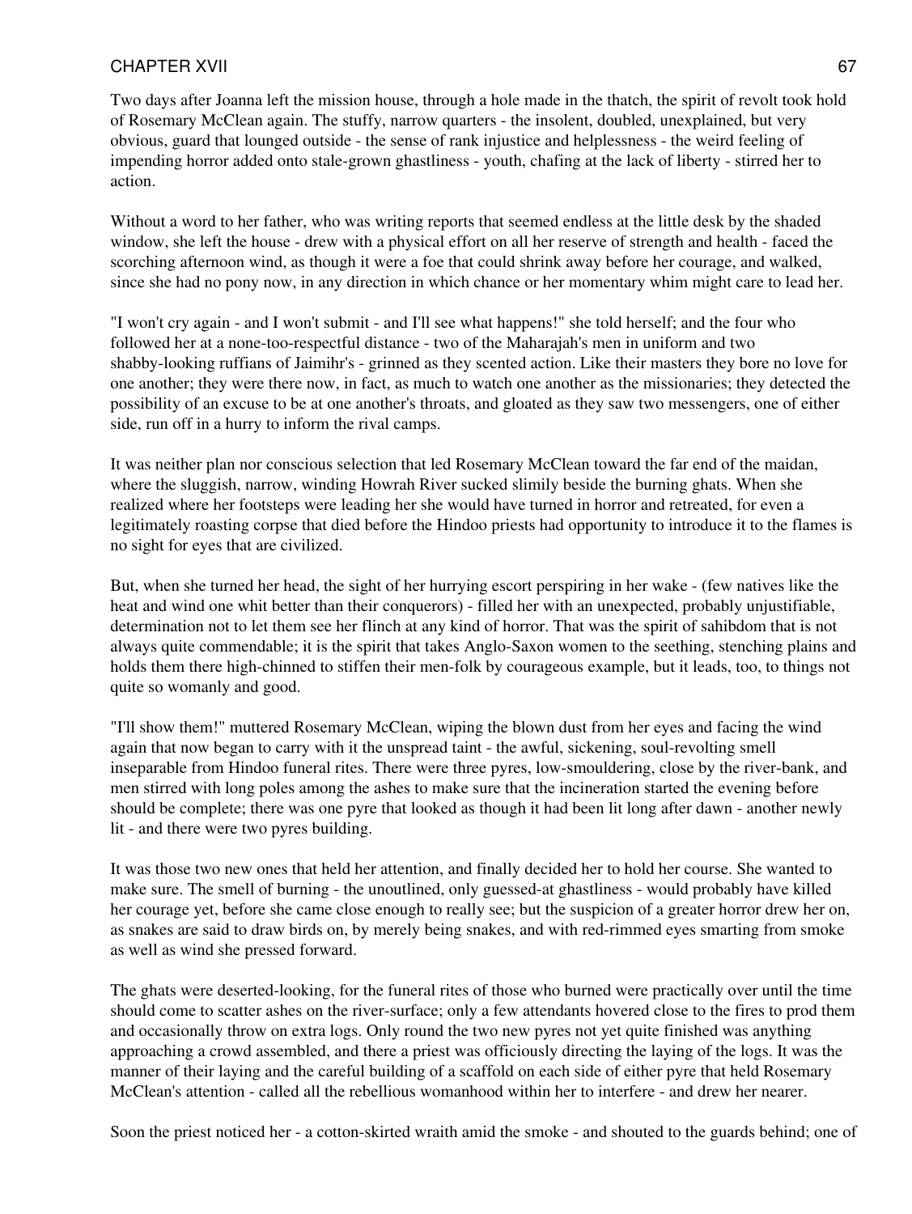Two days after Joanna left the mission house, through a hole made in the thatch, the spirit of revolt took hold of Rosemary McClean again. The stuffy, narrow quarters - the insolent, doubled, unexplained, but very obvious, guard that lounged outside - the sense of rank injustice and helplessness - the weird feeling of impending horror added onto stale-grown ghastliness - youth, chafing at the lack of liberty - stirred her to action.

Without a word to her father, who was writing reports that seemed endless at the little desk by the shaded window, she left the house - drew with a physical effort on all her reserve of strength and health - faced the scorching afternoon wind, as though it were a foe that could shrink away before her courage, and walked, since she had no pony now, in any direction in which chance or her momentary whim might care to lead her.

"I won't cry again - and I won't submit - and I'll see what happens!" she told herself; and the four who followed her at a none-too-respectful distance - two of the Maharajah's men in uniform and two shabby-looking ruffians of Jaimihr's - grinned as they scented action. Like their masters they bore no love for one another; they were there now, in fact, as much to watch one another as the missionaries; they detected the possibility of an excuse to be at one another's throats, and gloated as they saw two messengers, one of either side, run off in a hurry to inform the rival camps.

It was neither plan nor conscious selection that led Rosemary McClean toward the far end of the maidan, where the sluggish, narrow, winding Howrah River sucked slimily beside the burning ghats. When she realized where her footsteps were leading her she would have turned in horror and retreated, for even a legitimately roasting corpse that died before the Hindoo priests had opportunity to introduce it to the flames is no sight for eyes that are civilized.

But, when she turned her head, the sight of her hurrying escort perspiring in her wake - (few natives like the heat and wind one whit better than their conquerors) - filled her with an unexpected, probably unjustifiable, determination not to let them see her flinch at any kind of horror. That was the spirit of sahibdom that is not always quite commendable; it is the spirit that takes Anglo-Saxon women to the seething, stenching plains and holds them there high-chinned to stiffen their men-folk by courageous example, but it leads, too, to things not quite so womanly and good.

"I'll show them!" muttered Rosemary McClean, wiping the blown dust from her eyes and facing the wind again that now began to carry with it the unspread taint - the awful, sickening, soul-revolting smell inseparable from Hindoo funeral rites. There were three pyres, low-smouldering, close by the river-bank, and men stirred with long poles among the ashes to make sure that the incineration started the evening before should be complete; there was one pyre that looked as though it had been lit long after dawn - another newly lit - and there were two pyres building.

It was those two new ones that held her attention, and finally decided her to hold her course. She wanted to make sure. The smell of burning - the unoutlined, only guessed-at ghastliness - would probably have killed her courage yet, before she came close enough to really see; but the suspicion of a greater horror drew her on, as snakes are said to draw birds on, by merely being snakes, and with red-rimmed eyes smarting from smoke as well as wind she pressed forward.

The ghats were deserted-looking, for the funeral rites of those who burned were practically over until the time should come to scatter ashes on the river-surface; only a few attendants hovered close to the fires to prod them and occasionally throw on extra logs. Only round the two new pyres not yet quite finished was anything approaching a crowd assembled, and there a priest was officiously directing the laying of the logs. It was the manner of their laying and the careful building of a scaffold on each side of either pyre that held Rosemary McClean's attention - called all the rebellious womanhood within her to interfere - and drew her nearer.

Soon the priest noticed her - a cotton-skirted wraith amid the smoke - and shouted to the guards behind; one of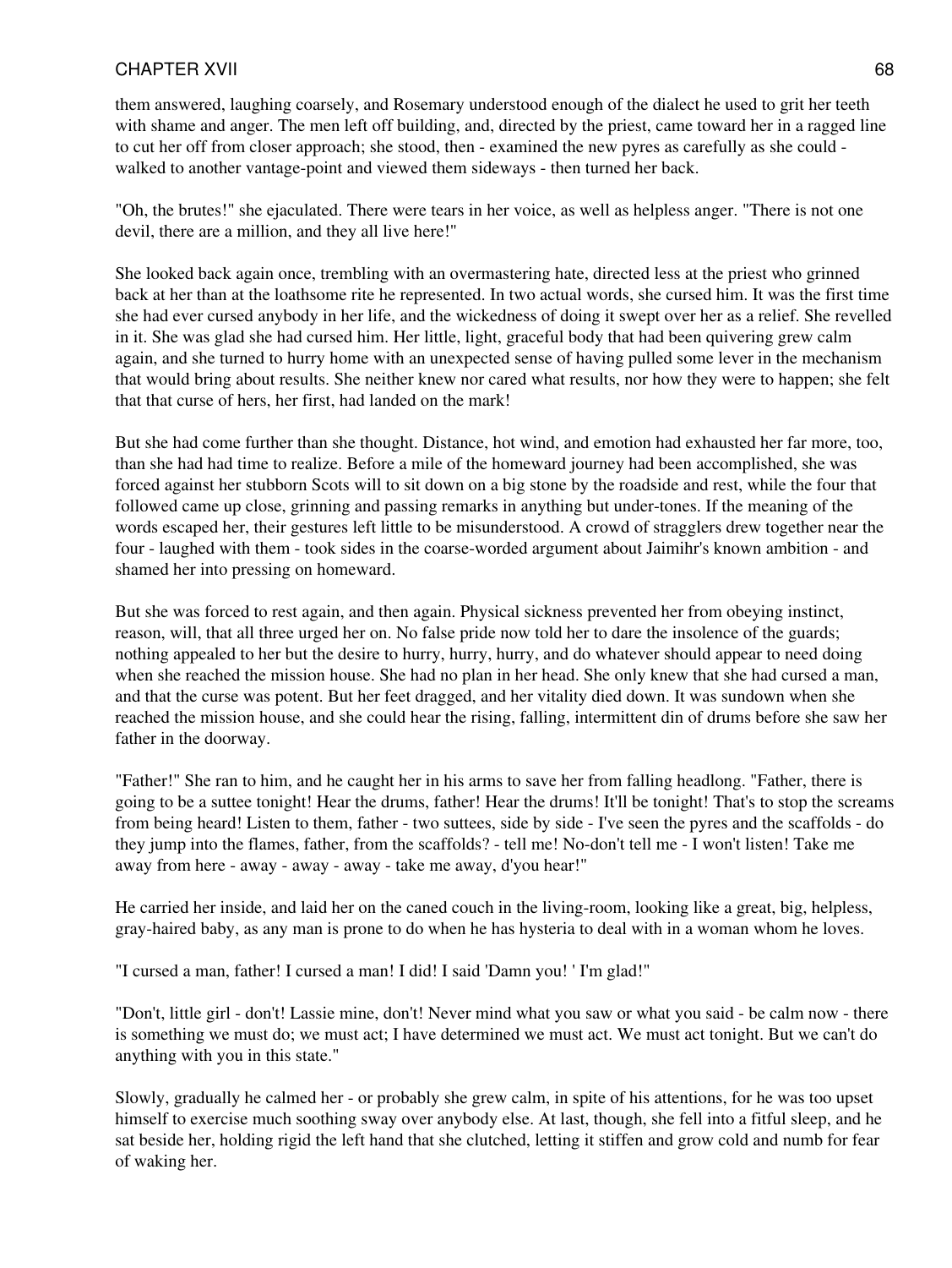them answered, laughing coarsely, and Rosemary understood enough of the dialect he used to grit her teeth with shame and anger. The men left off building, and, directed by the priest, came toward her in a ragged line to cut her off from closer approach; she stood, then - examined the new pyres as carefully as she could - walked to another vantage-point and viewed them sideways - then turned her back.

"Oh, the brutes!" she ejaculated. There were tears in her voice, as well as helpless anger. "There is not one devil, there are a million, and they all live here!"

She looked back again once, trembling with an overmastering hate, directed less at the priest who grinned back at her than at the loathsome rite he represented. In two actual words, she cursed him. It was the first time she had ever cursed anybody in her life, and the wickedness of doing it swept over her as a relief. She revelled in it. She was glad she had cursed him. Her little, light, graceful body that had been quivering grew calm again, and she turned to hurry home with an unexpected sense of having pulled some lever in the mechanism that would bring about results. She neither knew nor cared what results, nor how they were to happen; she felt that that curse of hers, her first, had landed on the mark!

But she had come further than she thought. Distance, hot wind, and emotion had exhausted her far more, too, than she had had time to realize. Before a mile of the homeward journey had been accomplished, she was forced against her stubborn Scots will to sit down on a big stone by the roadside and rest, while the four that followed came up close, grinning and passing remarks in anything but under-tones. If the meaning of the words escaped her, their gestures left little to be misunderstood. A crowd of stragglers drew together near the four - laughed with them - took sides in the coarse-worded argument about Jaimihr's known ambition - and shamed her into pressing on homeward.

But she was forced to rest again, and then again. Physical sickness prevented her from obeying instinct, reason, will, that all three urged her on. No false pride now told her to dare the insolence of the guards; nothing appealed to her but the desire to hurry, hurry, hurry, and do whatever should appear to need doing when she reached the mission house. She had no plan in her head. She only knew that she had cursed a man, and that the curse was potent. But her feet dragged, and her vitality died down. It was sundown when she reached the mission house, and she could hear the rising, falling, intermittent din of drums before she saw her father in the doorway.

"Father!" She ran to him, and he caught her in his arms to save her from falling headlong. "Father, there is going to be a suttee tonight! Hear the drums, father! Hear the drums! It'll be tonight! That's to stop the screams from being heard! Listen to them, father - two suttees, side by side - I've seen the pyres and the scaffolds - do they jump into the flames, father, from the scaffolds? - tell me! No-don't tell me - I won't listen! Take me away from here - away - away - away - take me away, d'you hear!"

He carried her inside, and laid her on the caned couch in the living-room, looking like a great, big, helpless, gray-haired baby, as any man is prone to do when he has hysteria to deal with in a woman whom he loves.

"I cursed a man, father! I cursed a man! I did! I said 'Damn you! ' I'm glad!"

"Don't, little girl - don't! Lassie mine, don't! Never mind what you saw or what you said - be calm now - there is something we must do; we must act; I have determined we must act. We must act tonight. But we can't do anything with you in this state."

Slowly, gradually he calmed her - or probably she grew calm, in spite of his attentions, for he was too upset himself to exercise much soothing sway over anybody else. At last, though, she fell into a fitful sleep, and he sat beside her, holding rigid the left hand that she clutched, letting it stiffen and grow cold and numb for fear of waking her.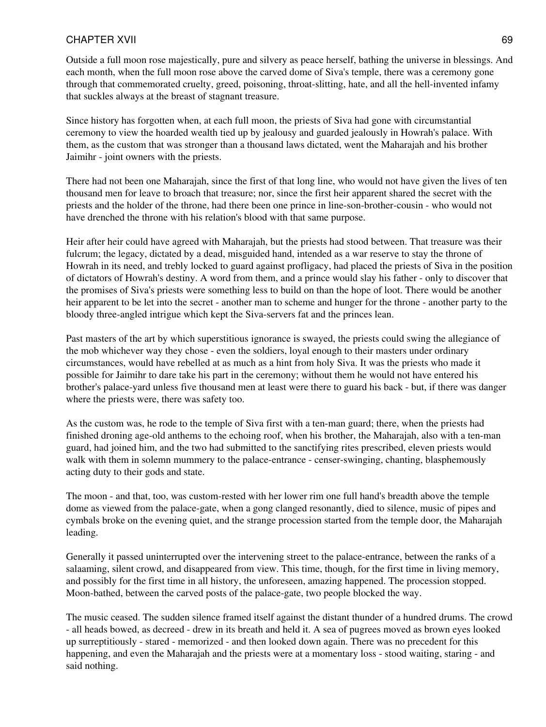Outside a full moon rose majestically, pure and silvery as peace herself, bathing the universe in blessings. And each month, when the full moon rose above the carved dome of Siva's temple, there was a ceremony gone through that commemorated cruelty, greed, poisoning, throat-slitting, hate, and all the hell-invented infamy that suckles always at the breast of stagnant treasure.

Since history has forgotten when, at each full moon, the priests of Siva had gone with circumstantial ceremony to view the hoarded wealth tied up by jealousy and guarded jealously in Howrah's palace. With them, as the custom that was stronger than a thousand laws dictated, went the Maharajah and his brother Jaimihr - joint owners with the priests.

There had not been one Maharajah, since the first of that long line, who would not have given the lives of ten thousand men for leave to broach that treasure; nor, since the first heir apparent shared the secret with the priests and the holder of the throne, had there been one prince in line-son-brother-cousin - who would not have drenched the throne with his relation's blood with that same purpose.

Heir after heir could have agreed with Maharajah, but the priests had stood between. That treasure was their fulcrum; the legacy, dictated by a dead, misguided hand, intended as a war reserve to stay the throne of Howrah in its need, and trebly locked to guard against profligacy, had placed the priests of Siva in the position of dictators of Howrah's destiny. A word from them, and a prince would slay his father - only to discover that the promises of Siva's priests were something less to build on than the hope of loot. There would be another heir apparent to be let into the secret - another man to scheme and hunger for the throne - another party to the bloody three-angled intrigue which kept the Siva-servers fat and the princes lean.

Past masters of the art by which superstitious ignorance is swayed, the priests could swing the allegiance of the mob whichever way they chose - even the soldiers, loyal enough to their masters under ordinary circumstances, would have rebelled at as much as a hint from holy Siva. It was the priests who made it possible for Jaimihr to dare take his part in the ceremony; without them he would not have entered his brother's palace-yard unless five thousand men at least were there to guard his back - but, if there was danger where the priests were, there was safety too.

As the custom was, he rode to the temple of Siva first with a ten-man guard; there, when the priests had finished droning age-old anthems to the echoing roof, when his brother, the Maharajah, also with a ten-man guard, had joined him, and the two had submitted to the sanctifying rites prescribed, eleven priests would walk with them in solemn mummery to the palace-entrance - censer-swinging, chanting, blasphemously acting duty to their gods and state.

The moon - and that, too, was custom-rested with her lower rim one full hand's breadth above the temple dome as viewed from the palace-gate, when a gong clanged resonantly, died to silence, music of pipes and cymbals broke on the evening quiet, and the strange procession started from the temple door, the Maharajah leading.

Generally it passed uninterrupted over the intervening street to the palace-entrance, between the ranks of a salaaming, silent crowd, and disappeared from view. This time, though, for the first time in living memory, and possibly for the first time in all history, the unforeseen, amazing happened. The procession stopped. Moon-bathed, between the carved posts of the palace-gate, two people blocked the way.

The music ceased. The sudden silence framed itself against the distant thunder of a hundred drums. The crowd - all heads bowed, as decreed - drew in its breath and held it. A sea of pugrees moved as brown eyes looked up surreptitiously - stared - memorized - and then looked down again. There was no precedent for this happening, and even the Maharajah and the priests were at a momentary loss - stood waiting, staring - and said nothing.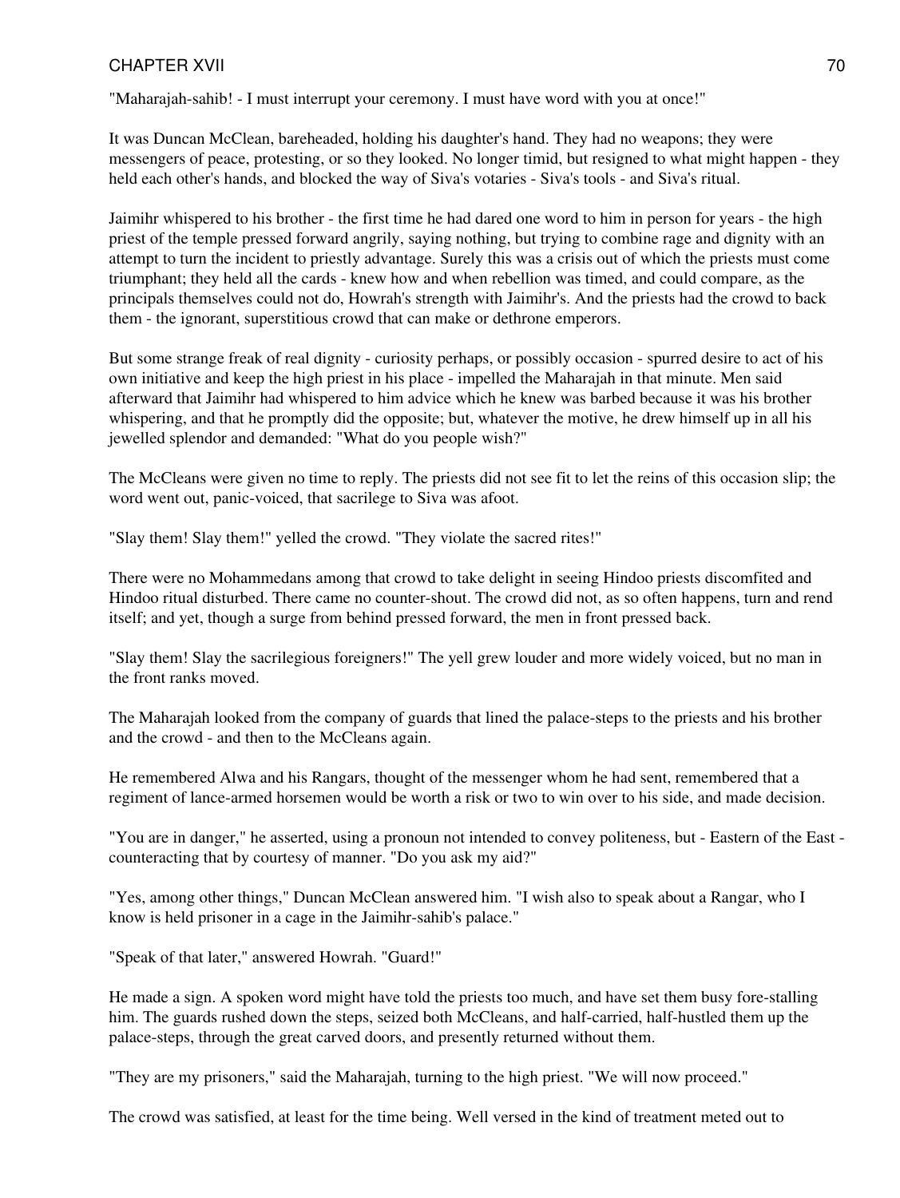"Maharajah-sahib! - I must interrupt your ceremony. I must have word with you at once!"

It was Duncan McClean, bareheaded, holding his daughter's hand. They had no weapons; they were messengers of peace, protesting, or so they looked. No longer timid, but resigned to what might happen - they held each other's hands, and blocked the way of Siva's votaries - Siva's tools - and Siva's ritual.

Jaimihr whispered to his brother - the first time he had dared one word to him in person for years - the high priest of the temple pressed forward angrily, saying nothing, but trying to combine rage and dignity with an attempt to turn the incident to priestly advantage. Surely this was a crisis out of which the priests must come triumphant; they held all the cards - knew how and when rebellion was timed, and could compare, as the principals themselves could not do, Howrah's strength with Jaimihr's. And the priests had the crowd to back them - the ignorant, superstitious crowd that can make or dethrone emperors.

But some strange freak of real dignity - curiosity perhaps, or possibly occasion - spurred desire to act of his own initiative and keep the high priest in his place - impelled the Maharajah in that minute. Men said afterward that Jaimihr had whispered to him advice which he knew was barbed because it was his brother whispering, and that he promptly did the opposite; but, whatever the motive, he drew himself up in all his jewelled splendor and demanded: "What do you people wish?"

The McCleans were given no time to reply. The priests did not see fit to let the reins of this occasion slip; the word went out, panic-voiced, that sacrilege to Siva was afoot.

"Slay them! Slay them!" yelled the crowd. "They violate the sacred rites!"

There were no Mohammedans among that crowd to take delight in seeing Hindoo priests discomfited and Hindoo ritual disturbed. There came no counter-shout. The crowd did not, as so often happens, turn and rend itself; and yet, though a surge from behind pressed forward, the men in front pressed back.

"Slay them! Slay the sacrilegious foreigners!" The yell grew louder and more widely voiced, but no man in the front ranks moved.

The Maharajah looked from the company of guards that lined the palace-steps to the priests and his brother and the crowd - and then to the McCleans again.

He remembered Alwa and his Rangars, thought of the messenger whom he had sent, remembered that a regiment of lance-armed horsemen would be worth a risk or two to win over to his side, and made decision.

"You are in danger," he asserted, using a pronoun not intended to convey politeness, but - Eastern of the East - counteracting that by courtesy of manner. "Do you ask my aid?"

"Yes, among other things," Duncan McClean answered him. "I wish also to speak about a Rangar, who I know is held prisoner in a cage in the Jaimihr-sahib's palace."

"Speak of that later," answered Howrah. "Guard!"

He made a sign. A spoken word might have told the priests too much, and have set them busy fore-stalling him. The guards rushed down the steps, seized both McCleans, and half-carried, half-hustled them up the palace-steps, through the great carved doors, and presently returned without them.

"They are my prisoners," said the Maharajah, turning to the high priest. "We will now proceed."

The crowd was satisfied, at least for the time being. Well versed in the kind of treatment meted out to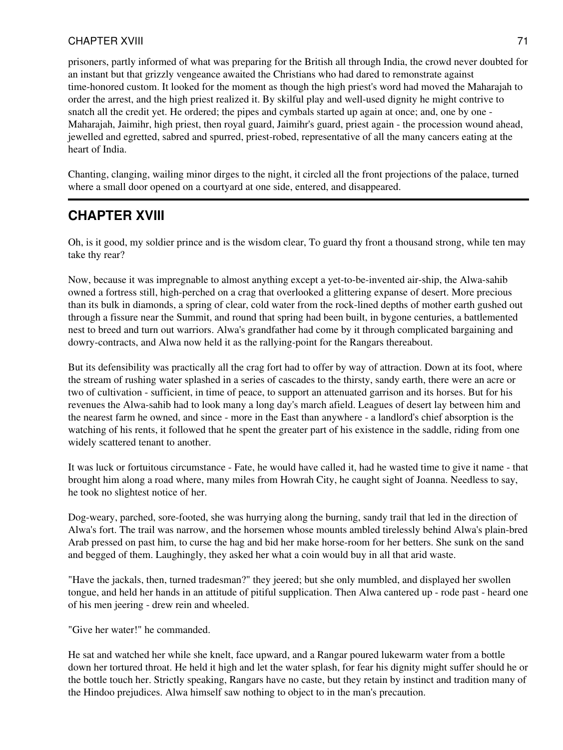prisoners, partly informed of what was preparing for the British all through India, the crowd never doubted for an instant but that grizzly vengeance awaited the Christians who had dared to remonstrate against time-honored custom. It looked for the moment as though the high priest's word had moved the Maharajah to order the arrest, and the high priest realized it. By skilful play and well-used dignity he might contrive to snatch all the credit yet. He ordered; the pipes and cymbals started up again at once; and, one by one - Maharajah, Jaimihr, high priest, then royal guard, Jaimihr's guard, priest again - the procession wound ahead, jewelled and egretted, sabred and spurred, priest-robed, representative of all the many cancers eating at the heart of India.

Chanting, clanging, wailing minor dirges to the night, it circled all the front projections of the palace, turned where a small door opened on a courtyard at one side, entered, and disappeared.

## CHAPTER XVIII

Oh, is it good, my soldier prince and is the wisdom clear, To guard thy front a thousand strong, while ten may take thy rear?

Now, because it was impregnable to almost anything except a yet-to-be-invented air-ship, the Alwa-sahib owned a fortress still, high-perched on a crag that overlooked a glittering expanse of desert. More precious than its bulk in diamonds, a spring of clear, cold water from the rock-lined depths of mother earth gushed out through a fissure near the Summit, and round that spring had been built, in bygone centuries, a battlemented nest to breed and turn out warriors. Alwa's grandfather had come by it through complicated bargaining and dowry-contracts, and Alwa now held it as the rallying-point for the Rangars thereabout.

But its defensibility was practically all the crag fort had to offer by way of attraction. Down at its foot, where the stream of rushing water splashed in a series of cascades to the thirsty, sandy earth, there were an acre or two of cultivation - sufficient, in time of peace, to support an attenuated garrison and its horses. But for his revenues the Alwa-sahib had to look many a long day's march afield. Leagues of desert lay between him and the nearest farm he owned, and since - more in the East than anywhere - a landlord's chief absorption is the watching of his rents, it followed that he spent the greater part of his existence in the saddle, riding from one widely scattered tenant to another.

It was luck or fortuitous circumstance - Fate, he would have called it, had he wasted time to give it name - that brought him along a road where, many miles from Howrah City, he caught sight of Joanna. Needless to say, he took no slightest notice of her.

Dog-weary, parched, sore-footed, she was hurrying along the burning, sandy trail that led in the direction of Alwa's fort. The trail was narrow, and the horsemen whose mounts ambled tirelessly behind Alwa's plain-bred Arab pressed on past him, to curse the hag and bid her make horse-room for her betters. She sunk on the sand and begged of them. Laughingly, they asked her what a coin would buy in all that arid waste.

"Have the jackals, then, turned tradesman?" they jeered; but she only mumbled, and displayed her swollen tongue, and held her hands in an attitude of pitiful supplication. Then Alwa cantered up - rode past - heard one of his men jeering - drew rein and wheeled.

"Give her water!" he commanded.

He sat and watched her while she knelt, face upward, and a Rangar poured lukewarm water from a bottle down her tortured throat. He held it high and let the water splash, for fear his dignity might suffer should he or the bottle touch her. Strictly speaking, Rangars have no caste, but they retain by instinct and tradition many of the Hindoo prejudices. Alwa himself saw nothing to object to in the man's precaution.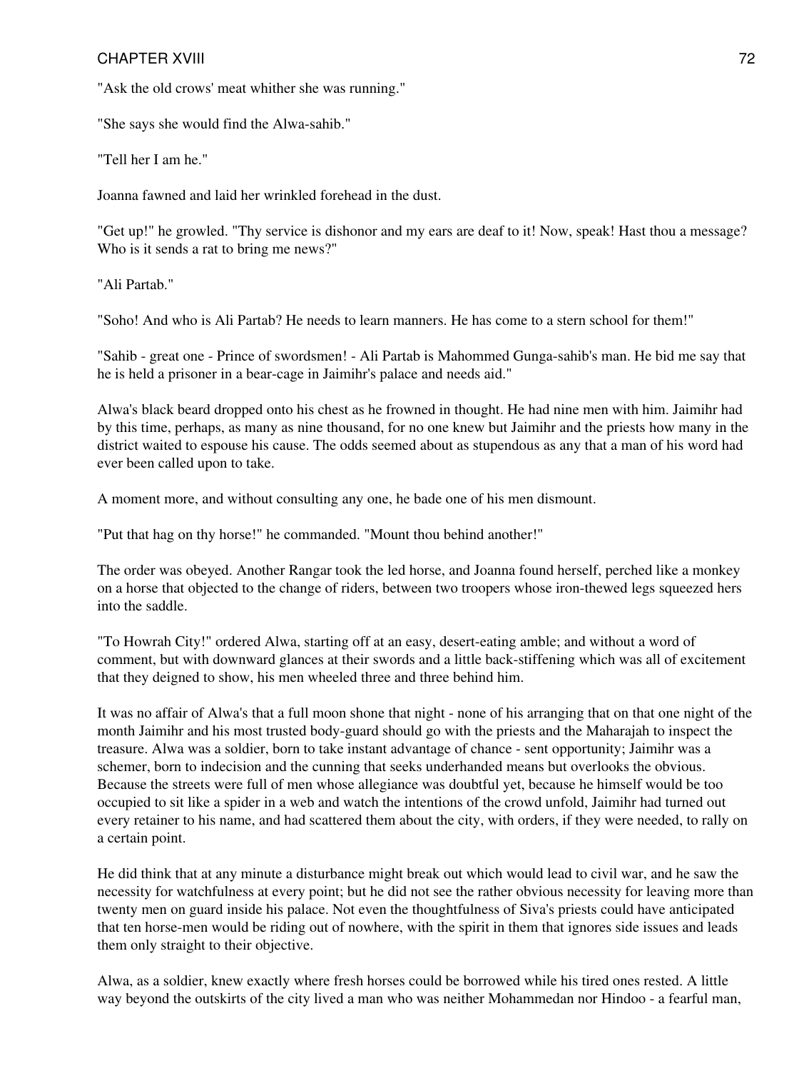"Ask the old crows' meat whither she was running."

"She says she would find the Alwa-sahib."

"Tell her I am he."

Joanna fawned and laid her wrinkled forehead in the dust.

"Get up!" he growled. "Thy service is dishonor and my ears are deaf to it! Now, speak! Hast thou a message? Who is it sends a rat to bring me news?"

"Ali Partab."

"Soho! And who is Ali Partab? He needs to learn manners. He has come to a stern school for them!"

"Sahib - great one - Prince of swordsmen! - Ali Partab is Mahommed Gunga-sahib's man. He bid me say that he is held a prisoner in a bear-cage in Jaimihr's palace and needs aid."

Alwa's black beard dropped onto his chest as he frowned in thought. He had nine men with him. Jaimihr had by this time, perhaps, as many as nine thousand, for no one knew but Jaimihr and the priests how many in the district waited to espouse his cause. The odds seemed about as stupendous as any that a man of his word had ever been called upon to take.

A moment more, and without consulting any one, he bade one of his men dismount.

"Put that hag on thy horse!" he commanded. "Mount thou behind another!"

The order was obeyed. Another Rangar took the led horse, and Joanna found herself, perched like a monkey on a horse that objected to the change of riders, between two troopers whose iron-thewed legs squeezed hers into the saddle.

"To Howrah City!" ordered Alwa, starting off at an easy, desert-eating amble; and without a word of comment, but with downward glances at their swords and a little back-stiffening which was all of excitement that they deigned to show, his men wheeled three and three behind him.

It was no affair of Alwa's that a full moon shone that night - none of his arranging that on that one night of the month Jaimihr and his most trusted body-guard should go with the priests and the Maharajah to inspect the treasure. Alwa was a soldier, born to take instant advantage of chance - sent opportunity; Jaimihr was a schemer, born to indecision and the cunning that seeks underhanded means but overlooks the obvious. Because the streets were full of men whose allegiance was doubtful yet, because he himself would be too occupied to sit like a spider in a web and watch the intentions of the crowd unfold, Jaimihr had turned out every retainer to his name, and had scattered them about the city, with orders, if they were needed, to rally on a certain point.

He did think that at any minute a disturbance might break out which would lead to civil war, and he saw the necessity for watchfulness at every point; but he did not see the rather obvious necessity for leaving more than twenty men on guard inside his palace. Not even the thoughtfulness of Siva's priests could have anticipated that ten horse-men would be riding out of nowhere, with the spirit in them that ignores side issues and leads them only straight to their objective.

Alwa, as a soldier, knew exactly where fresh horses could be borrowed while his tired ones rested. A little way beyond the outskirts of the city lived a man who was neither Mohammedan nor Hindoo - a fearful man,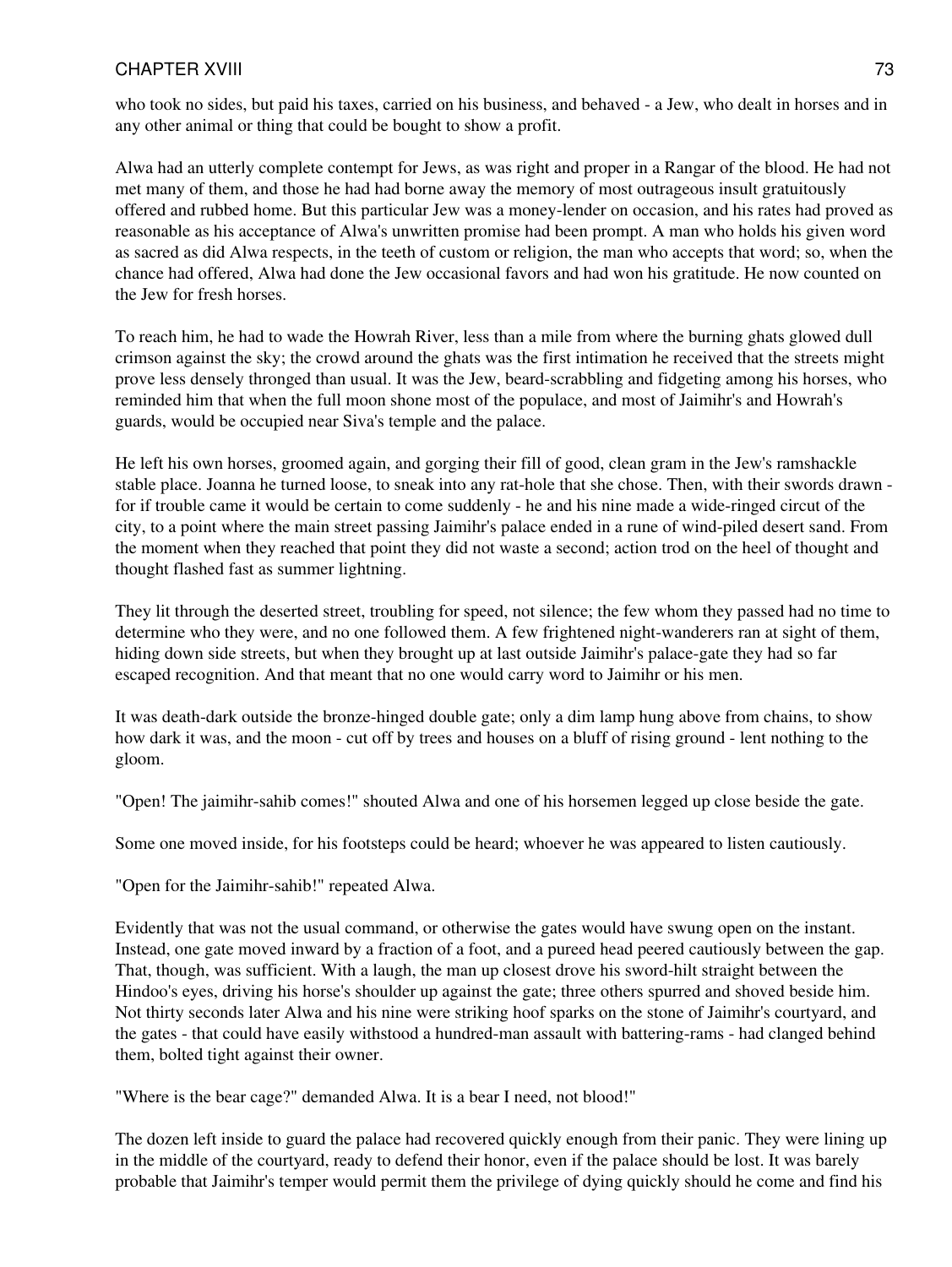who took no sides, but paid his taxes, carried on his business, and behaved - a Jew, who dealt in horses and in any other animal or thing that could be bought to show a profit.

Alwa had an utterly complete contempt for Jews, as was right and proper in a Rangar of the blood. He had not met many of them, and those he had had borne away the memory of most outrageous insult gratuitously offered and rubbed home. But this particular Jew was a money-lender on occasion, and his rates had proved as reasonable as his acceptance of Alwa's unwritten promise had been prompt. A man who holds his given word as sacred as did Alwa respects, in the teeth of custom or religion, the man who accepts that word; so, when the chance had offered, Alwa had done the Jew occasional favors and had won his gratitude. He now counted on the Jew for fresh horses.

To reach him, he had to wade the Howrah River, less than a mile from where the burning ghats glowed dull crimson against the sky; the crowd around the ghats was the first intimation he received that the streets might prove less densely thronged than usual. It was the Jew, beard-scrabbling and fidgeting among his horses, who reminded him that when the full moon shone most of the populace, and most of Jaimihr's and Howrah's guards, would be occupied near Siva's temple and the palace.

He left his own horses, groomed again, and gorging their fill of good, clean gram in the Jew's ramshackle stable place. Joanna he turned loose, to sneak into any rat-hole that she chose. Then, with their swords drawn - for if trouble came it would be certain to come suddenly - he and his nine made a wide-ringed circuit of the city, to a point where the main street passing Jaimihr's palace ended in a rune of wind-piled desert sand. From the moment when they reached that point they did not waste a second; action trod on the heel of thought and thought flashed fast as summer lightning.

They lit through the deserted street, troubling for speed, not silence; the few whom they passed had no time to determine who they were, and no one followed them. A few frightened night-wanderers ran at sight of them, hiding down side streets, but when they brought up at last outside Jaimihr's palace-gate they had so far escaped recognition. And that meant that no one would carry word to Jaimihr or his men.

It was death-dark outside the bronze-hinged double gate; only a dim lamp hung above from chains, to show how dark it was, and the moon - cut off by trees and houses on a bluff of rising ground - lent nothing to the gloom.

"Open! The jaimihr-sahib comes!" shouted Alwa and one of his horsemen legged up close beside the gate.

Some one moved inside, for his footsteps could be heard; whoever he was appeared to listen cautiously.

"Open for the Jaimihr-sahib!" repeated Alwa.

Evidently that was not the usual command, or otherwise the gates would have swung open on the instant. Instead, one gate moved inward by a fraction of a foot, and a pureed head peered cautiously between the gap. That, though, was sufficient. With a laugh, the man up closest drove his sword-hilt straight between the Hindoo's eyes, driving his horse's shoulder up against the gate; three others spurred and shoved beside him. Not thirty seconds later Alwa and his nine were striking hoof sparks on the stone of Jaimihr's courtyard, and the gates - that could have easily withstood a hundred-man assault with battering-rams - had clanged behind them, bolted tight against their owner.

"Where is the bear cage?" demanded Alwa. It is a bear I need, not blood!"

The dozen left inside to guard the palace had recovered quickly enough from their panic. They were lining up in the middle of the courtyard, ready to defend their honor, even if the palace should be lost. It was barely probable that Jaimihr's temper would permit them the privilege of dying quickly should he come and find his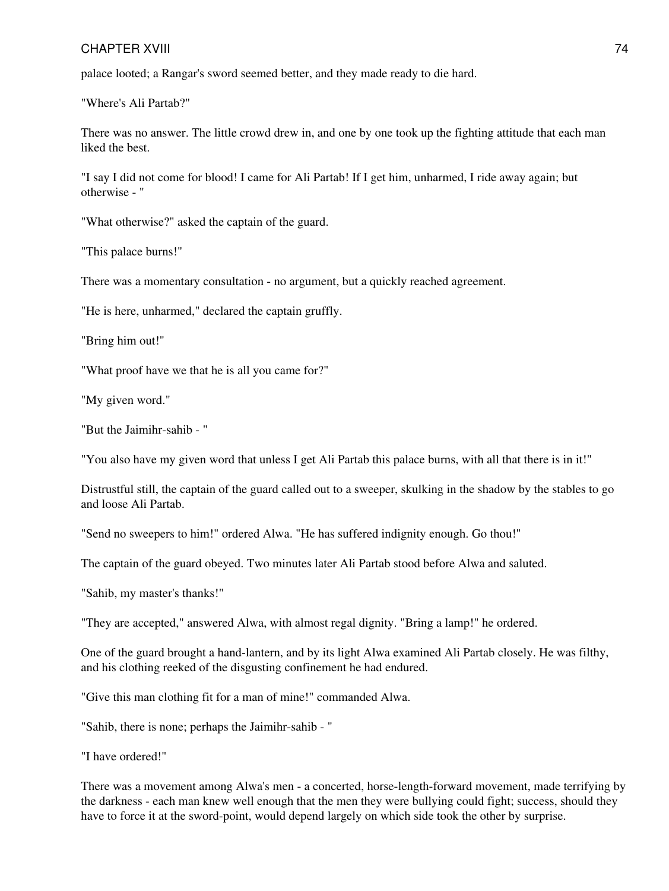palace looted; a Rangar's sword seemed better, and they made ready to die hard.

"Where's Ali Partab?"

There was no answer. The little crowd drew in, and one by one took up the fighting attitude that each man liked the best.

"I say I did not come for blood! I came for Ali Partab! If I get him, unharmed, I ride away again; but otherwise - "

"What otherwise?" asked the captain of the guard.

"This palace burns!"

There was a momentary consultation - no argument, but a quickly reached agreement.

"He is here, unharmed," declared the captain gruffly.

"Bring him out!"

"What proof have we that he is all you came for?"

"My given word."

"But the Jaimihr-sahib - "

"You also have my given word that unless I get Ali Partab this palace burns, with all that there is in it!"

Distrustful still, the captain of the guard called out to a sweeper, skulking in the shadow by the stables to go and loose Ali Partab.

"Send no sweepers to him!" ordered Alwa. "He has suffered indignity enough. Go thou!"

The captain of the guard obeyed. Two minutes later Ali Partab stood before Alwa and saluted.

"Sahib, my master's thanks!"

"They are accepted," answered Alwa, with almost regal dignity. "Bring a lamp!" he ordered.

One of the guard brought a hand-lantern, and by its light Alwa examined Ali Partab closely. He was filthy, and his clothing reeked of the disgusting confinement he had endured.

"Give this man clothing fit for a man of mine!" commanded Alwa.

"Sahib, there is none; perhaps the Jaimihr-sahib - "

"I have ordered!"

There was a movement among Alwa's men - a concerted, horse-length-forward movement, made terrifying by the darkness - each man knew well enough that the men they were bullying could fight; success, should they have to force it at the sword-point, would depend largely on which side took the other by surprise.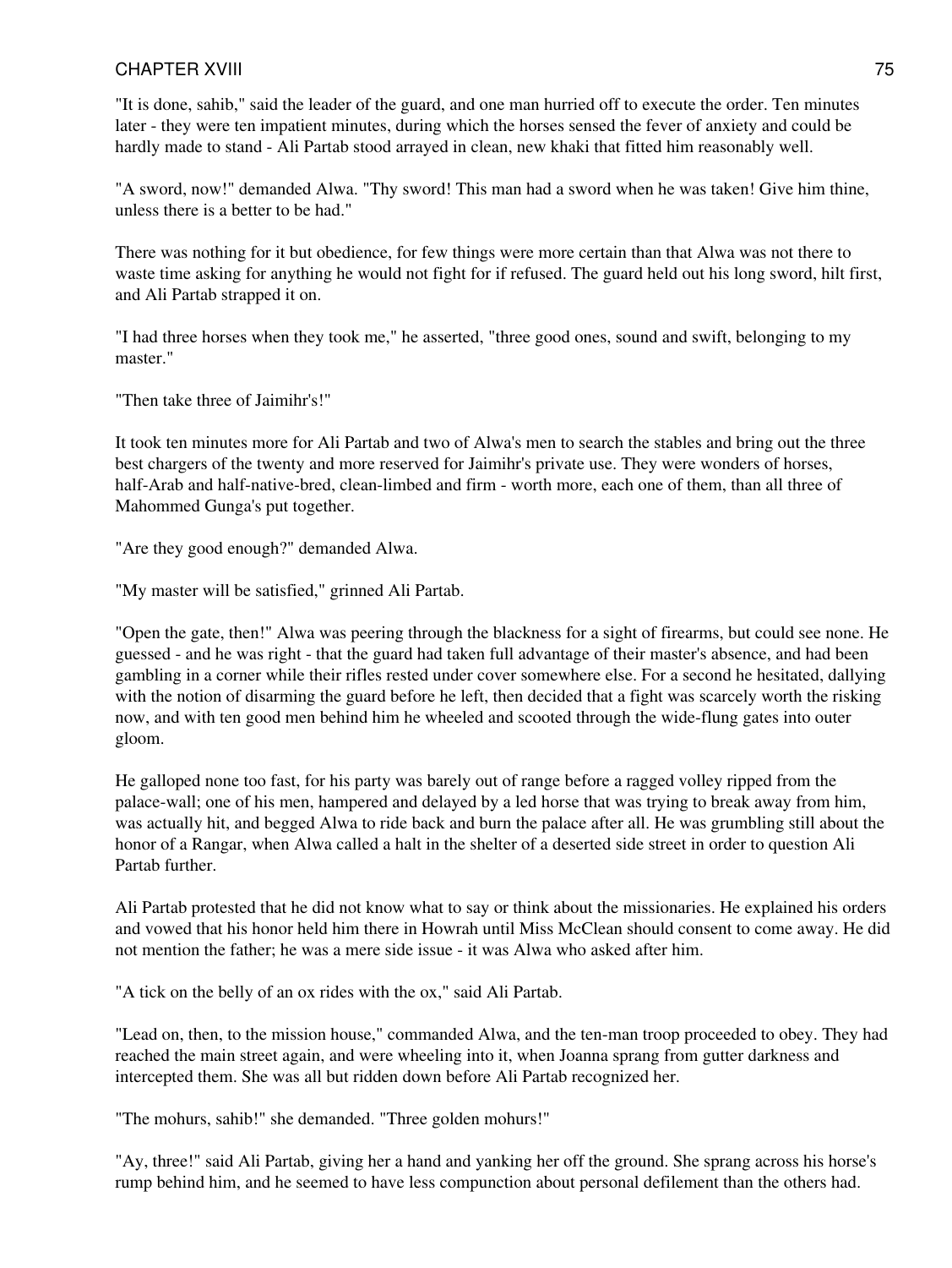"It is done, sahib," said the leader of the guard, and one man hurried off to execute the order. Ten minutes later - they were ten impatient minutes, during which the horses sensed the fever of anxiety and could be hardly made to stand - Ali Partab stood arrayed in clean, new khaki that fitted him reasonably well.

"A sword, now!" demanded Alwa. "Thy sword! This man had a sword when he was taken! Give him thine, unless there is a better to be had."

There was nothing for it but obedience, for few things were more certain than that Alwa was not there to waste time asking for anything he would not fight for if refused. The guard held out his long sword, hilt first, and Ali Partab strapped it on.

"I had three horses when they took me," he asserted, "three good ones, sound and swift, belonging to my master."

"Then take three of Jaimihr's!"

It took ten minutes more for Ali Partab and two of Alwa's men to search the stables and bring out the three best chargers of the twenty and more reserved for Jaimihr's private use. They were wonders of horses, half-Arab and half-native-bred, clean-limbed and firm - worth more, each one of them, than all three of Mahommed Gunga's put together.

"Are they good enough?" demanded Alwa.

"My master will be satisfied," grinned Ali Partab.

"Open the gate, then!" Alwa was peering through the blackness for a sight of firearms, but could see none. He guessed - and he was right - that the guard had taken full advantage of their master's absence, and had been gambling in a corner while their rifles rested under cover somewhere else. For a second he hesitated, dallying with the notion of disarming the guard before he left, then decided that a fight was scarcely worth the risking now, and with ten good men behind him he wheeled and scooted through the wide-flung gates into outer gloom.

He galloped none too fast, for his party was barely out of range before a ragged volley ripped from the palace-wall; one of his men, hampered and delayed by a led horse that was trying to break away from him, was actually hit, and begged Alwa to ride back and burn the palace after all. He was grumbling still about the honor of a Rangar, when Alwa called a halt in the shelter of a deserted side street in order to question Ali Partab further.

Ali Partab protested that he did not know what to say or think about the missionaries. He explained his orders and vowed that his honor held him there in Howrah until Miss McClean should consent to come away. He did not mention the father; he was a mere side issue - it was Alwa who asked after him.

"A tick on the belly of an ox rides with the ox," said Ali Partab.

"Lead on, then, to the mission house," commanded Alwa, and the ten-man troop proceeded to obey. They had reached the main street again, and were wheeling into it, when Joanna sprang from gutter darkness and intercepted them. She was all but ridden down before Ali Partab recognized her.

"The mohurs, sahib!" she demanded. "Three golden mohurs!"

"Ay, three!" said Ali Partab, giving her a hand and yanking her off the ground. She sprang across his horse's rump behind him, and he seemed to have less compunction about personal defilement than the others had.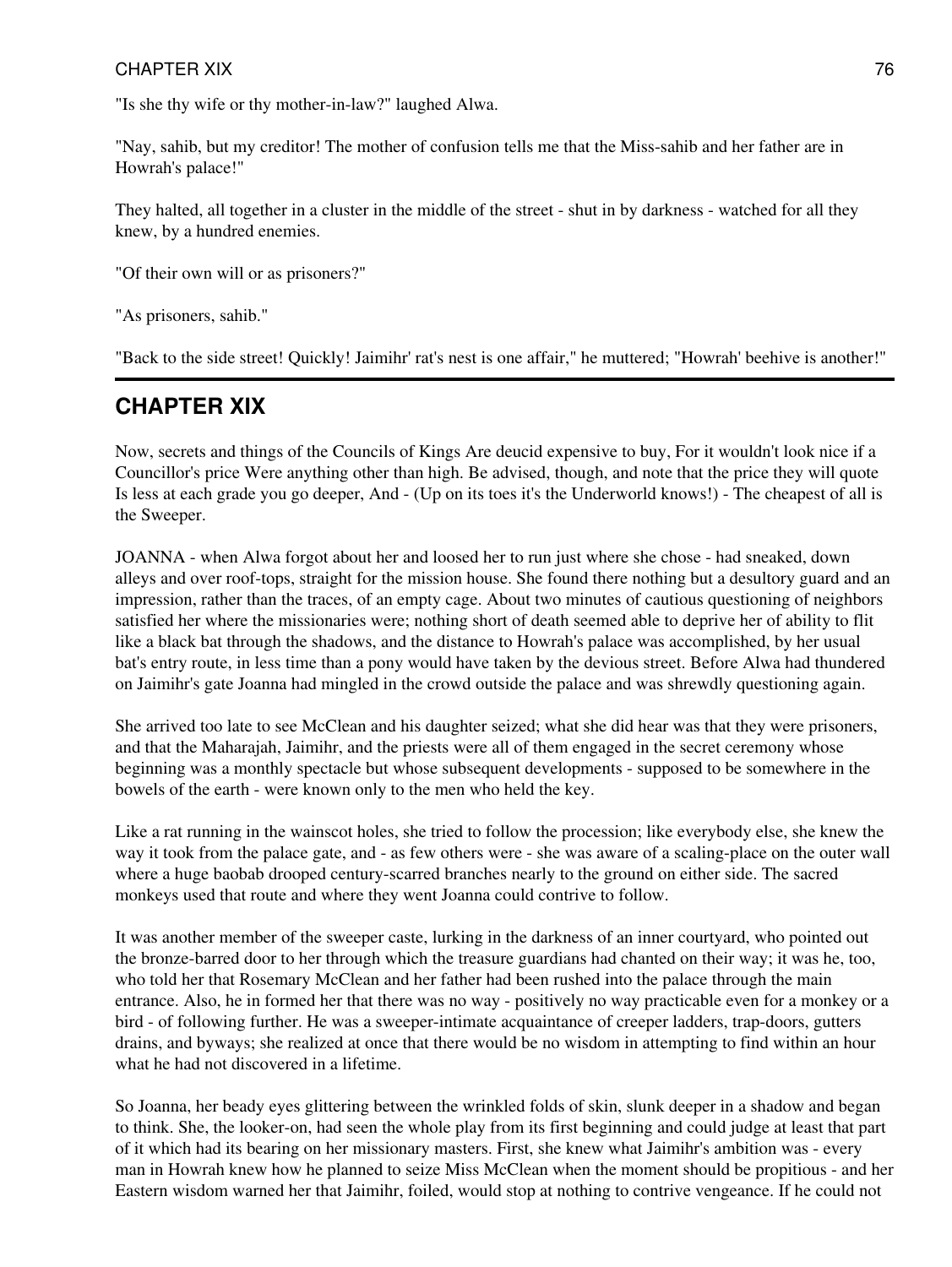"Is she thy wife or thy mother-in-law?" laughed Alwa.

"Nay, sahib, but my creditor! The mother of confusion tells me that the Miss-sahib and her father are in Howrah's palace!"

They halted, all together in a cluster in the middle of the street - shut in by darkness - watched for all they knew, by a hundred enemies.

"Of their own will or as prisoners?"

"As prisoners, sahib."

"Back to the side street! Quickly! Jaimihr' rat's nest is one affair," he muttered; "Howrah' beehive is another!"

---

## CHAPTER XIX

Now, secrets and things of the Councils of Kings Are deucid expensive to buy, For it wouldn't look nice if a Councillor's price Were anything other than high. Be advised, though, and note that the price they will quote Is less at each grade you go deeper, And - (Up on its toes it's the Underworld knows!) - The cheapest of all is the Sweeper.

JOANNA - when Alwa forgot about her and loosed her to run just where she chose - had sneaked, down alleys and over roof-tops, straight for the mission house. She found there nothing but a desultory guard and an impression, rather than the traces, of an empty cage. About two minutes of cautious questioning of neighbors satisfied her where the missionaries were; nothing short of death seemed able to deprive her of ability to flit like a black bat through the shadows, and the distance to Howrah's palace was accomplished, by her usual bat's entry route, in less time than a pony would have taken by the devious street. Before Alwa had thundered on Jaimihr's gate Joanna had mingled in the crowd outside the palace and was shrewdly questioning again.

She arrived too late to see McClean and his daughter seized; what she did hear was that they were prisoners, and that the Maharajah, Jaimihr, and the priests were all of them engaged in the secret ceremony whose beginning was a monthly spectacle but whose subsequent developments - supposed to be somewhere in the bowels of the earth - were known only to the men who held the key.

Like a rat running in the wainscot holes, she tried to follow the procession; like everybody else, she knew the way it took from the palace gate, and - as few others were - she was aware of a scaling-place on the outer wall where a huge baobab drooped century-scarred branches nearly to the ground on either side. The sacred monkeys used that route and where they went Joanna could contrive to follow.

It was another member of the sweeper caste, lurking in the darkness of an inner courtyard, who pointed out the bronze-barred door to her through which the treasure guardians had chanted on their way; it was he, too, who told her that Rosemary McClean and her father had been rushed into the palace through the main entrance. Also, he in formed her that there was no way - positively no way practicable even for a monkey or a bird - of following further. He was a sweeper-intimate acquaintance of creeper ladders, trap-doors, gutters drains, and byways; she realized at once that there would be no wisdom in attempting to find within an hour what he had not discovered in a lifetime.

So Joanna, her beady eyes glittering between the wrinkled folds of skin, slunk deeper in a shadow and began to think. She, the looker-on, had seen the whole play from its first beginning and could judge at least that part of it which had its bearing on her missionary masters. First, she knew what Jaimihr's ambition was - every man in Howrah knew how he planned to seize Miss McClean when the moment should be propitious - and her Eastern wisdom warned her that Jaimihr, foiled, would stop at nothing to contrive vengeance. If he could not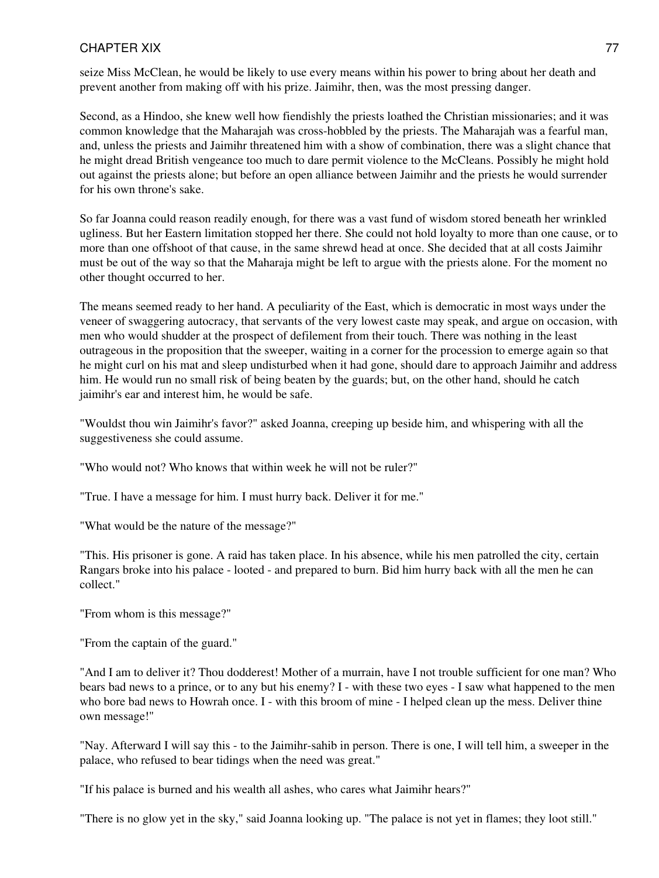seize Miss McClean, he would be likely to use every means within his power to bring about her death and prevent another from making off with his prize. Jaimihr, then, was the most pressing danger.

Second, as a Hindoo, she knew well how fiendishly the priests loathed the Christian missionaries; and it was common knowledge that the Maharajah was cross-hobbled by the priests. The Maharajah was a fearful man, and, unless the priests and Jaimihr threatened him with a show of combination, there was a slight chance that he might dread British vengeance too much to dare permit violence to the McCleans. Possibly he might hold out against the priests alone; but before an open alliance between Jaimihr and the priests he would surrender for his own throne's sake.

So far Joanna could reason readily enough, for there was a vast fund of wisdom stored beneath her wrinkled ugliness. But her Eastern limitation stopped her there. She could not hold loyalty to more than one cause, or to more than one offshoot of that cause, in the same shrewd head at once. She decided that at all costs Jaimihr must be out of the way so that the Maharaja might be left to argue with the priests alone. For the moment no other thought occurred to her.

The means seemed ready to her hand. A peculiarity of the East, which is democratic in most ways under the veneer of swaggering autocracy, that servants of the very lowest caste may speak, and argue on occasion, with men who would shudder at the prospect of defilement from their touch. There was nothing in the least outrageous in the proposition that the sweeper, waiting in a corner for the procession to emerge again so that he might curl on his mat and sleep undisturbed when it had gone, should dare to approach Jaimihr and address him. He would run no small risk of being beaten by the guards; but, on the other hand, should he catch jaimihr's ear and interest him, he would be safe.

"Wouldst thou win Jaimihr's favor?" asked Joanna, creeping up beside him, and whispering with all the suggestiveness she could assume.

"Who would not? Who knows that within week he will not be ruler?"

"True. I have a message for him. I must hurry back. Deliver it for me."

"What would be the nature of the message?"

"This. His prisoner is gone. A raid has taken place. In his absence, while his men patrolled the city, certain Rangars broke into his palace - looted - and prepared to burn. Bid him hurry back with all the men he can collect."

"From whom is this message?"

"From the captain of the guard."

"And I am to deliver it? Thou dodderest! Mother of a murrain, have I not trouble sufficient for one man? Who bears bad news to a prince, or to any but his enemy? I - with these two eyes - I saw what happened to the men who bore bad news to Howrah once. I - with this broom of mine - I helped clean up the mess. Deliver thine own message!"

"Nay. Afterward I will say this - to the Jaimihr-sahib in person. There is one, I will tell him, a sweeper in the palace, who refused to bear tidings when the need was great."

"If his palace is burned and his wealth all ashes, who cares what Jaimihr hears?"

"There is no glow yet in the sky," said Joanna looking up. "The palace is not yet in flames; they loot still."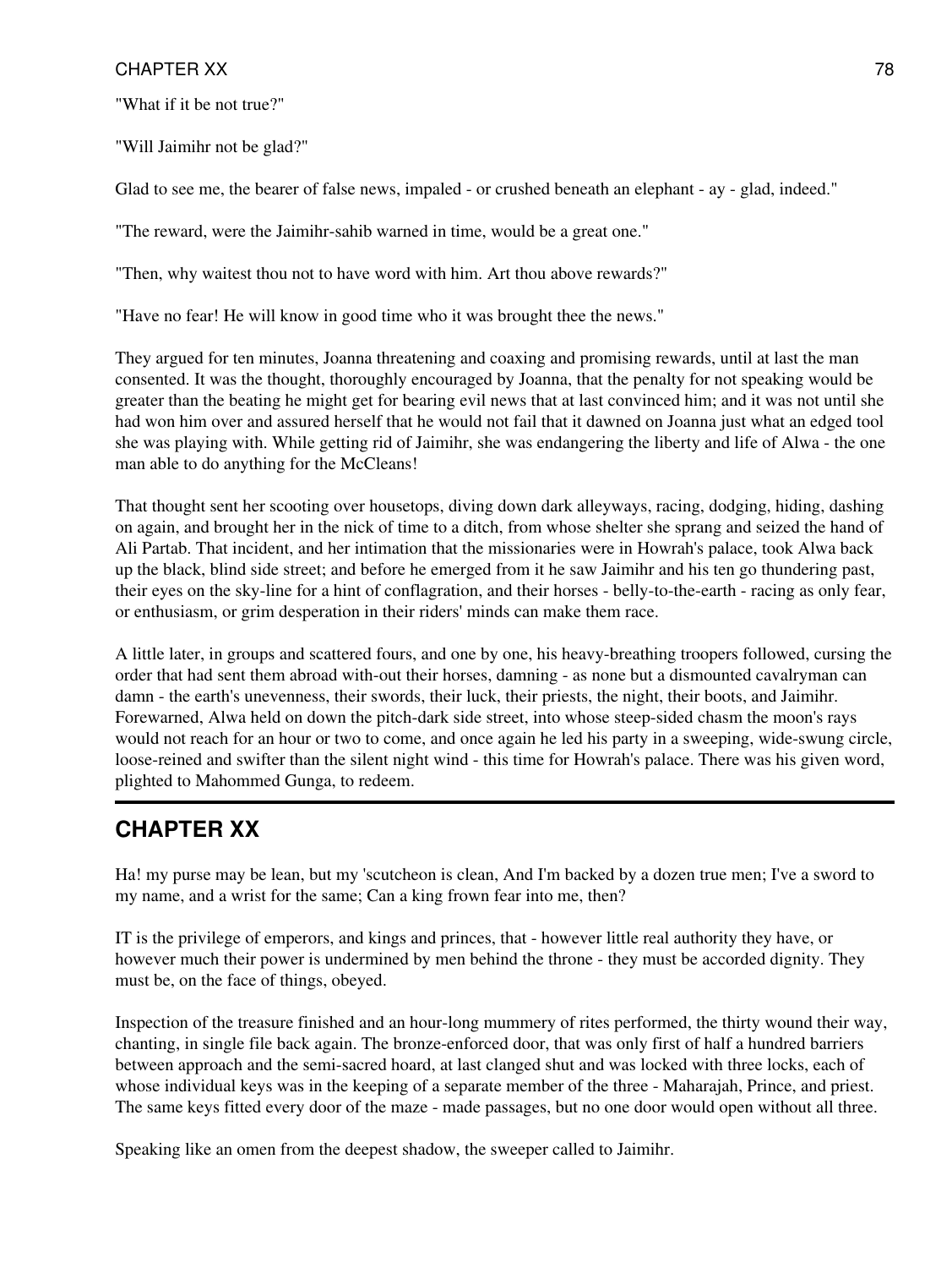"What if it be not true?"

"Will Jaimihr not be glad?"

Glad to see me, the bearer of false news, impaled - or crushed beneath an elephant - ay - glad, indeed."

"The reward, were the Jaimihr-sahib warned in time, would be a great one."

"Then, why waitest thou not to have word with him. Art thou above rewards?"

"Have no fear! He will know in good time who it was brought thee the news."

They argued for ten minutes, Joanna threatening and coaxing and promising rewards, until at last the man consented. It was the thought, thoroughly encouraged by Joanna, that the penalty for not speaking would be greater than the beating he might get for bearing evil news that at last convinced him; and it was not until she had won him over and assured herself that he would not fail that it dawned on Joanna just what an edged tool she was playing with. While getting rid of Jaimihr, she was endangering the liberty and life of Alwa - the one man able to do anything for the McCleans!

That thought sent her scooting over housetops, diving down dark alleyways, racing, dodging, hiding, dashing on again, and brought her in the nick of time to a ditch, from whose shelter she sprang and seized the hand of Ali Partab. That incident, and her intimation that the missionaries were in Howrah's palace, took Alwa back up the black, blind side street; and before he emerged from it he saw Jaimihr and his ten go thundering past, their eyes on the sky-line for a hint of conflagration, and their horses - belly-to-the-earth - racing as only fear, or enthusiasm, or grim desperation in their riders' minds can make them race.

A little later, in groups and scattered fours, and one by one, his heavy-breathing troopers followed, cursing the order that had sent them abroad with-out their horses, damning - as none but a dismounted cavalryman can damn - the earth's unevenness, their swords, their luck, their priests, the night, their boots, and Jaimihr. Forewarned, Alwa held on down the pitch-dark side street, into whose steep-sided chasm the moon's rays would not reach for an hour or two to come, and once again he led his party in a sweeping, wide-swung circle, loose-reined and swifter than the silent night wind - this time for Howrah's palace. There was his given word, plighted to Mahommed Gunga, to redeem.

---

## CHAPTER XX

Ha! my purse may be lean, but my 'scutcheon is clean, And I'm backed by a dozen true men; I've a sword to my name, and a wrist for the same; Can a king frown fear into me, then?

IT is the privilege of emperors, and kings and princes, that - however little real authority they have, or however much their power is undermined by men behind the throne - they must be accorded dignity. They must be, on the face of things, obeyed.

Inspection of the treasure finished and an hour-long mummery of rites performed, the thirty wound their way, chanting, in single file back again. The bronze-enforced door, that was only first of half a hundred barriers between approach and the semi-sacred hoard, at last clanged shut and was locked with three locks, each of whose individual keys was in the keeping of a separate member of the three - Maharajah, Prince, and priest. The same keys fitted every door of the maze - made passages, but no one door would open without all three.

Speaking like an omen from the deepest shadow, the sweeper called to Jaimihr.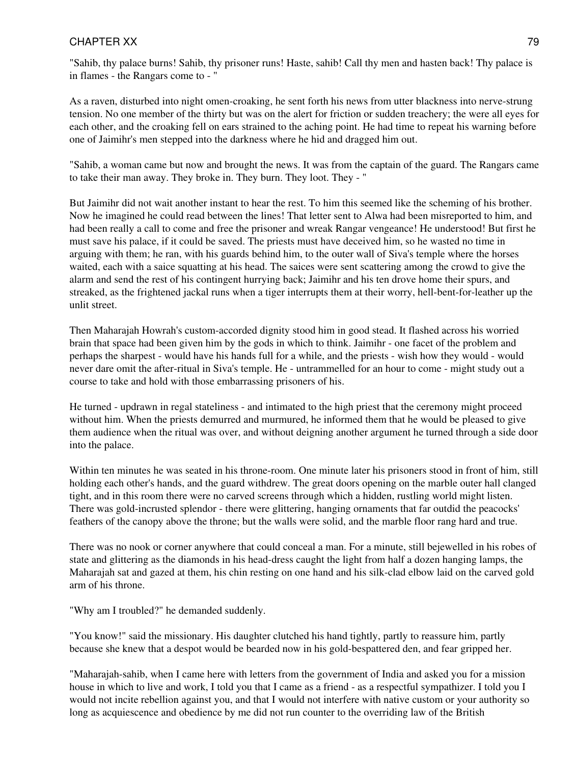"Sahib, thy palace burns! Sahib, thy prisoner runs! Haste, sahib! Call thy men and hasten back! Thy palace is in flames - the Rangars come to - "

As a raven, disturbed into night omen-croaking, he sent forth his news from utter blackness into nerve-strung tension. No one member of the thirty but was on the alert for friction or sudden treachery; the were all eyes for each other, and the croaking fell on ears strained to the aching point. He had time to repeat his warning before one of Jaimihr's men stepped into the darkness where he hid and dragged him out.

"Sahib, a woman came but now and brought the news. It was from the captain of the guard. The Rangars came to take their man away. They broke in. They burn. They loot. They - "

But Jaimihr did not wait another instant to hear the rest. To him this seemed like the scheming of his brother. Now he imagined he could read between the lines! That letter sent to Alwa had been misreported to him, and had been really a call to come and free the prisoner and wreak Rangar vengeance! He understood! But first he must save his palace, if it could be saved. The priests must have deceived him, so he wasted no time in arguing with them; he ran, with his guards behind him, to the outer wall of Siva's temple where the horses waited, each with a saice squatting at his head. The saices were sent scattering among the crowd to give the alarm and send the rest of his contingent hurrying back; Jaimihr and his ten drove home their spurs, and streaked, as the frightened jackal runs when a tiger interrupts them at their worry, hell-bent-for-leather up the unlit street.

Then Maharajah Howrah's custom-accorded dignity stood him in good stead. It flashed across his worried brain that space had been given him by the gods in which to think. Jaimihr - one facet of the problem and perhaps the sharpest - would have his hands full for a while, and the priests - wish how they would - would never dare omit the after-ritual in Siva's temple. He - untrammelled for an hour to come - might study out a course to take and hold with those embarrassing prisoners of his.

He turned - updrawn in regal stateliness - and intimated to the high priest that the ceremony might proceed without him. When the priests demurred and murmured, he informed them that he would be pleased to give them audience when the ritual was over, and without deigning another argument he turned through a side door into the palace.

Within ten minutes he was seated in his throne-room. One minute later his prisoners stood in front of him, still holding each other's hands, and the guard withdrew. The great doors opening on the marble outer hall clanged tight, and in this room there were no carved screens through which a hidden, rustling world might listen. There was gold-incrusted splendor - there were glittering, hanging ornaments that far outdid the peacocks' feathers of the canopy above the throne; but the walls were solid, and the marble floor rang hard and true.

There was no nook or corner anywhere that could conceal a man. For a minute, still bejewelled in his robes of state and glittering as the diamonds in his head-dress caught the light from half a dozen hanging lamps, the Maharajah sat and gazed at them, his chin resting on one hand and his silk-clad elbow laid on the carved gold arm of his throne.

"Why am I troubled?" he demanded suddenly.

"You know!" said the missionary. His daughter clutched his hand tightly, partly to reassure him, partly because she knew that a despot would be bearded now in his gold-bespattered den, and fear gripped her.

"Maharajah-sahib, when I came here with letters from the government of India and asked you for a mission house in which to live and work, I told you that I came as a friend - as a respectful sympathizer. I told you I would not incite rebellion against you, and that I would not interfere with native custom or your authority so long as acquiescence and obedience by me did not run counter to the overriding law of the British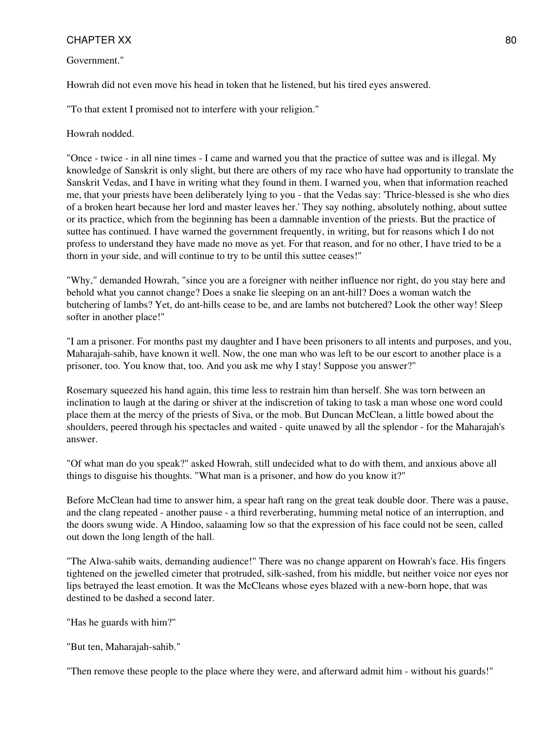Government."

Howrah did not even move his head in token that he listened, but his tired eyes answered.

"To that extent I promised not to interfere with your religion."

Howrah nodded.

"Once - twice - in all nine times - I came and warned you that the practice of suttee was and is illegal. My knowledge of Sanskrit is only slight, but there are others of my race who have had opportunity to translate the Sanskrit Vedas, and I have in writing what they found in them. I warned you, when that information reached me, that your priests have been deliberately lying to you - that the Vedas say: 'Thrice-blessed is she who dies of a broken heart because her lord and master leaves her.' They say nothing, absolutely nothing, about suttee or its practice, which from the beginning has been a damnable invention of the priests. But the practice of suttee has continued. I have warned the government frequently, in writing, but for reasons which I do not profess to understand they have made no move as yet. For that reason, and for no other, I have tried to be a thorn in your side, and will continue to try to be until this suttee ceases!"

"Why," demanded Howrah, "since you are a foreigner with neither influence nor right, do you stay here and behold what you cannot change? Does a snake lie sleeping on an ant-hill? Does a woman watch the butchering of lambs? Yet, do ant-hills cease to be, and are lambs not butchered? Look the other way! Sleep softer in another place!"

"I am a prisoner. For months past my daughter and I have been prisoners to all intents and purposes, and you, Maharajah-sahib, have known it well. Now, the one man who was left to be our escort to another place is a prisoner, too. You know that, too. And you ask me why I stay! Suppose you answer?"

Rosemary squeezed his hand again, this time less to restrain him than herself. She was torn between an inclination to laugh at the daring or shiver at the indiscretion of taking to task a man whose one word could place them at the mercy of the priests of Siva, or the mob. But Duncan McClean, a little bowed about the shoulders, peered through his spectacles and waited - quite unawed by all the splendor - for the Maharajah's answer.

"Of what man do you speak?" asked Howrah, still undecided what to do with them, and anxious above all things to disguise his thoughts. "What man is a prisoner, and how do you know it?"

Before McClean had time to answer him, a spear haft rang on the great teak double door. There was a pause, and the clang repeated - another pause - a third reverberating, humming metal notice of an interruption, and the doors swung wide. A Hindoo, salaaming low so that the expression of his face could not be seen, called out down the long length of the hall.

"The Alwa-sahib waits, demanding audience!" There was no change apparent on Howrah's face. His fingers tightened on the jewelled cimeter that protruded, silk-sashed, from his middle, but neither voice nor eyes nor lips betrayed the least emotion. It was the McCleans whose eyes blazed with a new-born hope, that was destined to be dashed a second later.

"Has he guards with him?"

"But ten, Maharajah-sahib."

"Then remove these people to the place where they were, and afterward admit him - without his guards!"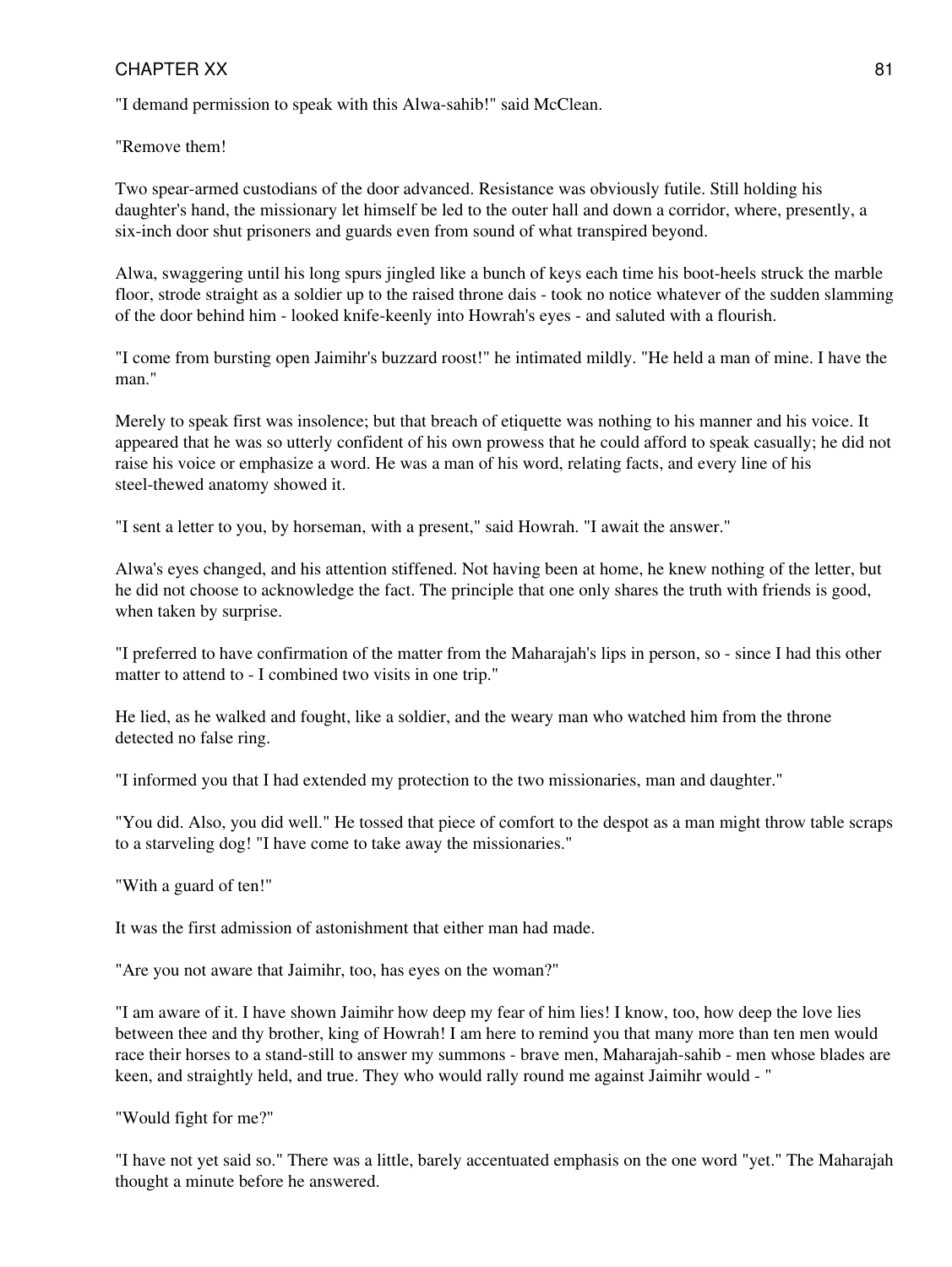"I demand permission to speak with this Alwa-sahib!" said McClean.

"Remove them!

Two spear-armed custodians of the door advanced. Resistance was obviously futile. Still holding his daughter's hand, the missionary let himself be led to the outer hall and down a corridor, where, presently, a six-inch door shut prisoners and guards even from sound of what transpired beyond.

Alwa, swaggering until his long spurs jingled like a bunch of keys each time his boot-heels struck the marble floor, strode straight as a soldier up to the raised throne dais - took no notice whatever of the sudden slamming of the door behind him - looked knife-keenly into Howrah's eyes - and saluted with a flourish.

"I come from bursting open Jaimihr's buzzard roost!" he intimated mildly. "He held a man of mine. I have the man."

Merely to speak first was insolence; but that breach of etiquette was nothing to his manner and his voice. It appeared that he was so utterly confident of his own prowess that he could afford to speak casually; he did not raise his voice or emphasize a word. He was a man of his word, relating facts, and every line of his steel-thewed anatomy showed it.

"I sent a letter to you, by horseman, with a present," said Howrah. "I await the answer."

Alwa's eyes changed, and his attention stiffened. Not having been at home, he knew nothing of the letter, but he did not choose to acknowledge the fact. The principle that one only shares the truth with friends is good, when taken by surprise.

"I preferred to have confirmation of the matter from the Maharajah's lips in person, so - since I had this other matter to attend to - I combined two visits in one trip."

He lied, as he walked and fought, like a soldier, and the weary man who watched him from the throne detected no false ring.

"I informed you that I had extended my protection to the two missionaries, man and daughter."

"You did. Also, you did well." He tossed that piece of comfort to the despot as a man might throw table scraps to a starveling dog! "I have come to take away the missionaries."

"With a guard of ten!"

It was the first admission of astonishment that either man had made.

"Are you not aware that Jaimihr, too, has eyes on the woman?"

"I am aware of it. I have shown Jaimihr how deep my fear of him lies! I know, too, how deep the love lies between thee and thy brother, king of Howrah! I am here to remind you that many more than ten men would race their horses to a stand-still to answer my summons - brave men, Maharajah-sahib - men whose blades are keen, and straightly held, and true. They who would rally round me against Jaimihr would - "

"Would fight for me?"

"I have not yet said so." There was a little, barely accentuated emphasis on the one word "yet." The Maharajah thought a minute before he answered.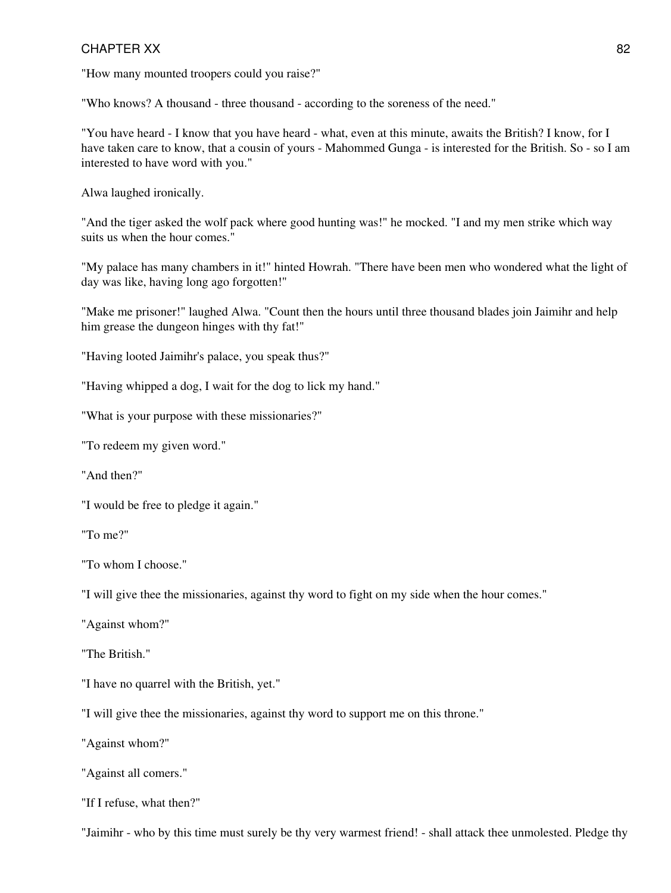"How many mounted troopers could you raise?"

"Who knows? A thousand - three thousand - according to the soreness of the need."

"You have heard - I know that you have heard - what, even at this minute, awaits the British? I know, for I have taken care to know, that a cousin of yours - Mahommed Gunga - is interested for the British. So - so I am interested to have word with you."

Alwa laughed ironically.

"And the tiger asked the wolf pack where good hunting was!" he mocked. "I and my men strike which way suits us when the hour comes."

"My palace has many chambers in it!" hinted Howrah. "There have been men who wondered what the light of day was like, having long ago forgotten!"

"Make me prisoner!" laughed Alwa. "Count then the hours until three thousand blades join Jaimihr and help him grease the dungeon hinges with thy fat!"

"Having looted Jaimihr's palace, you speak thus?"

"Having whipped a dog, I wait for the dog to lick my hand."

"What is your purpose with these missionaries?"

"To redeem my given word."

"And then?"

"I would be free to pledge it again."

"To me?"

"To whom I choose."

"I will give thee the missionaries, against thy word to fight on my side when the hour comes."

"Against whom?"

"The British."

"I have no quarrel with the British, yet."

"I will give thee the missionaries, against thy word to support me on this throne."

"Against whom?"

"Against all comers."

"If I refuse, what then?"

"Jaimihr - who by this time must surely be thy very warmest friend! - shall attack thee unmolested. Pledge thy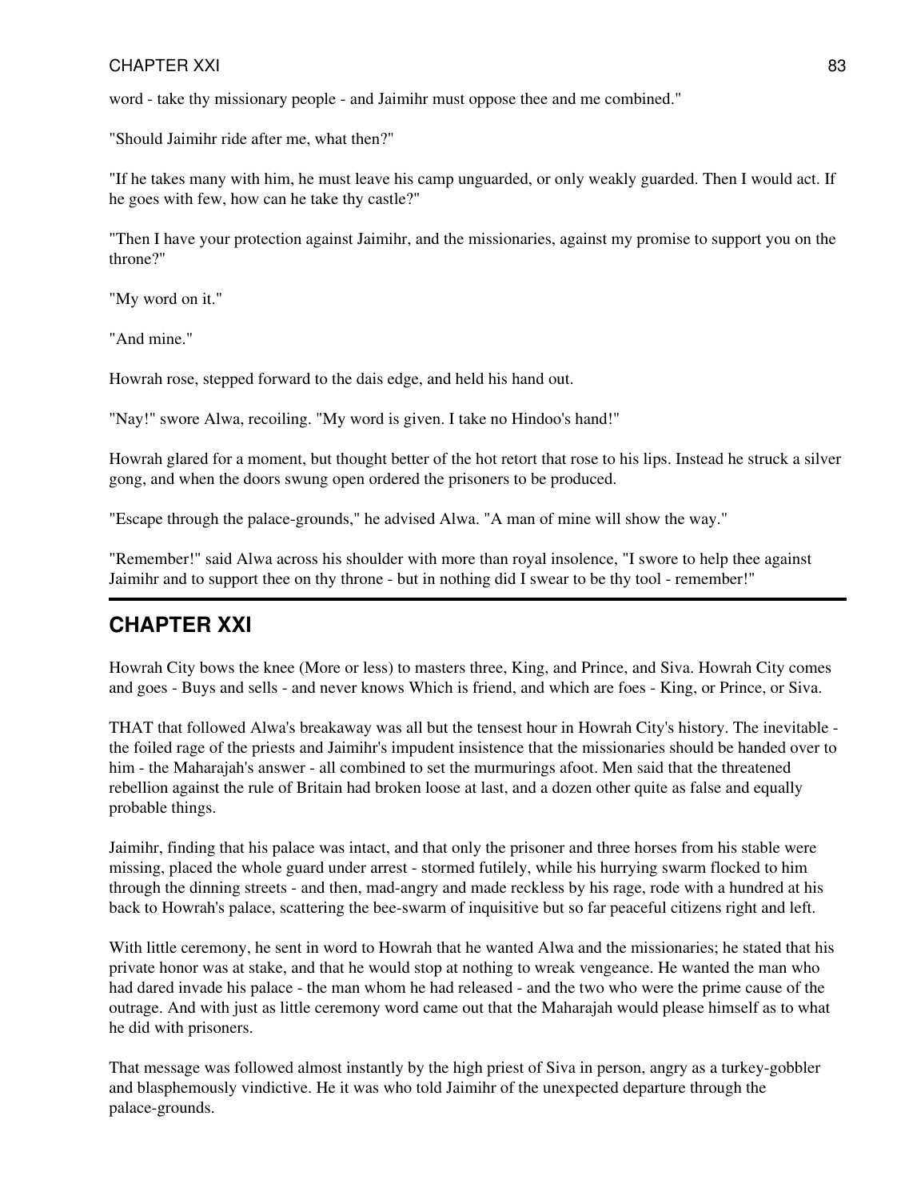word - take thy missionary people - and Jaimihr must oppose thee and me combined."

"Should Jaimihr ride after me, what then?"

"If he takes many with him, he must leave his camp unguarded, or only weakly guarded. Then I would act. If he goes with few, how can he take thy castle?"

"Then I have your protection against Jaimihr, and the missionaries, against my promise to support you on the throne?"

"My word on it."

"And mine."

Howrah rose, stepped forward to the dais edge, and held his hand out.

"Nay!" swore Alwa, recoiling. "My word is given. I take no Hindoo's hand!"

Howrah glared for a moment, but thought better of the hot retort that rose to his lips. Instead he struck a silver gong, and when the doors swung open ordered the prisoners to be produced.

"Escape through the palace-grounds," he advised Alwa. "A man of mine will show the way."

"Remember!" said Alwa across his shoulder with more than royal insolence, "I swore to help thee against Jaimihr and to support thee on thy throne - but in nothing did I swear to be thy tool - remember!"

## CHAPTER XXI

Howrah City bows the knee (More or less) to masters three, King, and Prince, and Siva. Howrah City comes and goes - Buys and sells - and never knows Which is friend, and which are foes - King, or Prince, or Siva.

THAT that followed Alwa's breakaway was all but the tensest hour in Howrah City's history. The inevitable - the foiled rage of the priests and Jaimihr's impudent insistence that the missionaries should be handed over to him - the Maharajah's answer - all combined to set the murmurings afoot. Men said that the threatened rebellion against the rule of Britain had broken loose at last, and a dozen other quite as false and equally probable things.

Jaimihr, finding that his palace was intact, and that only the prisoner and three horses from his stable were missing, placed the whole guard under arrest - stormed futilely, while his hurrying swarm flocked to him through the dinning streets - and then, mad-angry and made reckless by his rage, rode with a hundred at his back to Howrah's palace, scattering the bee-swarm of inquisitive but so far peaceful citizens right and left.

With little ceremony, he sent in word to Howrah that he wanted Alwa and the missionaries; he stated that his private honor was at stake, and that he would stop at nothing to wreak vengeance. He wanted the man who had dared invade his palace - the man whom he had released - and the two who were the prime cause of the outrage. And with just as little ceremony word came out that the Maharajah would please himself as to what he did with prisoners.

That message was followed almost instantly by the high priest of Siva in person, angry as a turkey-gobbler and blasphemously vindictive. He it was who told Jaimihr of the unexpected departure through the palace-grounds.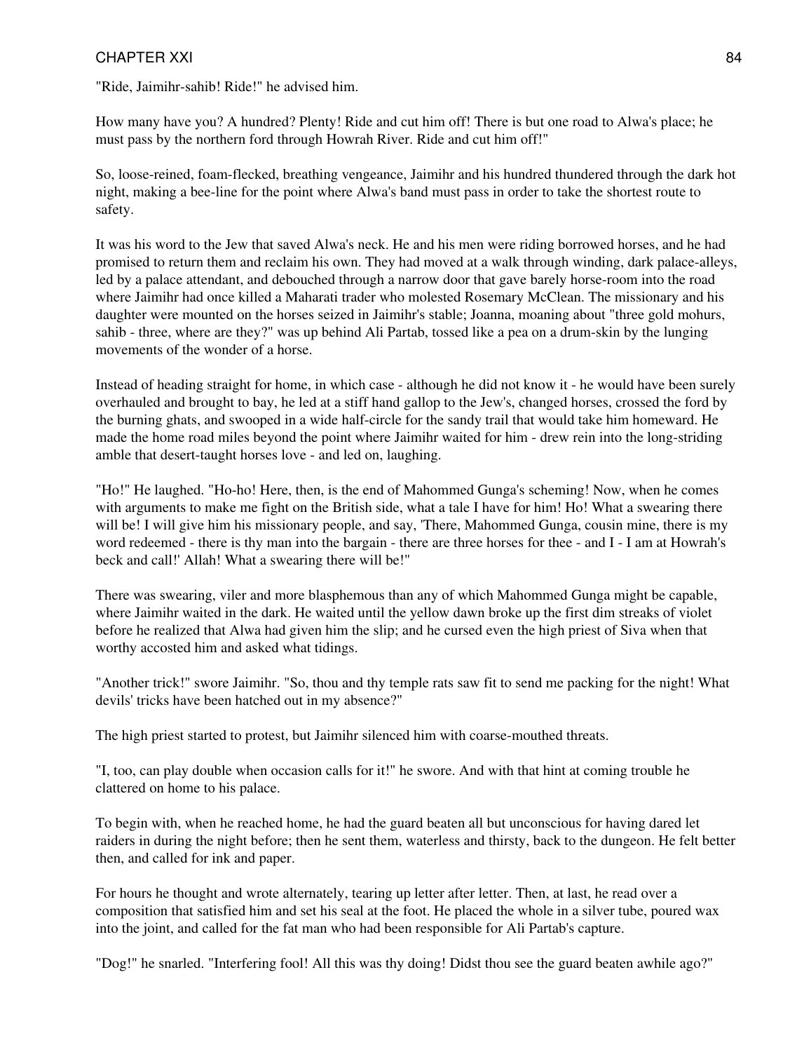"Ride, Jaimihr-sahib! Ride!" he advised him.

How many have you? A hundred? Plenty! Ride and cut him off! There is but one road to Alwa's place; he must pass by the northern ford through Howrah River. Ride and cut him off!"

So, loose-reined, foam-flecked, breathing vengeance, Jaimihr and his hundred thundered through the dark hot night, making a bee-line for the point where Alwa's band must pass in order to take the shortest route to safety.

It was his word to the Jew that saved Alwa's neck. He and his men were riding borrowed horses, and he had promised to return them and reclaim his own. They had moved at a walk through winding, dark palace-alleys, led by a palace attendant, and debouched through a narrow door that gave barely horse-room into the road where Jaimihr had once killed a Maharati trader who molested Rosemary McClean. The missionary and his daughter were mounted on the horses seized in Jaimihr's stable; Joanna, moaning about "three gold mohurs, sahib - three, where are they?" was up behind Ali Partab, tossed like a pea on a drum-skin by the lunging movements of the wonder of a horse.

Instead of heading straight for home, in which case - although he did not know it - he would have been surely overhauled and brought to bay, he led at a stiff hand gallop to the Jew's, changed horses, crossed the ford by the burning ghats, and swooped in a wide half-circle for the sandy trail that would take him homeward. He made the home road miles beyond the point where Jaimihr waited for him - drew rein into the long-striding amble that desert-taught horses love - and led on, laughing.

"Ho!" He laughed. "Ho-ho! Here, then, is the end of Mahommed Gunga's scheming! Now, when he comes with arguments to make me fight on the British side, what a tale I have for him! Ho! What a swearing there will be! I will give him his missionary people, and say, 'There, Mahommed Gunga, cousin mine, there is my word redeemed - there is thy man into the bargain - there are three horses for thee - and I - I am at Howrah's beck and call!' Allah! What a swearing there will be!"

There was swearing, viler and more blasphemous than any of which Mahommed Gunga might be capable, where Jaimihr waited in the dark. He waited until the yellow dawn broke up the first dim streaks of violet before he realized that Alwa had given him the slip; and he cursed even the high priest of Siva when that worthy accosted him and asked what tidings.

"Another trick!" swore Jaimihr. "So, thou and thy temple rats saw fit to send me packing for the night! What devils' tricks have been hatched out in my absence?"

The high priest started to protest, but Jaimihr silenced him with coarse-mouthed threats.

"I, too, can play double when occasion calls for it!" he swore. And with that hint at coming trouble he clattered on home to his palace.

To begin with, when he reached home, he had the guard beaten all but unconscious for having dared let raiders in during the night before; then he sent them, waterless and thirsty, back to the dungeon. He felt better then, and called for ink and paper.

For hours he thought and wrote alternately, tearing up letter after letter. Then, at last, he read over a composition that satisfied him and set his seal at the foot. He placed the whole in a silver tube, poured wax into the joint, and called for the fat man who had been responsible for Ali Partab's capture.

"Dog!" he snarled. "Interfering fool! All this was thy doing! Didst thou see the guard beaten awhile ago?"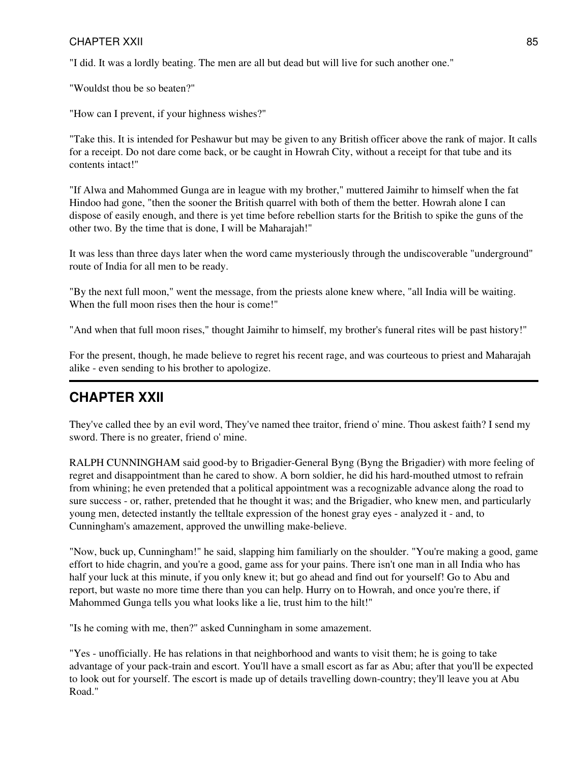"I did. It was a lordly beating. The men are all but dead but will live for such another one."

"Wouldst thou be so beaten?"

"How can I prevent, if your highness wishes?"

"Take this. It is intended for Peshawur but may be given to any British officer above the rank of major. It calls for a receipt. Do not dare come back, or be caught in Howrah City, without a receipt for that tube and its contents intact!"

"If Alwa and Mahommed Gunga are in league with my brother," muttered Jaimihr to himself when the fat Hindoo had gone, "then the sooner the British quarrel with both of them the better. Howrah alone I can dispose of easily enough, and there is yet time before rebellion starts for the British to spike the guns of the other two. By the time that is done, I will be Maharajah!"

It was less than three days later when the word came mysteriously through the undiscoverable "underground" route of India for all men to be ready.

"By the next full moon," went the message, from the priests alone knew where, "all India will be waiting. When the full moon rises then the hour is come!"

"And when that full moon rises," thought Jaimihr to himself, my brother's funeral rites will be past history!"

For the present, though, he made believe to regret his recent rage, and was courteous to priest and Maharajah alike - even sending to his brother to apologize.

---

## CHAPTER XXII

They've called thee by an evil word, They've named thee traitor, friend o' mine. Thou askest faith? I send my sword. There is no greater, friend o' mine.

RALPH CUNNINGHAM said good-by to Brigadier-General Byng (Byng the Brigadier) with more feeling of regret and disappointment than he cared to show. A born soldier, he did his hard-mouthed utmost to refrain from whining; he even pretended that a political appointment was a recognizable advance along the road to sure success - or, rather, pretended that he thought it was; and the Brigadier, who knew men, and particularly young men, detected instantly the telltale expression of the honest gray eyes - analyzed it - and, to Cunningham's amazement, approved the unwilling make-believe.

"Now, buck up, Cunningham!" he said, slapping him familiarly on the shoulder. "You're making a good, game effort to hide chagrin, and you're a good, game ass for your pains. There isn't one man in all India who has half your luck at this minute, if you only knew it; but go ahead and find out for yourself! Go to Abu and report, but waste no more time there than you can help. Hurry on to Howrah, and once you're there, if Mahommed Gunga tells you what looks like a lie, trust him to the hilt!"

"Is he coming with me, then?" asked Cunningham in some amazement.

"Yes - unofficially. He has relations in that neighborhood and wants to visit them; he is going to take advantage of your pack-train and escort. You'll have a small escort as far as Abu; after that you'll be expected to look out for yourself. The escort is made up of details travelling down-country; they'll leave you at Abu Road."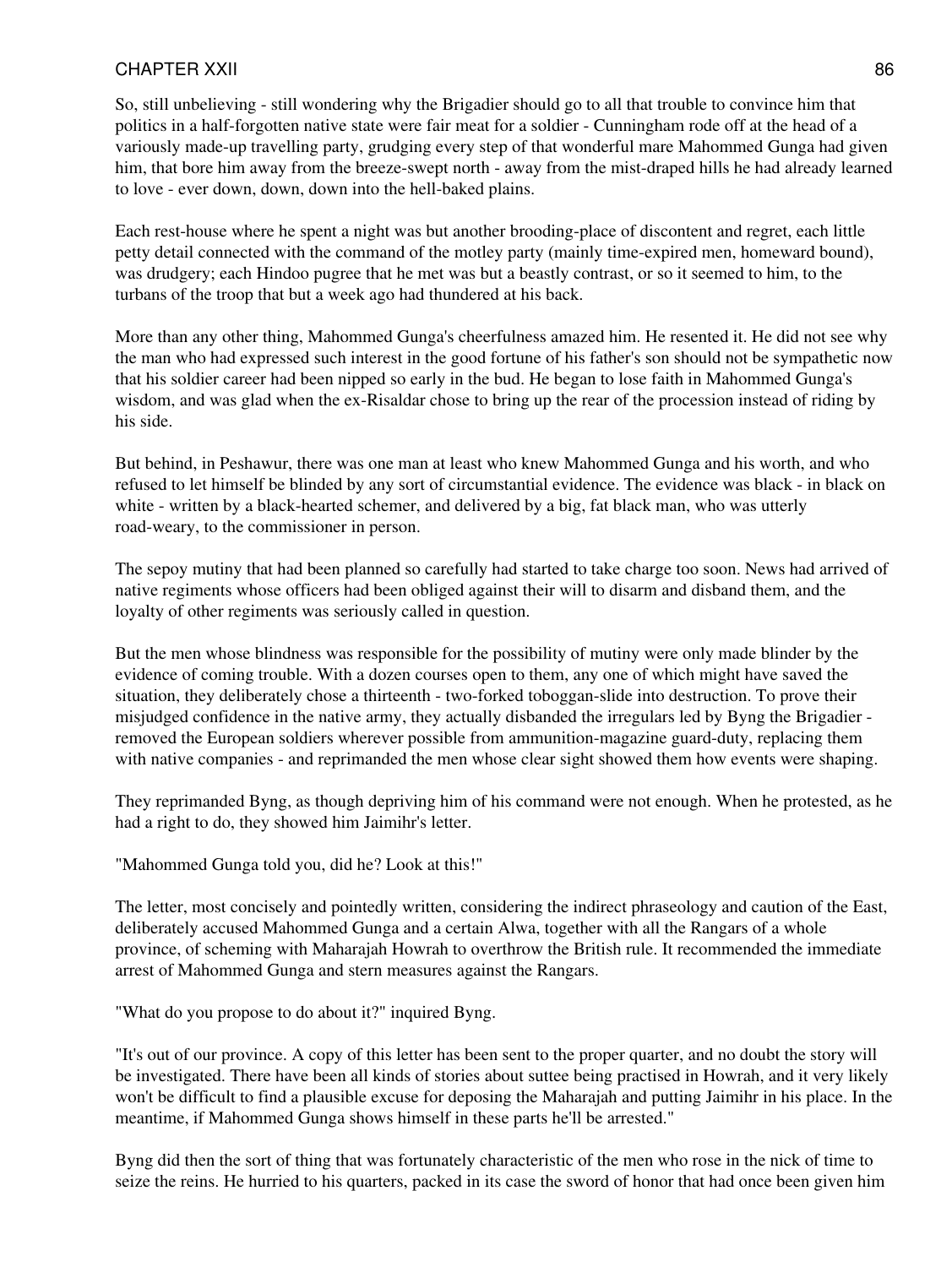So, still unbelieving - still wondering why the Brigadier should go to all that trouble to convince him that politics in a half-forgotten native state were fair meat for a soldier - Cunningham rode off at the head of a variously made-up travelling party, grudging every step of that wonderful mare Mahommed Gunga had given him, that bore him away from the breeze-swept north - away from the mist-draped hills he had already learned to love - ever down, down, down into the hell-baked plains.

Each rest-house where he spent a night was but another brooding-place of discontent and regret, each little petty detail connected with the command of the motley party (mainly time-expired men, homeward bound), was drudgery; each Hindoo pugree that he met was but a beastly contrast, or so it seemed to him, to the turbans of the troop that but a week ago had thundered at his back.

More than any other thing, Mahommed Gunga's cheerfulness amazed him. He resented it. He did not see why the man who had expressed such interest in the good fortune of his father's son should not be sympathetic now that his soldier career had been nipped so early in the bud. He began to lose faith in Mahommed Gunga's wisdom, and was glad when the ex-Risaldar chose to bring up the rear of the procession instead of riding by his side.

But behind, in Peshawur, there was one man at least who knew Mahommed Gunga and his worth, and who refused to let himself be blinded by any sort of circumstantial evidence. The evidence was black - in black on white - written by a black-hearted schemer, and delivered by a big, fat black man, who was utterly road-weary, to the commissioner in person.

The sepoy mutiny that had been planned so carefully had started to take charge too soon. News had arrived of native regiments whose officers had been obliged against their will to disarm and disband them, and the loyalty of other regiments was seriously called in question.

But the men whose blindness was responsible for the possibility of mutiny were only made blinder by the evidence of coming trouble. With a dozen courses open to them, any one of which might have saved the situation, they deliberately chose a thirteenth - two-forked toboggan-slide into destruction. To prove their misjudged confidence in the native army, they actually disbanded the irregulars led by Byng the Brigadier - removed the European soldiers wherever possible from ammunition-magazine guard-duty, replacing them with native companies - and reprimanded the men whose clear sight showed them how events were shaping.

They reprimanded Byng, as though depriving him of his command were not enough. When he protested, as he had a right to do, they showed him Jaimihr's letter.

"Mahommed Gunga told you, did he? Look at this!"

The letter, most concisely and pointedly written, considering the indirect phraseology and caution of the East, deliberately accused Mahommed Gunga and a certain Alwa, together with all the Rangars of a whole province, of scheming with Maharajah Howrah to overthrow the British rule. It recommended the immediate arrest of Mahommed Gunga and stern measures against the Rangars.

"What do you propose to do about it?" inquired Byng.

"It's out of our province. A copy of this letter has been sent to the proper quarter, and no doubt the story will be investigated. There have been all kinds of stories about suttee being practised in Howrah, and it very likely won't be difficult to find a plausible excuse for deposing the Maharajah and putting Jaimihr in his place. In the meantime, if Mahommed Gunga shows himself in these parts he'll be arrested."

Byng did then the sort of thing that was fortunately characteristic of the men who rose in the nick of time to seize the reins. He hurried to his quarters, packed in its case the sword of honor that had once been given him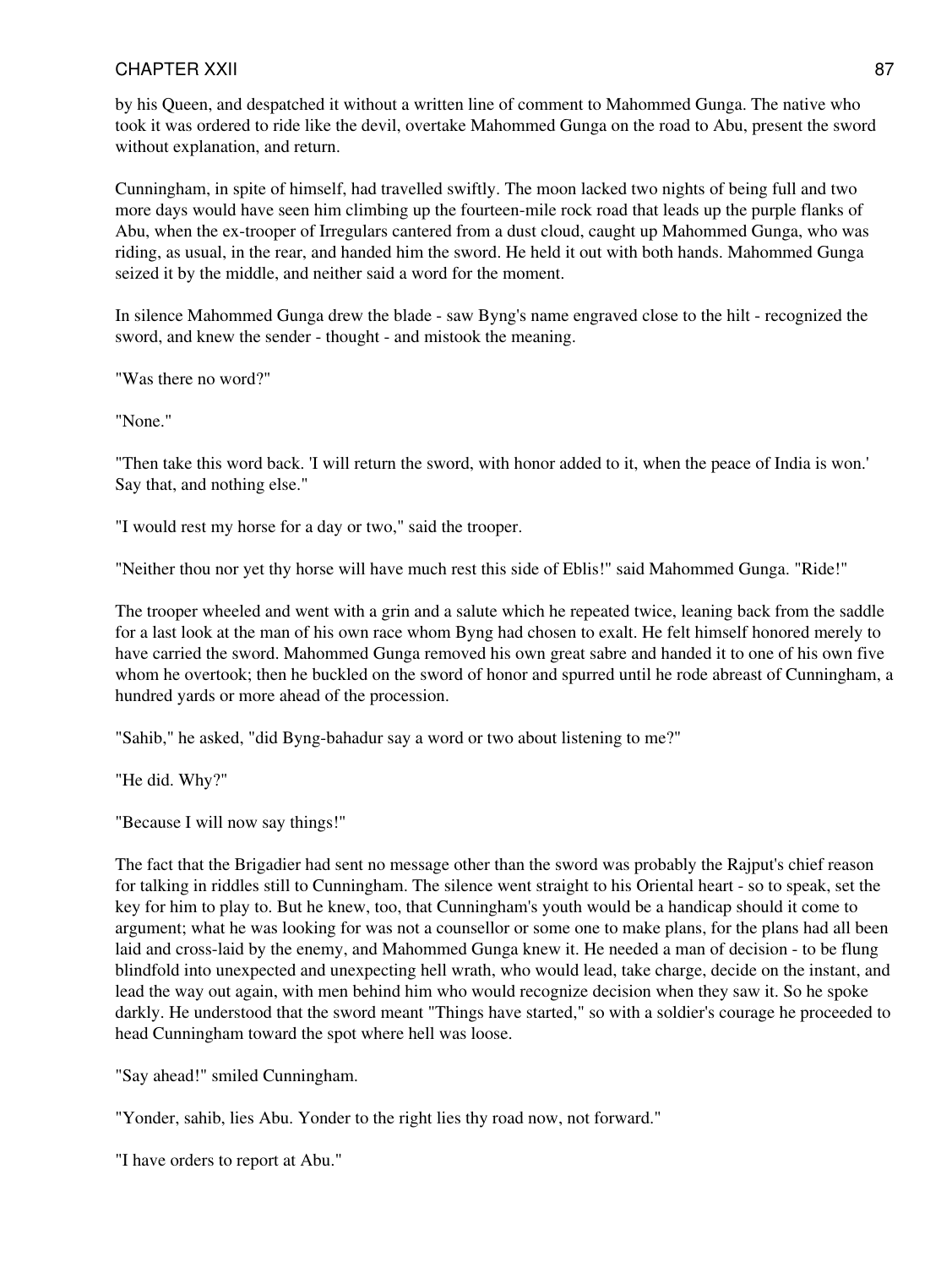by his Queen, and despatched it without a written line of comment to Mahommed Gunga. The native who took it was ordered to ride like the devil, overtake Mahommed Gunga on the road to Abu, present the sword without explanation, and return.

Cunningham, in spite of himself, had travelled swiftly. The moon lacked two nights of being full and two more days would have seen him climbing up the fourteen-mile rock road that leads up the purple flanks of Abu, when the ex-trooper of Irregulars cantered from a dust cloud, caught up Mahommed Gunga, who was riding, as usual, in the rear, and handed him the sword. He held it out with both hands. Mahommed Gunga seized it by the middle, and neither said a word for the moment.

In silence Mahommed Gunga drew the blade - saw Byng's name engraved close to the hilt - recognized the sword, and knew the sender - thought - and mistook the meaning.

"Was there no word?"

"None."

"Then take this word back. 'I will return the sword, with honor added to it, when the peace of India is won.' Say that, and nothing else."

"I would rest my horse for a day or two," said the trooper.

"Neither thou nor yet thy horse will have much rest this side of Eblis!" said Mahommed Gunga. "Ride!"

The trooper wheeled and went with a grin and a salute which he repeated twice, leaning back from the saddle for a last look at the man of his own race whom Byng had chosen to exalt. He felt himself honored merely to have carried the sword. Mahommed Gunga removed his own great sabre and handed it to one of his own five whom he overtook; then he buckled on the sword of honor and spurred until he rode abreast of Cunningham, a hundred yards or more ahead of the procession.

"Sahib," he asked, "did Byng-bahadur say a word or two about listening to me?"

"He did. Why?"

"Because I will now say things!"

The fact that the Brigadier had sent no message other than the sword was probably the Rajput's chief reason for talking in riddles still to Cunningham. The silence went straight to his Oriental heart - so to speak, set the key for him to play to. But he knew, too, that Cunningham's youth would be a handicap should it come to argument; what he was looking for was not a counsellor or some one to make plans, for the plans had all been laid and cross-laid by the enemy, and Mahommed Gunga knew it. He needed a man of decision - to be flung blindfold into unexpected and unexpecting hell wrath, who would lead, take charge, decide on the instant, and lead the way out again, with men behind him who would recognize decision when they saw it. So he spoke darkly. He understood that the sword meant "Things have started," so with a soldier's courage he proceeded to head Cunningham toward the spot where hell was loose.

"Say ahead!" smiled Cunningham.

"Yonder, sahib, lies Abu. Yonder to the right lies thy road now, not forward."

"I have orders to report at Abu."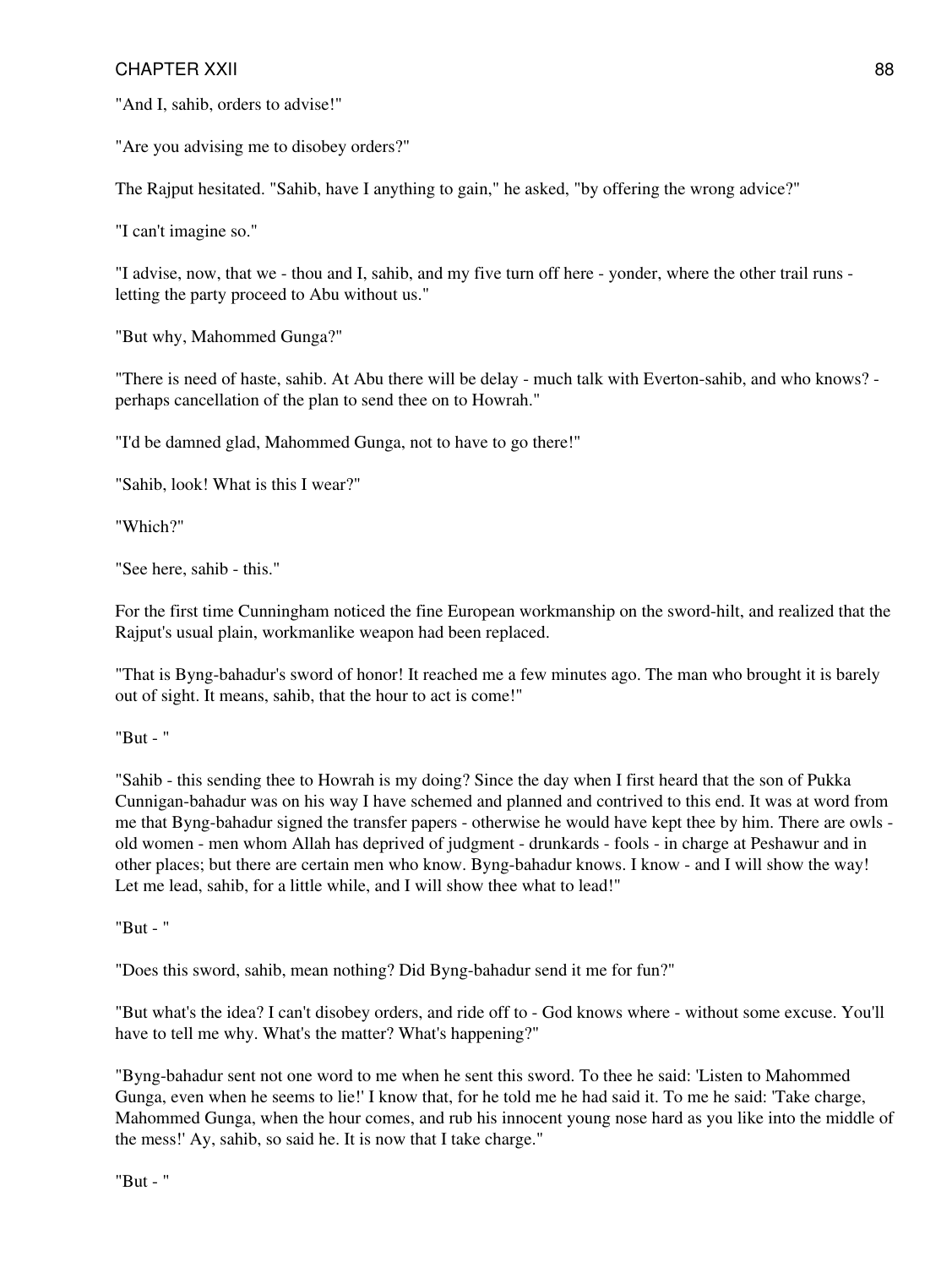"And I, sahib, orders to advise!"

"Are you advising me to disobey orders?"

The Rajput hesitated. "Sahib, have I anything to gain," he asked, "by offering the wrong advice?"

"I can't imagine so."

"I advise, now, that we - thou and I, sahib, and my five turn off here - yonder, where the other trail runs - letting the party proceed to Abu without us."

"But why, Mahommed Gunga?"

"There is need of haste, sahib. At Abu there will be delay - much talk with Everton-sahib, and who knows? - perhaps cancellation of the plan to send thee on to Howrah."

"I'd be damned glad, Mahommed Gunga, not to have to go there!"

"Sahib, look! What is this I wear?"

"Which?"

"See here, sahib - this."

For the first time Cunningham noticed the fine European workmanship on the sword-hilt, and realized that the Rajput's usual plain, workmanlike weapon had been replaced.

"That is Byng-bahadur's sword of honor! It reached me a few minutes ago. The man who brought it is barely out of sight. It means, sahib, that the hour to act is come!"

"But - "

"Sahib - this sending thee to Howrah is my doing? Since the day when I first heard that the son of Pukka Cunnigan-bahadur was on his way I have schemed and planned and contrived to this end. It was at word from me that Byng-bahadur signed the transfer papers - otherwise he would have kept thee by him. There are owls - old women - men whom Allah has deprived of judgment - drunkards - fools - in charge at Peshawur and in other places; but there are certain men who know. Byng-bahadur knows. I know - and I will show the way! Let me lead, sahib, for a little while, and I will show thee what to lead!"

"But - "

"Does this sword, sahib, mean nothing? Did Byng-bahadur send it me for fun?"

"But what's the idea? I can't disobey orders, and ride off to - God knows where - without some excuse. You'll have to tell me why. What's the matter? What's happening?"

"Byng-bahadur sent not one word to me when he sent this sword. To thee he said: 'Listen to Mahommed Gunga, even when he seems to lie!' I know that, for he told me he had said it. To me he said: 'Take charge, Mahommed Gunga, when the hour comes, and rub his innocent young nose hard as you like into the middle of the mess!' Ay, sahib, so said he. It is now that I take charge."

"But - "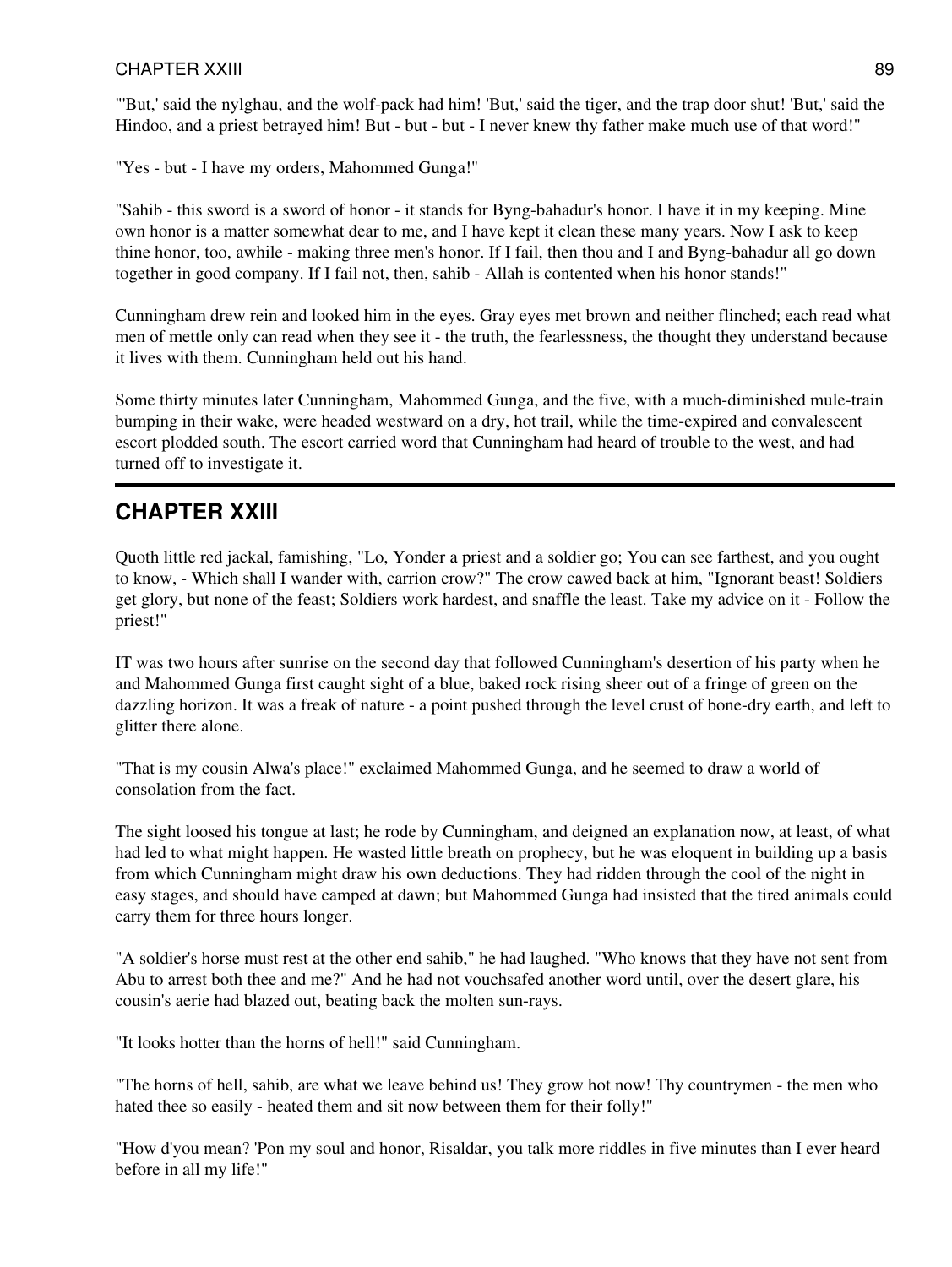"'But,' said the nylghau, and the wolf-pack had him! 'But,' said the tiger, and the trap door shut! 'But,' said the Hindoo, and a priest betrayed him! But - but - but - I never knew thy father make much use of that word!"

"Yes - but - I have my orders, Mahommed Gunga!"

"Sahib - this sword is a sword of honor - it stands for Byng-bahadur's honor. I have it in my keeping. Mine own honor is a matter somewhat dear to me, and I have kept it clean these many years. Now I ask to keep thine honor, too, awhile - making three men's honor. If I fail, then thou and I and Byng-bahadur all go down together in good company. If I fail not, then, sahib - Allah is contented when his honor stands!"

Cunningham drew rein and looked him in the eyes. Gray eyes met brown and neither flinched; each read what men of mettle only can read when they see it - the truth, the fearlessness, the thought they understand because it lives with them. Cunningham held out his hand.

Some thirty minutes later Cunningham, Mahommed Gunga, and the five, with a much-diminished mule-train bumping in their wake, were headed westward on a dry, hot trail, while the time-expired and convalescent escort plodded south. The escort carried word that Cunningham had heard of trouble to the west, and had turned off to investigate it.

---

## CHAPTER XXIII

Quoth little red jackal, famishing, "Lo, Yonder a priest and a soldier go; You can see farthest, and you ought to know, - Which shall I wander with, carrion crow?" The crow cawed back at him, "Ignorant beast! Soldiers get glory, but none of the feast; Soldiers work hardest, and snaffle the least. Take my advice on it - Follow the priest!"

IT was two hours after sunrise on the second day that followed Cunningham's desertion of his party when he and Mahommed Gunga first caught sight of a blue, baked rock rising sheer out of a fringe of green on the dazzling horizon. It was a freak of nature - a point pushed through the level crust of bone-dry earth, and left to glitter there alone.

"That is my cousin Alwa's place!" exclaimed Mahommed Gunga, and he seemed to draw a world of consolation from the fact.

The sight loosed his tongue at last; he rode by Cunningham, and deigned an explanation now, at least, of what had led to what might happen. He wasted little breath on prophecy, but he was eloquent in building up a basis from which Cunningham might draw his own deductions. They had ridden through the cool of the night in easy stages, and should have camped at dawn; but Mahommed Gunga had insisted that the tired animals could carry them for three hours longer.

"A soldier's horse must rest at the other end sahib," he had laughed. "Who knows that they have not sent from Abu to arrest both thee and me?" And he had not vouchsafed another word until, over the desert glare, his cousin's aerie had blazed out, beating back the molten sun-rays.

"It looks hotter than the horns of hell!" said Cunningham.

"The horns of hell, sahib, are what we leave behind us! They grow hot now! Thy countrymen - the men who hated thee so easily - heated them and sit now between them for their folly!"

"How d'you mean? 'Pon my soul and honor, Risaldar, you talk more riddles in five minutes than I ever heard before in all my life!"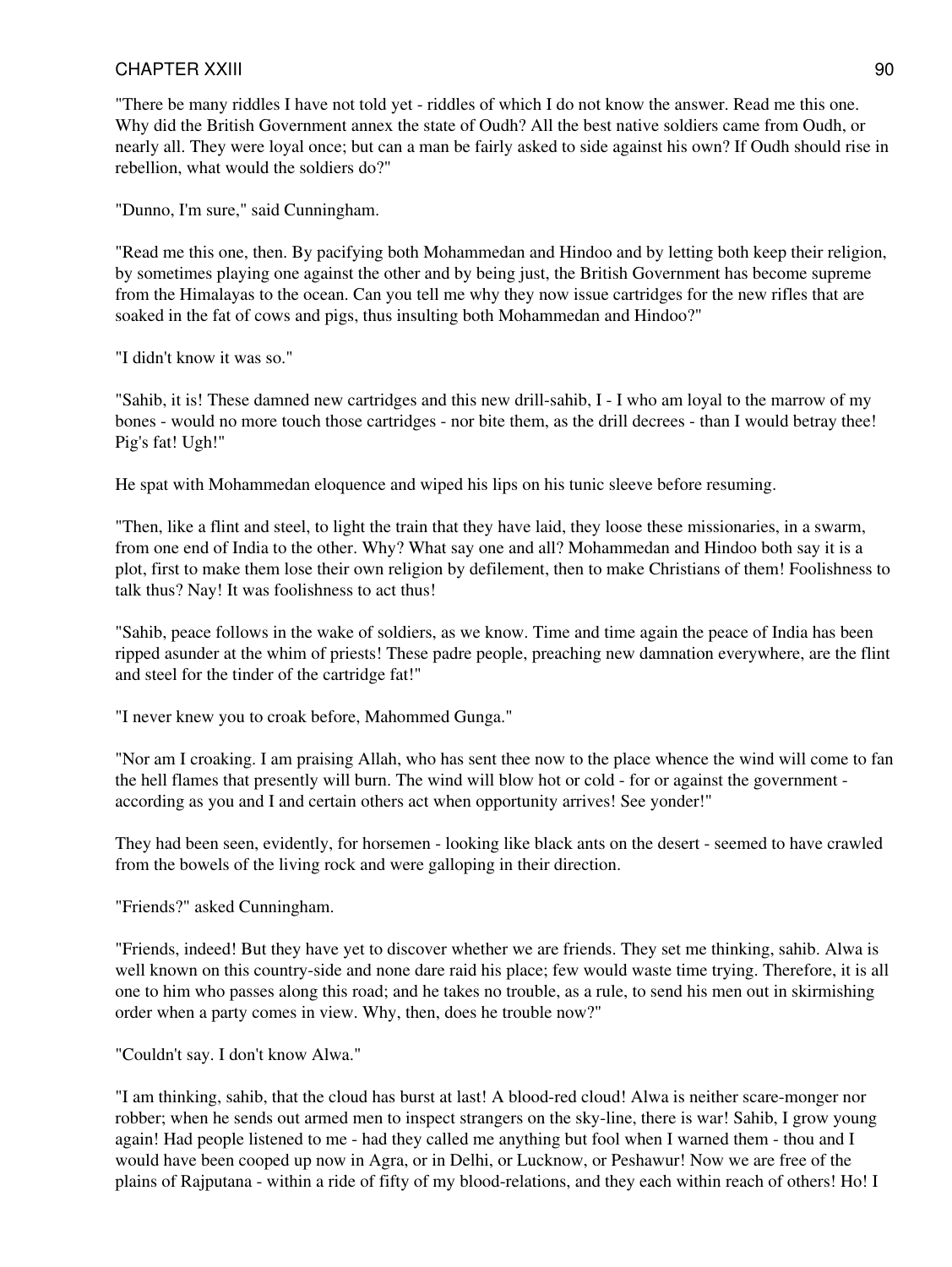"There be many riddles I have not told yet - riddles of which I do not know the answer. Read me this one. Why did the British Government annex the state of Oudh? All the best native soldiers came from Oudh, or nearly all. They were loyal once; but can a man be fairly asked to side against his own? If Oudh should rise in rebellion, what would the soldiers do?"

"Dunno, I'm sure," said Cunningham.

"Read me this one, then. By pacifying both Mohammedan and Hindoo and by letting both keep their religion, by sometimes playing one against the other and by being just, the British Government has become supreme from the Himalayas to the ocean. Can you tell me why they now issue cartridges for the new rifles that are soaked in the fat of cows and pigs, thus insulting both Mohammedan and Hindoo?"

"I didn't know it was so."

"Sahib, it is! These damned new cartridges and this new drill-sahib, I - I who am loyal to the marrow of my bones - would no more touch those cartridges - nor bite them, as the drill decrees - than I would betray thee! Pig's fat! Ugh!"

He spat with Mohammedan eloquence and wiped his lips on his tunic sleeve before resuming.

"Then, like a flint and steel, to light the train that they have laid, they loose these missionaries, in a swarm, from one end of India to the other. Why? What say one and all? Mohammedan and Hindoo both say it is a plot, first to make them lose their own religion by defilement, then to make Christians of them! Foolishness to talk thus? Nay! It was foolishness to act thus!

"Sahib, peace follows in the wake of soldiers, as we know. Time and time again the peace of India has been ripped asunder at the whim of priests! These padre people, preaching new damnation everywhere, are the flint and steel for the tinder of the cartridge fat!"

"I never knew you to croak before, Mahommed Gunga."

"Nor am I croaking. I am praising Allah, who has sent thee now to the place whence the wind will come to fan the hell flames that presently will burn. The wind will blow hot or cold - for or against the government - according as you and I and certain others act when opportunity arrives! See yonder!"

They had been seen, evidently, for horsemen - looking like black ants on the desert - seemed to have crawled from the bowels of the living rock and were galloping in their direction.

"Friends?" asked Cunningham.

"Friends, indeed! But they have yet to discover whether we are friends. They set me thinking, sahib. Alwa is well known on this country-side and none dare raid his place; few would waste time trying. Therefore, it is all one to him who passes along this road; and he takes no trouble, as a rule, to send his men out in skirmishing order when a party comes in view. Why, then, does he trouble now?"

"Couldn't say. I don't know Alwa."

"I am thinking, sahib, that the cloud has burst at last! A blood-red cloud! Alwa is neither scare-monger nor robber; when he sends out armed men to inspect strangers on the sky-line, there is war! Sahib, I grow young again! Had people listened to me - had they called me anything but fool when I warned them - thou and I would have been cooped up now in Agra, or in Delhi, or Lucknow, or Peshawur! Now we are free of the plains of Rajputana - within a ride of fifty of my blood-relations, and they each within reach of others! Ho! I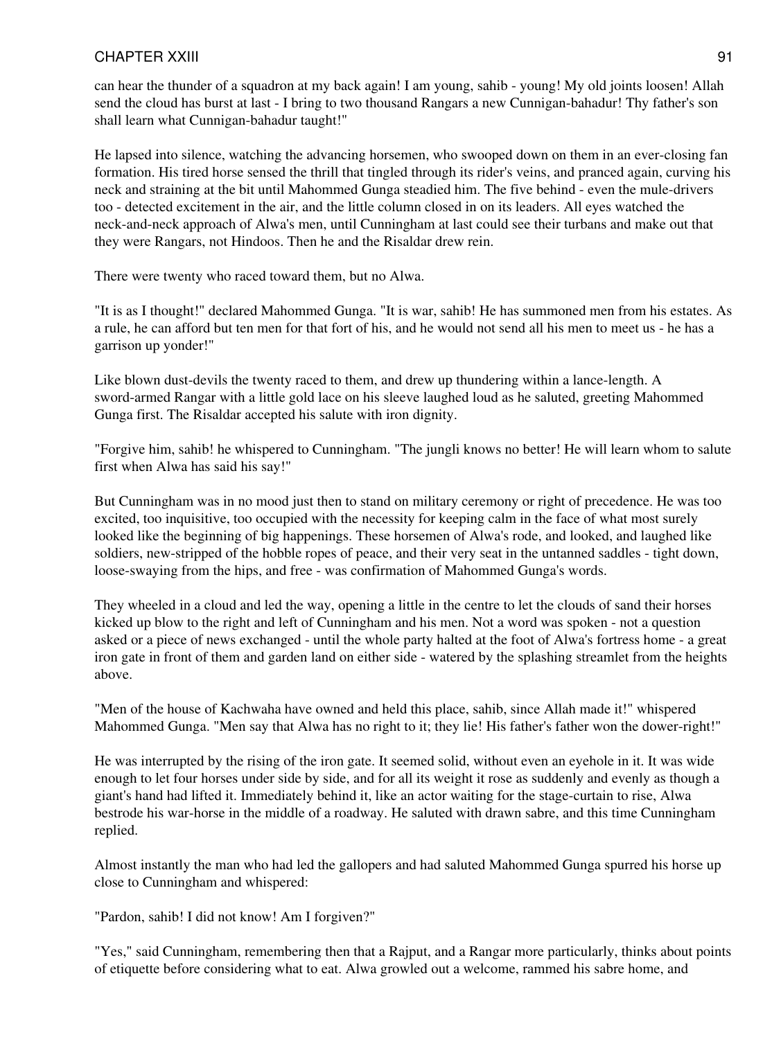can hear the thunder of a squadron at my back again! I am young, sahib - young! My old joints loosen! Allah send the cloud has burst at last - I bring to two thousand Rangars a new Cunnigan-bahadur! Thy father's son shall learn what Cunnigan-bahadur taught!"

He lapsed into silence, watching the advancing horsemen, who swooped down on them in an ever-closing fan formation. His tired horse sensed the thrill that tingled through its rider's veins, and pranced again, curving his neck and straining at the bit until Mahommed Gunga steadied him. The five behind - even the mule-drivers too - detected excitement in the air, and the little column closed in on its leaders. All eyes watched the neck-and-neck approach of Alwa's men, until Cunningham at last could see their turbans and make out that they were Rangars, not Hindoos. Then he and the Risaldar drew rein.

There were twenty who raced toward them, but no Alwa.

"It is as I thought!" declared Mahommed Gunga. "It is war, sahib! He has summoned men from his estates. As a rule, he can afford but ten men for that fort of his, and he would not send all his men to meet us - he has a garrison up yonder!"

Like blown dust-devils the twenty raced to them, and drew up thundering within a lance-length. A sword-armed Rangar with a little gold lace on his sleeve laughed loud as he saluted, greeting Mahommed Gunga first. The Risaldar accepted his salute with iron dignity.

"Forgive him, sahib! he whispered to Cunningham. "The jungli knows no better! He will learn whom to salute first when Alwa has said his say!"

But Cunningham was in no mood just then to stand on military ceremony or right of precedence. He was too excited, too inquisitive, too occupied with the necessity for keeping calm in the face of what most surely looked like the beginning of big happenings. These horsemen of Alwa's rode, and looked, and laughed like soldiers, new-stripped of the hobble ropes of peace, and their very seat in the untanned saddles - tight down, loose-swaying from the hips, and free - was confirmation of Mahommed Gunga's words.

They wheeled in a cloud and led the way, opening a little in the centre to let the clouds of sand their horses kicked up blow to the right and left of Cunningham and his men. Not a word was spoken - not a question asked or a piece of news exchanged - until the whole party halted at the foot of Alwa's fortress home - a great iron gate in front of them and garden land on either side - watered by the splashing streamlet from the heights above.

"Men of the house of Kachwaha have owned and held this place, sahib, since Allah made it!" whispered Mahommed Gunga. "Men say that Alwa has no right to it; they lie! His father's father won the dower-right!"

He was interrupted by the rising of the iron gate. It seemed solid, without even an eyehole in it. It was wide enough to let four horses under side by side, and for all its weight it rose as suddenly and evenly as though a giant's hand had lifted it. Immediately behind it, like an actor waiting for the stage-curtain to rise, Alwa bestrode his war-horse in the middle of a roadway. He saluted with drawn sabre, and this time Cunningham replied.

Almost instantly the man who had led the gallopers and had saluted Mahommed Gunga spurred his horse up close to Cunningham and whispered:

"Pardon, sahib! I did not know! Am I forgiven?"

"Yes," said Cunningham, remembering then that a Rajput, and a Rangar more particularly, thinks about points of etiquette before considering what to eat. Alwa growled out a welcome, rammed his sabre home, and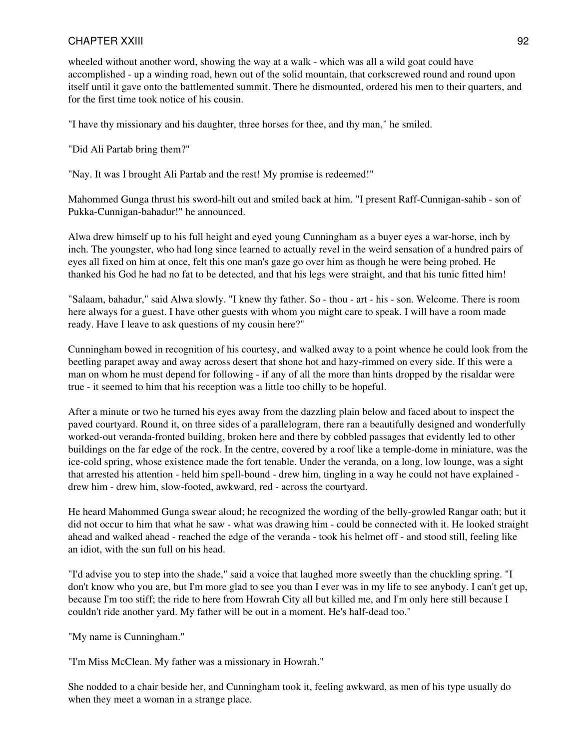wheeled without another word, showing the way at a walk - which was all a wild goat could have accomplished - up a winding road, hewn out of the solid mountain, that corkscrewed round and round upon itself until it gave onto the battlemented summit. There he dismounted, ordered his men to their quarters, and for the first time took notice of his cousin.

"I have thy missionary and his daughter, three horses for thee, and thy man," he smiled.

"Did Ali Partab bring them?"

"Nay. It was I brought Ali Partab and the rest! My promise is redeemed!"

Mahommed Gunga thrust his sword-hilt out and smiled back at him. "I present Raff-Cunnigan-sahib - son of Pukka-Cunnigan-bahadur!" he announced.

Alwa drew himself up to his full height and eyed young Cunningham as a buyer eyes a war-horse, inch by inch. The youngster, who had long since learned to actually revel in the weird sensation of a hundred pairs of eyes all fixed on him at once, felt this one man's gaze go over him as though he were being probed. He thanked his God he had no fat to be detected, and that his legs were straight, and that his tunic fitted him!

"Salaam, bahadur," said Alwa slowly. "I knew thy father. So - thou - art - his - son. Welcome. There is room here always for a guest. I have other guests with whom you might care to speak. I will have a room made ready. Have I leave to ask questions of my cousin here?"

Cunningham bowed in recognition of his courtesy, and walked away to a point whence he could look from the beetling parapet away and away across desert that shone hot and hazy-rimmed on every side. If this were a man on whom he must depend for following - if any of all the more than hints dropped by the risaldar were true - it seemed to him that his reception was a little too chilly to be hopeful.

After a minute or two he turned his eyes away from the dazzling plain below and faced about to inspect the paved courtyard. Round it, on three sides of a parallelogram, there ran a beautifully designed and wonderfully worked-out veranda-fronted building, broken here and there by cobbled passages that evidently led to other buildings on the far edge of the rock. In the centre, covered by a roof like a temple-dome in miniature, was the ice-cold spring, whose existence made the fort tenable. Under the veranda, on a long, low lounge, was a sight that arrested his attention - held him spell-bound - drew him, tingling in a way he could not have explained - drew him - drew him, slow-footed, awkward, red - across the courtyard.

He heard Mahommed Gunga swear aloud; he recognized the wording of the belly-growled Rangar oath; but it did not occur to him that what he saw - what was drawing him - could be connected with it. He looked straight ahead and walked ahead - reached the edge of the veranda - took his helmet off - and stood still, feeling like an idiot, with the sun full on his head.

"I'd advise you to step into the shade," said a voice that laughed more sweetly than the chuckling spring. "I don't know who you are, but I'm more glad to see you than I ever was in my life to see anybody. I can't get up, because I'm too stiff; the ride to here from Howrah City all but killed me, and I'm only here still because I couldn't ride another yard. My father will be out in a moment. He's half-dead too."

"My name is Cunningham."

"I'm Miss McClean. My father was a missionary in Howrah."

She nodded to a chair beside her, and Cunningham took it, feeling awkward, as men of his type usually do when they meet a woman in a strange place.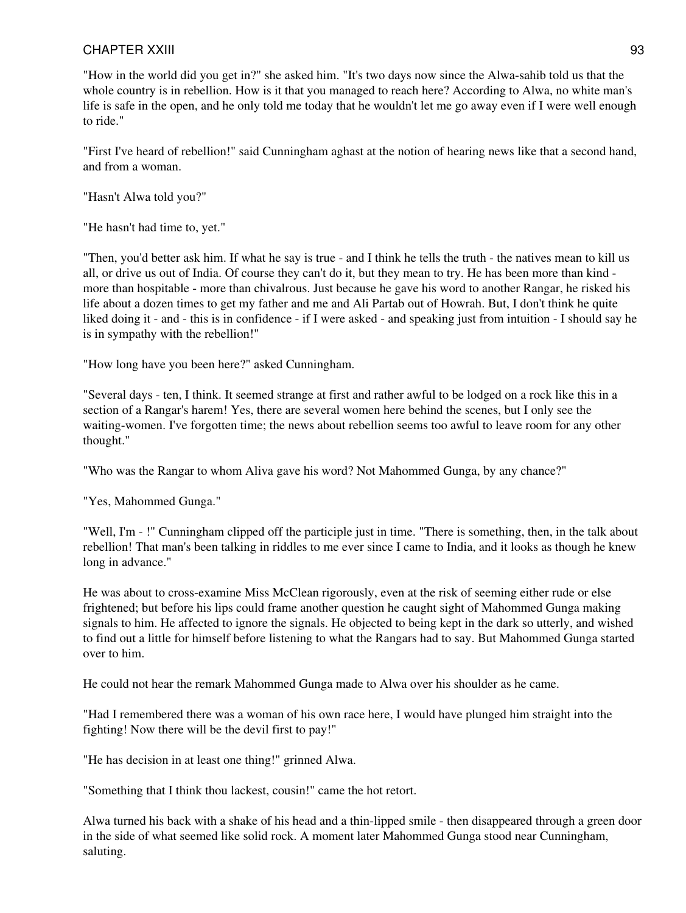"How in the world did you get in?" she asked him. "It's two days now since the Alwa-sahib told us that the whole country is in rebellion. How is it that you managed to reach here? According to Alwa, no white man's life is safe in the open, and he only told me today that he wouldn't let me go away even if I were well enough to ride."

"First I've heard of rebellion!" said Cunningham aghast at the notion of hearing news like that a second hand, and from a woman.

"Hasn't Alwa told you?"

"He hasn't had time to, yet."

"Then, you'd better ask him. If what he say is true - and I think he tells the truth - the natives mean to kill us all, or drive us out of India. Of course they can't do it, but they mean to try. He has been more than kind - more than hospitable - more than chivalrous. Just because he gave his word to another Rangar, he risked his life about a dozen times to get my father and me and Ali Partab out of Howrah. But, I don't think he quite liked doing it - and - this is in confidence - if I were asked - and speaking just from intuition - I should say he is in sympathy with the rebellion!"

"How long have you been here?" asked Cunningham.

"Several days - ten, I think. It seemed strange at first and rather awful to be lodged on a rock like this in a section of a Rangar's harem! Yes, there are several women here behind the scenes, but I only see the waiting-women. I've forgotten time; the news about rebellion seems too awful to leave room for any other thought."

"Who was the Rangar to whom Aliva gave his word? Not Mahommed Gunga, by any chance?"

"Yes, Mahommed Gunga."

"Well, I'm - !" Cunningham clipped off the participle just in time. "There is something, then, in the talk about rebellion! That man's been talking in riddles to me ever since I came to India, and it looks as though he knew long in advance."

He was about to cross-examine Miss McClean rigorously, even at the risk of seeming either rude or else frightened; but before his lips could frame another question he caught sight of Mahommed Gunga making signals to him. He affected to ignore the signals. He objected to being kept in the dark so utterly, and wished to find out a little for himself before listening to what the Rangars had to say. But Mahommed Gunga started over to him.

He could not hear the remark Mahommed Gunga made to Alwa over his shoulder as he came.

"Had I remembered there was a woman of his own race here, I would have plunged him straight into the fighting! Now there will be the devil first to pay!"

"He has decision in at least one thing!" grinned Alwa.

"Something that I think thou lackest, cousin!" came the hot retort.

Alwa turned his back with a shake of his head and a thin-lipped smile - then disappeared through a green door in the side of what seemed like solid rock. A moment later Mahommed Gunga stood near Cunningham, saluting.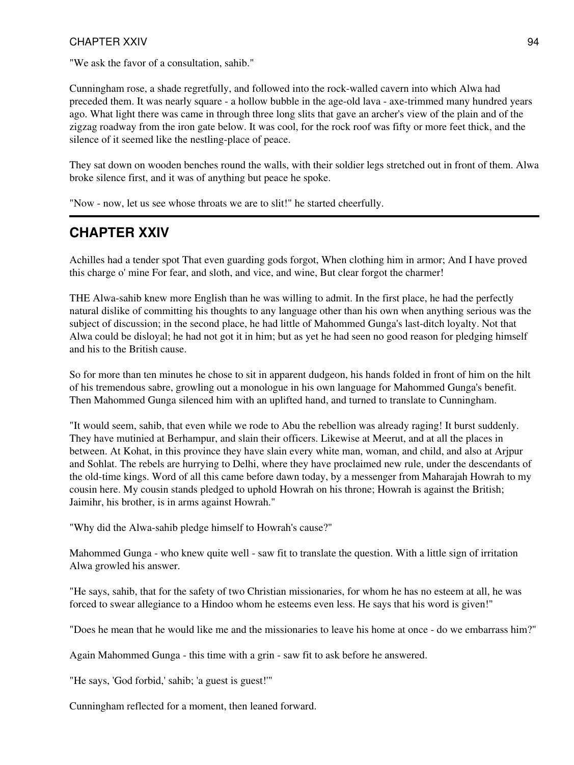"We ask the favor of a consultation, sahib."

Cunningham rose, a shade regretfully, and followed into the rock-walled cavern into which Alwa had preceded them. It was nearly square - a hollow bubble in the age-old lava - axe-trimmed many hundred years ago. What light there was came in through three long slits that gave an archer's view of the plain and of the zigzag roadway from the iron gate below. It was cool, for the rock roof was fifty or more feet thick, and the silence of it seemed like the nestling-place of peace.

They sat down on wooden benches round the walls, with their soldier legs stretched out in front of them. Alwa broke silence first, and it was of anything but peace he spoke.

"Now - now, let us see whose throats we are to slit!" he started cheerfully.

---

## CHAPTER XXIV

Achilles had a tender spot That even guarding gods forgot, When clothing him in armor; And I have proved this charge o' mine For fear, and sloth, and vice, and wine, But clear forgot the charmer!

THE Alwa-sahib knew more English than he was willing to admit. In the first place, he had the perfectly natural dislike of committing his thoughts to any language other than his own when anything serious was the subject of discussion; in the second place, he had little of Mahommed Gunga's last-ditch loyalty. Not that Alwa could be disloyal; he had not got it in him; but as yet he had seen no good reason for pledging himself and his to the British cause.

So for more than ten minutes he chose to sit in apparent dudgeon, his hands folded in front of him on the hilt of his tremendous sabre, growling out a monologue in his own language for Mahommed Gunga's benefit. Then Mahommed Gunga silenced him with an uplifted hand, and turned to translate to Cunningham.

"It would seem, sahib, that even while we rode to Abu the rebellion was already raging! It burst suddenly. They have mutinied at Berhampur, and slain their officers. Likewise at Meerut, and at all the places in between. At Kohat, in this province they have slain every white man, woman, and child, and also at Arjpur and Sohlat. The rebels are hurrying to Delhi, where they have proclaimed new rule, under the descendants of the old-time kings. Word of all this came before dawn today, by a messenger from Maharajah Howrah to my cousin here. My cousin stands pledged to uphold Howrah on his throne; Howrah is against the British; Jaimihr, his brother, is in arms against Howrah."

"Why did the Alwa-sahib pledge himself to Howrah's cause?"

Mahommed Gunga - who knew quite well - saw fit to translate the question. With a little sign of irritation Alwa growled his answer.

"He says, sahib, that for the safety of two Christian missionaries, for whom he has no esteem at all, he was forced to swear allegiance to a Hindoo whom he esteems even less. He says that his word is given!"

"Does he mean that he would like me and the missionaries to leave his home at once - do we embarrass him?"

Again Mahommed Gunga - this time with a grin - saw fit to ask before he answered.

"He says, 'God forbid,' sahib; 'a guest is guest!'"

Cunningham reflected for a moment, then leaned forward.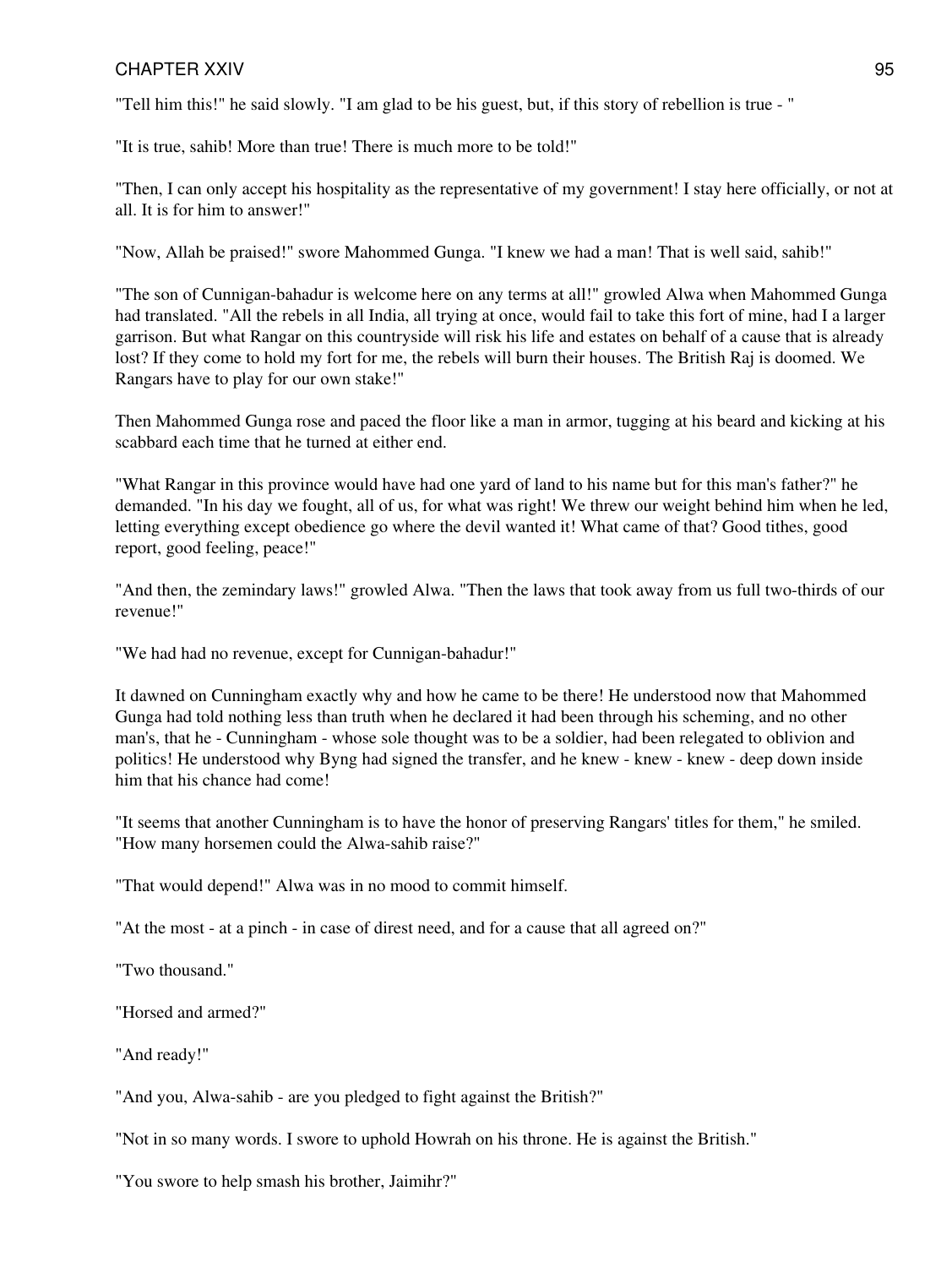"Tell him this!" he said slowly. "I am glad to be his guest, but, if this story of rebellion is true - "

"It is true, sahib! More than true! There is much more to be told!"

"Then, I can only accept his hospitality as the representative of my government! I stay here officially, or not at all. It is for him to answer!"

"Now, Allah be praised!" swore Mahommed Gunga. "I knew we had a man! That is well said, sahib!"

"The son of Cunnigan-bahadur is welcome here on any terms at all!" growled Alwa when Mahommed Gunga had translated. "All the rebels in all India, all trying at once, would fail to take this fort of mine, had I a larger garrison. But what Rangar on this countryside will risk his life and estates on behalf of a cause that is already lost? If they come to hold my fort for me, the rebels will burn their houses. The British Raj is doomed. We Rangars have to play for our own stake!"

Then Mahommed Gunga rose and paced the floor like a man in armor, tugging at his beard and kicking at his scabbard each time that he turned at either end.

"What Rangar in this province would have had one yard of land to his name but for this man's father?" he demanded. "In his day we fought, all of us, for what was right! We threw our weight behind him when he led, letting everything except obedience go where the devil wanted it! What came of that? Good tithes, good report, good feeling, peace!"

"And then, the zemindary laws!" growled Alwa. "Then the laws that took away from us full two-thirds of our revenue!"

"We had had no revenue, except for Cunnigan-bahadur!"

It dawned on Cunningham exactly why and how he came to be there! He understood now that Mahommed Gunga had told nothing less than truth when he declared it had been through his scheming, and no other man's, that he - Cunningham - whose sole thought was to be a soldier, had been relegated to oblivion and politics! He understood why Byng had signed the transfer, and he knew - knew - knew - deep down inside him that his chance had come!

"It seems that another Cunningham is to have the honor of preserving Rangars' titles for them," he smiled. "How many horsemen could the Alwa-sahib raise?"

"That would depend!" Alwa was in no mood to commit himself.

"At the most - at a pinch - in case of direst need, and for a cause that all agreed on?"

"Two thousand."

"Horsed and armed?"

"And ready!"

"And you, Alwa-sahib - are you pledged to fight against the British?"

"Not in so many words. I swore to uphold Howrah on his throne. He is against the British."

"You swore to help smash his brother, Jaimihr?"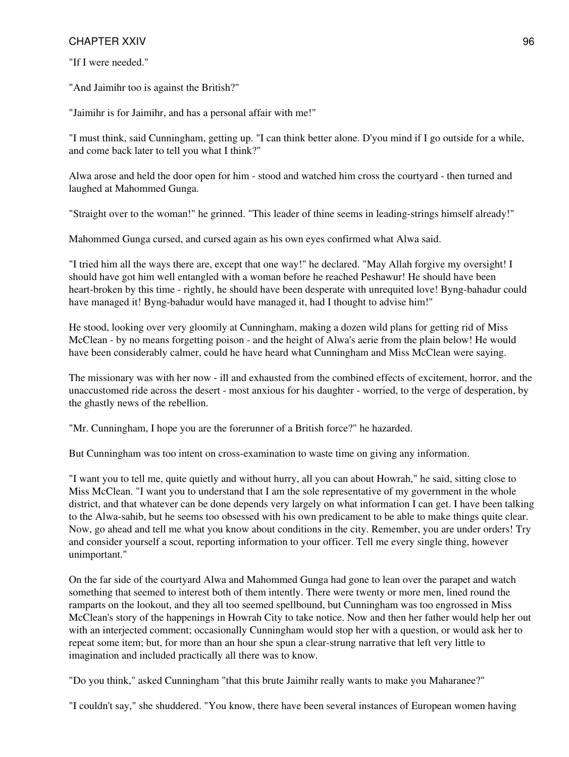"If I were needed."

"And Jaimihr too is against the British?"

"Jaimihr is for Jaimihr, and has a personal affair with me!"

"I must think, said Cunningham, getting up. "I can think better alone. D'you mind if I go outside for a while, and come back later to tell you what I think?"

Alwa arose and held the door open for him - stood and watched him cross the courtyard - then turned and laughed at Mahommed Gunga.

"Straight over to the woman!" he grinned. "This leader of thine seems in leading-strings himself already!"

Mahommed Gunga cursed, and cursed again as his own eyes confirmed what Alwa said.

"I tried him all the ways there are, except that one way!" he declared. "May Allah forgive my oversight! I should have got him well entangled with a woman before he reached Peshawur! He should have been heart-broken by this time - rightly, he should have been desperate with unrequited love! Byng-bahadur could have managed it! Byng-bahadur would have managed it, had I thought to advise him!"

He stood, looking over very gloomily at Cunningham, making a dozen wild plans for getting rid of Miss McClean - by no means forgetting poison - and the height of Alwa's aerie from the plain below! He would have been considerably calmer, could he have heard what Cunningham and Miss McClean were saying.

The missionary was with her now - ill and exhausted from the combined effects of excitement, horror, and the unaccustomed ride across the desert - most anxious for his daughter - worried, to the verge of desperation, by the ghastly news of the rebellion.

"Mr. Cunningham, I hope you are the forerunner of a British force?" he hazarded.

But Cunningham was too intent on cross-examination to waste time on giving any information.

"I want you to tell me, quite quietly and without hurry, all you can about Howrah," he said, sitting close to Miss McClean. "I want you to understand that I am the sole representative of my government in the whole district, and that whatever can be done depends very largely on what information I can get. I have been talking to the Alwa-sahib, but he seems too obsessed with his own predicament to be able to make things quite clear. Now, go ahead and tell me what you know about conditions in the city. Remember, you are under orders! Try and consider yourself a scout, reporting information to your officer. Tell me every single thing, however unimportant."

On the far side of the courtyard Alwa and Mahommed Gunga had gone to lean over the parapet and watch something that seemed to interest both of them intently. There were twenty or more men, lined round the ramparts on the lookout, and they all too seemed spellbound, but Cunningham was too engrossed in Miss McClean's story of the happenings in Howrah City to take notice. Now and then her father would help her out with an interjected comment; occasionally Cunningham would stop her with a question, or would ask her to repeat some item; but, for more than an hour she spun a clear-strung narrative that left very little to imagination and included practically all there was to know.

"Do you think," asked Cunningham "that this brute Jaimihr really wants to make you Maharanee?"

"I couldn't say," she shuddered. "You know, there have been several instances of European women having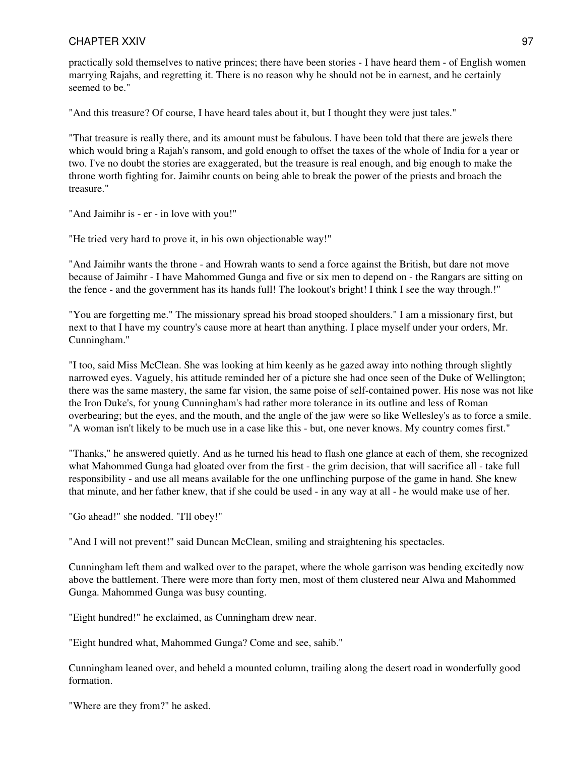practically sold themselves to native princes; there have been stories - I have heard them - of English women marrying Rajahs, and regretting it. There is no reason why he should not be in earnest, and he certainly seemed to be."

"And this treasure? Of course, I have heard tales about it, but I thought they were just tales."

"That treasure is really there, and its amount must be fabulous. I have been told that there are jewels there which would bring a Rajah's ransom, and gold enough to offset the taxes of the whole of India for a year or two. I've no doubt the stories are exaggerated, but the treasure is real enough, and big enough to make the throne worth fighting for. Jaimihr counts on being able to break the power of the priests and broach the treasure."

"And Jaimihr is - er - in love with you!"

"He tried very hard to prove it, in his own objectionable way!"

"And Jaimihr wants the throne - and Howrah wants to send a force against the British, but dare not move because of Jaimihr - I have Mahommed Gunga and five or six men to depend on - the Rangars are sitting on the fence - and the government has its hands full! The lookout's bright! I think I see the way through.!"

"You are forgetting me." The missionary spread his broad stooped shoulders." I am a missionary first, but next to that I have my country's cause more at heart than anything. I place myself under your orders, Mr. Cunningham."

"I too, said Miss McClean. She was looking at him keenly as he gazed away into nothing through slightly narrowed eyes. Vaguely, his attitude reminded her of a picture she had once seen of the Duke of Wellington; there was the same mastery, the same far vision, the same poise of self-contained power. His nose was not like the Iron Duke's, for young Cunningham's had rather more tolerance in its outline and less of Roman overbearing; but the eyes, and the mouth, and the angle of the jaw were so like Wellesley's as to force a smile. "A woman isn't likely to be much use in a case like this - but, one never knows. My country comes first."

"Thanks," he answered quietly. And as he turned his head to flash one glance at each of them, she recognized what Mahommed Gunga had gloated over from the first - the grim decision, that will sacrifice all - take full responsibility - and use all means available for the one unflinching purpose of the game in hand. She knew that minute, and her father knew, that if she could be used - in any way at all - he would make use of her.

"Go ahead!" she nodded. "I'll obey!"

"And I will not prevent!" said Duncan McClean, smiling and straightening his spectacles.

Cunningham left them and walked over to the parapet, where the whole garrison was bending excitedly now above the battlement. There were more than forty men, most of them clustered near Alwa and Mahommed Gunga. Mahommed Gunga was busy counting.

"Eight hundred!" he exclaimed, as Cunningham drew near.

"Eight hundred what, Mahommed Gunga? Come and see, sahib."

Cunningham leaned over, and beheld a mounted column, trailing along the desert road in wonderfully good formation.

"Where are they from?" he asked.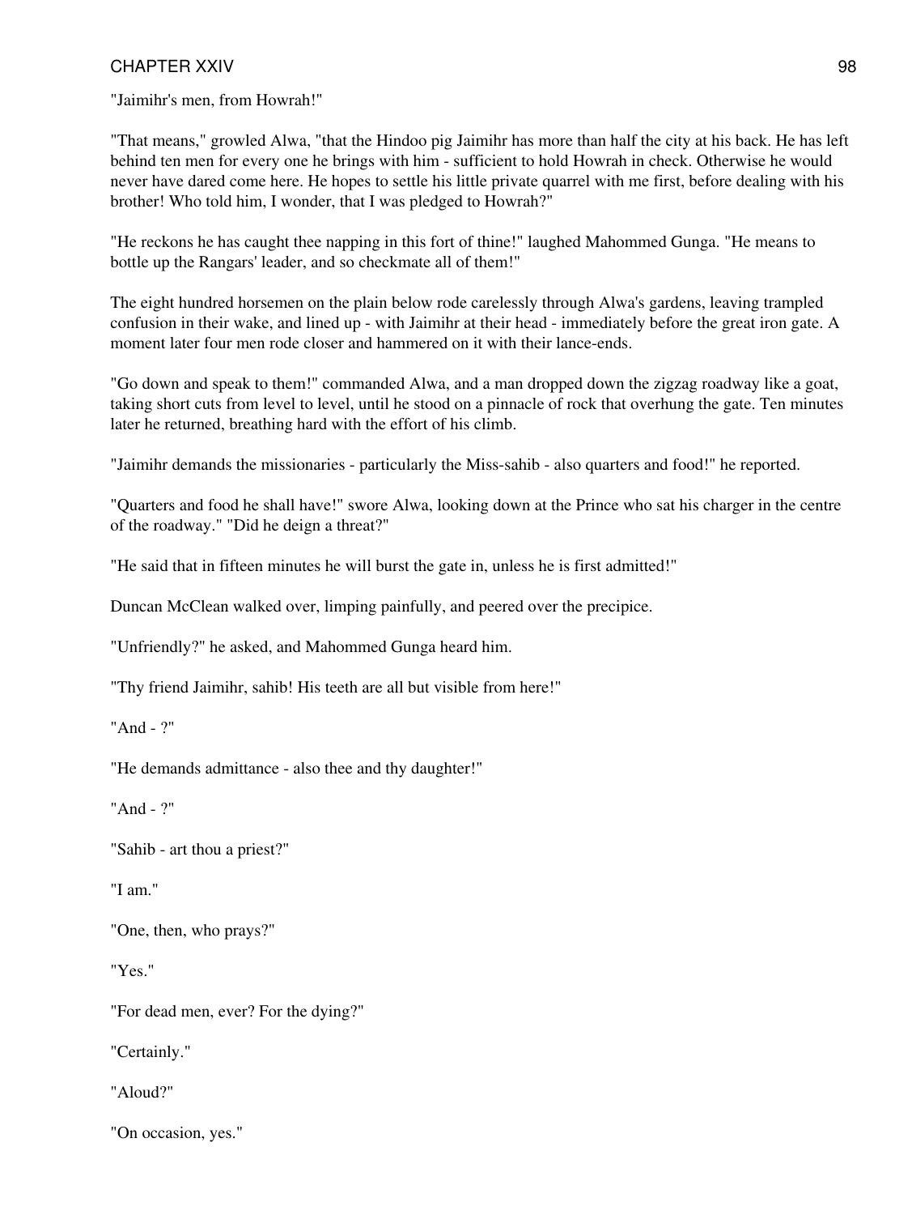"Jaimihr's men, from Howrah!"

"That means," growled Alwa, "that the Hindoo pig Jaimihr has more than half the city at his back. He has left behind ten men for every one he brings with him - sufficient to hold Howrah in check. Otherwise he would never have dared come here. He hopes to settle his little private quarrel with me first, before dealing with his brother! Who told him, I wonder, that I was pledged to Howrah?"

"He reckons he has caught thee napping in this fort of thine!" laughed Mahommed Gunga. "He means to bottle up the Rangars' leader, and so checkmate all of them!"

The eight hundred horsemen on the plain below rode carelessly through Alwa's gardens, leaving trampled confusion in their wake, and lined up - with Jaimihr at their head - immediately before the great iron gate. A moment later four men rode closer and hammered on it with their lance-ends.

"Go down and speak to them!" commanded Alwa, and a man dropped down the zigzag roadway like a goat, taking short cuts from level to level, until he stood on a pinnacle of rock that overhung the gate. Ten minutes later he returned, breathing hard with the effort of his climb.

"Jaimihr demands the missionaries - particularly the Miss-sahib - also quarters and food!" he reported.

"Quarters and food he shall have!" swore Alwa, looking down at the Prince who sat his charger in the centre of the roadway." "Did he deign a threat?"

"He said that in fifteen minutes he will burst the gate in, unless he is first admitted!"

Duncan McClean walked over, limping painfully, and peered over the precipice.

"Unfriendly?" he asked, and Mahommed Gunga heard him.

"Thy friend Jaimihr, sahib! His teeth are all but visible from here!"

"And - ?"

"He demands admittance - also thee and thy daughter!"

"And - ?"

"Sahib - art thou a priest?"

"I am."

"One, then, who prays?"

"Yes."

"For dead men, ever? For the dying?"

"Certainly."

"Aloud?"

"On occasion, yes."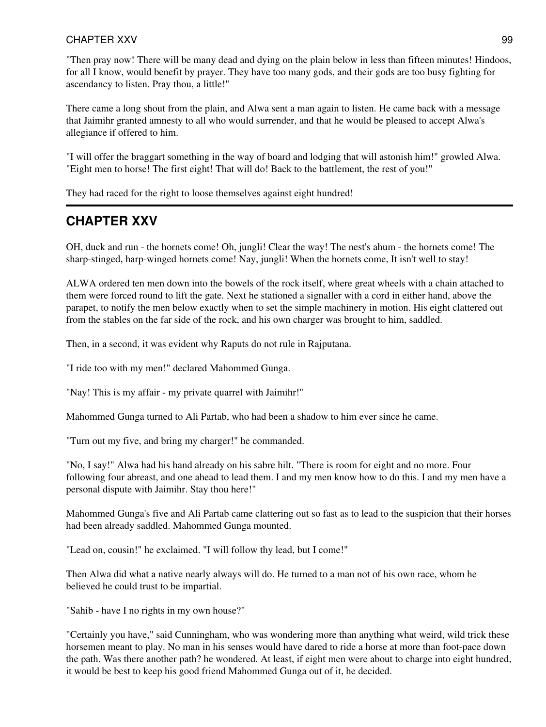"Then pray now! There will be many dead and dying on the plain below in less than fifteen minutes! Hindoos, for all I know, would benefit by prayer. They have too many gods, and their gods are too busy fighting for ascendancy to listen. Pray thou, a little!"

There came a long shout from the plain, and Alwa sent a man again to listen. He came back with a message that Jaimihr granted amnesty to all who would surrender, and that he would be pleased to accept Alwa's allegiance if offered to him.

"I will offer the braggart something in the way of board and lodging that will astonish him!" growled Alwa. "Eight men to horse! The first eight! That will do! Back to the battlement, the rest of you!"

They had raced for the right to loose themselves against eight hundred!

---

## CHAPTER XXV

OH, duck and run - the hornets come! Oh, jungli! Clear the way! The nest's ahum - the hornets come! The sharp-stinged, harp-winged hornets come! Nay, jungli! When the hornets come, It isn't well to stay!

ALWA ordered ten men down into the bowels of the rock itself, where great wheels with a chain attached to them were forced round to lift the gate. Next he stationed a signaller with a cord in either hand, above the parapet, to notify the men below exactly when to set the simple machinery in motion. His eight clattered out from the stables on the far side of the rock, and his own charger was brought to him, saddled.

Then, in a second, it was evident why Raputs do not rule in Rajputana.

"I ride too with my men!" declared Mahommed Gunga.

"Nay! This is my affair - my private quarrel with Jaimihr!"

Mahommed Gunga turned to Ali Partab, who had been a shadow to him ever since he came.

"Turn out my five, and bring my charger!" he commanded.

"No, I say!" Alwa had his hand already on his sabre hilt. "There is room for eight and no more. Four following four abreast, and one ahead to lead them. I and my men know how to do this. I and my men have a personal dispute with Jaimihr. Stay thou here!"

Mahommed Gunga's five and Ali Partab came clattering out so fast as to lead to the suspicion that their horses had been already saddled. Mahommed Gunga mounted.

"Lead on, cousin!" he exclaimed. "I will follow thy lead, but I come!"

Then Alwa did what a native nearly always will do. He turned to a man not of his own race, whom he believed he could trust to be impartial.

"Sahib - have I no rights in my own house?"

"Certainly you have," said Cunningham, who was wondering more than anything what weird, wild trick these horsemen meant to play. No man in his senses would have dared to ride a horse at more than foot-pace down the path. Was there another path? he wondered. At least, if eight men were about to charge into eight hundred, it would be best to keep his good friend Mahommed Gunga out of it, he decided.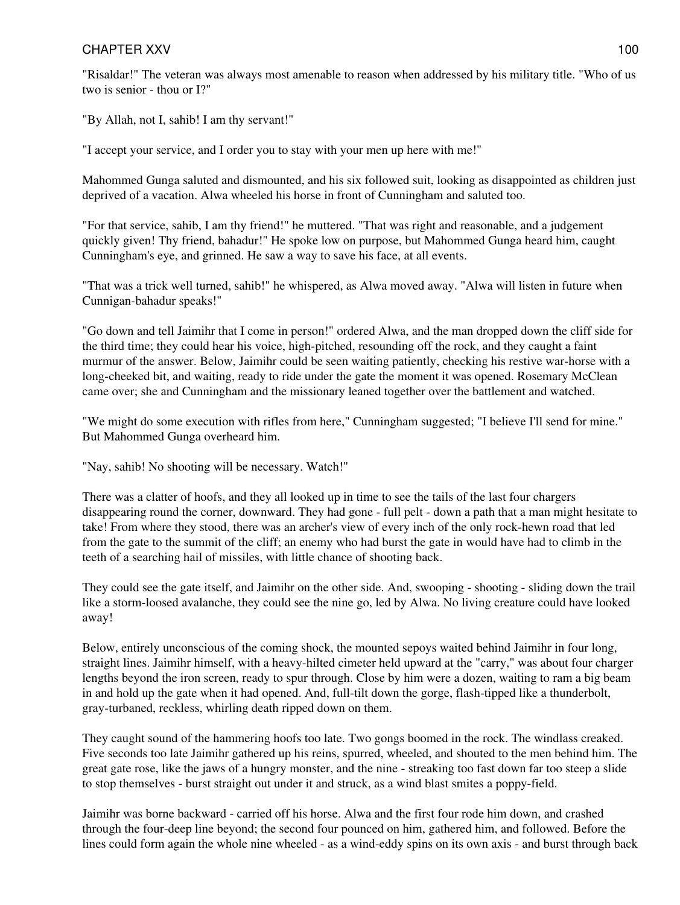"Risaldar!" The veteran was always most amenable to reason when addressed by his military title. "Who of us two is senior - thou or I?"

"By Allah, not I, sahib! I am thy servant!"

"I accept your service, and I order you to stay with your men up here with me!"

Mahommed Gunga saluted and dismounted, and his six followed suit, looking as disappointed as children just deprived of a vacation. Alwa wheeled his horse in front of Cunningham and saluted too.

"For that service, sahib, I am thy friend!" he muttered. "That was right and reasonable, and a judgement quickly given! Thy friend, bahadur!" He spoke low on purpose, but Mahommed Gunga heard him, caught Cunningham's eye, and grinned. He saw a way to save his face, at all events.

"That was a trick well turned, sahib!" he whispered, as Alwa moved away. "Alwa will listen in future when Cunnigan-bahadur speaks!"

"Go down and tell Jaimihr that I come in person!" ordered Alwa, and the man dropped down the cliff side for the third time; they could hear his voice, high-pitched, resounding off the rock, and they caught a faint murmur of the answer. Below, Jaimihr could be seen waiting patiently, checking his restive war-horse with a long-cheeked bit, and waiting, ready to ride under the gate the moment it was opened. Rosemary McClean came over; she and Cunningham and the missionary leaned together over the battlement and watched.

"We might do some execution with rifles from here," Cunningham suggested; "I believe I'll send for mine." But Mahommed Gunga overheard him.

"Nay, sahib! No shooting will be necessary. Watch!"

There was a clatter of hoofs, and they all looked up in time to see the tails of the last four chargers disappearing round the corner, downward. They had gone - full pelt - down a path that a man might hesitate to take! From where they stood, there was an archer's view of every inch of the only rock-hewn road that led from the gate to the summit of the cliff; an enemy who had burst the gate in would have had to climb in the teeth of a searching hail of missiles, with little chance of shooting back.

They could see the gate itself, and Jaimihr on the other side. And, swooping - shooting - sliding down the trail like a storm-loosed avalanche, they could see the nine go, led by Alwa. No living creature could have looked away!

Below, entirely unconscious of the coming shock, the mounted sepoys waited behind Jaimihr in four long, straight lines. Jaimihr himself, with a heavy-hilted cimeter held upward at the "carry," was about four charger lengths beyond the iron screen, ready to spur through. Close by him were a dozen, waiting to ram a big beam in and hold up the gate when it had opened. And, full-tilt down the gorge, flash-tipped like a thunderbolt, gray-turbaned, reckless, whirling death ripped down on them.

They caught sound of the hammering hoofs too late. Two gongs boomed in the rock. The windlass creaked. Five seconds too late Jaimihr gathered up his reins, spurred, wheeled, and shouted to the men behind him. The great gate rose, like the jaws of a hungry monster, and the nine - streaking too fast down far too steep a slide to stop themselves - burst straight out under it and struck, as a wind blast smites a poppy-field.

Jaimihr was borne backward - carried off his horse. Alwa and the first four rode him down, and crashed through the four-deep line beyond; the second four pounced on him, gathered him, and followed. Before the lines could form again the whole nine wheeled - as a wind-eddy spins on its own axis - and burst through back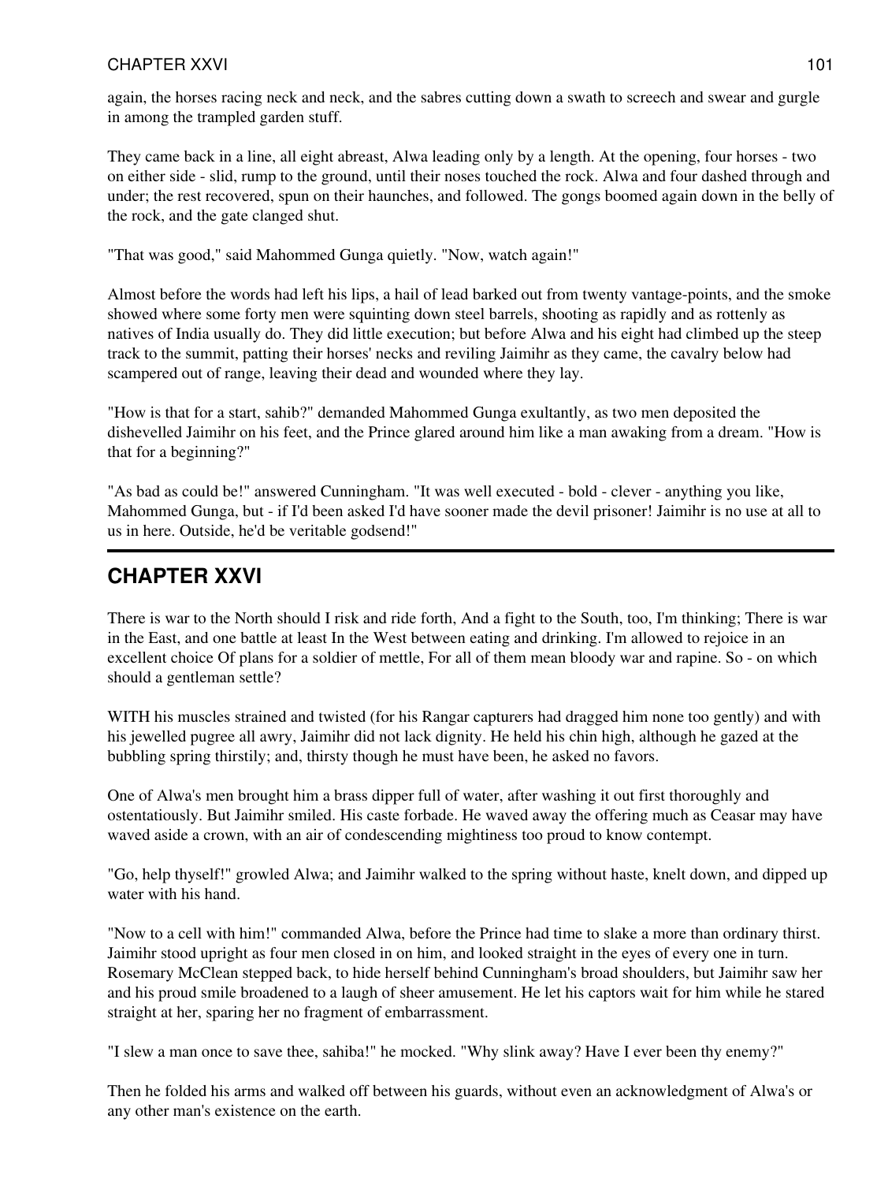again, the horses racing neck and neck, and the sabres cutting down a swath to screech and swear and gurgle in among the trampled garden stuff.

They came back in a line, all eight abreast, Alwa leading only by a length. At the opening, four horses - two on either side - slid, rump to the ground, until their noses touched the rock. Alwa and four dashed through and under; the rest recovered, spun on their haunches, and followed. The gongs boomed again down in the belly of the rock, and the gate clanged shut.

"That was good," said Mahommed Gunga quietly. "Now, watch again!"

Almost before the words had left his lips, a hail of lead barked out from twenty vantage-points, and the smoke showed where some forty men were squinting down steel barrels, shooting as rapidly and as rottenly as natives of India usually do. They did little execution; but before Alwa and his eight had climbed up the steep track to the summit, patting their horses' necks and reviling Jaimihr as they came, the cavalry below had scampered out of range, leaving their dead and wounded where they lay.

"How is that for a start, sahib?" demanded Mahommed Gunga exultantly, as two men deposited the dishevelled Jaimihr on his feet, and the Prince glared around him like a man awaking from a dream. "How is that for a beginning?"

"As bad as could be!" answered Cunningham. "It was well executed - bold - clever - anything you like, Mahommed Gunga, but - if I'd been asked I'd have sooner made the devil prisoner! Jaimihr is no use at all to us in here. Outside, he'd be veritable godsend!"

## CHAPTER XXVI

There is war to the North should I risk and ride forth, And a fight to the South, too, I'm thinking; There is war in the East, and one battle at least In the West between eating and drinking. I'm allowed to rejoice in an excellent choice Of plans for a soldier of mettle, For all of them mean bloody war and rapine. So - on which should a gentleman settle?

WITH his muscles strained and twisted (for his Rangar capturers had dragged him none too gently) and with his jewelled pugree all awry, Jaimihr did not lack dignity. He held his chin high, although he gazed at the bubbling spring thirstily; and, thirsty though he must have been, he asked no favors.

One of Alwa's men brought him a brass dipper full of water, after washing it out first thoroughly and ostentatiously. But Jaimihr smiled. His caste forbade. He waved away the offering much as Ceasar may have waved aside a crown, with an air of condescending mightiness too proud to know contempt.

"Go, help thyself!" growled Alwa; and Jaimihr walked to the spring without haste, knelt down, and dipped up water with his hand.

"Now to a cell with him!" commanded Alwa, before the Prince had time to slake a more than ordinary thirst. Jaimihr stood upright as four men closed in on him, and looked straight in the eyes of every one in turn. Rosemary McClean stepped back, to hide herself behind Cunningham's broad shoulders, but Jaimihr saw her and his proud smile broadened to a laugh of sheer amusement. He let his captors wait for him while he stared straight at her, sparing her no fragment of embarrassment.

"I slew a man once to save thee, sahiba!" he mocked. "Why slink away? Have I ever been thy enemy?"

Then he folded his arms and walked off between his guards, without even an acknowledgment of Alwa's or any other man's existence on the earth.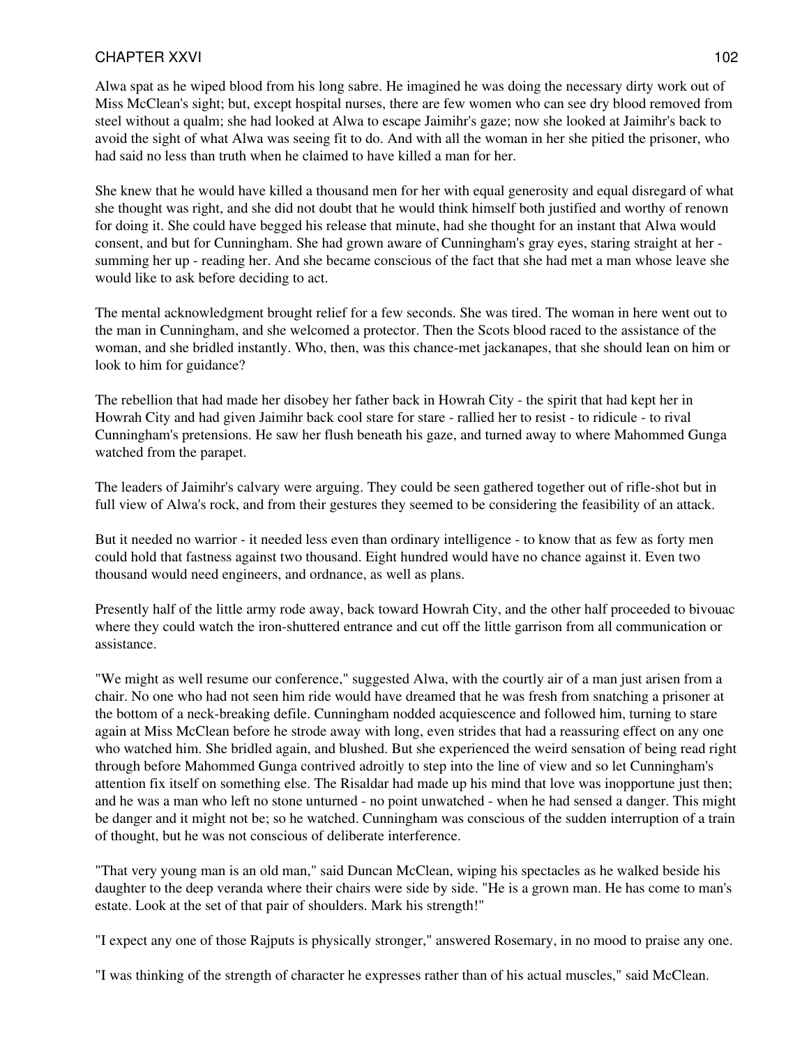Alwa spat as he wiped blood from his long sabre. He imagined he was doing the necessary dirty work out of Miss McClean's sight; but, except hospital nurses, there are few women who can see dry blood removed from steel without a qualm; she had looked at Alwa to escape Jaimihr's gaze; now she looked at Jaimihr's back to avoid the sight of what Alwa was seeing fit to do. And with all the woman in her she pitied the prisoner, who had said no less than truth when he claimed to have killed a man for her.

She knew that he would have killed a thousand men for her with equal generosity and equal disregard of what she thought was right, and she did not doubt that he would think himself both justified and worthy of renown for doing it. She could have begged his release that minute, had she thought for an instant that Alwa would consent, and but for Cunningham. She had grown aware of Cunningham's gray eyes, staring straight at her - summing her up - reading her. And she became conscious of the fact that she had met a man whose leave she would like to ask before deciding to act.

The mental acknowledgment brought relief for a few seconds. She was tired. The woman in here went out to the man in Cunningham, and she welcomed a protector. Then the Scots blood raced to the assistance of the woman, and she bridled instantly. Who, then, was this chance-met jackanapes, that she should lean on him or look to him for guidance?

The rebellion that had made her disobey her father back in Howrah City - the spirit that had kept her in Howrah City and had given Jaimihr back cool stare for stare - rallied her to resist - to ridicule - to rival Cunningham's pretensions. He saw her flush beneath his gaze, and turned away to where Mahommed Gunga watched from the parapet.

The leaders of Jaimihr's calvary were arguing. They could be seen gathered together out of rifle-shot but in full view of Alwa's rock, and from their gestures they seemed to be considering the feasibility of an attack.

But it needed no warrior - it needed less even than ordinary intelligence - to know that as few as forty men could hold that fastness against two thousand. Eight hundred would have no chance against it. Even two thousand would need engineers, and ordnance, as well as plans.

Presently half of the little army rode away, back toward Howrah City, and the other half proceeded to bivouac where they could watch the iron-shuttered entrance and cut off the little garrison from all communication or assistance.

"We might as well resume our conference," suggested Alwa, with the courtly air of a man just arisen from a chair. No one who had not seen him ride would have dreamed that he was fresh from snatching a prisoner at the bottom of a neck-breaking defile. Cunningham nodded acquiescence and followed him, turning to stare again at Miss McClean before he strode away with long, even strides that had a reassuring effect on any one who watched him. She bridled again, and blushed. But she experienced the weird sensation of being read right through before Mahommed Gunga contrived adroitly to step into the line of view and so let Cunningham's attention fix itself on something else. The Risaldar had made up his mind that love was inopportune just then; and he was a man who left no stone unturned - no point unwatched - when he had sensed a danger. This might be danger and it might not be; so he watched. Cunningham was conscious of the sudden interruption of a train of thought, but he was not conscious of deliberate interference.

"That very young man is an old man," said Duncan McClean, wiping his spectacles as he walked beside his daughter to the deep veranda where their chairs were side by side. "He is a grown man. He has come to man's estate. Look at the set of that pair of shoulders. Mark his strength!"

"I expect any one of those Rajputs is physically stronger," answered Rosemary, in no mood to praise any one.

"I was thinking of the strength of character he expresses rather than of his actual muscles," said McClean.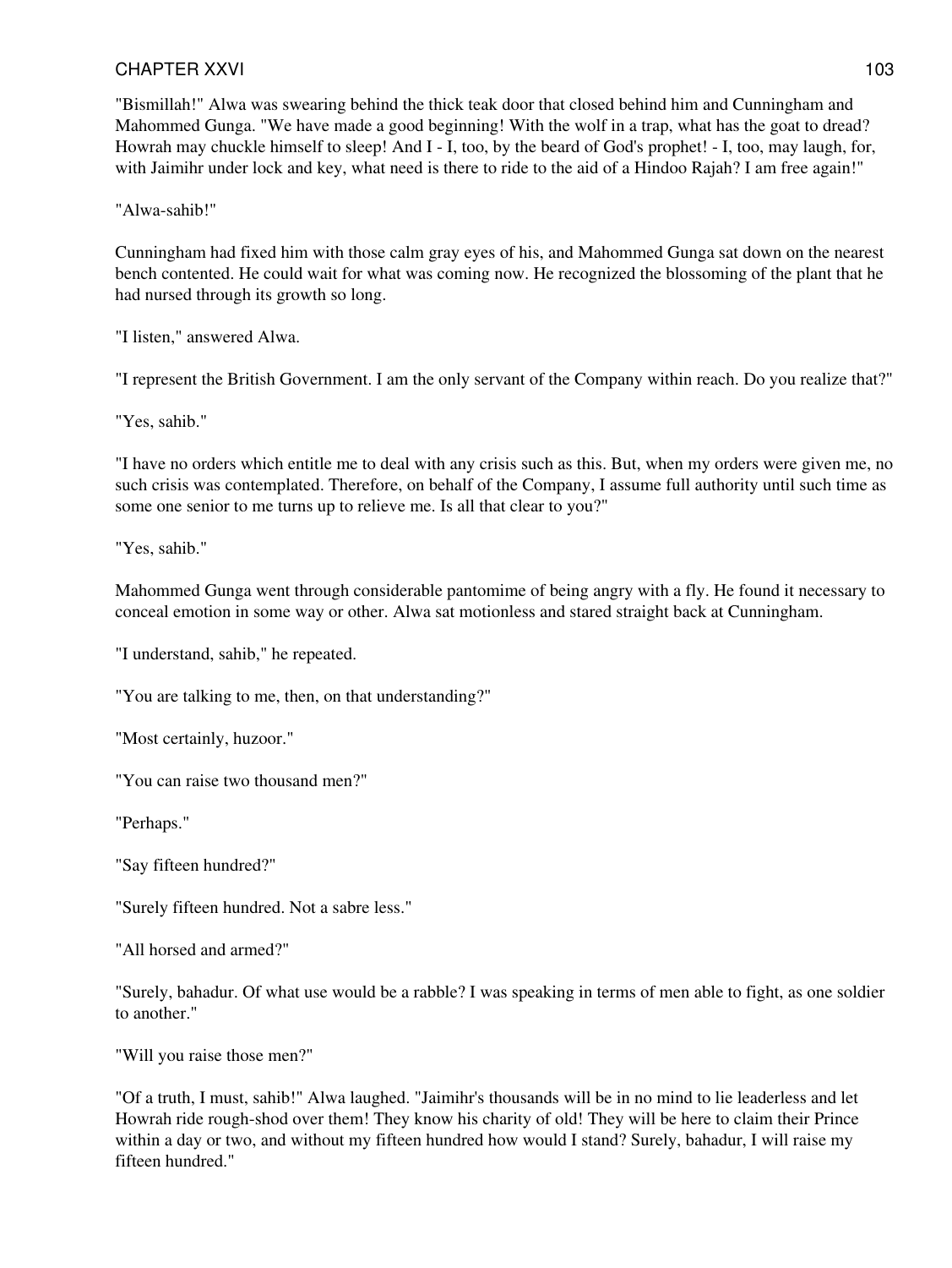"Bismillah!" Alwa was swearing behind the thick teak door that closed behind him and Cunningham and Mahommed Gunga. "We have made a good beginning! With the wolf in a trap, what has the goat to dread? Howrah may chuckle himself to sleep! And I - I, too, by the beard of God's prophet! - I, too, may laugh, for, with Jaimihr under lock and key, what need is there to ride to the aid of a Hindoo Rajah? I am free again!"

"Alwa-sahib!"

Cunningham had fixed him with those calm gray eyes of his, and Mahommed Gunga sat down on the nearest bench contented. He could wait for what was coming now. He recognized the blossoming of the plant that he had nursed through its growth so long.

"I listen," answered Alwa.

"I represent the British Government. I am the only servant of the Company within reach. Do you realize that?"

"Yes, sahib."

"I have no orders which entitle me to deal with any crisis such as this. But, when my orders were given me, no such crisis was contemplated. Therefore, on behalf of the Company, I assume full authority until such time as some one senior to me turns up to relieve me. Is all that clear to you?"

"Yes, sahib."

Mahommed Gunga went through considerable pantomime of being angry with a fly. He found it necessary to conceal emotion in some way or other. Alwa sat motionless and stared straight back at Cunningham.

"I understand, sahib," he repeated.

"You are talking to me, then, on that understanding?"

"Most certainly, huzoor."

"You can raise two thousand men?"

"Perhaps."

"Say fifteen hundred?"

"Surely fifteen hundred. Not a sabre less."

"All horsed and armed?"

"Surely, bahadur. Of what use would be a rabble? I was speaking in terms of men able to fight, as one soldier to another."

"Will you raise those men?"

"Of a truth, I must, sahib!" Alwa laughed. "Jaimihr's thousands will be in no mind to lie leaderless and let Howrah ride rough-shod over them! They know his charity of old! They will be here to claim their Prince within a day or two, and without my fifteen hundred how would I stand? Surely, bahadur, I will raise my fifteen hundred."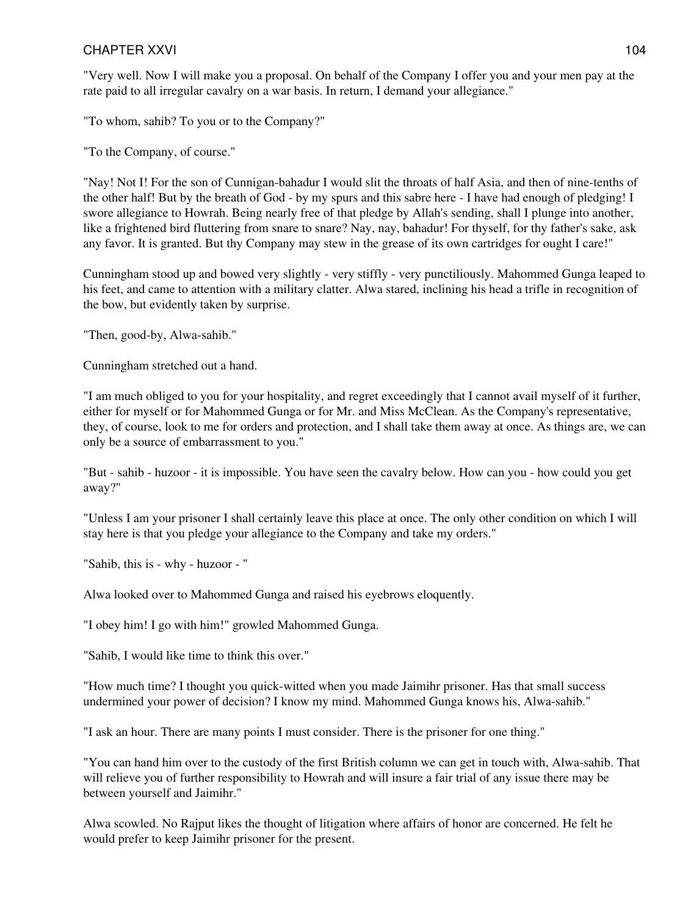"Very well. Now I will make you a proposal. On behalf of the Company I offer you and your men pay at the rate paid to all irregular cavalry on a war basis. In return, I demand your allegiance."

"To whom, sahib? To you or to the Company?"

"To the Company, of course."

"Nay! Not I! For the son of Cunnigan-bahadur I would slit the throats of half Asia, and then of nine-tenths of the other half! But by the breath of God - by my spurs and this sabre here - I have had enough of pledging! I swore allegiance to Howrah. Being nearly free of that pledge by Allah's sending, shall I plunge into another, like a frightened bird fluttering from snare to snare? Nay, nay, bahadur! For thyself, for thy father's sake, ask any favor. It is granted. But thy Company may stew in the grease of its own cartridges for ought I care!"

Cunningham stood up and bowed very slightly - very stiffly - very punctiliously. Mahommed Gunga leaped to his feet, and came to attention with a military clatter. Alwa stared, inclining his head a trifle in recognition of the bow, but evidently taken by surprise.

"Then, good-by, Alwa-sahib."

Cunningham stretched out a hand.

"I am much obliged to you for your hospitality, and regret exceedingly that I cannot avail myself of it further, either for myself or for Mahommed Gunga or for Mr. and Miss McClean. As the Company's representative, they, of course, look to me for orders and protection, and I shall take them away at once. As things are, we can only be a source of embarrassment to you."

"But - sahib - huzoor - it is impossible. You have seen the cavalry below. How can you - how could you get away?"

"Unless I am your prisoner I shall certainly leave this place at once. The only other condition on which I will stay here is that you pledge your allegiance to the Company and take my orders."

"Sahib, this is - why - huzoor - "

Alwa looked over to Mahommed Gunga and raised his eyebrows eloquently.

"I obey him! I go with him!" growled Mahommed Gunga.

"Sahib, I would like time to think this over."

"How much time? I thought you quick-witted when you made Jaimihr prisoner. Has that small success undermined your power of decision? I know my mind. Mahommed Gunga knows his, Alwa-sahib."

"I ask an hour. There are many points I must consider. There is the prisoner for one thing."

"You can hand him over to the custody of the first British column we can get in touch with, Alwa-sahib. That will relieve you of further responsibility to Howrah and will insure a fair trial of any issue there may be between yourself and Jaimihr."

Alwa scowled. No Rajput likes the thought of litigation where affairs of honor are concerned. He felt he would prefer to keep Jaimihr prisoner for the present.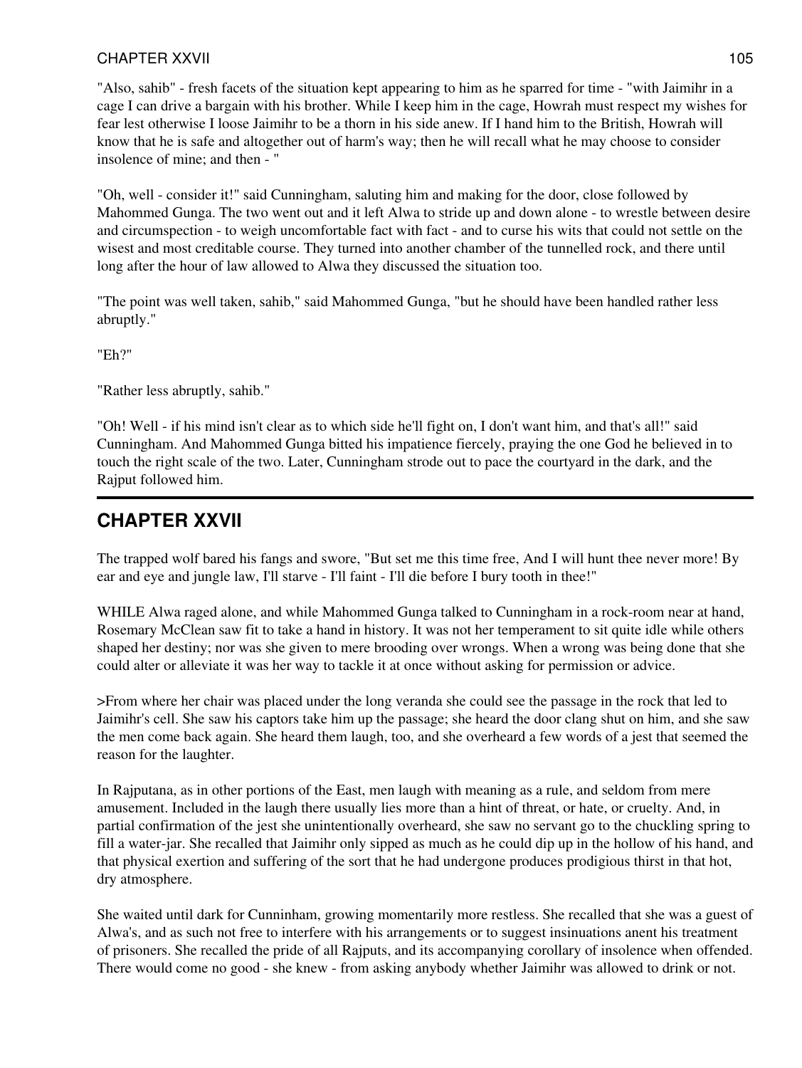"Also, sahib" - fresh facets of the situation kept appearing to him as he sparred for time - "with Jaimihr in a cage I can drive a bargain with his brother. While I keep him in the cage, Howrah must respect my wishes for fear lest otherwise I loose Jaimihr to be a thorn in his side anew. If I hand him to the British, Howrah will know that he is safe and altogether out of harm's way; then he will recall what he may choose to consider insolence of mine; and then - "

"Oh, well - consider it!" said Cunningham, saluting him and making for the door, close followed by Mahommed Gunga. The two went out and it left Alwa to stride up and down alone - to wrestle between desire and circumspection - to weigh uncomfortable fact with fact - and to curse his wits that could not settle on the wisest and most creditable course. They turned into another chamber of the tunnelled rock, and there until long after the hour of law allowed to Alwa they discussed the situation too.

"The point was well taken, sahib," said Mahommed Gunga, "but he should have been handled rather less abruptly."

"Eh?"

"Rather less abruptly, sahib."

"Oh! Well - if his mind isn't clear as to which side he'll fight on, I don't want him, and that's all!" said Cunningham. And Mahommed Gunga bitted his impatience fiercely, praying the one God he believed in to touch the right scale of the two. Later, Cunningham strode out to pace the courtyard in the dark, and the Rajput followed him.

## CHAPTER XXVII

The trapped wolf bared his fangs and swore, "But set me this time free, And I will hunt thee never more! By ear and eye and jungle law, I'll starve - I'll faint - I'll die before I bury tooth in thee!"

WHILE Alwa raged alone, and while Mahommed Gunga talked to Cunningham in a rock-room near at hand, Rosemary McClean saw fit to take a hand in history. It was not her temperament to sit quite idle while others shaped her destiny; nor was she given to mere brooding over wrongs. When a wrong was being done that she could alter or alleviate it was her way to tackle it at once without asking for permission or advice.

>From where her chair was placed under the long veranda she could see the passage in the rock that led to Jaimihr's cell. She saw his captors take him up the passage; she heard the door clang shut on him, and she saw the men come back again. She heard them laugh, too, and she overheard a few words of a jest that seemed the reason for the laughter.

In Rajputana, as in other portions of the East, men laugh with meaning as a rule, and seldom from mere amusement. Included in the laugh there usually lies more than a hint of threat, or hate, or cruelty. And, in partial confirmation of the jest she unintentionally overheard, she saw no servant go to the chuckling spring to fill a water-jar. She recalled that Jaimihr only sipped as much as he could dip up in the hollow of his hand, and that physical exertion and suffering of the sort that he had undergone produces prodigious thirst in that hot, dry atmosphere.

She waited until dark for Cunninham, growing momentarily more restless. She recalled that she was a guest of Alwa's, and as such not free to interfere with his arrangements or to suggest insinuations anent his treatment of prisoners. She recalled the pride of all Rajputs, and its accompanying corollary of insolence when offended. There would come no good - she knew - from asking anybody whether Jaimihr was allowed to drink or not.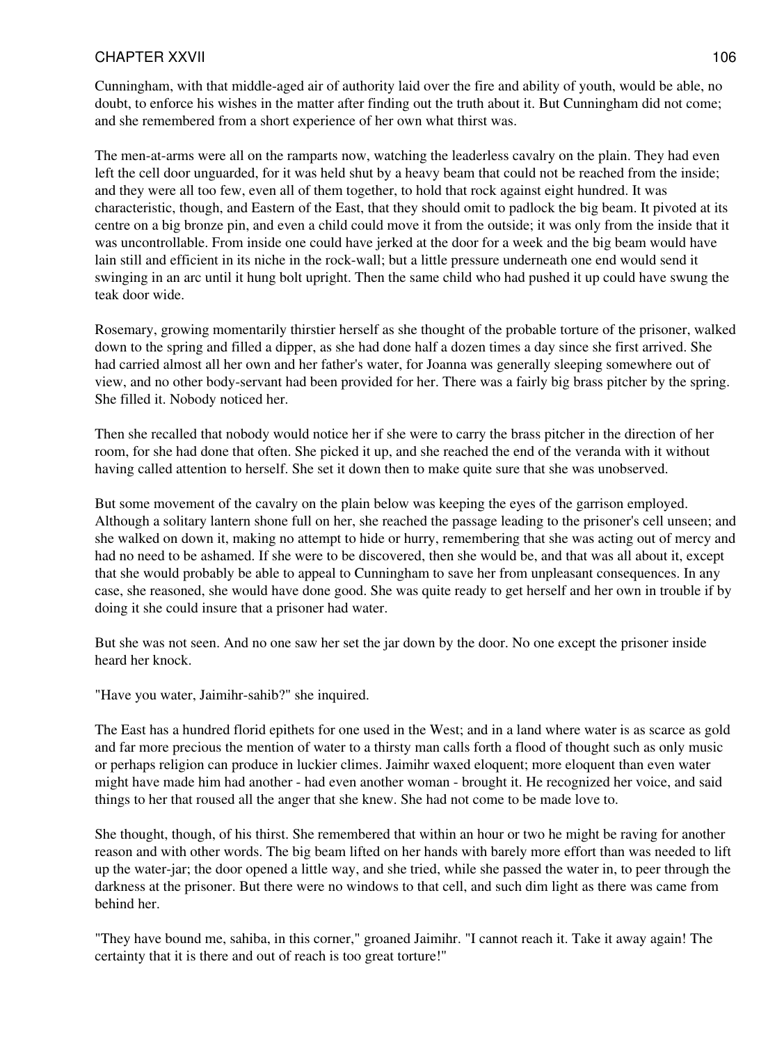Cunningham, with that middle-aged air of authority laid over the fire and ability of youth, would be able, no doubt, to enforce his wishes in the matter after finding out the truth about it. But Cunningham did not come; and she remembered from a short experience of her own what thirst was.

The men-at-arms were all on the ramparts now, watching the leaderless cavalry on the plain. They had even left the cell door unguarded, for it was held shut by a heavy beam that could not be reached from the inside; and they were all too few, even all of them together, to hold that rock against eight hundred. It was characteristic, though, and Eastern of the East, that they should omit to padlock the big beam. It pivoted at its centre on a big bronze pin, and even a child could move it from the outside; it was only from the inside that it was uncontrollable. From inside one could have jerked at the door for a week and the big beam would have lain still and efficient in its niche in the rock-wall; but a little pressure underneath one end would send it swinging in an arc until it hung bolt upright. Then the same child who had pushed it up could have swung the teak door wide.

Rosemary, growing momentarily thirstier herself as she thought of the probable torture of the prisoner, walked down to the spring and filled a dipper, as she had done half a dozen times a day since she first arrived. She had carried almost all her own and her father's water, for Joanna was generally sleeping somewhere out of view, and no other body-servant had been provided for her. There was a fairly big brass pitcher by the spring. She filled it. Nobody noticed her.

Then she recalled that nobody would notice her if she were to carry the brass pitcher in the direction of her room, for she had done that often. She picked it up, and she reached the end of the veranda with it without having called attention to herself. She set it down then to make quite sure that she was unobserved.

But some movement of the cavalry on the plain below was keeping the eyes of the garrison employed. Although a solitary lantern shone full on her, she reached the passage leading to the prisoner's cell unseen; and she walked on down it, making no attempt to hide or hurry, remembering that she was acting out of mercy and had no need to be ashamed. If she were to be discovered, then she would be, and that was all about it, except that she would probably be able to appeal to Cunningham to save her from unpleasant consequences. In any case, she reasoned, she would have done good. She was quite ready to get herself and her own in trouble if by doing it she could insure that a prisoner had water.

But she was not seen. And no one saw her set the jar down by the door. No one except the prisoner inside heard her knock.

"Have you water, Jaimihr-sahib?" she inquired.

The East has a hundred florid epithets for one used in the West; and in a land where water is as scarce as gold and far more precious the mention of water to a thirsty man calls forth a flood of thought such as only music or perhaps religion can produce in luckier climes. Jaimihr waxed eloquent; more eloquent than even water might have made him had another - had even another woman - brought it. He recognized her voice, and said things to her that roused all the anger that she knew. She had not come to be made love to.

She thought, though, of his thirst. She remembered that within an hour or two he might be raving for another reason and with other words. The big beam lifted on her hands with barely more effort than was needed to lift up the water-jar; the door opened a little way, and she tried, while she passed the water in, to peer through the darkness at the prisoner. But there were no windows to that cell, and such dim light as there was came from behind her.

"They have bound me, sahiba, in this corner," groaned Jaimihr. "I cannot reach it. Take it away again! The certainty that it is there and out of reach is too great torture!"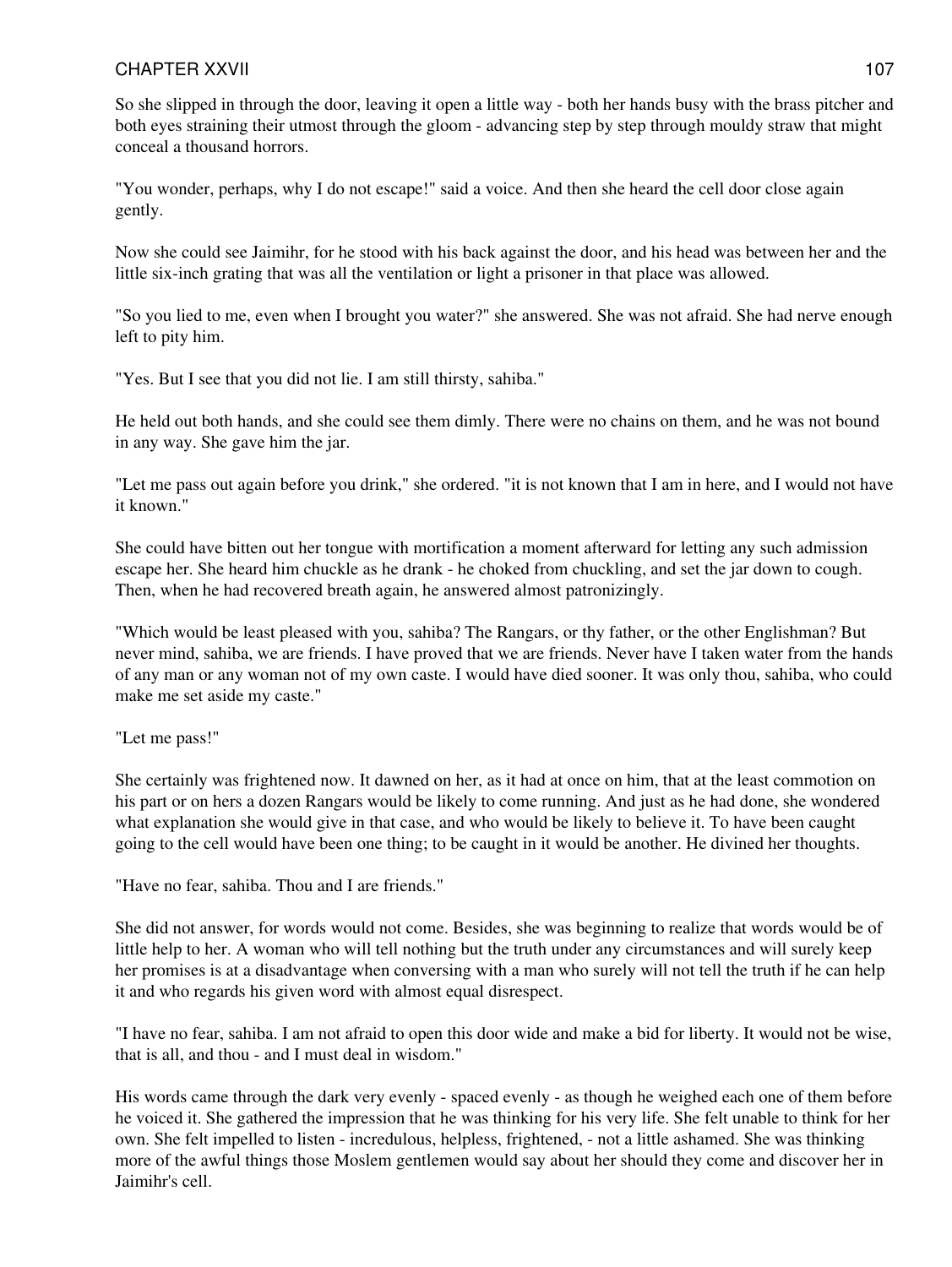So she slipped in through the door, leaving it open a little way - both her hands busy with the brass pitcher and both eyes straining their utmost through the gloom - advancing step by step through mouldy straw that might conceal a thousand horrors.

"You wonder, perhaps, why I do not escape!" said a voice. And then she heard the cell door close again gently.

Now she could see Jaimihr, for he stood with his back against the door, and his head was between her and the little six-inch grating that was all the ventilation or light a prisoner in that place was allowed.

"So you lied to me, even when I brought you water?" she answered. She was not afraid. She had nerve enough left to pity him.

"Yes. But I see that you did not lie. I am still thirsty, sahiba."

He held out both hands, and she could see them dimly. There were no chains on them, and he was not bound in any way. She gave him the jar.

"Let me pass out again before you drink," she ordered. "it is not known that I am in here, and I would not have it known."

She could have bitten out her tongue with mortification a moment afterward for letting any such admission escape her. She heard him chuckle as he drank - he choked from chuckling, and set the jar down to cough. Then, when he had recovered breath again, he answered almost patronizingly.

"Which would be least pleased with you, sahiba? The Rangars, or thy father, or the other Englishman? But never mind, sahiba, we are friends. I have proved that we are friends. Never have I taken water from the hands of any man or any woman not of my own caste. I would have died sooner. It was only thou, sahiba, who could make me set aside my caste."

"Let me pass!"

She certainly was frightened now. It dawned on her, as it had at once on him, that at the least commotion on his part or on hers a dozen Rangars would be likely to come running. And just as he had done, she wondered what explanation she would give in that case, and who would be likely to believe it. To have been caught going to the cell would have been one thing; to be caught in it would be another. He divined her thoughts.

"Have no fear, sahiba. Thou and I are friends."

She did not answer, for words would not come. Besides, she was beginning to realize that words would be of little help to her. A woman who will tell nothing but the truth under any circumstances and will surely keep her promises is at a disadvantage when conversing with a man who surely will not tell the truth if he can help it and who regards his given word with almost equal disrespect.

"I have no fear, sahiba. I am not afraid to open this door wide and make a bid for liberty. It would not be wise, that is all, and thou - and I must deal in wisdom."

His words came through the dark very evenly - spaced evenly - as though he weighed each one of them before he voiced it. She gathered the impression that he was thinking for his very life. She felt unable to think for her own. She felt impelled to listen - incredulous, helpless, frightened, - not a little ashamed. She was thinking more of the awful things those Moslem gentlemen would say about her should they come and discover her in Jaimihr's cell.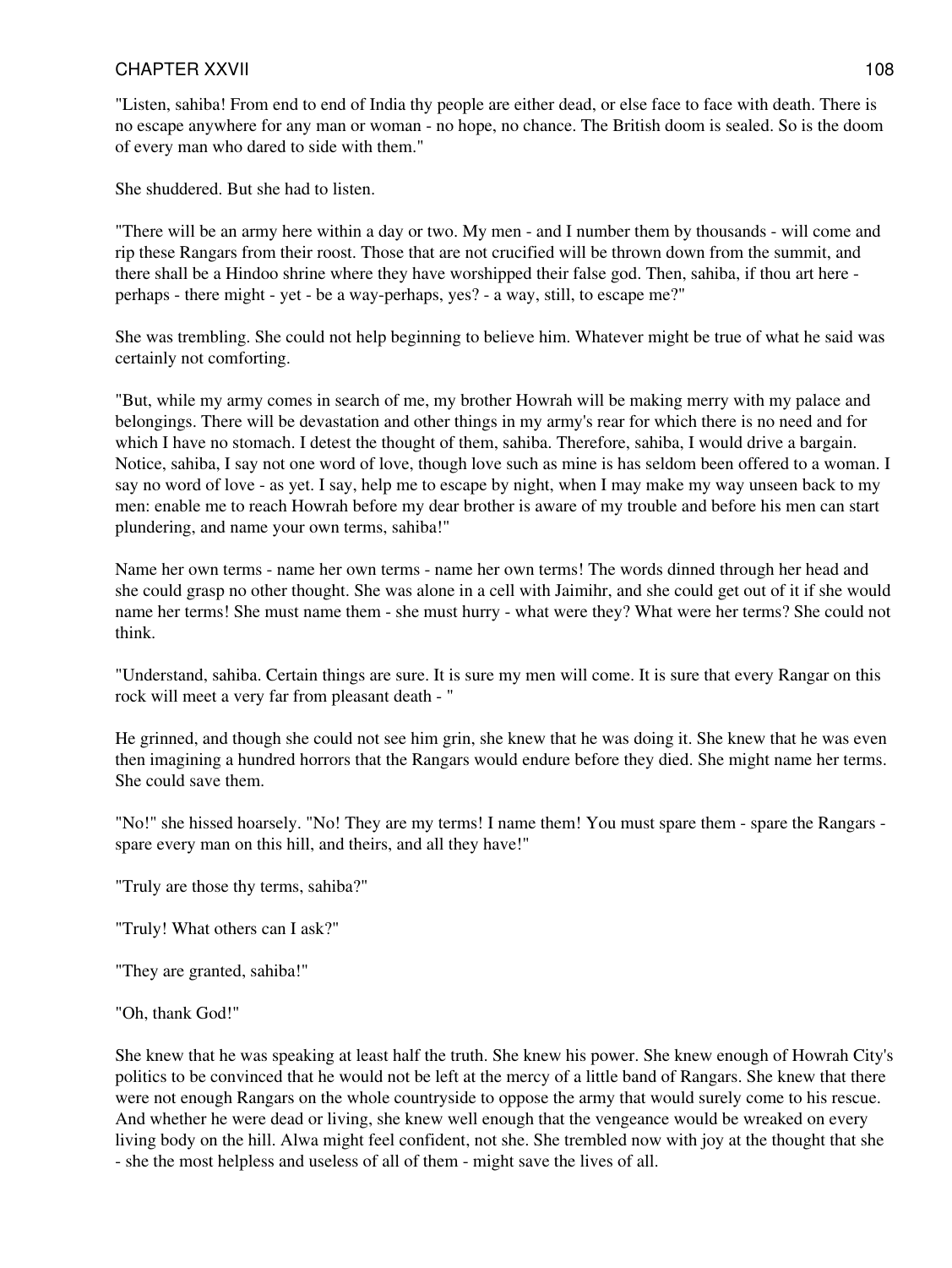"Listen, sahiba! From end to end of India thy people are either dead, or else face to face with death. There is no escape anywhere for any man or woman - no hope, no chance. The British doom is sealed. So is the doom of every man who dared to side with them."

She shuddered. But she had to listen.

"There will be an army here within a day or two. My men - and I number them by thousands - will come and rip these Rangars from their roost. Those that are not crucified will be thrown down from the summit, and there shall be a Hindoo shrine where they have worshipped their false god. Then, sahiba, if thou art here - perhaps - there might - yet - be a way-perhaps, yes? - a way, still, to escape me?"

She was trembling. She could not help beginning to believe him. Whatever might be true of what he said was certainly not comforting.

"But, while my army comes in search of me, my brother Howrah will be making merry with my palace and belongings. There will be devastation and other things in my army's rear for which there is no need and for which I have no stomach. I detest the thought of them, sahiba. Therefore, sahiba, I would drive a bargain. Notice, sahiba, I say not one word of love, though love such as mine is has seldom been offered to a woman. I say no word of love - as yet. I say, help me to escape by night, when I may make my way unseen back to my men: enable me to reach Howrah before my dear brother is aware of my trouble and before his men can start plundering, and name your own terms, sahiba!"

Name her own terms - name her own terms - name her own terms! The words dinned through her head and she could grasp no other thought. She was alone in a cell with Jaimihr, and she could get out of it if she would name her terms! She must name them - she must hurry - what were they? What were her terms? She could not think.

"Understand, sahiba. Certain things are sure. It is sure my men will come. It is sure that every Rangar on this rock will meet a very far from pleasant death - "

He grinned, and though she could not see him grin, she knew that he was doing it. She knew that he was even then imagining a hundred horrors that the Rangars would endure before they died. She might name her terms. She could save them.

"No!" she hissed hoarsely. "No! They are my terms! I name them! You must spare them - spare the Rangars - spare every man on this hill, and theirs, and all they have!"

"Truly are those thy terms, sahiba?"

"Truly! What others can I ask?"

"They are granted, sahiba!"

"Oh, thank God!"

She knew that he was speaking at least half the truth. She knew his power. She knew enough of Howrah City's politics to be convinced that he would not be left at the mercy of a little band of Rangars. She knew that there were not enough Rangars on the whole countryside to oppose the army that would surely come to his rescue. And whether he were dead or living, she knew well enough that the vengeance would be wreaked on every living body on the hill. Alwa might feel confident, not she. She trembled now with joy at the thought that she - she the most helpless and useless of all of them - might save the lives of all.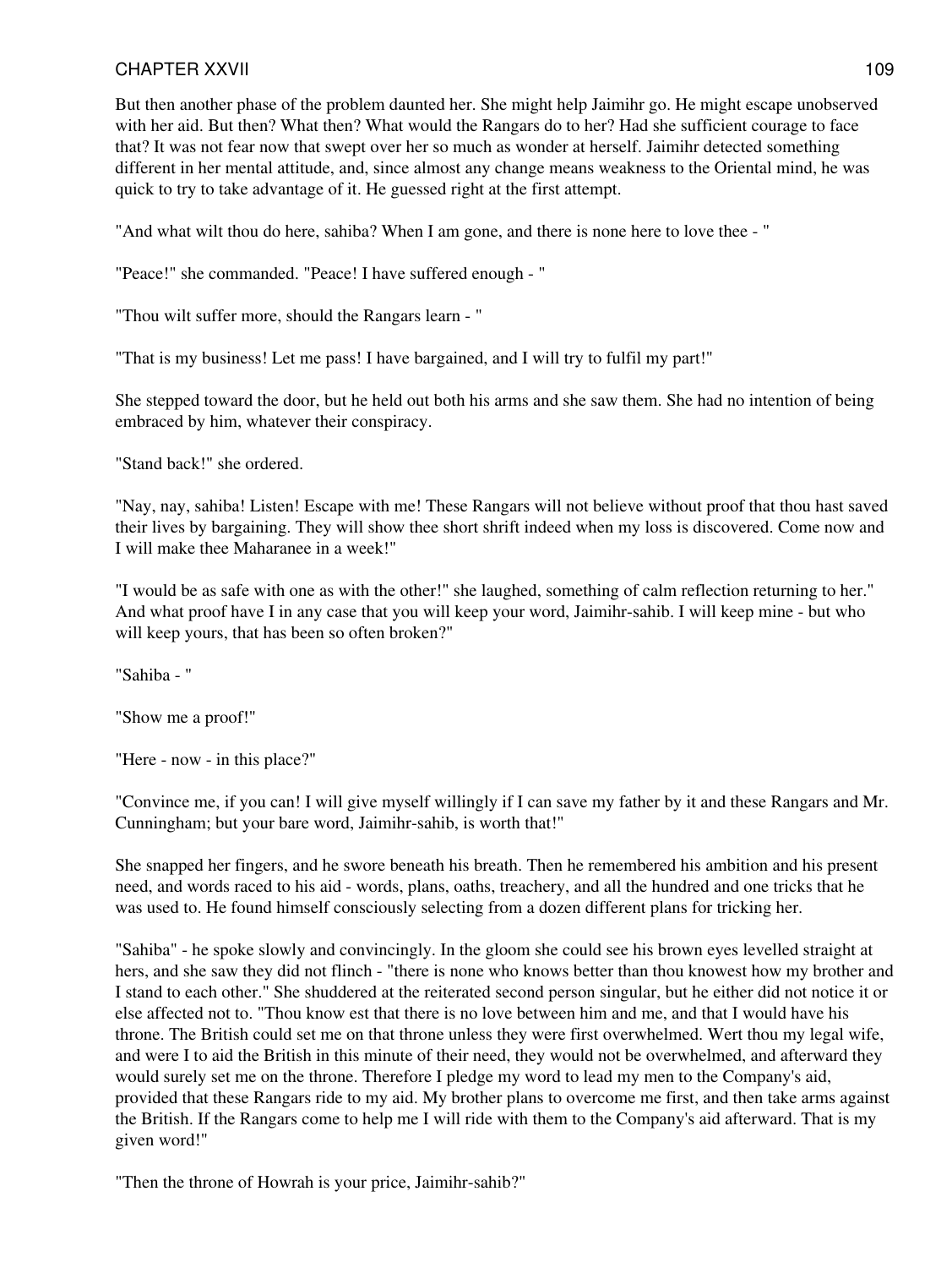But then another phase of the problem daunted her. She might help Jaimihr go. He might escape unobserved with her aid. But then? What then? What would the Rangars do to her? Had she sufficient courage to face that? It was not fear now that swept over her so much as wonder at herself. Jaimihr detected something different in her mental attitude, and, since almost any change means weakness to the Oriental mind, he was quick to try to take advantage of it. He guessed right at the first attempt.

"And what wilt thou do here, sahiba? When I am gone, and there is none here to love thee - "

"Peace!" she commanded. "Peace! I have suffered enough - "

"Thou wilt suffer more, should the Rangars learn - "

"That is my business! Let me pass! I have bargained, and I will try to fulfil my part!"

She stepped toward the door, but he held out both his arms and she saw them. She had no intention of being embraced by him, whatever their conspiracy.

"Stand back!" she ordered.

"Nay, nay, sahiba! Listen! Escape with me! These Rangars will not believe without proof that thou hast saved their lives by bargaining. They will show thee short shrift indeed when my loss is discovered. Come now and I will make thee Maharanee in a week!"

"I would be as safe with one as with the other!" she laughed, something of calm reflection returning to her." And what proof have I in any case that you will keep your word, Jaimihr-sahib. I will keep mine - but who will keep yours, that has been so often broken?"

"Sahiba - "

"Show me a proof!"

"Here - now - in this place?"

"Convince me, if you can! I will give myself willingly if I can save my father by it and these Rangars and Mr. Cunningham; but your bare word, Jaimihr-sahib, is worth that!"

She snapped her fingers, and he swore beneath his breath. Then he remembered his ambition and his present need, and words raced to his aid - words, plans, oaths, treachery, and all the hundred and one tricks that he was used to. He found himself consciously selecting from a dozen different plans for tricking her.

"Sahiba" - he spoke slowly and convincingly. In the gloom she could see his brown eyes levelled straight at hers, and she saw they did not flinch - "there is none who knows better than thou knowest how my brother and I stand to each other." She shuddered at the reiterated second person singular, but he either did not notice it or else affected not to. "Thou know est that there is no love between him and me, and that I would have his throne. The British could set me on that throne unless they were first overwhelmed. Wert thou my legal wife, and were I to aid the British in this minute of their need, they would not be overwhelmed, and afterward they would surely set me on the throne. Therefore I pledge my word to lead my men to the Company's aid, provided that these Rangars ride to my aid. My brother plans to overcome me first, and then take arms against the British. If the Rangars come to help me I will ride with them to the Company's aid afterward. That is my given word!"

"Then the throne of Howrah is your price, Jaimihr-sahib?"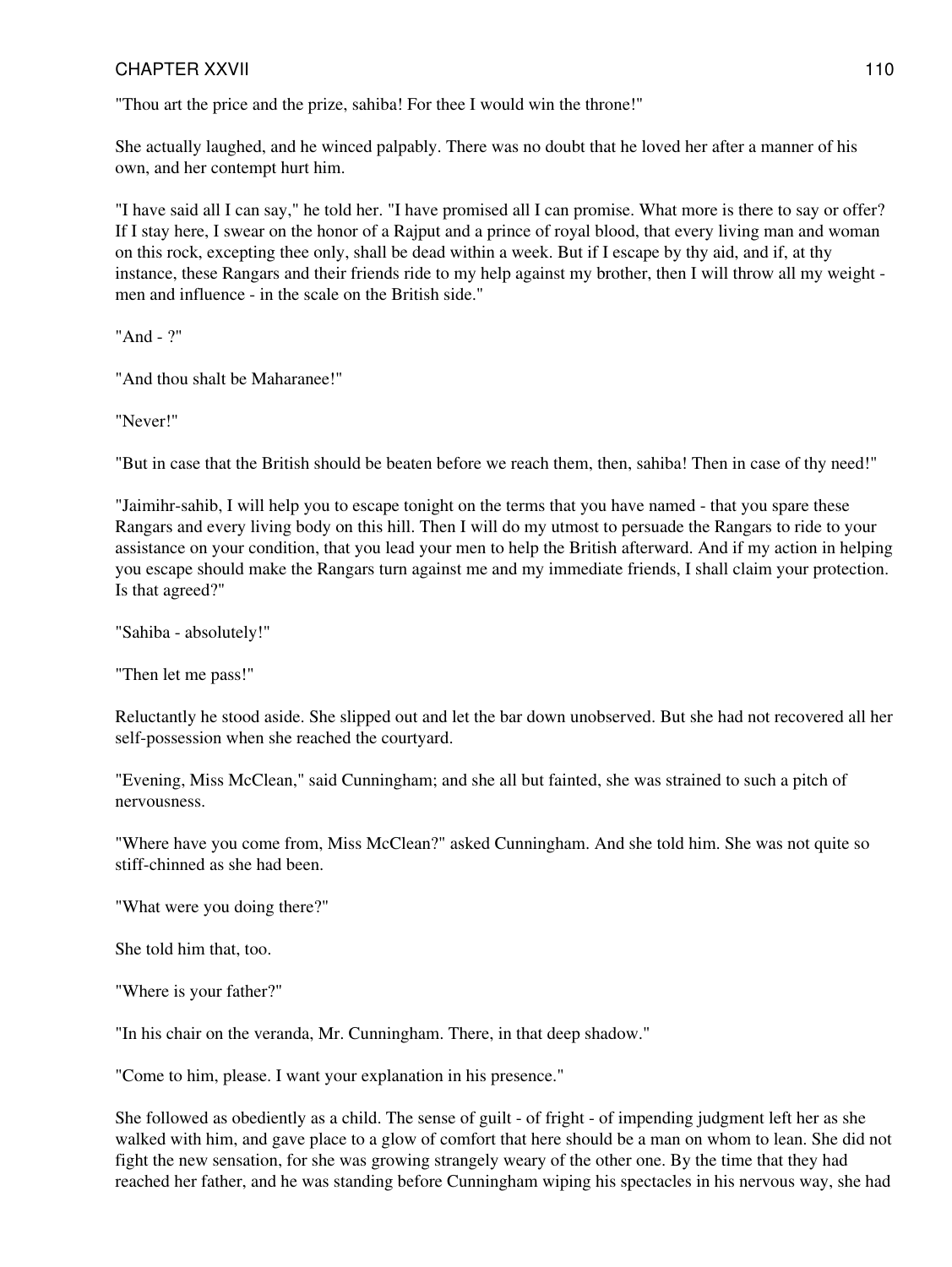"Thou art the price and the prize, sahiba! For thee I would win the throne!"

She actually laughed, and he winced palpably. There was no doubt that he loved her after a manner of his own, and her contempt hurt him.

"I have said all I can say," he told her. "I have promised all I can promise. What more is there to say or offer? If I stay here, I swear on the honor of a Rajput and a prince of royal blood, that every living man and woman on this rock, excepting thee only, shall be dead within a week. But if I escape by thy aid, and if, at thy instance, these Rangars and their friends ride to my help against my brother, then I will throw all my weight - men and influence - in the scale on the British side."

"And - ?"

"And thou shalt be Maharanee!"

"Never!"

"But in case that the British should be beaten before we reach them, then, sahiba! Then in case of thy need!"

"Jaimihr-sahib, I will help you to escape tonight on the terms that you have named - that you spare these Rangars and every living body on this hill. Then I will do my utmost to persuade the Rangars to ride to your assistance on your condition, that you lead your men to help the British afterward. And if my action in helping you escape should make the Rangars turn against me and my immediate friends, I shall claim your protection. Is that agreed?"

"Sahiba - absolutely!"

"Then let me pass!"

Reluctantly he stood aside. She slipped out and let the bar down unobserved. But she had not recovered all her self-possession when she reached the courtyard.

"Evening, Miss McClean," said Cunningham; and she all but fainted, she was strained to such a pitch of nervousness.

"Where have you come from, Miss McClean?" asked Cunningham. And she told him. She was not quite so stiff-chinned as she had been.

"What were you doing there?"

She told him that, too.

"Where is your father?"

"In his chair on the veranda, Mr. Cunningham. There, in that deep shadow."

"Come to him, please. I want your explanation in his presence."

She followed as obediently as a child. The sense of guilt - of fright - of impending judgment left her as she walked with him, and gave place to a glow of comfort that here should be a man on whom to lean. She did not fight the new sensation, for she was growing strangely weary of the other one. By the time that they had reached her father, and he was standing before Cunningham wiping his spectacles in his nervous way, she had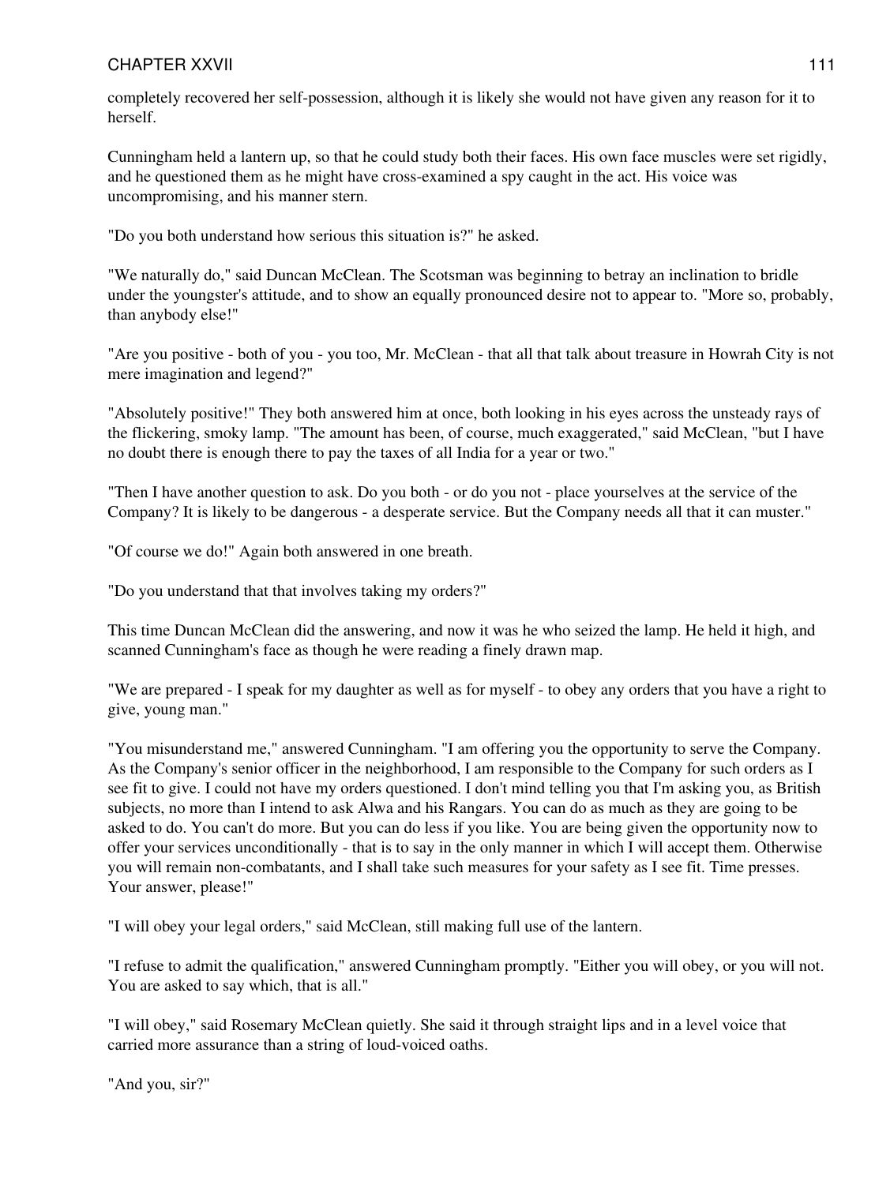completely recovered her self-possession, although it is likely she would not have given any reason for it to herself.

Cunningham held a lantern up, so that he could study both their faces. His own face muscles were set rigidly, and he questioned them as he might have cross-examined a spy caught in the act. His voice was uncompromising, and his manner stern.

"Do you both understand how serious this situation is?" he asked.

"We naturally do," said Duncan McClean. The Scotsman was beginning to betray an inclination to bridle under the youngster's attitude, and to show an equally pronounced desire not to appear to. "More so, probably, than anybody else!"

"Are you positive - both of you - you too, Mr. McClean - that all that talk about treasure in Howrah City is not mere imagination and legend?"

"Absolutely positive!" They both answered him at once, both looking in his eyes across the unsteady rays of the flickering, smoky lamp. "The amount has been, of course, much exaggerated," said McClean, "but I have no doubt there is enough there to pay the taxes of all India for a year or two."

"Then I have another question to ask. Do you both - or do you not - place yourselves at the service of the Company? It is likely to be dangerous - a desperate service. But the Company needs all that it can muster."

"Of course we do!" Again both answered in one breath.

"Do you understand that that involves taking my orders?"

This time Duncan McClean did the answering, and now it was he who seized the lamp. He held it high, and scanned Cunningham's face as though he were reading a finely drawn map.

"We are prepared - I speak for my daughter as well as for myself - to obey any orders that you have a right to give, young man."

"You misunderstand me," answered Cunningham. "I am offering you the opportunity to serve the Company. As the Company's senior officer in the neighborhood, I am responsible to the Company for such orders as I see fit to give. I could not have my orders questioned. I don't mind telling you that I'm asking you, as British subjects, no more than I intend to ask Alwa and his Rangars. You can do as much as they are going to be asked to do. You can't do more. But you can do less if you like. You are being given the opportunity now to offer your services unconditionally - that is to say in the only manner in which I will accept them. Otherwise you will remain non-combatants, and I shall take such measures for your safety as I see fit. Time presses. Your answer, please!"

"I will obey your legal orders," said McClean, still making full use of the lantern.

"I refuse to admit the qualification," answered Cunningham promptly. "Either you will obey, or you will not. You are asked to say which, that is all."

"I will obey," said Rosemary McClean quietly. She said it through straight lips and in a level voice that carried more assurance than a string of loud-voiced oaths.

"And you, sir?"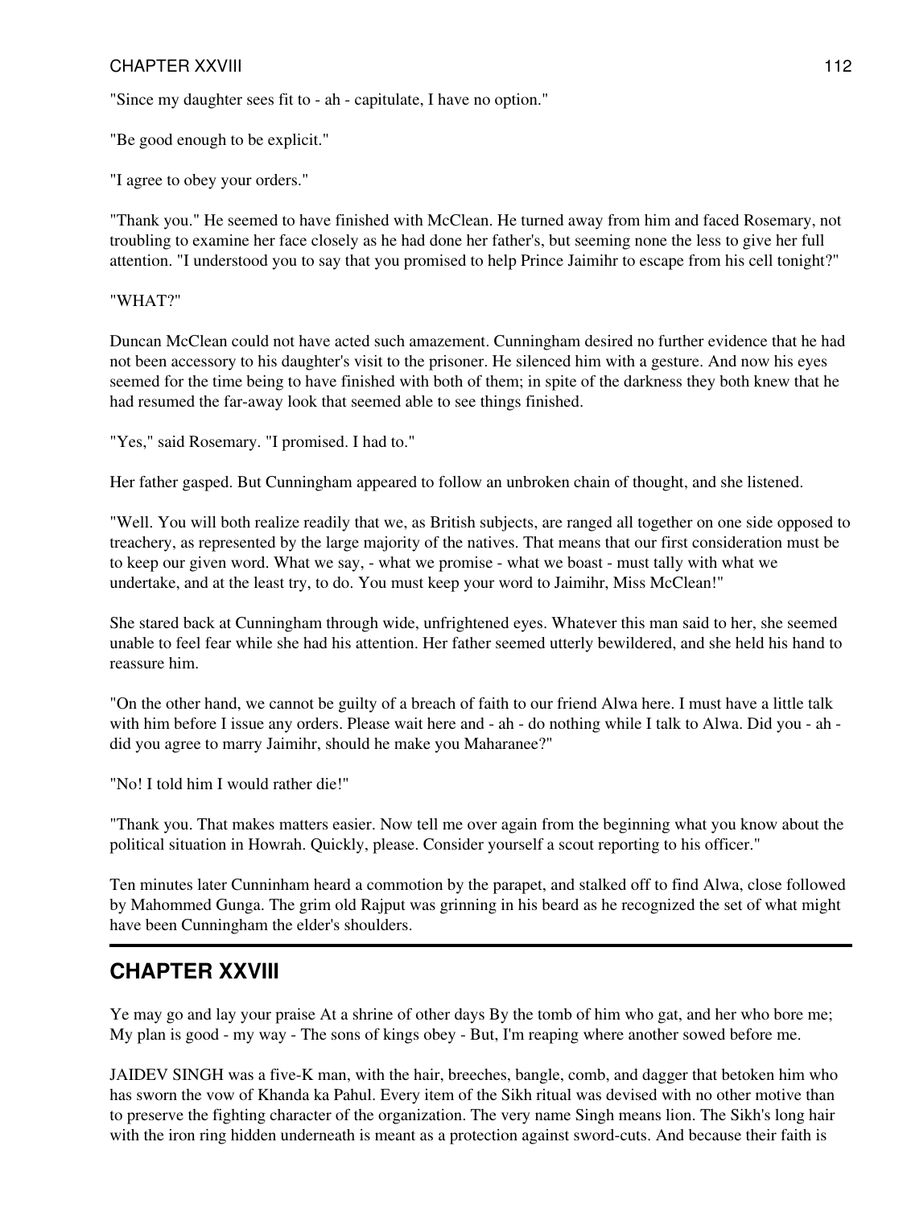"Since my daughter sees fit to - ah - capitulate, I have no option."

"Be good enough to be explicit."

"I agree to obey your orders."

"Thank you." He seemed to have finished with McClean. He turned away from him and faced Rosemary, not troubling to examine her face closely as he had done her father's, but seeming none the less to give her full attention. "I understood you to say that you promised to help Prince Jaimihr to escape from his cell tonight?"

"WHAT?"

Duncan McClean could not have acted such amazement. Cunningham desired no further evidence that he had not been accessory to his daughter's visit to the prisoner. He silenced him with a gesture. And now his eyes seemed for the time being to have finished with both of them; in spite of the darkness they both knew that he had resumed the far-away look that seemed able to see things finished.

"Yes," said Rosemary. "I promised. I had to."

Her father gasped. But Cunningham appeared to follow an unbroken chain of thought, and she listened.

"Well. You will both realize readily that we, as British subjects, are ranged all together on one side opposed to treachery, as represented by the large majority of the natives. That means that our first consideration must be to keep our given word. What we say, - what we promise - what we boast - must tally with what we undertake, and at the least try, to do. You must keep your word to Jaimihr, Miss McClean!"

She stared back at Cunningham through wide, unfrightened eyes. Whatever this man said to her, she seemed unable to feel fear while she had his attention. Her father seemed utterly bewildered, and she held his hand to reassure him.

"On the other hand, we cannot be guilty of a breach of faith to our friend Alwa here. I must have a little talk with him before I issue any orders. Please wait here and - ah - do nothing while I talk to Alwa. Did you - ah - did you agree to marry Jaimihr, should he make you Maharanee?"

"No! I told him I would rather die!"

"Thank you. That makes matters easier. Now tell me over again from the beginning what you know about the political situation in Howrah. Quickly, please. Consider yourself a scout reporting to his officer."

Ten minutes later Cunninham heard a commotion by the parapet, and stalked off to find Alwa, close followed by Mahommed Gunga. The grim old Rajput was grinning in his beard as he recognized the set of what might have been Cunningham the elder's shoulders.

---

## CHAPTER XXVIII

Ye may go and lay your praise At a shrine of other days By the tomb of him who gat, and her who bore me; My plan is good - my way - The sons of kings obey - But, I'm reaping where another sowed before me.

JAIDEV SINGH was a five-K man, with the hair, breeches, bangle, comb, and dagger that betoken him who has sworn the vow of Khanda ka Pahul. Every item of the Sikh ritual was devised with no other motive than to preserve the fighting character of the organization. The very name Singh means lion. The Sikh's long hair with the iron ring hidden underneath is meant as a protection against sword-cuts. And because their faith is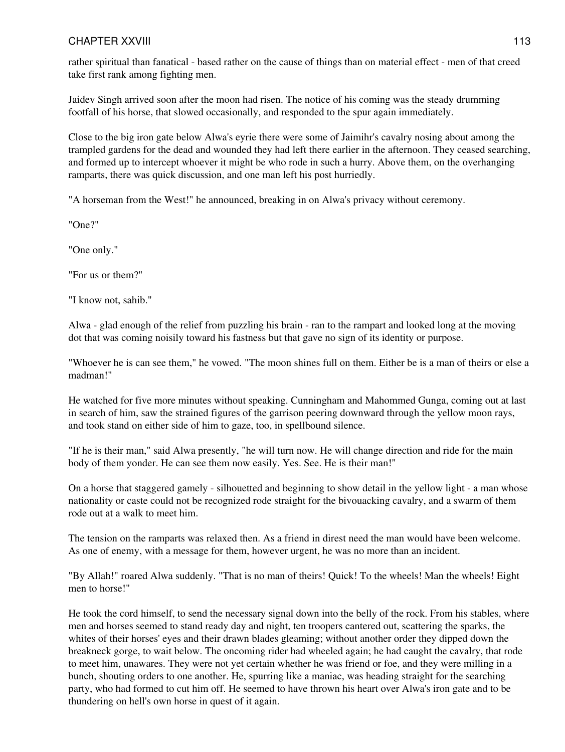rather spiritual than fanatical - based rather on the cause of things than on material effect - men of that creed take first rank among fighting men.

Jaidev Singh arrived soon after the moon had risen. The notice of his coming was the steady drumming footfall of his horse, that slowed occasionally, and responded to the spur again immediately.

Close to the big iron gate below Alwa's eyrie there were some of Jaimihr's cavalry nosing about among the trampled gardens for the dead and wounded they had left there earlier in the afternoon. They ceased searching, and formed up to intercept whoever it might be who rode in such a hurry. Above them, on the overhanging ramparts, there was quick discussion, and one man left his post hurriedly.

"A horseman from the West!" he announced, breaking in on Alwa's privacy without ceremony.

"One?"

"One only."

"For us or them?"

"I know not, sahib."

Alwa - glad enough of the relief from puzzling his brain - ran to the rampart and looked long at the moving dot that was coming noisily toward his fastness but that gave no sign of its identity or purpose.

"Whoever he is can see them," he vowed. "The moon shines full on them. Either be is a man of theirs or else a madman!"

He watched for five more minutes without speaking. Cunningham and Mahommed Gunga, coming out at last in search of him, saw the strained figures of the garrison peering downward through the yellow moon rays, and took stand on either side of him to gaze, too, in spellbound silence.

"If he is their man," said Alwa presently, "he will turn now. He will change direction and ride for the main body of them yonder. He can see them now easily. Yes. See. He is their man!"

On a horse that staggered gamely - silhouetted and beginning to show detail in the yellow light - a man whose nationality or caste could not be recognized rode straight for the bivouacking cavalry, and a swarm of them rode out at a walk to meet him.

The tension on the ramparts was relaxed then. As a friend in direst need the man would have been welcome. As one of enemy, with a message for them, however urgent, he was no more than an incident.

"By Allah!" roared Alwa suddenly. "That is no man of theirs! Quick! To the wheels! Man the wheels! Eight men to horse!"

He took the cord himself, to send the necessary signal down into the belly of the rock. From his stables, where men and horses seemed to stand ready day and night, ten troopers cantered out, scattering the sparks, the whites of their horses' eyes and their drawn blades gleaming; without another order they dipped down the breakneck gorge, to wait below. The oncoming rider had wheeled again; he had caught the cavalry, that rode to meet him, unawares. They were not yet certain whether he was friend or foe, and they were milling in a bunch, shouting orders to one another. He, spurring like a maniac, was heading straight for the searching party, who had formed to cut him off. He seemed to have thrown his heart over Alwa's iron gate and to be thundering on hell's own horse in quest of it again.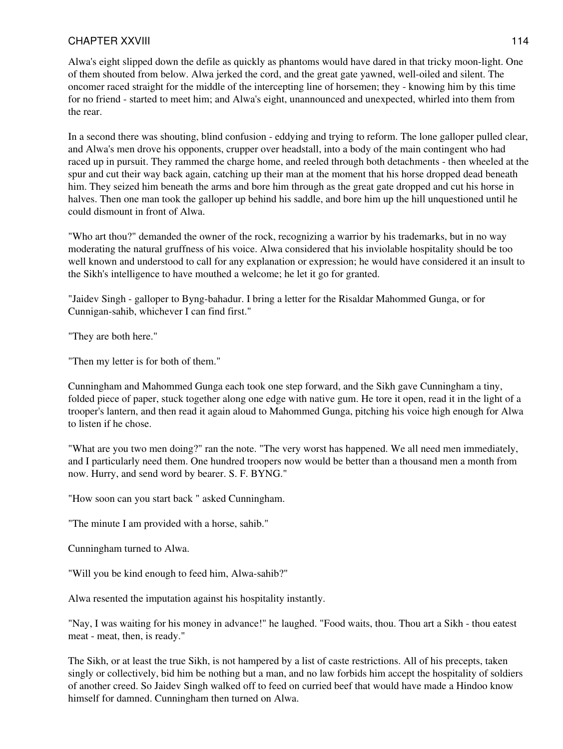Alwa's eight slipped down the defile as quickly as phantoms would have dared in that tricky moon-light. One of them shouted from below. Alwa jerked the cord, and the great gate yawned, well-oiled and silent. The oncomer raced straight for the middle of the intercepting line of horsemen; they - knowing him by this time for no friend - started to meet him; and Alwa's eight, unannounced and unexpected, whirled into them from the rear.

In a second there was shouting, blind confusion - eddying and trying to reform. The lone galloper pulled clear, and Alwa's men drove his opponents, crupper over headstall, into a body of the main contingent who had raced up in pursuit. They rammed the charge home, and reeled through both detachments - then wheeled at the spur and cut their way back again, catching up their man at the moment that his horse dropped dead beneath him. They seized him beneath the arms and bore him through as the great gate dropped and cut his horse in halves. Then one man took the galloper up behind his saddle, and bore him up the hill unquestioned until he could dismount in front of Alwa.

"Who art thou?" demanded the owner of the rock, recognizing a warrior by his trademarks, but in no way moderating the natural gruffness of his voice. Alwa considered that his inviolable hospitality should be too well known and understood to call for any explanation or expression; he would have considered it an insult to the Sikh's intelligence to have mouthed a welcome; he let it go for granted.

"Jaidev Singh - galloper to Byng-bahadur. I bring a letter for the Risaldar Mahommed Gunga, or for Cunnigan-sahib, whichever I can find first."

"They are both here."

"Then my letter is for both of them."

Cunningham and Mahommed Gunga each took one step forward, and the Sikh gave Cunningham a tiny, folded piece of paper, stuck together along one edge with native gum. He tore it open, read it in the light of a trooper's lantern, and then read it again aloud to Mahommed Gunga, pitching his voice high enough for Alwa to listen if he chose.

"What are you two men doing?" ran the note. "The very worst has happened. We all need men immediately, and I particularly need them. One hundred troopers now would be better than a thousand men a month from now. Hurry, and send word by bearer. S. F. BYNG."

"How soon can you start back " asked Cunningham.

"The minute I am provided with a horse, sahib."

Cunningham turned to Alwa.

"Will you be kind enough to feed him, Alwa-sahib?"

Alwa resented the imputation against his hospitality instantly.

"Nay, I was waiting for his money in advance!" he laughed. "Food waits, thou. Thou art a Sikh - thou eatest meat - meat, then, is ready."

The Sikh, or at least the true Sikh, is not hampered by a list of caste restrictions. All of his precepts, taken singly or collectively, bid him be nothing but a man, and no law forbids him accept the hospitality of soldiers of another creed. So Jaidev Singh walked off to feed on curried beef that would have made a Hindoo know himself for damned. Cunningham then turned on Alwa.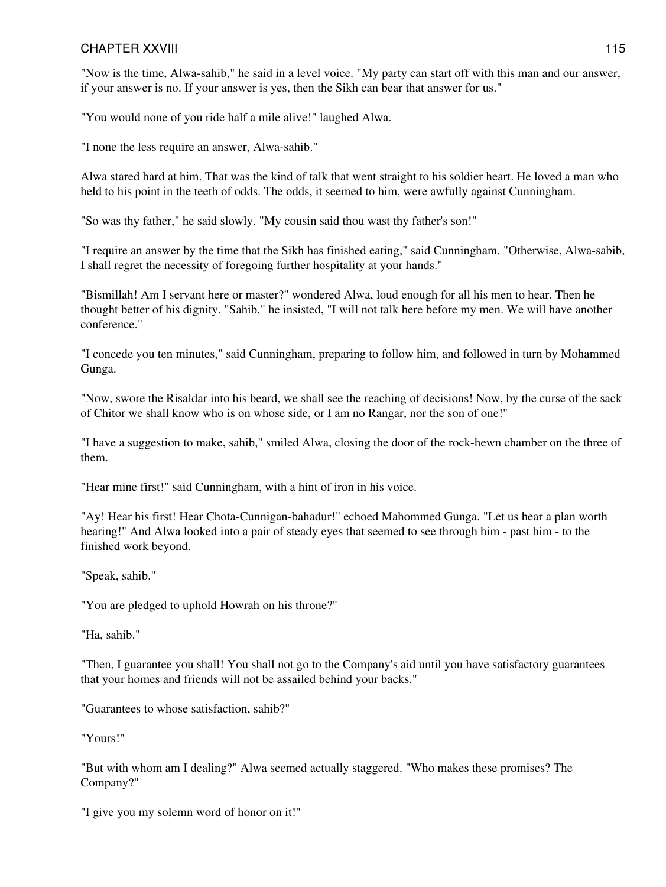"Now is the time, Alwa-sahib," he said in a level voice. "My party can start off with this man and our answer, if your answer is no. If your answer is yes, then the Sikh can bear that answer for us."

"You would none of you ride half a mile alive!" laughed Alwa.

"I none the less require an answer, Alwa-sahib."

Alwa stared hard at him. That was the kind of talk that went straight to his soldier heart. He loved a man who held to his point in the teeth of odds. The odds, it seemed to him, were awfully against Cunningham.

"So was thy father," he said slowly. "My cousin said thou wast thy father's son!"

"I require an answer by the time that the Sikh has finished eating," said Cunningham. "Otherwise, Alwa-sabib, I shall regret the necessity of foregoing further hospitality at your hands."

"Bismillah! Am I servant here or master?" wondered Alwa, loud enough for all his men to hear. Then he thought better of his dignity. "Sahib," he insisted, "I will not talk here before my men. We will have another conference."

"I concede you ten minutes," said Cunningham, preparing to follow him, and followed in turn by Mohammed Gunga.

"Now, swore the Risaldar into his beard, we shall see the reaching of decisions! Now, by the curse of the sack of Chitor we shall know who is on whose side, or I am no Rangar, nor the son of one!"

"I have a suggestion to make, sahib," smiled Alwa, closing the door of the rock-hewn chamber on the three of them.

"Hear mine first!" said Cunningham, with a hint of iron in his voice.

"Ay! Hear his first! Hear Chota-Cunnigan-bahadur!" echoed Mahommed Gunga. "Let us hear a plan worth hearing!" And Alwa looked into a pair of steady eyes that seemed to see through him - past him - to the finished work beyond.

"Speak, sahib."

"You are pledged to uphold Howrah on his throne?"

"Ha, sahib."

"Then, I guarantee you shall! You shall not go to the Company's aid until you have satisfactory guarantees that your homes and friends will not be assailed behind your backs."

"Guarantees to whose satisfaction, sahib?"

"Yours!"

"But with whom am I dealing?" Alwa seemed actually staggered. "Who makes these promises? The Company?"

"I give you my solemn word of honor on it!"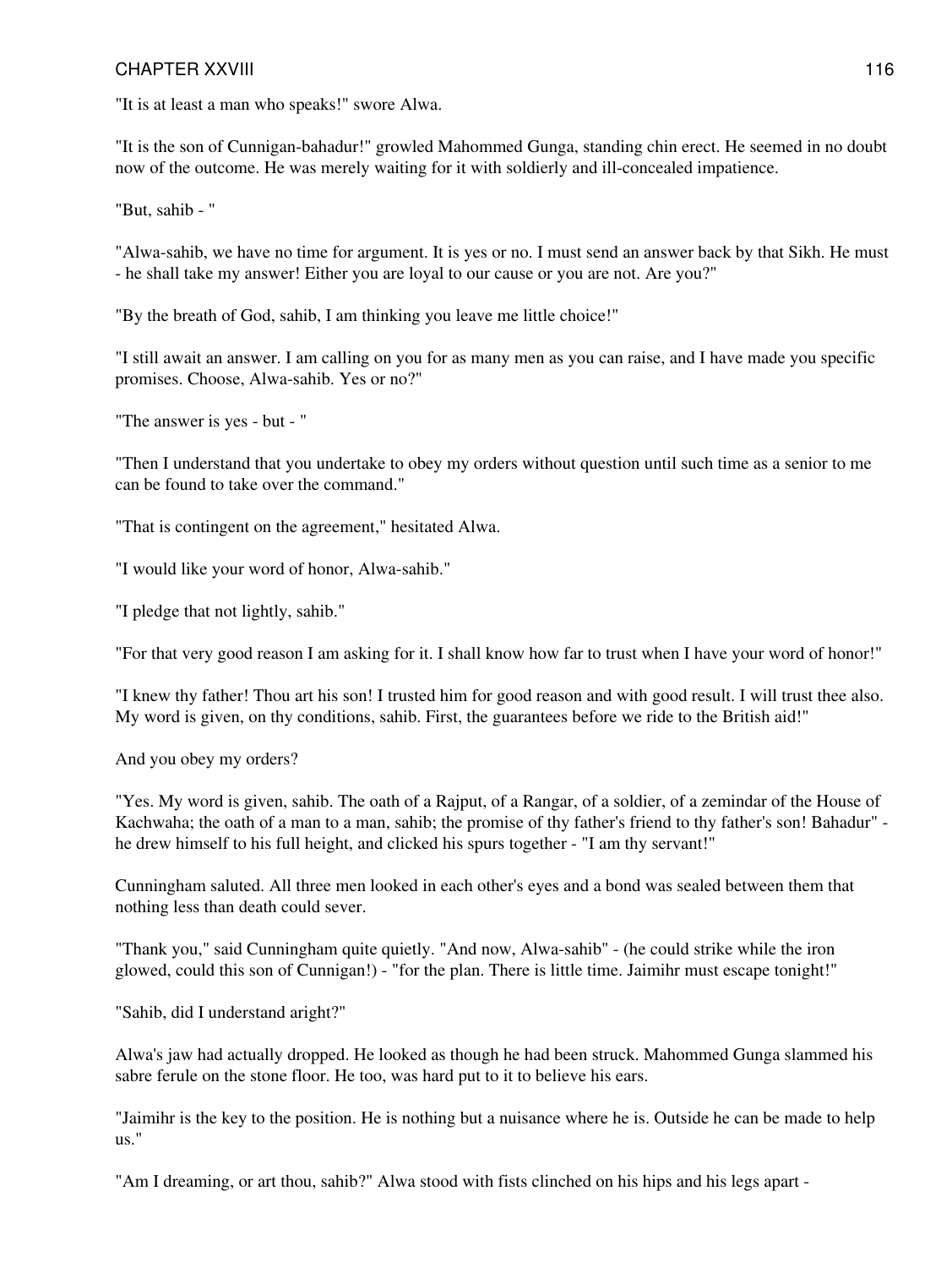"It is at least a man who speaks!" swore Alwa.

"It is the son of Cunnigan-bahadur!" growled Mahommed Gunga, standing chin erect. He seemed in no doubt now of the outcome. He was merely waiting for it with soldierly and ill-concealed impatience.

"But, sahib - "

"Alwa-sahib, we have no time for argument. It is yes or no. I must send an answer back by that Sikh. He must - he shall take my answer! Either you are loyal to our cause or you are not. Are you?"

"By the breath of God, sahib, I am thinking you leave me little choice!"

"I still await an answer. I am calling on you for as many men as you can raise, and I have made you specific promises. Choose, Alwa-sahib. Yes or no?"

"The answer is yes - but - "

"Then I understand that you undertake to obey my orders without question until such time as a senior to me can be found to take over the command."

"That is contingent on the agreement," hesitated Alwa.

"I would like your word of honor, Alwa-sahib."

"I pledge that not lightly, sahib."

"For that very good reason I am asking for it. I shall know how far to trust when I have your word of honor!"

"I knew thy father! Thou art his son! I trusted him for good reason and with good result. I will trust thee also. My word is given, on thy conditions, sahib. First, the guarantees before we ride to the British aid!"

And you obey my orders?

"Yes. My word is given, sahib. The oath of a Rajput, of a Rangar, of a soldier, of a zemindar of the House of Kachwaha; the oath of a man to a man, sahib; the promise of thy father's friend to thy father's son! Bahadur" - he drew himself to his full height, and clicked his spurs together - "I am thy servant!"

Cunningham saluted. All three men looked in each other's eyes and a bond was sealed between them that nothing less than death could sever.

"Thank you," said Cunningham quite quietly. "And now, Alwa-sahib" - (he could strike while the iron glowed, could this son of Cunnigan!) - "for the plan. There is little time. Jaimihr must escape tonight!"

"Sahib, did I understand aright?"

Alwa's jaw had actually dropped. He looked as though he had been struck. Mahommed Gunga slammed his sabre ferule on the stone floor. He too, was hard put to it to believe his ears.

"Jaimihr is the key to the position. He is nothing but a nuisance where he is. Outside he can be made to help us."

"Am I dreaming, or art thou, sahib?" Alwa stood with fists clinched on his hips and his legs apart -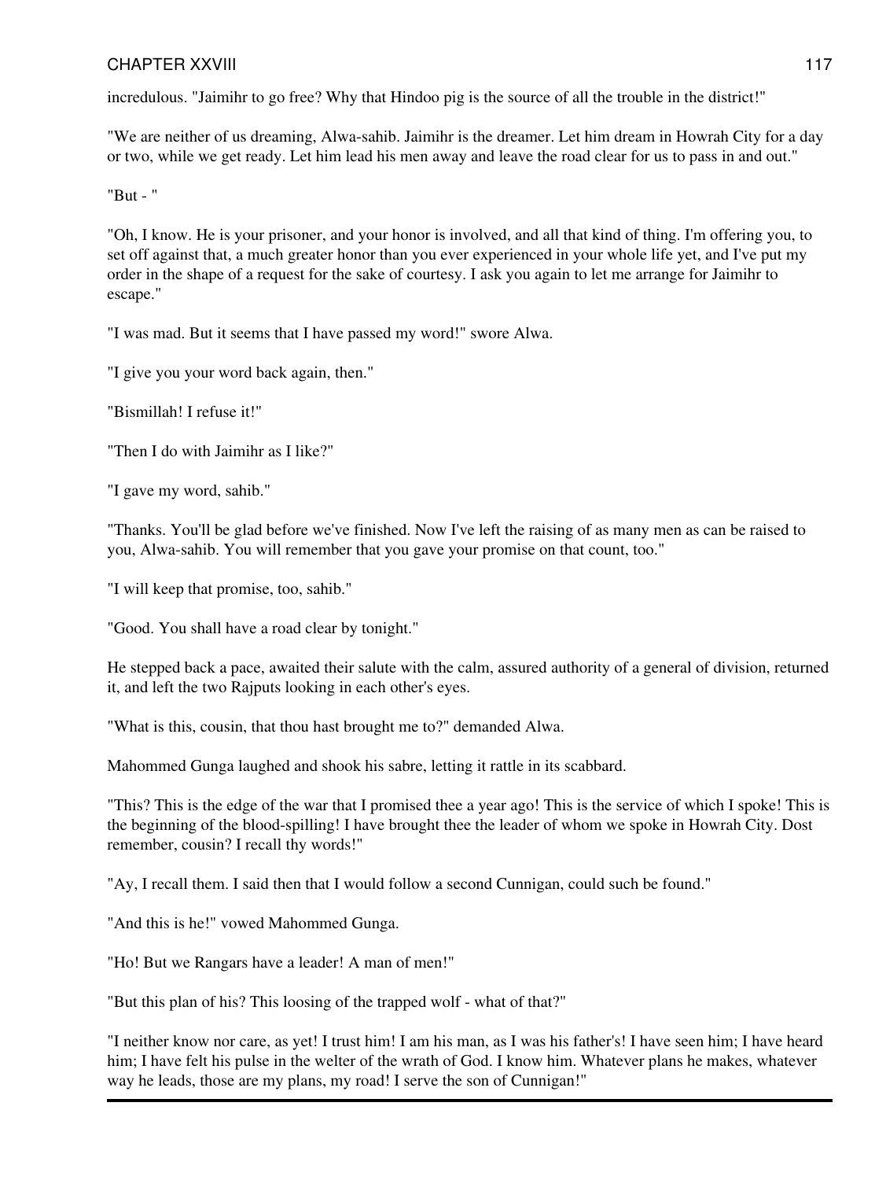incredulous. "Jaimihr to go free? Why that Hindoo pig is the source of all the trouble in the district!"

"We are neither of us dreaming, Alwa-sahib. Jaimihr is the dreamer. Let him dream in Howrah City for a day or two, while we get ready. Let him lead his men away and leave the road clear for us to pass in and out."

"But - "

"Oh, I know. He is your prisoner, and your honor is involved, and all that kind of thing. I'm offering you, to set off against that, a much greater honor than you ever experienced in your whole life yet, and I've put my order in the shape of a request for the sake of courtesy. I ask you again to let me arrange for Jaimihr to escape."

"I was mad. But it seems that I have passed my word!" swore Alwa.

"I give you your word back again, then."

"Bismillah! I refuse it!"

"Then I do with Jaimihr as I like?"

"I gave my word, sahib."

"Thanks. You'll be glad before we've finished. Now I've left the raising of as many men as can be raised to you, Alwa-sahib. You will remember that you gave your promise on that count, too."

"I will keep that promise, too, sahib."

"Good. You shall have a road clear by tonight."

He stepped back a pace, awaited their salute with the calm, assured authority of a general of division, returned it, and left the two Rajputs looking in each other's eyes.

"What is this, cousin, that thou hast brought me to?" demanded Alwa.

Mahommed Gunga laughed and shook his sabre, letting it rattle in its scabbard.

"This? This is the edge of the war that I promised thee a year ago! This is the service of which I spoke! This is the beginning of the blood-spilling! I have brought thee the leader of whom we spoke in Howrah City. Dost remember, cousin? I recall thy words!"

"Ay, I recall them. I said then that I would follow a second Cunnigan, could such be found."

"And this is he!" vowed Mahommed Gunga.

"Ho! But we Rangars have a leader! A man of men!"

"But this plan of his? This loosing of the trapped wolf - what of that?"

"I neither know nor care, as yet! I trust him! I am his man, as I was his father's! I have seen him; I have heard him; I have felt his pulse in the welter of the wrath of God. I know him. Whatever plans he makes, whatever way he leads, those are my plans, my road! I serve the son of Cunnigan!"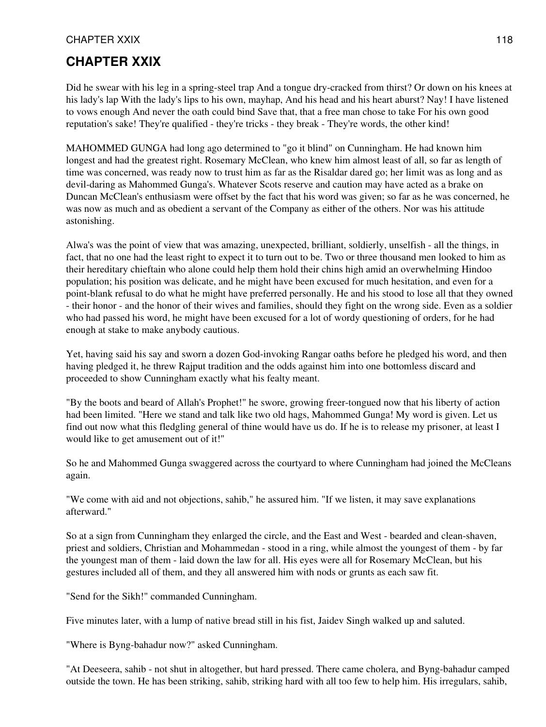# CHAPTER XXIX

Did he swear with his leg in a spring-steel trap And a tongue dry-cracked from thirst? Or down on his knees at his lady's lap With the lady's lips to his own, mayhap, And his head and his heart aburst? Nay! I have listened to vows enough And never the oath could bind Save that, that a free man chose to take For his own good reputation's sake! They're qualified - they're tricks - they break - They're words, the other kind!

MAHOMMED GUNGA had long ago determined to "go it blind" on Cunningham. He had known him longest and had the greatest right. Rosemary McClean, who knew him almost least of all, so far as length of time was concerned, was ready now to trust him as far as the Risaldar dared go; her limit was as long and as devil-daring as Mahommed Gunga's. Whatever Scots reserve and caution may have acted as a brake on Duncan McClean's enthusiasm were offset by the fact that his word was given; so far as he was concerned, he was now as much and as obedient a servant of the Company as either of the others. Nor was his attitude astonishing.

Alwa's was the point of view that was amazing, unexpected, brilliant, soldierly, unselfish - all the things, in fact, that no one had the least right to expect it to turn out to be. Two or three thousand men looked to him as their hereditary chieftain who alone could help them hold their chins high amid an overwhelming Hindoo population; his position was delicate, and he might have been excused for much hesitation, and even for a point-blank refusal to do what he might have preferred personally. He and his stood to lose all that they owned - their honor - and the honor of their wives and families, should they fight on the wrong side. Even as a soldier who had passed his word, he might have been excused for a lot of wordy questioning of orders, for he had enough at stake to make anybody cautious.

Yet, having said his say and sworn a dozen God-invoking Rangar oaths before he pledged his word, and then having pledged it, he threw Rajput tradition and the odds against him into one bottomless discard and proceeded to show Cunningham exactly what his fealty meant.

"By the boots and beard of Allah's Prophet!" he swore, growing freer-tongued now that his liberty of action had been limited. "Here we stand and talk like two old hags, Mahommed Gunga! My word is given. Let us find out now what this fledgling general of thine would have us do. If he is to release my prisoner, at least I would like to get amusement out of it!"

So he and Mahommed Gunga swaggered across the courtyard to where Cunningham had joined the McCleans again.

"We come with aid and not objections, sahib," he assured him. "If we listen, it may save explanations afterward."

So at a sign from Cunningham they enlarged the circle, and the East and West - bearded and clean-shaven, priest and soldiers, Christian and Mohammedan - stood in a ring, while almost the youngest of them - by far the youngest man of them - laid down the law for all. His eyes were all for Rosemary McClean, but his gestures included all of them, and they all answered him with nods or grunts as each saw fit.

"Send for the Sikh!" commanded Cunningham.

Five minutes later, with a lump of native bread still in his fist, Jaidev Singh walked up and saluted.

"Where is Byng-bahadur now?" asked Cunningham.

"At Deeseera, sahib - not shut in altogether, but hard pressed. There came cholera, and Byng-bahadur camped outside the town. He has been striking, sahib, striking hard with all too few to help him. His irregulars, sahib,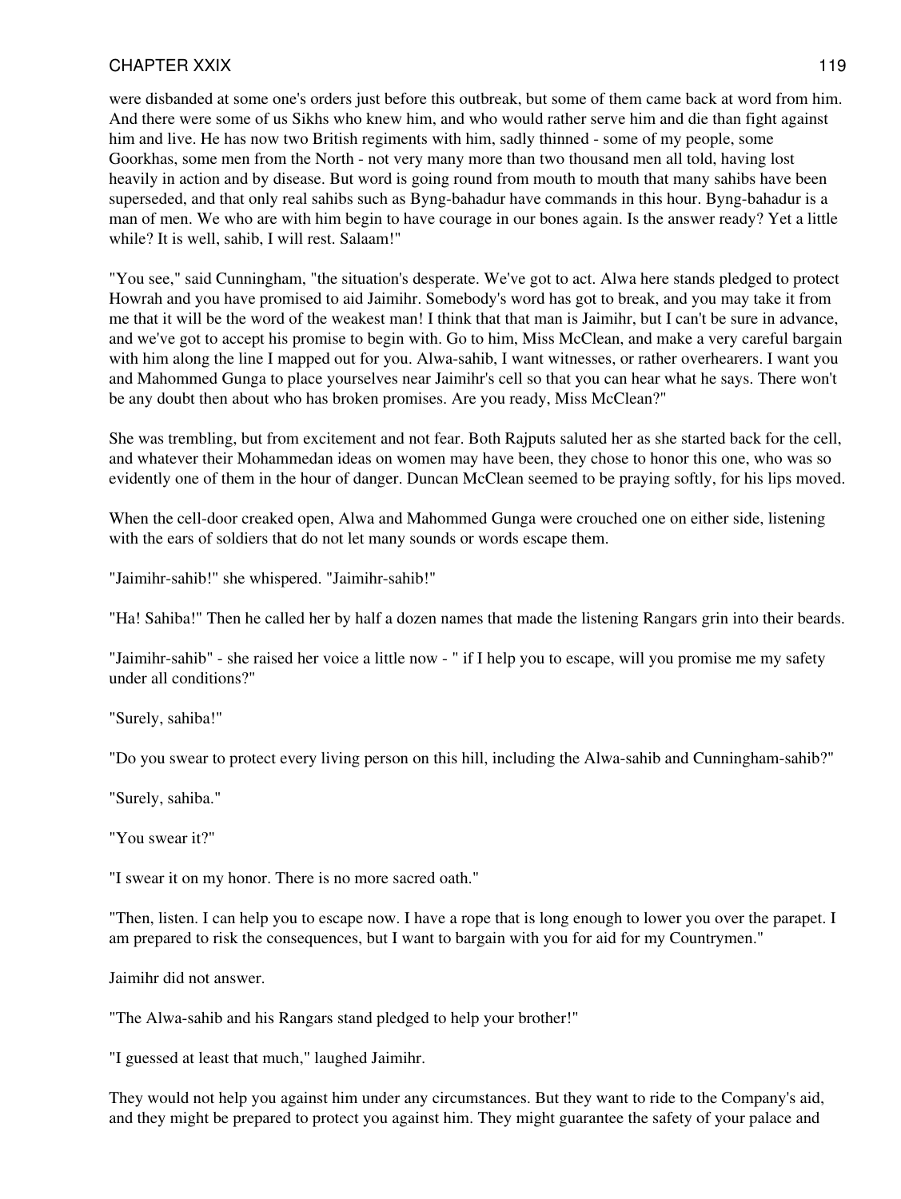were disbanded at some one's orders just before this outbreak, but some of them came back at word from him. And there were some of us Sikhs who knew him, and who would rather serve him and die than fight against him and live. He has now two British regiments with him, sadly thinned - some of my people, some Goorkhas, some men from the North - not very many more than two thousand men all told, having lost heavily in action and by disease. But word is going round from mouth to mouth that many sahibs have been superseded, and that only real sahibs such as Byng-bahadur have commands in this hour. Byng-bahadur is a man of men. We who are with him begin to have courage in our bones again. Is the answer ready? Yet a little while? It is well, sahib, I will rest. Salaam!"

"You see," said Cunningham, "the situation's desperate. We've got to act. Alwa here stands pledged to protect Howrah and you have promised to aid Jaimihr. Somebody's word has got to break, and you may take it from me that it will be the word of the weakest man! I think that that man is Jaimihr, but I can't be sure in advance, and we've got to accept his promise to begin with. Go to him, Miss McClean, and make a very careful bargain with him along the line I mapped out for you. Alwa-sahib, I want witnesses, or rather overhearers. I want you and Mahommed Gunga to place yourselves near Jaimihr's cell so that you can hear what he says. There won't be any doubt then about who has broken promises. Are you ready, Miss McClean?"

She was trembling, but from excitement and not fear. Both Rajputs saluted her as she started back for the cell, and whatever their Mohammedan ideas on women may have been, they chose to honor this one, who was so evidently one of them in the hour of danger. Duncan McClean seemed to be praying softly, for his lips moved.

When the cell-door creaked open, Alwa and Mahommed Gunga were crouched one on either side, listening with the ears of soldiers that do not let many sounds or words escape them.

"Jaimihr-sahib!" she whispered. "Jaimihr-sahib!"

"Ha! Sahiba!" Then he called her by half a dozen names that made the listening Rangars grin into their beards.

"Jaimihr-sahib" - she raised her voice a little now - " if I help you to escape, will you promise me my safety under all conditions?"

"Surely, sahiba!"

"Do you swear to protect every living person on this hill, including the Alwa-sahib and Cunningham-sahib?"

"Surely, sahiba."

"You swear it?"

"I swear it on my honor. There is no more sacred oath."

"Then, listen. I can help you to escape now. I have a rope that is long enough to lower you over the parapet. I am prepared to risk the consequences, but I want to bargain with you for aid for my Countrymen."

Jaimihr did not answer.

"The Alwa-sahib and his Rangars stand pledged to help your brother!"

"I guessed at least that much," laughed Jaimihr.

They would not help you against him under any circumstances. But they want to ride to the Company's aid, and they might be prepared to protect you against him. They might guarantee the safety of your palace and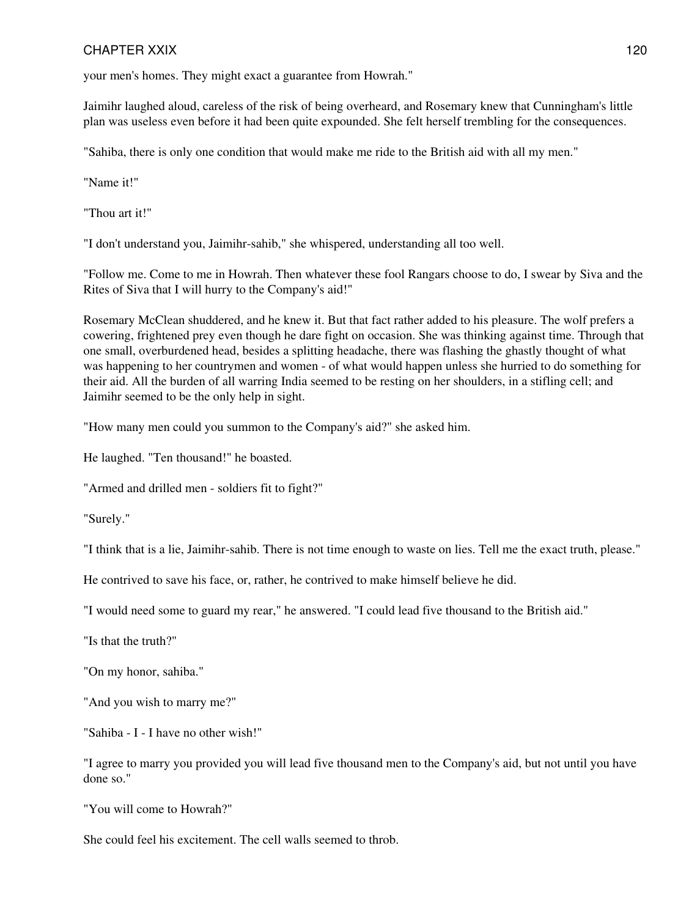your men's homes. They might exact a guarantee from Howrah."

Jaimihr laughed aloud, careless of the risk of being overheard, and Rosemary knew that Cunningham's little plan was useless even before it had been quite expounded. She felt herself trembling for the consequences.

"Sahiba, there is only one condition that would make me ride to the British aid with all my men."

"Name it!"

"Thou art it!"

"I don't understand you, Jaimihr-sahib," she whispered, understanding all too well.

"Follow me. Come to me in Howrah. Then whatever these fool Rangars choose to do, I swear by Siva and the Rites of Siva that I will hurry to the Company's aid!"

Rosemary McClean shuddered, and he knew it. But that fact rather added to his pleasure. The wolf prefers a cowering, frightened prey even though he dare fight on occasion. She was thinking against time. Through that one small, overburdened head, besides a splitting headache, there was flashing the ghastly thought of what was happening to her countrymen and women - of what would happen unless she hurried to do something for their aid. All the burden of all warring India seemed to be resting on her shoulders, in a stifling cell; and Jaimihr seemed to be the only help in sight.

"How many men could you summon to the Company's aid?" she asked him.

He laughed. "Ten thousand!" he boasted.

"Armed and drilled men - soldiers fit to fight?"

"Surely."

"I think that is a lie, Jaimihr-sahib. There is not time enough to waste on lies. Tell me the exact truth, please."

He contrived to save his face, or, rather, he contrived to make himself believe he did.

"I would need some to guard my rear," he answered. "I could lead five thousand to the British aid."

"Is that the truth?"

"On my honor, sahiba."

"And you wish to marry me?"

"Sahiba - I - I have no other wish!"

"I agree to marry you provided you will lead five thousand men to the Company's aid, but not until you have done so."

"You will come to Howrah?"

She could feel his excitement. The cell walls seemed to throb.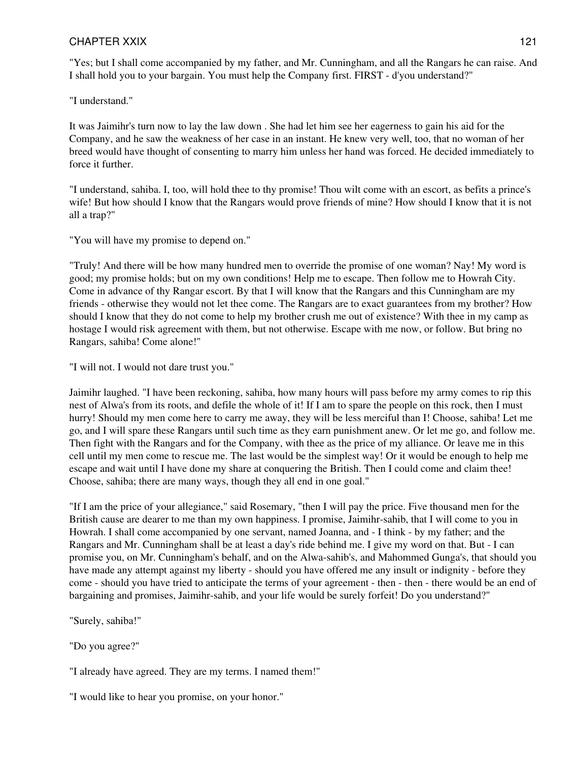"Yes; but I shall come accompanied by my father, and Mr. Cunningham, and all the Rangars he can raise. And I shall hold you to your bargain. You must help the Company first. FIRST - d'you understand?"

"I understand."

It was Jaimihr's turn now to lay the law down . She had let him see her eagerness to gain his aid for the Company, and he saw the weakness of her case in an instant. He knew very well, too, that no woman of her breed would have thought of consenting to marry him unless her hand was forced. He decided immediately to force it further.

"I understand, sahiba. I, too, will hold thee to thy promise! Thou wilt come with an escort, as befits a prince's wife! But how should I know that the Rangars would prove friends of mine? How should I know that it is not all a trap?"

"You will have my promise to depend on."

"Truly! And there will be how many hundred men to override the promise of one woman? Nay! My word is good; my promise holds; but on my own conditions! Help me to escape. Then follow me to Howrah City. Come in advance of thy Rangar escort. By that I will know that the Rangars and this Cunningham are my friends - otherwise they would not let thee come. The Rangars are to exact guarantees from my brother? How should I know that they do not come to help my brother crush me out of existence? With thee in my camp as hostage I would risk agreement with them, but not otherwise. Escape with me now, or follow. But bring no Rangars, sahiba! Come alone!"

"I will not. I would not dare trust you."

Jaimihr laughed. "I have been reckoning, sahiba, how many hours will pass before my army comes to rip this nest of Alwa's from its roots, and defile the whole of it! If I am to spare the people on this rock, then I must hurry! Should my men come here to carry me away, they will be less merciful than I! Choose, sahiba! Let me go, and I will spare these Rangars until such time as they earn punishment anew. Or let me go, and follow me. Then fight with the Rangars and for the Company, with thee as the price of my alliance. Or leave me in this cell until my men come to rescue me. The last would be the simplest way! Or it would be enough to help me escape and wait until I have done my share at conquering the British. Then I could come and claim thee! Choose, sahiba; there are many ways, though they all end in one goal."

"If I am the price of your allegiance," said Rosemary, "then I will pay the price. Five thousand men for the British cause are dearer to me than my own happiness. I promise, Jaimihr-sahib, that I will come to you in Howrah. I shall come accompanied by one servant, named Joanna, and - I think - by my father; and the Rangars and Mr. Cunningham shall be at least a day's ride behind me. I give my word on that. But - I can promise you, on Mr. Cunningham's behalf, and on the Alwa-sahib's, and Mahommed Gunga's, that should you have made any attempt against my liberty - should you have offered me any insult or indignity - before they come - should you have tried to anticipate the terms of your agreement - then - then - there would be an end of bargaining and promises, Jaimihr-sahib, and your life would be surely forfeit! Do you understand?"

"Surely, sahiba!"

"Do you agree?"

"I already have agreed. They are my terms. I named them!"

"I would like to hear you promise, on your honor."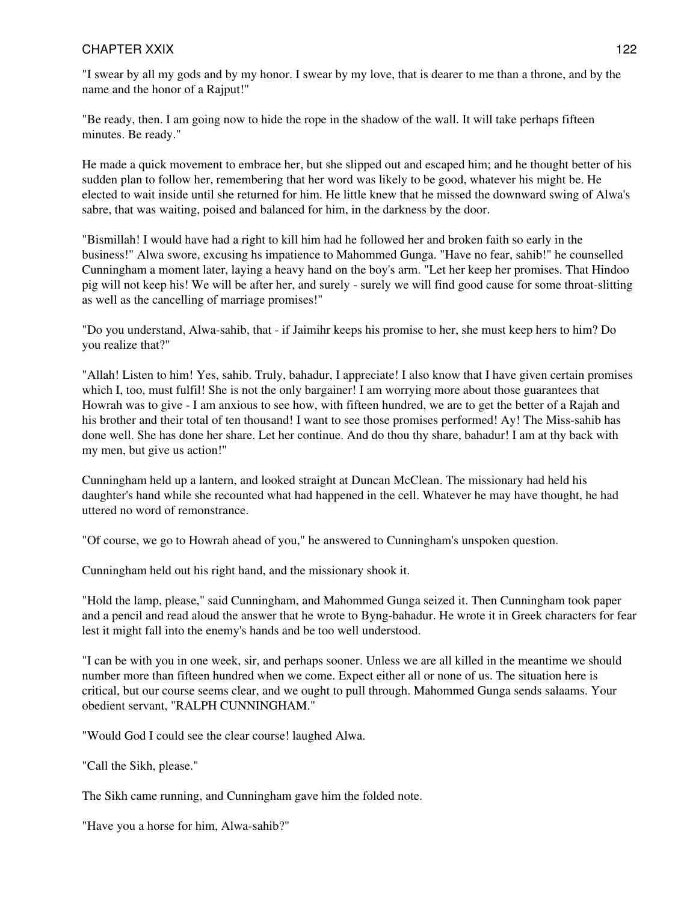"I swear by all my gods and by my honor. I swear by my love, that is dearer to me than a throne, and by the name and the honor of a Rajput!"

"Be ready, then. I am going now to hide the rope in the shadow of the wall. It will take perhaps fifteen minutes. Be ready."

He made a quick movement to embrace her, but she slipped out and escaped him; and he thought better of his sudden plan to follow her, remembering that her word was likely to be good, whatever his might be. He elected to wait inside until she returned for him. He little knew that he missed the downward swing of Alwa's sabre, that was waiting, poised and balanced for him, in the darkness by the door.

"Bismillah! I would have had a right to kill him had he followed her and broken faith so early in the business!" Alwa swore, excusing hs impatience to Mahommed Gunga. "Have no fear, sahib!" he counselled Cunningham a moment later, laying a heavy hand on the boy's arm. "Let her keep her promises. That Hindoo pig will not keep his! We will be after her, and surely - surely we will find good cause for some throat-slitting as well as the cancelling of marriage promises!"

"Do you understand, Alwa-sahib, that - if Jaimihr keeps his promise to her, she must keep hers to him? Do you realize that?"

"Allah! Listen to him! Yes, sahib. Truly, bahadur, I appreciate! I also know that I have given certain promises which I, too, must fulfil! She is not the only bargainer! I am worrying more about those guarantees that Howrah was to give - I am anxious to see how, with fifteen hundred, we are to get the better of a Rajah and his brother and their total of ten thousand! I want to see those promises performed! Ay! The Miss-sahib has done well. She has done her share. Let her continue. And do thou thy share, bahadur! I am at thy back with my men, but give us action!"

Cunningham held up a lantern, and looked straight at Duncan McClean. The missionary had held his daughter's hand while she recounted what had happened in the cell. Whatever he may have thought, he had uttered no word of remonstrance.

"Of course, we go to Howrah ahead of you," he answered to Cunningham's unspoken question.

Cunningham held out his right hand, and the missionary shook it.

"Hold the lamp, please," said Cunningham, and Mahommed Gunga seized it. Then Cunningham took paper and a pencil and read aloud the answer that he wrote to Byng-bahadur. He wrote it in Greek characters for fear lest it might fall into the enemy's hands and be too well understood.

"I can be with you in one week, sir, and perhaps sooner. Unless we are all killed in the meantime we should number more than fifteen hundred when we come. Expect either all or none of us. The situation here is critical, but our course seems clear, and we ought to pull through. Mahommed Gunga sends salaams. Your obedient servant, "RALPH CUNNINGHAM."

"Would God I could see the clear course! laughed Alwa.

"Call the Sikh, please."

The Sikh came running, and Cunningham gave him the folded note.

"Have you a horse for him, Alwa-sahib?"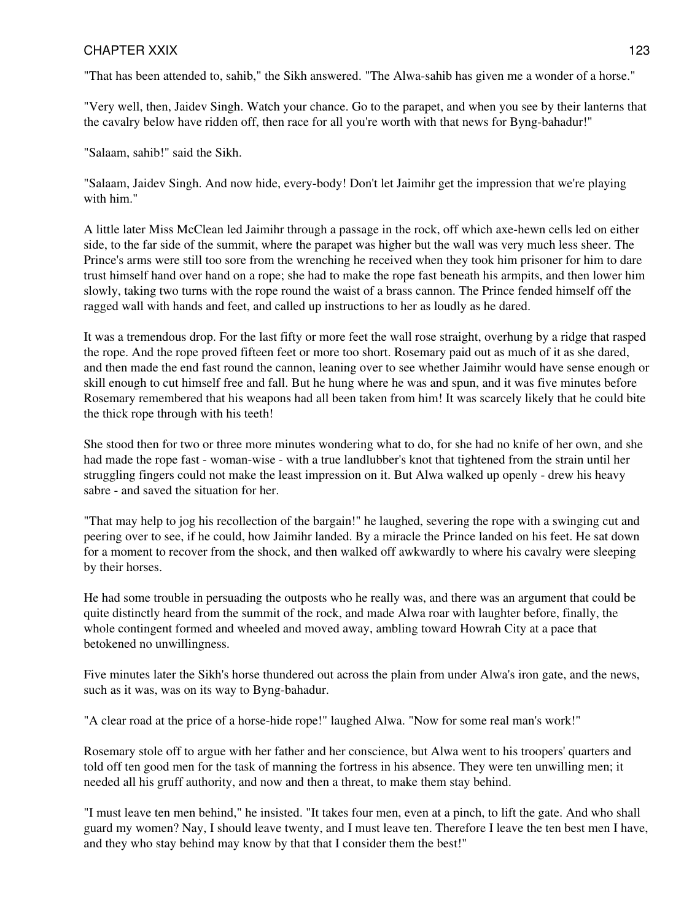"That has been attended to, sahib," the Sikh answered. "The Alwa-sahib has given me a wonder of a horse."

"Very well, then, Jaidev Singh. Watch your chance. Go to the parapet, and when you see by their lanterns that the cavalry below have ridden off, then race for all you're worth with that news for Byng-bahadur!"

"Salaam, sahib!" said the Sikh.

"Salaam, Jaidev Singh. And now hide, every-body! Don't let Jaimihr get the impression that we're playing with him."

A little later Miss McClean led Jaimihr through a passage in the rock, off which axe-hewn cells led on either side, to the far side of the summit, where the parapet was higher but the wall was very much less sheer. The Prince's arms were still too sore from the wrenching he received when they took him prisoner for him to dare trust himself hand over hand on a rope; she had to make the rope fast beneath his armpits, and then lower him slowly, taking two turns with the rope round the waist of a brass cannon. The Prince fended himself off the ragged wall with hands and feet, and called up instructions to her as loudly as he dared.

It was a tremendous drop. For the last fifty or more feet the wall rose straight, overhung by a ridge that rasped the rope. And the rope proved fifteen feet or more too short. Rosemary paid out as much of it as she dared, and then made the end fast round the cannon, leaning over to see whether Jaimihr would have sense enough or skill enough to cut himself free and fall. But he hung where he was and spun, and it was five minutes before Rosemary remembered that his weapons had all been taken from him! It was scarcely likely that he could bite the thick rope through with his teeth!

She stood then for two or three more minutes wondering what to do, for she had no knife of her own, and she had made the rope fast - woman-wise - with a true landlubber's knot that tightened from the strain until her struggling fingers could not make the least impression on it. But Alwa walked up openly - drew his heavy sabre - and saved the situation for her.

"That may help to jog his recollection of the bargain!" he laughed, severing the rope with a swinging cut and peering over to see, if he could, how Jaimihr landed. By a miracle the Prince landed on his feet. He sat down for a moment to recover from the shock, and then walked off awkwardly to where his cavalry were sleeping by their horses.

He had some trouble in persuading the outposts who he really was, and there was an argument that could be quite distinctly heard from the summit of the rock, and made Alwa roar with laughter before, finally, the whole contingent formed and wheeled and moved away, ambling toward Howrah City at a pace that betokened no unwillingness.

Five minutes later the Sikh's horse thundered out across the plain from under Alwa's iron gate, and the news, such as it was, was on its way to Byng-bahadur.

"A clear road at the price of a horse-hide rope!" laughed Alwa. "Now for some real man's work!"

Rosemary stole off to argue with her father and her conscience, but Alwa went to his troopers' quarters and told off ten good men for the task of manning the fortress in his absence. They were ten unwilling men; it needed all his gruff authority, and now and then a threat, to make them stay behind.

"I must leave ten men behind," he insisted. "It takes four men, even at a pinch, to lift the gate. And who shall guard my women? Nay, I should leave twenty, and I must leave ten. Therefore I leave the ten best men I have, and they who stay behind may know by that that I consider them the best!"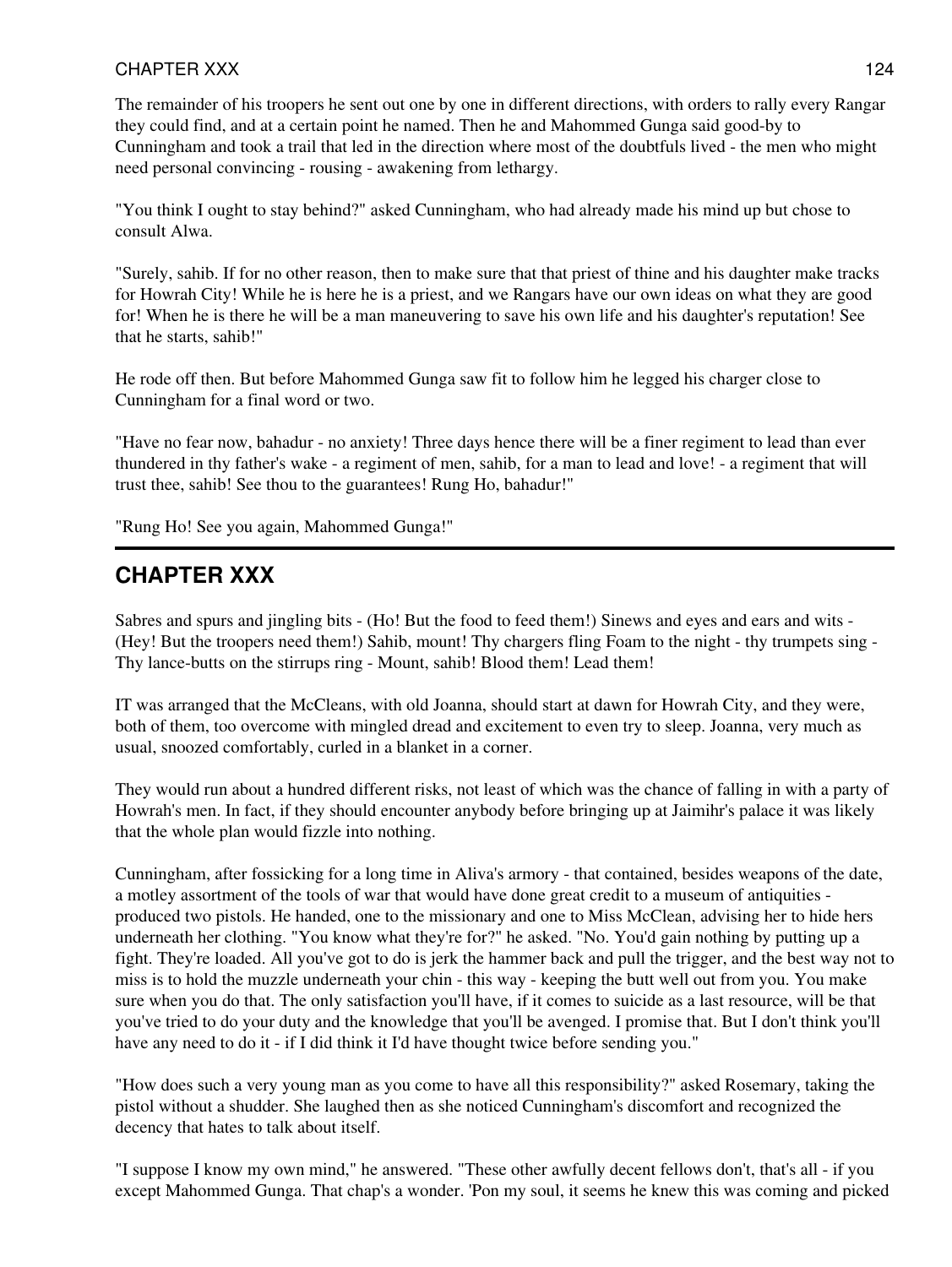The remainder of his troopers he sent out one by one in different directions, with orders to rally every Rangar they could find, and at a certain point he named. Then he and Mahommed Gunga said good-by to Cunningham and took a trail that led in the direction where most of the doubtfuls lived - the men who might need personal convincing - rousing - awakening from lethargy.

"You think I ought to stay behind?" asked Cunningham, who had already made his mind up but chose to consult Alwa.

"Surely, sahib. If for no other reason, then to make sure that that priest of thine and his daughter make tracks for Howrah City! While he is here he is a priest, and we Rangars have our own ideas on what they are good for! When he is there he will be a man maneuvering to save his own life and his daughter's reputation! See that he starts, sahib!"

He rode off then. But before Mahommed Gunga saw fit to follow him he legged his charger close to Cunningham for a final word or two.

"Have no fear now, bahadur - no anxiety! Three days hence there will be a finer regiment to lead than ever thundered in thy father's wake - a regiment of men, sahib, for a man to lead and love! - a regiment that will trust thee, sahib! See thou to the guarantees! Rung Ho, bahadur!"

"Rung Ho! See you again, Mahommed Gunga!"

## CHAPTER XXX

Sabres and spurs and jingling bits - (Ho! But the food to feed them!) Sinews and eyes and ears and wits - (Hey! But the troopers need them!) Sahib, mount! Thy chargers fling Foam to the night - thy trumpets sing - Thy lance-butts on the stirrups ring - Mount, sahib! Blood them! Lead them!

IT was arranged that the McCleans, with old Joanna, should start at dawn for Howrah City, and they were, both of them, too overcome with mingled dread and excitement to even try to sleep. Joanna, very much as usual, snoozed comfortably, curled in a blanket in a corner.

They would run about a hundred different risks, not least of which was the chance of falling in with a party of Howrah's men. In fact, if they should encounter anybody before bringing up at Jaimihr's palace it was likely that the whole plan would fizzle into nothing.

Cunningham, after fossicking for a long time in Aliva's armory - that contained, besides weapons of the date, a motley assortment of the tools of war that would have done great credit to a museum of antiquities - produced two pistols. He handed, one to the missionary and one to Miss McClean, advising her to hide hers underneath her clothing. "You know what they're for?" he asked. "No. You'd gain nothing by putting up a fight. They're loaded. All you've got to do is jerk the hammer back and pull the trigger, and the best way not to miss is to hold the muzzle underneath your chin - this way - keeping the butt well out from you. You make sure when you do that. The only satisfaction you'll have, if it comes to suicide as a last resource, will be that you've tried to do your duty and the knowledge that you'll be avenged. I promise that. But I don't think you'll have any need to do it - if I did think it I'd have thought twice before sending you."

"How does such a very young man as you come to have all this responsibility?" asked Rosemary, taking the pistol without a shudder. She laughed then as she noticed Cunningham's discomfort and recognized the decency that hates to talk about itself.

"I suppose I know my own mind," he answered. "These other awfully decent fellows don't, that's all - if you except Mahommed Gunga. That chap's a wonder. 'Pon my soul, it seems he knew this was coming and picked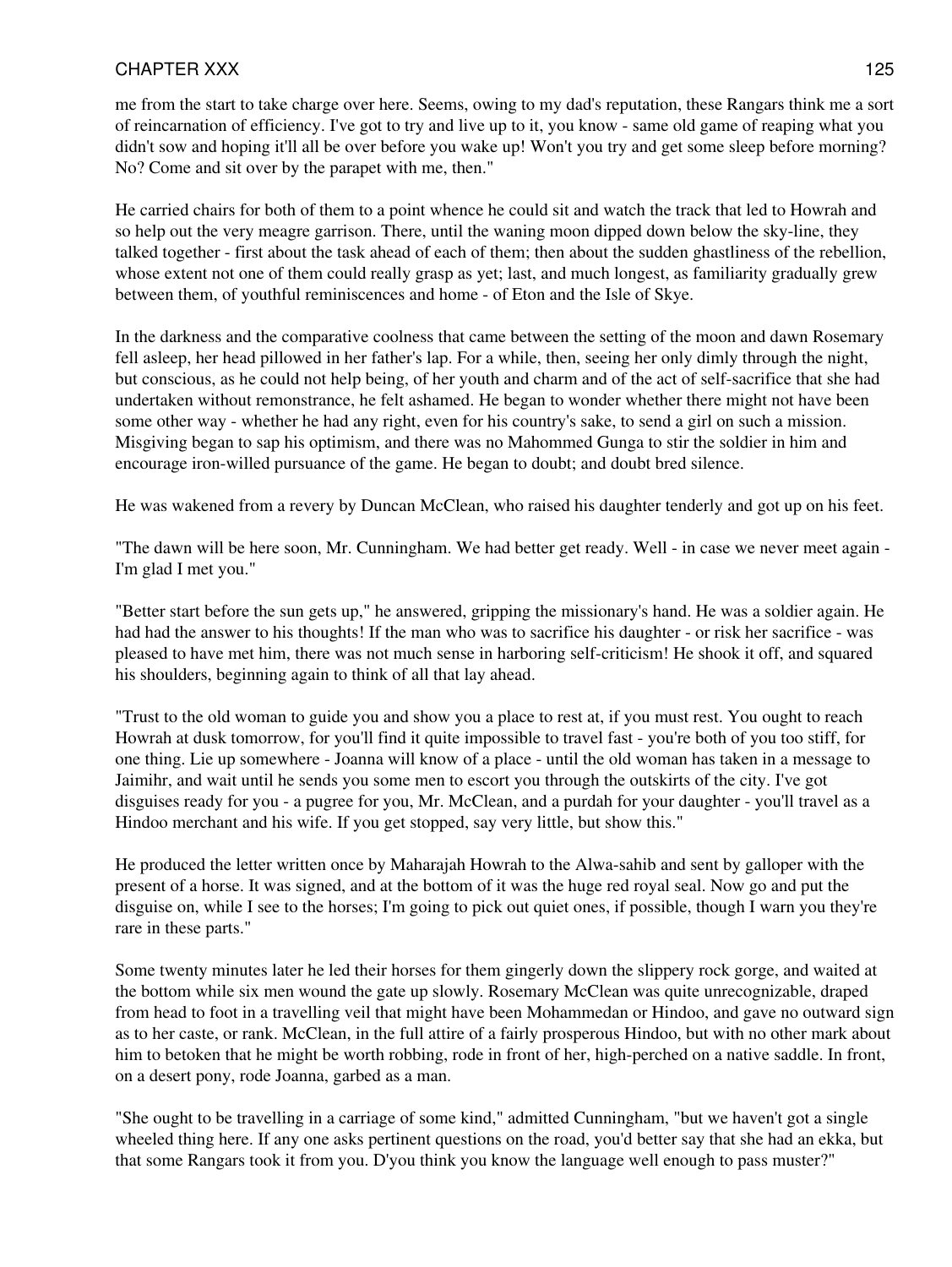me from the start to take charge over here. Seems, owing to my dad's reputation, these Rangars think me a sort of reincarnation of efficiency. I've got to try and live up to it, you know - same old game of reaping what you didn't sow and hoping it'll all be over before you wake up! Won't you try and get some sleep before morning? No? Come and sit over by the parapet with me, then."

He carried chairs for both of them to a point whence he could sit and watch the track that led to Howrah and so help out the very meagre garrison. There, until the waning moon dipped down below the sky-line, they talked together - first about the task ahead of each of them; then about the sudden ghastliness of the rebellion, whose extent not one of them could really grasp as yet; last, and much longest, as familiarity gradually grew between them, of youthful reminiscences and home - of Eton and the Isle of Skye.

In the darkness and the comparative coolness that came between the setting of the moon and dawn Rosemary fell asleep, her head pillowed in her father's lap. For a while, then, seeing her only dimly through the night, but conscious, as he could not help being, of her youth and charm and of the act of self-sacrifice that she had undertaken without remonstrance, he felt ashamed. He began to wonder whether there might not have been some other way - whether he had any right, even for his country's sake, to send a girl on such a mission. Misgiving began to sap his optimism, and there was no Mahommed Gunga to stir the soldier in him and encourage iron-willed pursuance of the game. He began to doubt; and doubt bred silence.

He was wakened from a revery by Duncan McClean, who raised his daughter tenderly and got up on his feet.

"The dawn will be here soon, Mr. Cunningham. We had better get ready. Well - in case we never meet again - I'm glad I met you."

"Better start before the sun gets up," he answered, gripping the missionary's hand. He was a soldier again. He had had the answer to his thoughts! If the man who was to sacrifice his daughter - or risk her sacrifice - was pleased to have met him, there was not much sense in harboring self-criticism! He shook it off, and squared his shoulders, beginning again to think of all that lay ahead.

"Trust to the old woman to guide you and show you a place to rest at, if you must rest. You ought to reach Howrah at dusk tomorrow, for you'll find it quite impossible to travel fast - you're both of you too stiff, for one thing. Lie up somewhere - Joanna will know of a place - until the old woman has taken in a message to Jaimihr, and wait until he sends you some men to escort you through the outskirts of the city. I've got disguises ready for you - a pugree for you, Mr. McClean, and a purdah for your daughter - you'll travel as a Hindoo merchant and his wife. If you get stopped, say very little, but show this."

He produced the letter written once by Maharajah Howrah to the Alwa-sahib and sent by galloper with the present of a horse. It was signed, and at the bottom of it was the huge red royal seal. Now go and put the disguise on, while I see to the horses; I'm going to pick out quiet ones, if possible, though I warn you they're rare in these parts."

Some twenty minutes later he led their horses for them gingerly down the slippery rock gorge, and waited at the bottom while six men wound the gate up slowly. Rosemary McClean was quite unrecognizable, draped from head to foot in a travelling veil that might have been Mohammedan or Hindoo, and gave no outward sign as to her caste, or rank. McClean, in the full attire of a fairly prosperous Hindoo, but with no other mark about him to betoken that he might be worth robbing, rode in front of her, high-perched on a native saddle. In front, on a desert pony, rode Joanna, garbed as a man.

"She ought to be travelling in a carriage of some kind," admitted Cunningham, "but we haven't got a single wheeled thing here. If any one asks pertinent questions on the road, you'd better say that she had an ekka, but that some Rangars took it from you. D'you think you know the language well enough to pass muster?"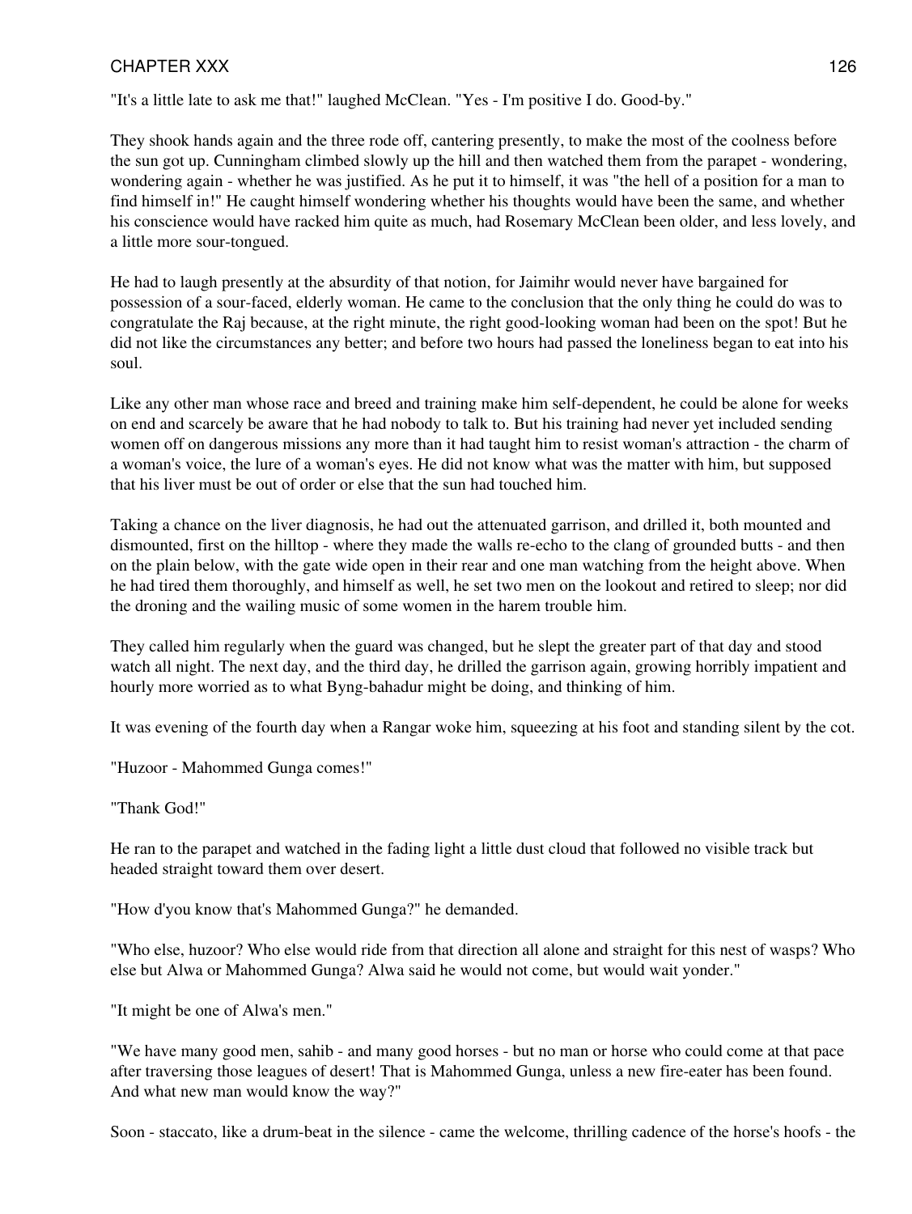"It's a little late to ask me that!" laughed McClean. "Yes - I'm positive I do. Good-by."

They shook hands again and the three rode off, cantering presently, to make the most of the coolness before the sun got up. Cunningham climbed slowly up the hill and then watched them from the parapet - wondering, wondering again - whether he was justified. As he put it to himself, it was "the hell of a position for a man to find himself in!" He caught himself wondering whether his thoughts would have been the same, and whether his conscience would have racked him quite as much, had Rosemary McClean been older, and less lovely, and a little more sour-tongued.

He had to laugh presently at the absurdity of that notion, for Jaimihr would never have bargained for possession of a sour-faced, elderly woman. He came to the conclusion that the only thing he could do was to congratulate the Raj because, at the right minute, the right good-looking woman had been on the spot! But he did not like the circumstances any better; and before two hours had passed the loneliness began to eat into his soul.

Like any other man whose race and breed and training make him self-dependent, he could be alone for weeks on end and scarcely be aware that he had nobody to talk to. But his training had never yet included sending women off on dangerous missions any more than it had taught him to resist woman's attraction - the charm of a woman's voice, the lure of a woman's eyes. He did not know what was the matter with him, but supposed that his liver must be out of order or else that the sun had touched him.

Taking a chance on the liver diagnosis, he had out the attenuated garrison, and drilled it, both mounted and dismounted, first on the hilltop - where they made the walls re-echo to the clang of grounded butts - and then on the plain below, with the gate wide open in their rear and one man watching from the height above. When he had tired them thoroughly, and himself as well, he set two men on the lookout and retired to sleep; nor did the droning and the wailing music of some women in the harem trouble him.

They called him regularly when the guard was changed, but he slept the greater part of that day and stood watch all night. The next day, and the third day, he drilled the garrison again, growing horribly impatient and hourly more worried as to what Byng-bahadur might be doing, and thinking of him.

It was evening of the fourth day when a Rangar woke him, squeezing at his foot and standing silent by the cot.

"Huzoor - Mahommed Gunga comes!"

"Thank God!"

He ran to the parapet and watched in the fading light a little dust cloud that followed no visible track but headed straight toward them over desert.

"How d'you know that's Mahommed Gunga?" he demanded.

"Who else, huzoor? Who else would ride from that direction all alone and straight for this nest of wasps? Who else but Alwa or Mahommed Gunga? Alwa said he would not come, but would wait yonder."

"It might be one of Alwa's men."

"We have many good men, sahib - and many good horses - but no man or horse who could come at that pace after traversing those leagues of desert! That is Mahommed Gunga, unless a new fire-eater has been found. And what new man would know the way?"

Soon - staccato, like a drum-beat in the silence - came the welcome, thrilling cadence of the horse's hoofs - the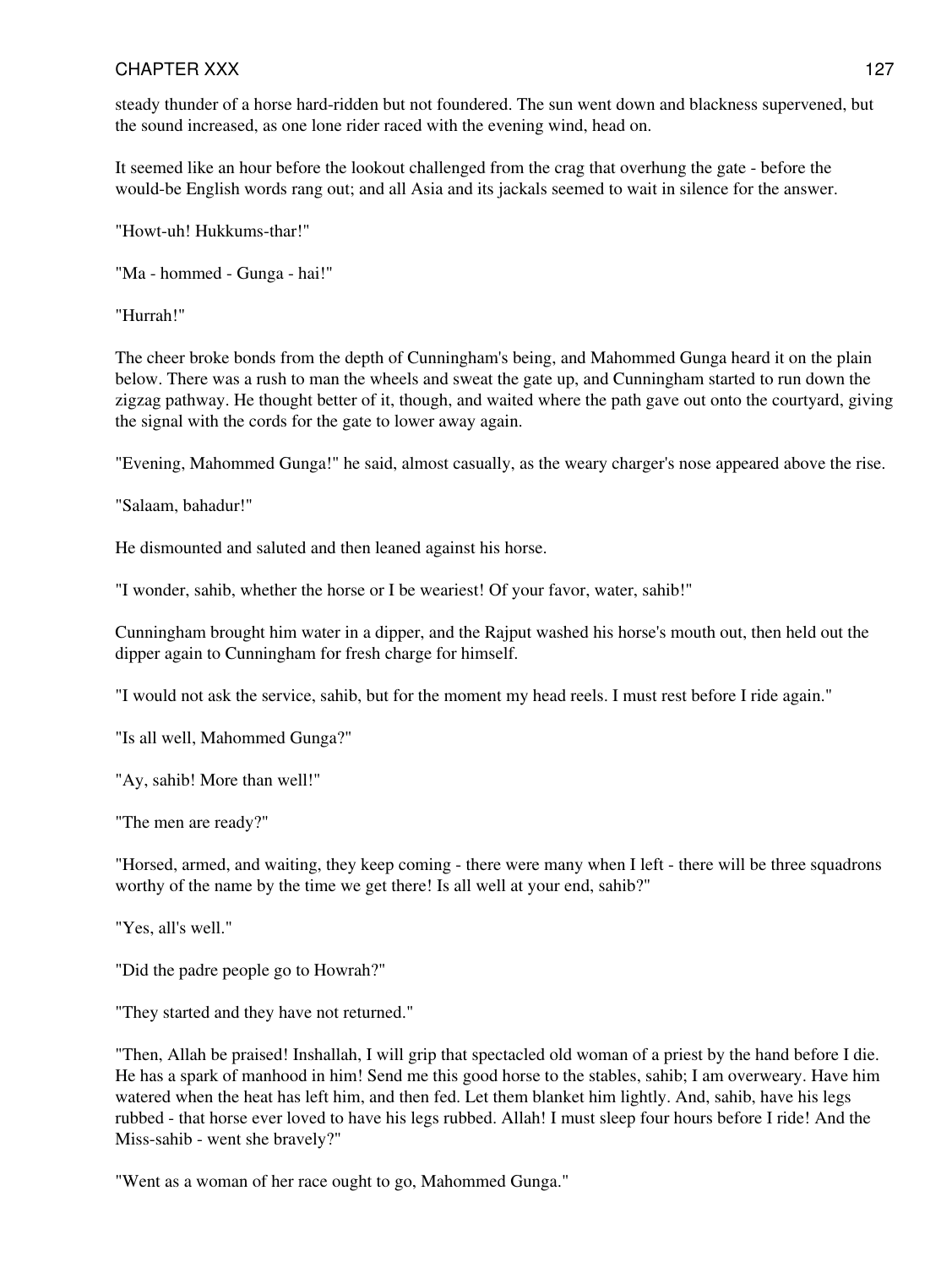steady thunder of a horse hard-ridden but not foundered. The sun went down and blackness supervened, but the sound increased, as one lone rider raced with the evening wind, head on.

It seemed like an hour before the lookout challenged from the crag that overhung the gate - before the would-be English words rang out; and all Asia and its jackals seemed to wait in silence for the answer.

"Howt-uh! Hukkums-thar!"

"Ma - hommed - Gunga - hai!"

"Hurrah!"

The cheer broke bonds from the depth of Cunningham's being, and Mahommed Gunga heard it on the plain below. There was a rush to man the wheels and sweat the gate up, and Cunningham started to run down the zigzag pathway. He thought better of it, though, and waited where the path gave out onto the courtyard, giving the signal with the cords for the gate to lower away again.

"Evening, Mahommed Gunga!" he said, almost casually, as the weary charger's nose appeared above the rise.

"Salaam, bahadur!"

He dismounted and saluted and then leaned against his horse.

"I wonder, sahib, whether the horse or I be weariest! Of your favor, water, sahib!"

Cunningham brought him water in a dipper, and the Rajput washed his horse's mouth out, then held out the dipper again to Cunningham for fresh charge for himself.

"I would not ask the service, sahib, but for the moment my head reels. I must rest before I ride again."

"Is all well, Mahommed Gunga?"

"Ay, sahib! More than well!"

"The men are ready?"

"Horsed, armed, and waiting, they keep coming - there were many when I left - there will be three squadrons worthy of the name by the time we get there! Is all well at your end, sahib?"

"Yes, all's well."

"Did the padre people go to Howrah?"

"They started and they have not returned."

"Then, Allah be praised! Inshallah, I will grip that spectacled old woman of a priest by the hand before I die. He has a spark of manhood in him! Send me this good horse to the stables, sahib; I am overweary. Have him watered when the heat has left him, and then fed. Let them blanket him lightly. And, sahib, have his legs rubbed - that horse ever loved to have his legs rubbed. Allah! I must sleep four hours before I ride! And the Miss-sahib - went she bravely?"

"Went as a woman of her race ought to go, Mahommed Gunga."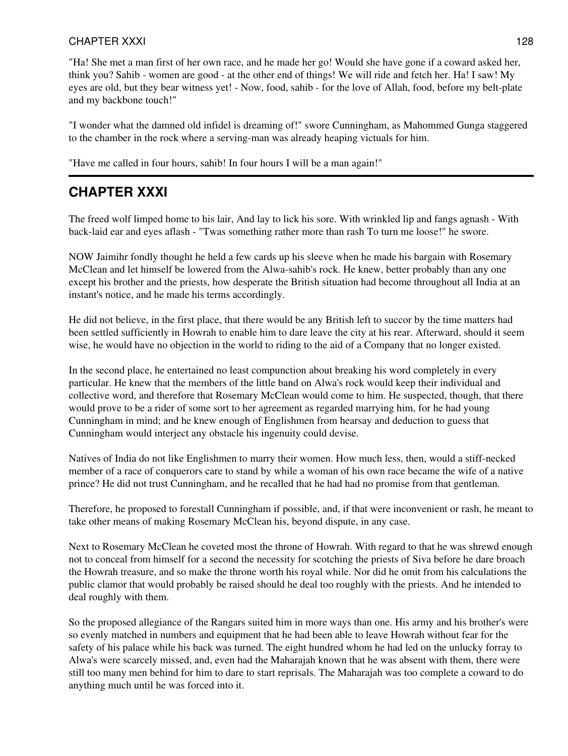"Ha! She met a man first of her own race, and he made her go! Would she have gone if a coward asked her, think you? Sahib - women are good - at the other end of things! We will ride and fetch her. Ha! I saw! My eyes are old, but they bear witness yet! - Now, food, sahib - for the love of Allah, food, before my belt-plate and my backbone touch!"

"I wonder what the damned old infidel is dreaming of!" swore Cunningham, as Mahommed Gunga staggered to the chamber in the rock where a serving-man was already heaping victuals for him.

"Have me called in four hours, sahib! In four hours I will be a man again!"

---

## CHAPTER XXXI

The freed wolf limped home to his lair, And lay to lick his sore. With wrinkled lip and fangs agnash - With back-laid ear and eyes aflash - "Twas something rather more than rash To turn me loose!" he swore.

NOW Jaimihr fondly thought he held a few cards up his sleeve when he made his bargain with Rosemary McClean and let himself be lowered from the Alwa-sahib's rock. He knew, better probably than any one except his brother and the priests, how desperate the British situation had become throughout all India at an instant's notice, and he made his terms accordingly.

He did not believe, in the first place, that there would be any British left to succor by the time matters had been settled sufficiently in Howrah to enable him to dare leave the city at his rear. Afterward, should it seem wise, he would have no objection in the world to riding to the aid of a Company that no longer existed.

In the second place, he entertained no least compunction about breaking his word completely in every particular. He knew that the members of the little band on Alwa's rock would keep their individual and collective word, and therefore that Rosemary McClean would come to him. He suspected, though, that there would prove to be a rider of some sort to her agreement as regarded marrying him, for he had young Cunningham in mind; and he knew enough of Englishmen from hearsay and deduction to guess that Cunningham would interject any obstacle his ingenuity could devise.

Natives of India do not like Englishmen to marry their women. How much less, then, would a stiff-necked member of a race of conquerors care to stand by while a woman of his own race became the wife of a native prince? He did not trust Cunningham, and he recalled that he had had no promise from that gentleman.

Therefore, he proposed to forestall Cunningham if possible, and, if that were inconvenient or rash, he meant to take other means of making Rosemary McClean his, beyond dispute, in any case.

Next to Rosemary McClean he coveted most the throne of Howrah. With regard to that he was shrewd enough not to conceal from himself for a second the necessity for scotching the priests of Siva before he dare broach the Howrah treasure, and so make the throne worth his royal while. Nor did he omit from his calculations the public clamor that would probably be raised should he deal too roughly with the priests. And he intended to deal roughly with them.

So the proposed allegiance of the Rangars suited him in more ways than one. His army and his brother's were so evenly matched in numbers and equipment that he had been able to leave Howrah without fear for the safety of his palace while his back was turned. The eight hundred whom he had led on the unlucky forray to Alwa's were scarcely missed, and, even had the Maharajah known that he was absent with them, there were still too many men behind for him to dare to start reprisals. The Maharajah was too complete a coward to do anything much until he was forced into it.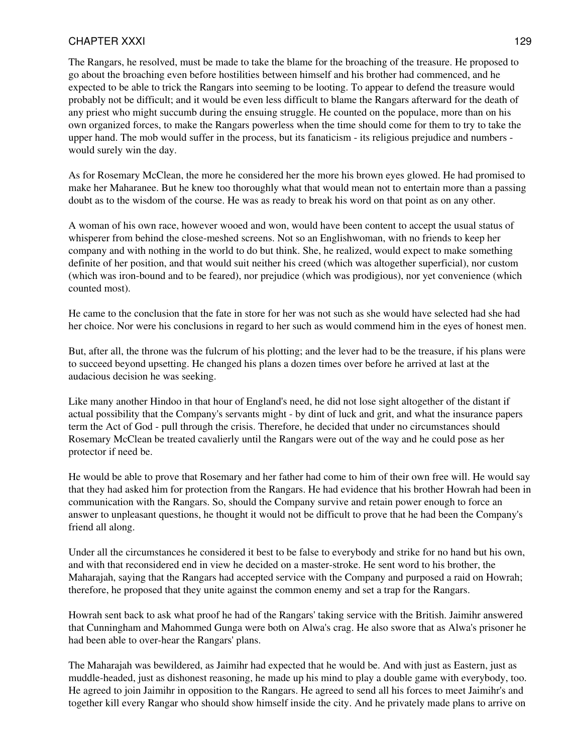The Rangars, he resolved, must be made to take the blame for the broaching of the treasure. He proposed to go about the broaching even before hostilities between himself and his brother had commenced, and he expected to be able to trick the Rangars into seeming to be looting. To appear to defend the treasure would probably not be difficult; and it would be even less difficult to blame the Rangars afterward for the death of any priest who might succumb during the ensuing struggle. He counted on the populace, more than on his own organized forces, to make the Rangars powerless when the time should come for them to try to take the upper hand. The mob would suffer in the process, but its fanaticism - its religious prejudice and numbers - would surely win the day.

As for Rosemary McClean, the more he considered her the more his brown eyes glowed. He had promised to make her Maharanee. But he knew too thoroughly what that would mean not to entertain more than a passing doubt as to the wisdom of the course. He was as ready to break his word on that point as on any other.

A woman of his own race, however wooed and won, would have been content to accept the usual status of whisperer from behind the close-meshed screens. Not so an Englishwoman, with no friends to keep her company and with nothing in the world to do but think. She, he realized, would expect to make something definite of her position, and that would suit neither his creed (which was altogether superficial), nor custom (which was iron-bound and to be feared), nor prejudice (which was prodigious), nor yet convenience (which counted most).

He came to the conclusion that the fate in store for her was not such as she would have selected had she had her choice. Nor were his conclusions in regard to her such as would commend him in the eyes of honest men.

But, after all, the throne was the fulcrum of his plotting; and the lever had to be the treasure, if his plans were to succeed beyond upsetting. He changed his plans a dozen times over before he arrived at last at the audacious decision he was seeking.

Like many another Hindoo in that hour of England's need, he did not lose sight altogether of the distant if actual possibility that the Company's servants might - by dint of luck and grit, and what the insurance papers term the Act of God - pull through the crisis. Therefore, he decided that under no circumstances should Rosemary McClean be treated cavalierly until the Rangars were out of the way and he could pose as her protector if need be.

He would be able to prove that Rosemary and her father had come to him of their own free will. He would say that they had asked him for protection from the Rangars. He had evidence that his brother Howrah had been in communication with the Rangars. So, should the Company survive and retain power enough to force an answer to unpleasant questions, he thought it would not be difficult to prove that he had been the Company's friend all along.

Under all the circumstances he considered it best to be false to everybody and strike for no hand but his own, and with that reconsidered end in view he decided on a master-stroke. He sent word to his brother, the Maharajah, saying that the Rangars had accepted service with the Company and purposed a raid on Howrah; therefore, he proposed that they unite against the common enemy and set a trap for the Rangars.

Howrah sent back to ask what proof he had of the Rangars' taking service with the British. Jaimihr answered that Cunningham and Mahommed Gunga were both on Alwa's crag. He also swore that as Alwa's prisoner he had been able to over-hear the Rangars' plans.

The Maharajah was bewildered, as Jaimihr had expected that he would be. And with just as Eastern, just as muddle-headed, just as dishonest reasoning, he made up his mind to play a double game with everybody, too. He agreed to join Jaimihr in opposition to the Rangars. He agreed to send all his forces to meet Jaimihr's and together kill every Rangar who should show himself inside the city. And he privately made plans to arrive on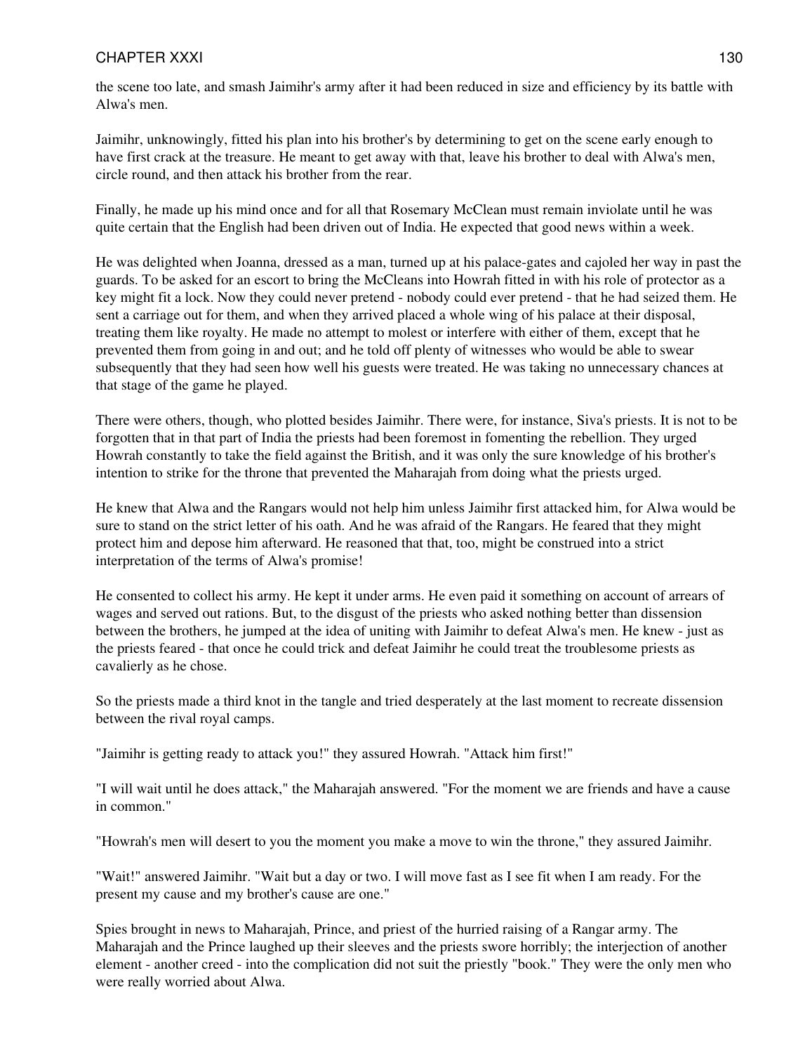the scene too late, and smash Jaimihr's army after it had been reduced in size and efficiency by its battle with Alwa's men.

Jaimihr, unknowingly, fitted his plan into his brother's by determining to get on the scene early enough to have first crack at the treasure. He meant to get away with that, leave his brother to deal with Alwa's men, circle round, and then attack his brother from the rear.

Finally, he made up his mind once and for all that Rosemary McClean must remain inviolate until he was quite certain that the English had been driven out of India. He expected that good news within a week.

He was delighted when Joanna, dressed as a man, turned up at his palace-gates and cajoled her way in past the guards. To be asked for an escort to bring the McCleans into Howrah fitted in with his role of protector as a key might fit a lock. Now they could never pretend - nobody could ever pretend - that he had seized them. He sent a carriage out for them, and when they arrived placed a whole wing of his palace at their disposal, treating them like royalty. He made no attempt to molest or interfere with either of them, except that he prevented them from going in and out; and he told off plenty of witnesses who would be able to swear subsequently that they had seen how well his guests were treated. He was taking no unnecessary chances at that stage of the game he played.

There were others, though, who plotted besides Jaimihr. There were, for instance, Siva's priests. It is not to be forgotten that in that part of India the priests had been foremost in fomenting the rebellion. They urged Howrah constantly to take the field against the British, and it was only the sure knowledge of his brother's intention to strike for the throne that prevented the Maharajah from doing what the priests urged.

He knew that Alwa and the Rangars would not help him unless Jaimihr first attacked him, for Alwa would be sure to stand on the strict letter of his oath. And he was afraid of the Rangars. He feared that they might protect him and depose him afterward. He reasoned that that, too, might be construed into a strict interpretation of the terms of Alwa's promise!

He consented to collect his army. He kept it under arms. He even paid it something on account of arrears of wages and served out rations. But, to the disgust of the priests who asked nothing better than dissension between the brothers, he jumped at the idea of uniting with Jaimihr to defeat Alwa's men. He knew - just as the priests feared - that once he could trick and defeat Jaimihr he could treat the troublesome priests as cavalierly as he chose.

So the priests made a third knot in the tangle and tried desperately at the last moment to recreate dissension between the rival royal camps.

"Jaimihr is getting ready to attack you!" they assured Howrah. "Attack him first!"

"I will wait until he does attack," the Maharajah answered. "For the moment we are friends and have a cause in common."

"Howrah's men will desert to you the moment you make a move to win the throne," they assured Jaimihr.

"Wait!" answered Jaimihr. "Wait but a day or two. I will move fast as I see fit when I am ready. For the present my cause and my brother's cause are one."

Spies brought in news to Maharajah, Prince, and priest of the hurried raising of a Rangar army. The Maharajah and the Prince laughed up their sleeves and the priests swore horribly; the interjection of another element - another creed - into the complication did not suit the priestly "book." They were the only men who were really worried about Alwa.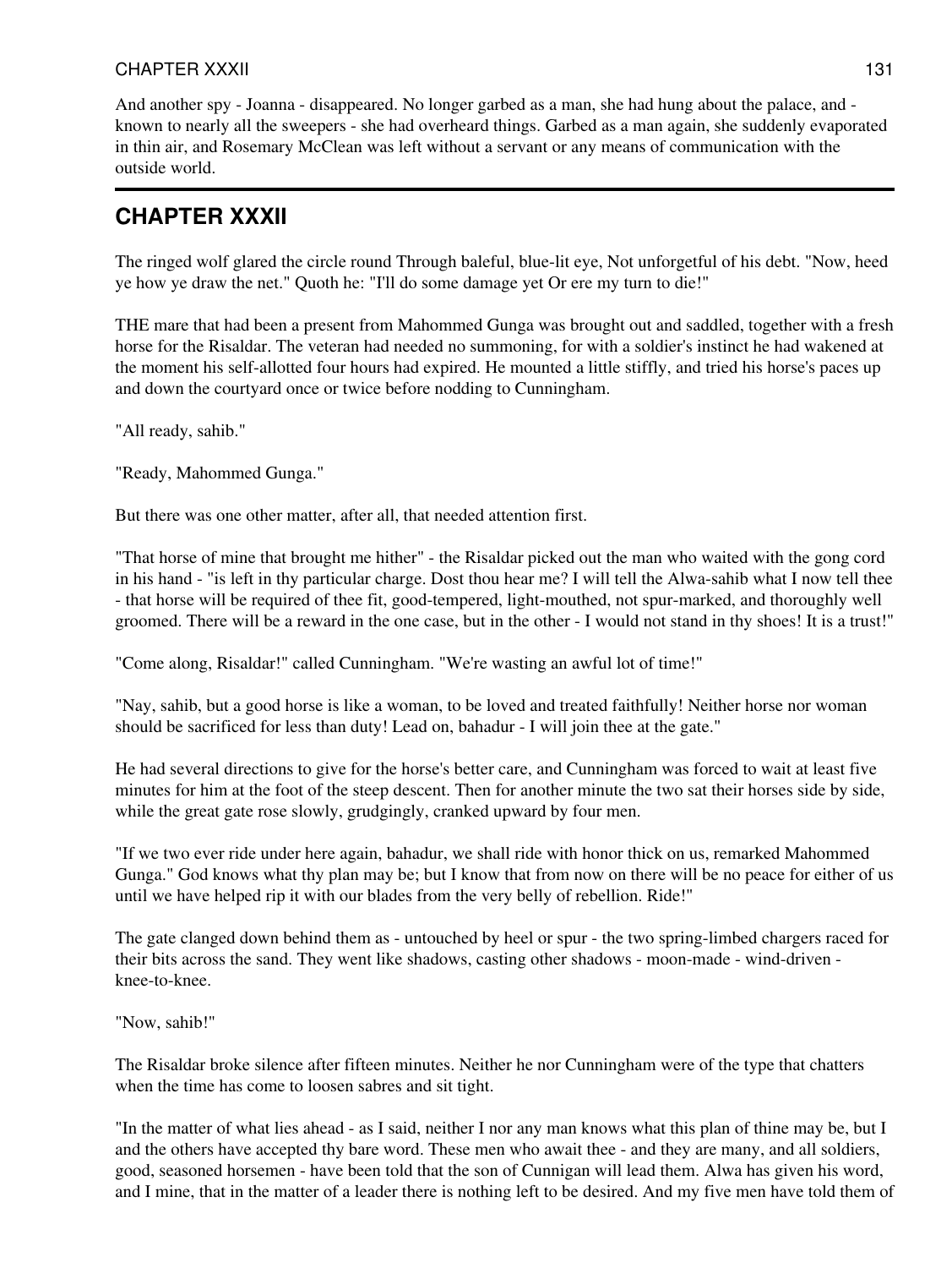And another spy - Joanna - disappeared. No longer garbed as a man, she had hung about the palace, and - known to nearly all the sweepers - she had overheard things. Garbed as a man again, she suddenly evaporated in thin air, and Rosemary McClean was left without a servant or any means of communication with the outside world.

## CHAPTER XXXII

The ringed wolf glared the circle round Through baleful, blue-lit eye, Not unforgetful of his debt. "Now, heed ye how ye draw the net." Quoth he: "I'll do some damage yet Or ere my turn to die!"

THE mare that had been a present from Mahommed Gunga was brought out and saddled, together with a fresh horse for the Risaldar. The veteran had needed no summoning, for with a soldier's instinct he had wakened at the moment his self-allotted four hours had expired. He mounted a little stiffly, and tried his horse's paces up and down the courtyard once or twice before nodding to Cunningham.

"All ready, sahib."

"Ready, Mahommed Gunga."

But there was one other matter, after all, that needed attention first.

"That horse of mine that brought me hither" - the Risaldar picked out the man who waited with the gong cord in his hand - "is left in thy particular charge. Dost thou hear me? I will tell the Alwa-sahib what I now tell thee - that horse will be required of thee fit, good-tempered, light-mouthed, not spur-marked, and thoroughly well groomed. There will be a reward in the one case, but in the other - I would not stand in thy shoes! It is a trust!"

"Come along, Risaldar!" called Cunningham. "We're wasting an awful lot of time!"

"Nay, sahib, but a good horse is like a woman, to be loved and treated faithfully! Neither horse nor woman should be sacrificed for less than duty! Lead on, bahadur - I will join thee at the gate."

He had several directions to give for the horse's better care, and Cunningham was forced to wait at least five minutes for him at the foot of the steep descent. Then for another minute the two sat their horses side by side, while the great gate rose slowly, grudgingly, cranked upward by four men.

"If we two ever ride under here again, bahadur, we shall ride with honor thick on us, remarked Mahommed Gunga." God knows what thy plan may be; but I know that from now on there will be no peace for either of us until we have helped rip it with our blades from the very belly of rebellion. Ride!"

The gate clanged down behind them as - untouched by heel or spur - the two spring-limbed chargers raced for their bits across the sand. They went like shadows, casting other shadows - moon-made - wind-driven - knee-to-knee.

"Now, sahib!"

The Risaldar broke silence after fifteen minutes. Neither he nor Cunningham were of the type that chatters when the time has come to loosen sabres and sit tight.

"In the matter of what lies ahead - as I said, neither I nor any man knows what this plan of thine may be, but I and the others have accepted thy bare word. These men who await thee - and they are many, and all soldiers, good, seasoned horsemen - have been told that the son of Cunnigan will lead them. Alwa has given his word, and I mine, that in the matter of a leader there is nothing left to be desired. And my five men have told them of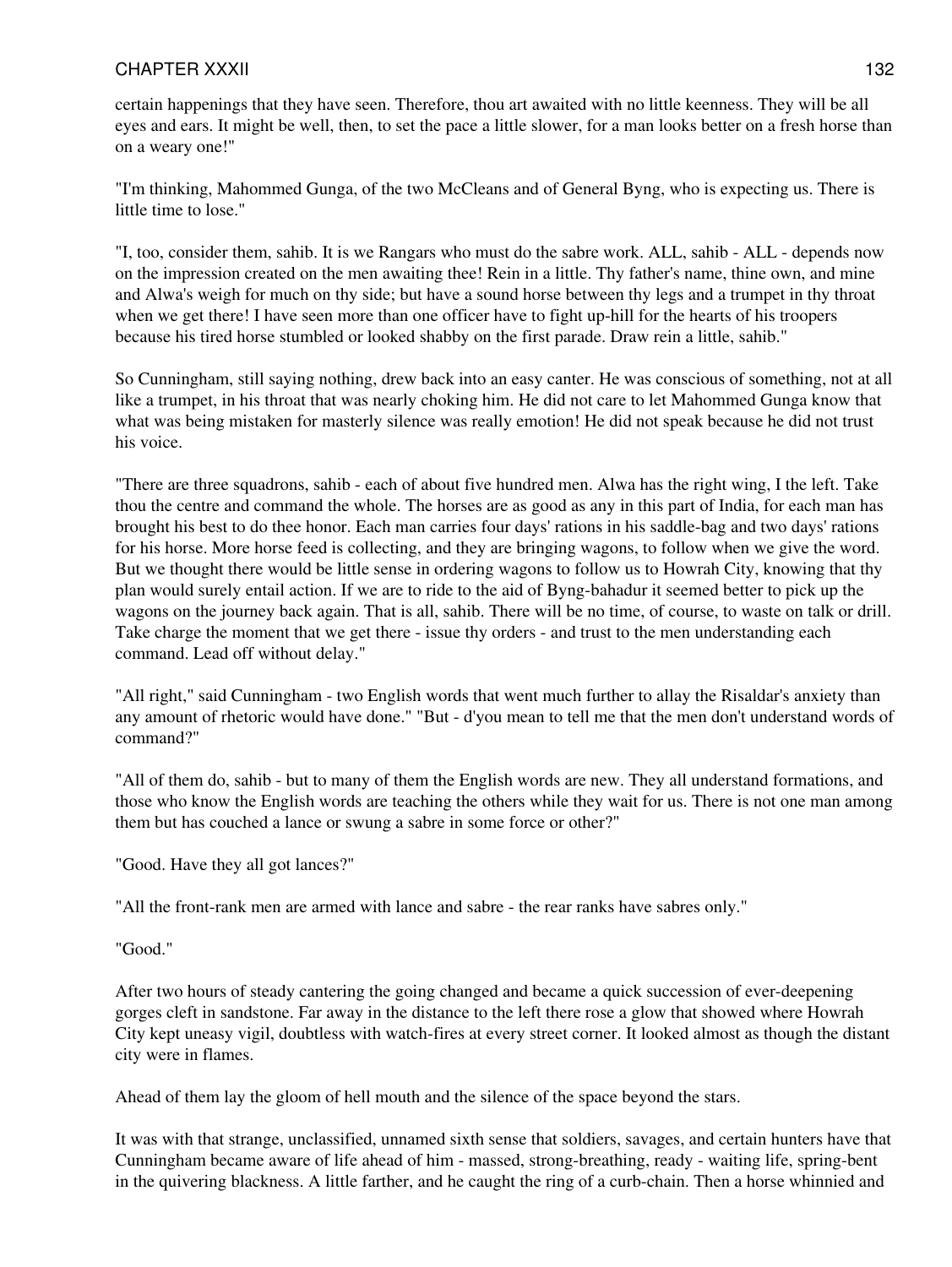certain happenings that they have seen. Therefore, thou art awaited with no little keenness. They will be all eyes and ears. It might be well, then, to set the pace a little slower, for a man looks better on a fresh horse than on a weary one!"

"I'm thinking, Mahommed Gunga, of the two McCleans and of General Byng, who is expecting us. There is little time to lose."

"I, too, consider them, sahib. It is we Rangars who must do the sabre work. ALL, sahib - ALL - depends now on the impression created on the men awaiting thee! Rein in a little. Thy father's name, thine own, and mine and Alwa's weigh for much on thy side; but have a sound horse between thy legs and a trumpet in thy throat when we get there! I have seen more than one officer have to fight up-hill for the hearts of his troopers because his tired horse stumbled or looked shabby on the first parade. Draw rein a little, sahib."

So Cunningham, still saying nothing, drew back into an easy canter. He was conscious of something, not at all like a trumpet, in his throat that was nearly choking him. He did not care to let Mahommed Gunga know that what was being mistaken for masterly silence was really emotion! He did not speak because he did not trust his voice.

"There are three squadrons, sahib - each of about five hundred men. Alwa has the right wing, I the left. Take thou the centre and command the whole. The horses are as good as any in this part of India, for each man has brought his best to do thee honor. Each man carries four days' rations in his saddle-bag and two days' rations for his horse. More horse feed is collecting, and they are bringing wagons, to follow when we give the word. But we thought there would be little sense in ordering wagons to follow us to Howrah City, knowing that thy plan would surely entail action. If we are to ride to the aid of Byng-bahadur it seemed better to pick up the wagons on the journey back again. That is all, sahib. There will be no time, of course, to waste on talk or drill. Take charge the moment that we get there - issue thy orders - and trust to the men understanding each command. Lead off without delay."

"All right," said Cunningham - two English words that went much further to allay the Risaldar's anxiety than any amount of rhetoric would have done." "But - d'you mean to tell me that the men don't understand words of command?"

"All of them do, sahib - but to many of them the English words are new. They all understand formations, and those who know the English words are teaching the others while they wait for us. There is not one man among them but has couched a lance or swung a sabre in some force or other?"

"Good. Have they all got lances?"

"All the front-rank men are armed with lance and sabre - the rear ranks have sabres only."

"Good."

After two hours of steady cantering the going changed and became a quick succession of ever-deepening gorges cleft in sandstone. Far away in the distance to the left there rose a glow that showed where Howrah City kept uneasy vigil, doubtless with watch-fires at every street corner. It looked almost as though the distant city were in flames.

Ahead of them lay the gloom of hell mouth and the silence of the space beyond the stars.

It was with that strange, unclassified, unnamed sixth sense that soldiers, savages, and certain hunters have that Cunningham became aware of life ahead of him - massed, strong-breathing, ready - waiting life, spring-bent in the quivering blackness. A little farther, and he caught the ring of a curb-chain. Then a horse whinnied and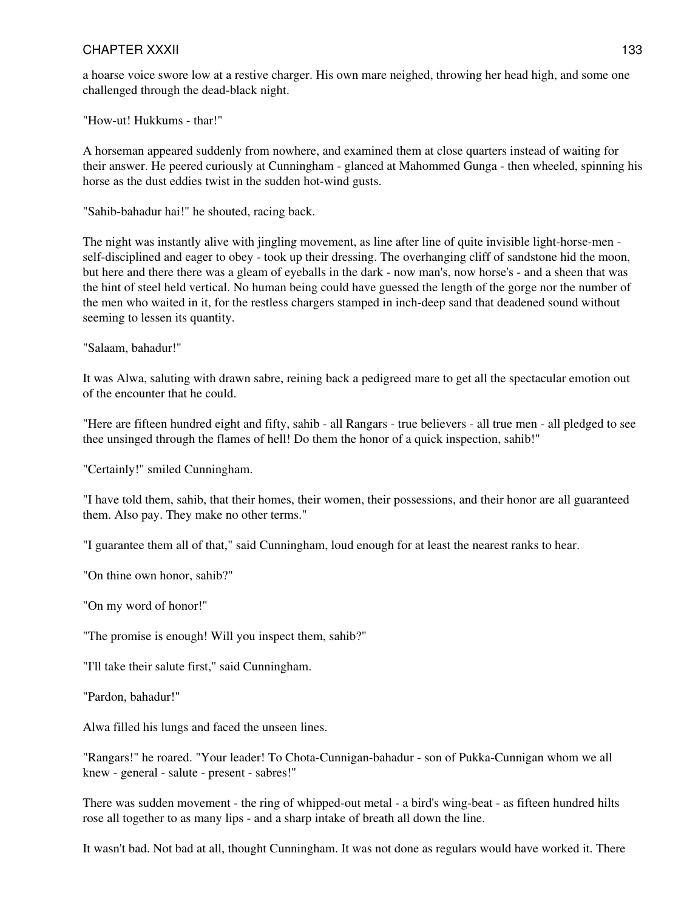a hoarse voice swore low at a restive charger. His own mare neighed, throwing her head high, and some one challenged through the dead-black night.

"How-ut! Hukkums - thar!"

A horseman appeared suddenly from nowhere, and examined them at close quarters instead of waiting for their answer. He peered curiously at Cunningham - glanced at Mahommed Gunga - then wheeled, spinning his horse as the dust eddies twist in the sudden hot-wind gusts.

"Sahib-bahadur hai!" he shouted, racing back.

The night was instantly alive with jingling movement, as line after line of quite invisible light-horse-men - self-disciplined and eager to obey - took up their dressing. The overhanging cliff of sandstone hid the moon, but here and there there was a gleam of eyeballs in the dark - now man's, now horse's - and a sheen that was the hint of steel held vertical. No human being could have guessed the length of the gorge nor the number of the men who waited in it, for the restless chargers stamped in inch-deep sand that deadened sound without seeming to lessen its quantity.

"Salaam, bahadur!"

It was Alwa, saluting with drawn sabre, reining back a pedigreed mare to get all the spectacular emotion out of the encounter that he could.

"Here are fifteen hundred eight and fifty, sahib - all Rangars - true believers - all true men - all pledged to see thee unsinged through the flames of hell! Do them the honor of a quick inspection, sahib!"

"Certainly!" smiled Cunningham.

"I have told them, sahib, that their homes, their women, their possessions, and their honor are all guaranteed them. Also pay. They make no other terms."

"I guarantee them all of that," said Cunningham, loud enough for at least the nearest ranks to hear.

"On thine own honor, sahib?"

"On my word of honor!"

"The promise is enough! Will you inspect them, sahib?"

"I'll take their salute first," said Cunningham.

"Pardon, bahadur!"

Alwa filled his lungs and faced the unseen lines.

"Rangars!" he roared. "Your leader! To Chota-Cunnigan-bahadur - son of Pukka-Cunnigan whom we all knew - general - salute - present - sabres!"

There was sudden movement - the ring of whipped-out metal - a bird's wing-beat - as fifteen hundred hilts rose all together to as many lips - and a sharp intake of breath all down the line.

It wasn't bad. Not bad at all, thought Cunningham. It was not done as regulars would have worked it. There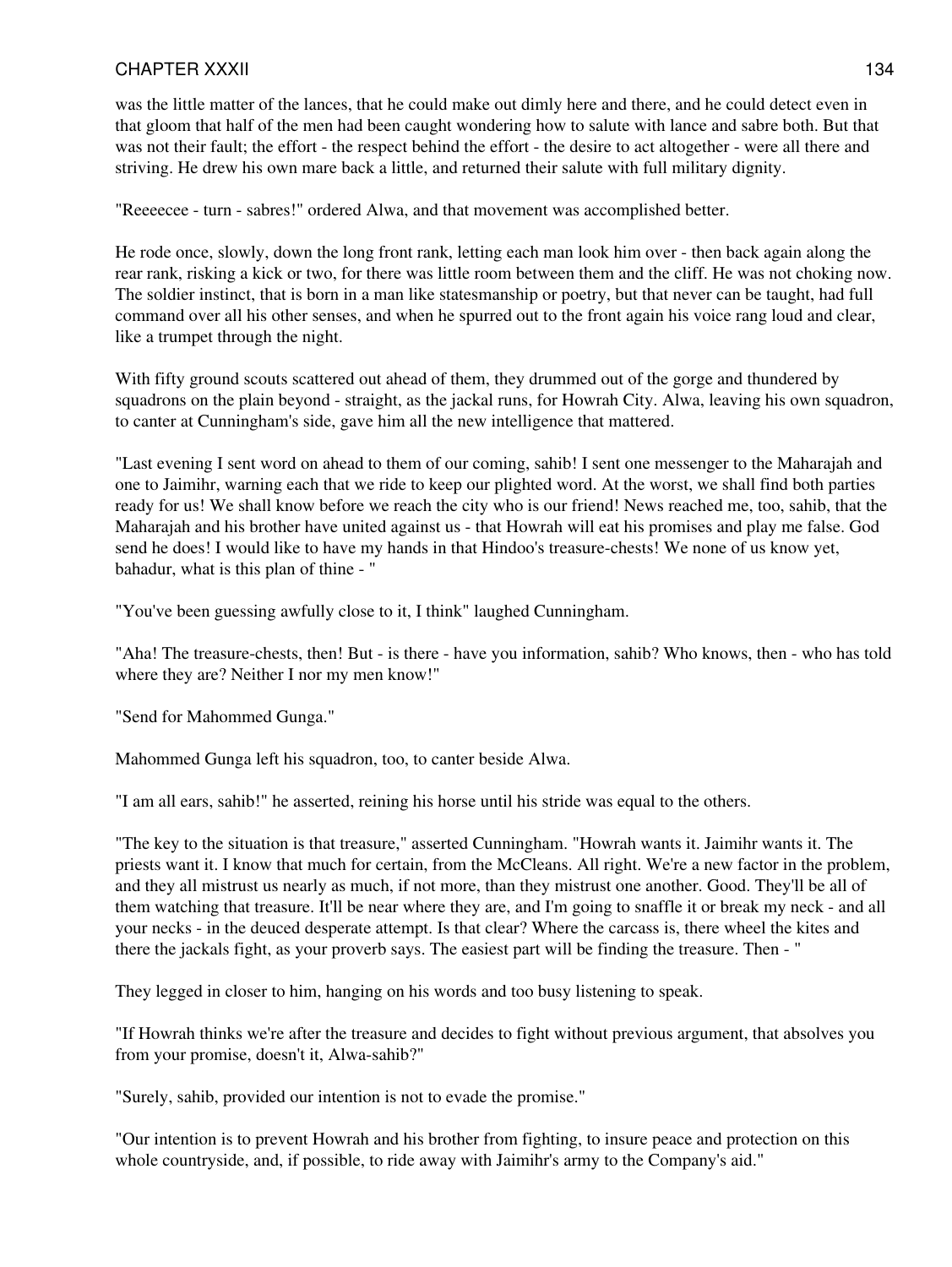was the little matter of the lances, that he could make out dimly here and there, and he could detect even in that gloom that half of the men had been caught wondering how to salute with lance and sabre both. But that was not their fault; the effort - the respect behind the effort - the desire to act altogether - were all there and striving. He drew his own mare back a little, and returned their salute with full military dignity.

"Reeeecee - turn - sabres!" ordered Alwa, and that movement was accomplished better.

He rode once, slowly, down the long front rank, letting each man look him over - then back again along the rear rank, risking a kick or two, for there was little room between them and the cliff. He was not choking now. The soldier instinct, that is born in a man like statesmanship or poetry, but that never can be taught, had full command over all his other senses, and when he spurred out to the front again his voice rang loud and clear, like a trumpet through the night.

With fifty ground scouts scattered out ahead of them, they drummed out of the gorge and thundered by squadrons on the plain beyond - straight, as the jackal runs, for Howrah City. Alwa, leaving his own squadron, to canter at Cunningham's side, gave him all the new intelligence that mattered.

"Last evening I sent word on ahead to them of our coming, sahib! I sent one messenger to the Maharajah and one to Jaimihr, warning each that we ride to keep our plighted word. At the worst, we shall find both parties ready for us! We shall know before we reach the city who is our friend! News reached me, too, sahib, that the Maharajah and his brother have united against us - that Howrah will eat his promises and play me false. God send he does! I would like to have my hands in that Hindoo's treasure-chests! We none of us know yet, bahadur, what is this plan of thine - "

"You've been guessing awfully close to it, I think" laughed Cunningham.

"Aha! The treasure-chests, then! But - is there - have you information, sahib? Who knows, then - who has told where they are? Neither I nor my men know!"

"Send for Mahommed Gunga."

Mahommed Gunga left his squadron, too, to canter beside Alwa.

"I am all ears, sahib!" he asserted, reining his horse until his stride was equal to the others.

"The key to the situation is that treasure," asserted Cunningham. "Howrah wants it. Jaimihr wants it. The priests want it. I know that much for certain, from the McCleans. All right. We're a new factor in the problem, and they all mistrust us nearly as much, if not more, than they mistrust one another. Good. They'll be all of them watching that treasure. It'll be near where they are, and I'm going to snaffle it or break my neck - and all your necks - in the deuced desperate attempt. Is that clear? Where the carcass is, there wheel the kites and there the jackals fight, as your proverb says. The easiest part will be finding the treasure. Then - "

They legged in closer to him, hanging on his words and too busy listening to speak.

"If Howrah thinks we're after the treasure and decides to fight without previous argument, that absolves you from your promise, doesn't it, Alwa-sahib?"

"Surely, sahib, provided our intention is not to evade the promise."

"Our intention is to prevent Howrah and his brother from fighting, to insure peace and protection on this whole countryside, and, if possible, to ride away with Jaimihr's army to the Company's aid."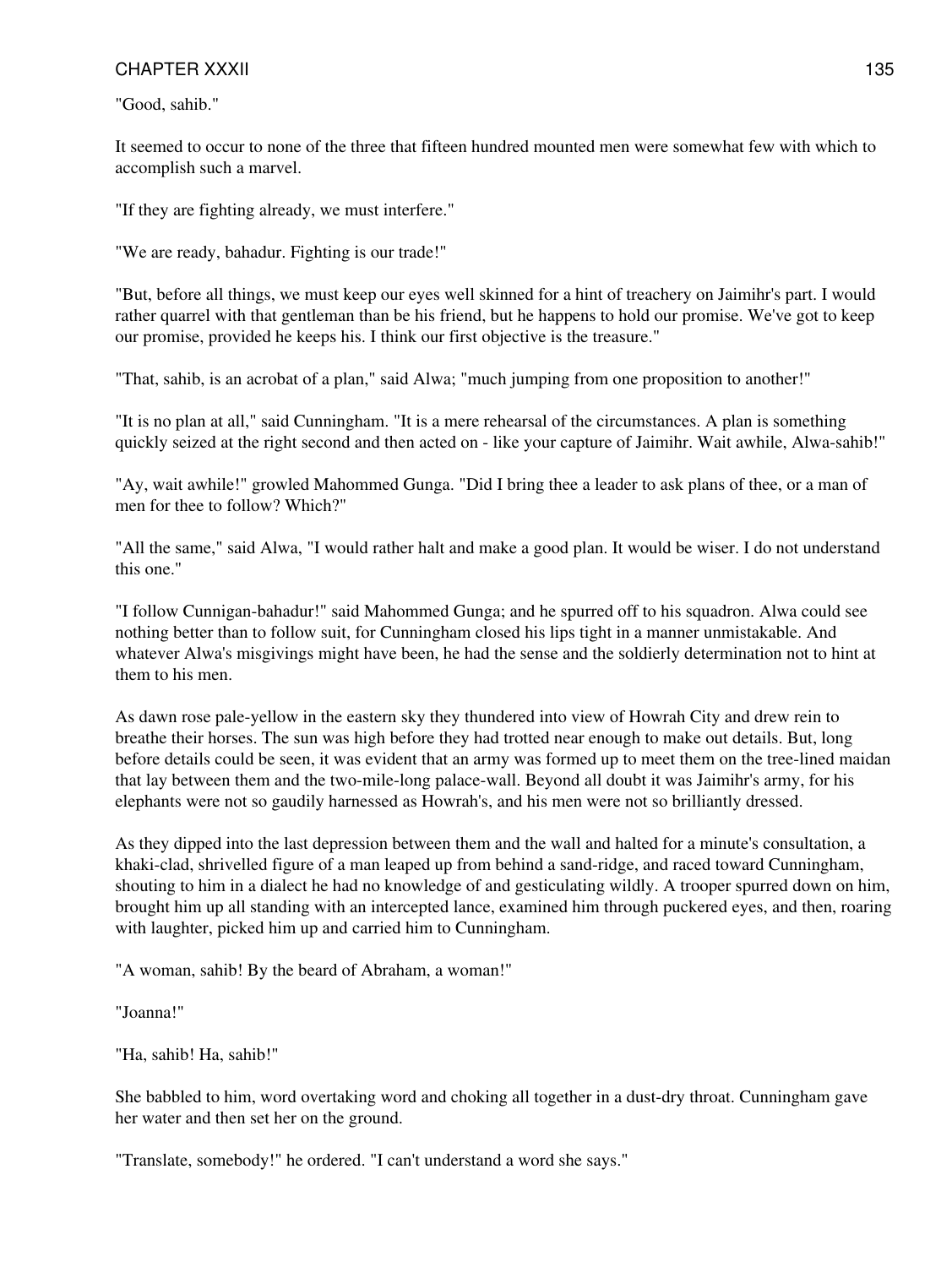"Good, sahib."

It seemed to occur to none of the three that fifteen hundred mounted men were somewhat few with which to accomplish such a marvel.

"If they are fighting already, we must interfere."

"We are ready, bahadur. Fighting is our trade!"

"But, before all things, we must keep our eyes well skinned for a hint of treachery on Jaimihr's part. I would rather quarrel with that gentleman than be his friend, but he happens to hold our promise. We've got to keep our promise, provided he keeps his. I think our first objective is the treasure."

"That, sahib, is an acrobat of a plan," said Alwa; "much jumping from one proposition to another!"

"It is no plan at all," said Cunningham. "It is a mere rehearsal of the circumstances. A plan is something quickly seized at the right second and then acted on - like your capture of Jaimihr. Wait awhile, Alwa-sahib!"

"Ay, wait awhile!" growled Mahommed Gunga. "Did I bring thee a leader to ask plans of thee, or a man of men for thee to follow? Which?"

"All the same," said Alwa, "I would rather halt and make a good plan. It would be wiser. I do not understand this one."

"I follow Cunnigan-bahadur!" said Mahommed Gunga; and he spurred off to his squadron. Alwa could see nothing better than to follow suit, for Cunningham closed his lips tight in a manner unmistakable. And whatever Alwa's misgivings might have been, he had the sense and the soldierly determination not to hint at them to his men.

As dawn rose pale-yellow in the eastern sky they thundered into view of Howrah City and drew rein to breathe their horses. The sun was high before they had trotted near enough to make out details. But, long before details could be seen, it was evident that an army was formed up to meet them on the tree-lined maidan that lay between them and the two-mile-long palace-wall. Beyond all doubt it was Jaimihr's army, for his elephants were not so gaudily harnessed as Howrah's, and his men were not so brilliantly dressed.

As they dipped into the last depression between them and the wall and halted for a minute's consultation, a khaki-clad, shrivelled figure of a man leaped up from behind a sand-ridge, and raced toward Cunningham, shouting to him in a dialect he had no knowledge of and gesticulating wildly. A trooper spurred down on him, brought him up all standing with an intercepted lance, examined him through puckered eyes, and then, roaring with laughter, picked him up and carried him to Cunningham.

"A woman, sahib! By the beard of Abraham, a woman!"

"Joanna!"

"Ha, sahib! Ha, sahib!"

She babbled to him, word overtaking word and choking all together in a dust-dry throat. Cunningham gave her water and then set her on the ground.

"Translate, somebody!" he ordered. "I can't understand a word she says."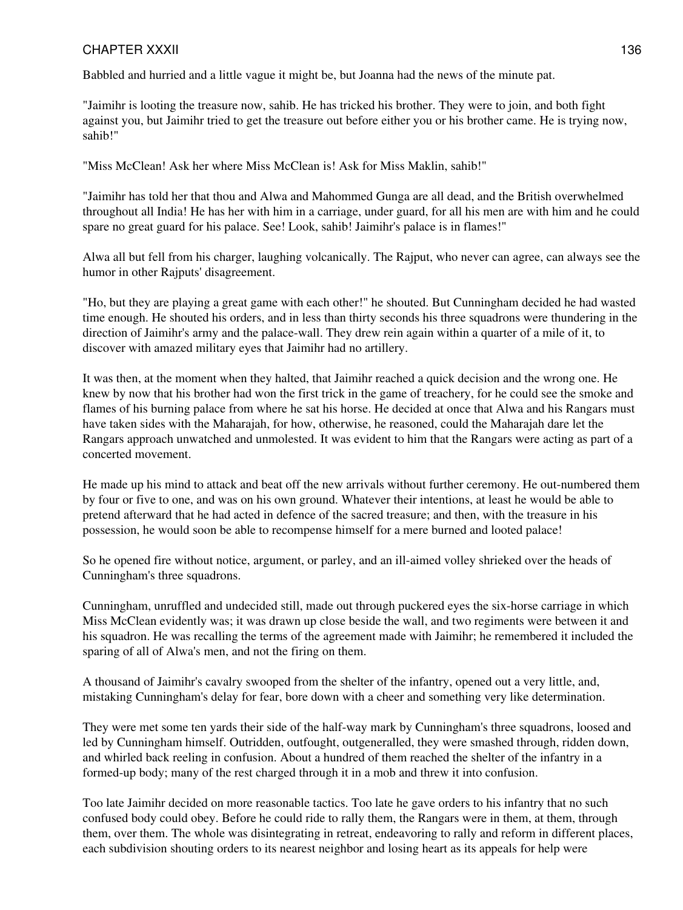Babbled and hurried and a little vague it might be, but Joanna had the news of the minute pat.

"Jaimihr is looting the treasure now, sahib. He has tricked his brother. They were to join, and both fight against you, but Jaimihr tried to get the treasure out before either you or his brother came. He is trying now, sahib!"

"Miss McClean! Ask her where Miss McClean is! Ask for Miss Maklin, sahib!"

"Jaimihr has told her that thou and Alwa and Mahommed Gunga are all dead, and the British overwhelmed throughout all India! He has her with him in a carriage, under guard, for all his men are with him and he could spare no great guard for his palace. See! Look, sahib! Jaimihr's palace is in flames!"

Alwa all but fell from his charger, laughing volcanically. The Rajput, who never can agree, can always see the humor in other Rajputs' disagreement.

"Ho, but they are playing a great game with each other!" he shouted. But Cunningham decided he had wasted time enough. He shouted his orders, and in less than thirty seconds his three squadrons were thundering in the direction of Jaimihr's army and the palace-wall. They drew rein again within a quarter of a mile of it, to discover with amazed military eyes that Jaimihr had no artillery.

It was then, at the moment when they halted, that Jaimihr reached a quick decision and the wrong one. He knew by now that his brother had won the first trick in the game of treachery, for he could see the smoke and flames of his burning palace from where he sat his horse. He decided at once that Alwa and his Rangars must have taken sides with the Maharajah, for how, otherwise, he reasoned, could the Maharajah dare let the Rangars approach unwatched and unmolested. It was evident to him that the Rangars were acting as part of a concerted movement.

He made up his mind to attack and beat off the new arrivals without further ceremony. He out-numbered them by four or five to one, and was on his own ground. Whatever their intentions, at least he would be able to pretend afterward that he had acted in defence of the sacred treasure; and then, with the treasure in his possession, he would soon be able to recompense himself for a mere burned and looted palace!

So he opened fire without notice, argument, or parley, and an ill-aimed volley shrieked over the heads of Cunningham's three squadrons.

Cunningham, unruffled and undecided still, made out through puckered eyes the six-horse carriage in which Miss McClean evidently was; it was drawn up close beside the wall, and two regiments were between it and his squadron. He was recalling the terms of the agreement made with Jaimihr; he remembered it included the sparing of all of Alwa's men, and not the firing on them.

A thousand of Jaimihr's cavalry swooped from the shelter of the infantry, opened out a very little, and, mistaking Cunningham's delay for fear, bore down with a cheer and something very like determination.

They were met some ten yards their side of the half-way mark by Cunningham's three squadrons, loosed and led by Cunningham himself. Outridden, outfought, outgeneralled, they were smashed through, ridden down, and whirled back reeling in confusion. About a hundred of them reached the shelter of the infantry in a formed-up body; many of the rest charged through it in a mob and threw it into confusion.

Too late Jaimihr decided on more reasonable tactics. Too late he gave orders to his infantry that no such confused body could obey. Before he could ride to rally them, the Rangars were in them, at them, through them, over them. The whole was disintegrating in retreat, endeavoring to rally and reform in different places, each subdivision shouting orders to its nearest neighbor and losing heart as its appeals for help were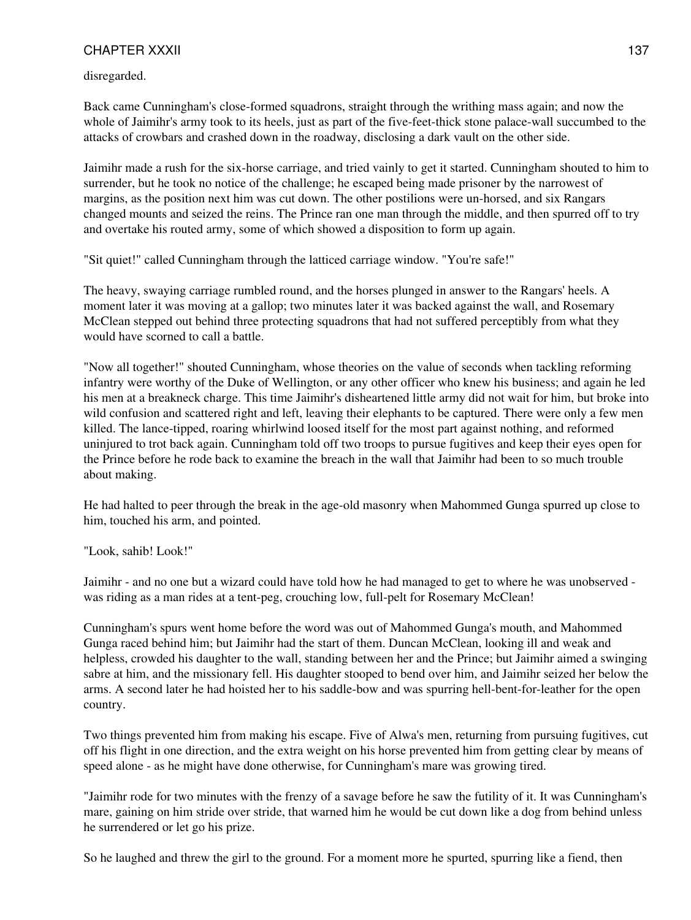disregarded.

Back came Cunningham's close-formed squadrons, straight through the writhing mass again; and now the whole of Jaimihr's army took to its heels, just as part of the five-feet-thick stone palace-wall succumbed to the attacks of crowbars and crashed down in the roadway, disclosing a dark vault on the other side.

Jaimihr made a rush for the six-horse carriage, and tried vainly to get it started. Cunningham shouted to him to surrender, but he took no notice of the challenge; he escaped being made prisoner by the narrowest of margins, as the position next him was cut down. The other postilions were un-horsed, and six Rangars changed mounts and seized the reins. The Prince ran one man through the middle, and then spurred off to try and overtake his routed army, some of which showed a disposition to form up again.

"Sit quiet!" called Cunningham through the latticed carriage window. "You're safe!"

The heavy, swaying carriage rumbled round, and the horses plunged in answer to the Rangars' heels. A moment later it was moving at a gallop; two minutes later it was backed against the wall, and Rosemary McClean stepped out behind three protecting squadrons that had not suffered perceptibly from what they would have scorned to call a battle.

"Now all together!" shouted Cunningham, whose theories on the value of seconds when tackling reforming infantry were worthy of the Duke of Wellington, or any other officer who knew his business; and again he led his men at a breakneck charge. This time Jaimihr's disheartened little army did not wait for him, but broke into wild confusion and scattered right and left, leaving their elephants to be captured. There were only a few men killed. The lance-tipped, roaring whirlwind loosed itself for the most part against nothing, and reformed uninjured to trot back again. Cunningham told off two troops to pursue fugitives and keep their eyes open for the Prince before he rode back to examine the breach in the wall that Jaimihr had been to so much trouble about making.

He had halted to peer through the break in the age-old masonry when Mahommed Gunga spurred up close to him, touched his arm, and pointed.

"Look, sahib! Look!"

Jaimihr - and no one but a wizard could have told how he had managed to get to where he was unobserved - was riding as a man rides at a tent-peg, crouching low, full-pelt for Rosemary McClean!

Cunningham's spurs went home before the word was out of Mahommed Gunga's mouth, and Mahommed Gunga raced behind him; but Jaimihr had the start of them. Duncan McClean, looking ill and weak and helpless, crowded his daughter to the wall, standing between her and the Prince; but Jaimihr aimed a swinging sabre at him, and the missionary fell. His daughter stooped to bend over him, and Jaimihr seized her below the arms. A second later he had hoisted her to his saddle-bow and was spurring hell-bent-for-leather for the open country.

Two things prevented him from making his escape. Five of Alwa's men, returning from pursuing fugitives, cut off his flight in one direction, and the extra weight on his horse prevented him from getting clear by means of speed alone - as he might have done otherwise, for Cunningham's mare was growing tired.

"Jaimihr rode for two minutes with the frenzy of a savage before he saw the futility of it. It was Cunningham's mare, gaining on him stride over stride, that warned him he would be cut down like a dog from behind unless he surrendered or let go his prize.

So he laughed and threw the girl to the ground. For a moment more he spurted, spurring like a fiend, then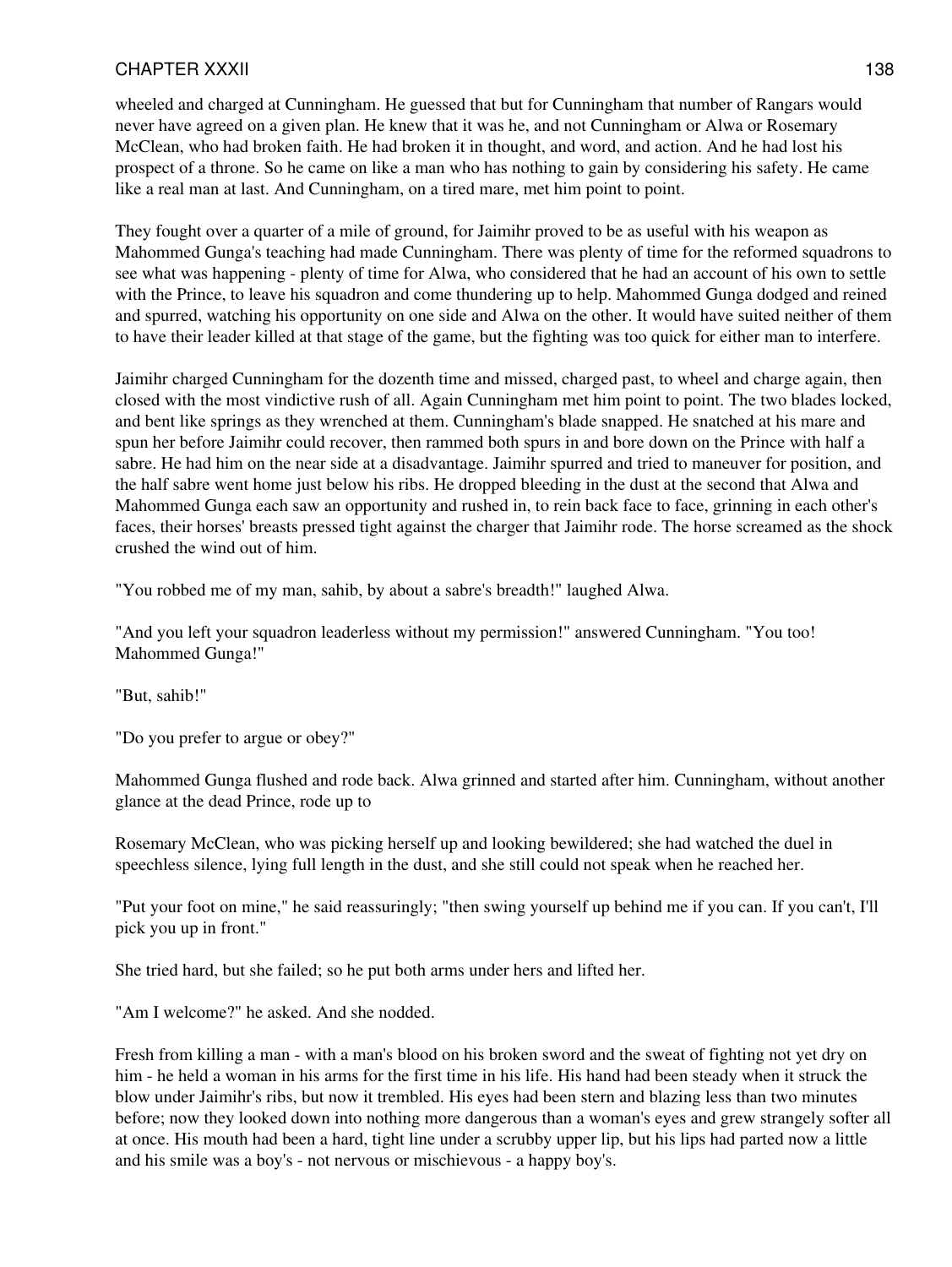wheeled and charged at Cunningham. He guessed that but for Cunningham that number of Rangars would never have agreed on a given plan. He knew that it was he, and not Cunningham or Alwa or Rosemary McClean, who had broken faith. He had broken it in thought, and word, and action. And he had lost his prospect of a throne. So he came on like a man who has nothing to gain by considering his safety. He came like a real man at last. And Cunningham, on a tired mare, met him point to point.

They fought over a quarter of a mile of ground, for Jaimihr proved to be as useful with his weapon as Mahommed Gunga's teaching had made Cunningham. There was plenty of time for the reformed squadrons to see what was happening - plenty of time for Alwa, who considered that he had an account of his own to settle with the Prince, to leave his squadron and come thundering up to help. Mahommed Gunga dodged and reined and spurred, watching his opportunity on one side and Alwa on the other. It would have suited neither of them to have their leader killed at that stage of the game, but the fighting was too quick for either man to interfere.

Jaimihr charged Cunningham for the dozenth time and missed, charged past, to wheel and charge again, then closed with the most vindictive rush of all. Again Cunningham met him point to point. The two blades locked, and bent like springs as they wrenched at them. Cunningham's blade snapped. He snatched at his mare and spun her before Jaimihr could recover, then rammed both spurs in and bore down on the Prince with half a sabre. He had him on the near side at a disadvantage. Jaimihr spurred and tried to maneuver for position, and the half sabre went home just below his ribs. He dropped bleeding in the dust at the second that Alwa and Mahommed Gunga each saw an opportunity and rushed in, to rein back face to face, grinning in each other's faces, their horses' breasts pressed tight against the charger that Jaimihr rode. The horse screamed as the shock crushed the wind out of him.

"You robbed me of my man, sahib, by about a sabre's breadth!" laughed Alwa.

"And you left your squadron leaderless without my permission!" answered Cunningham. "You too! Mahommed Gunga!"

"But, sahib!"

"Do you prefer to argue or obey?"

Mahommed Gunga flushed and rode back. Alwa grinned and started after him. Cunningham, without another glance at the dead Prince, rode up to

Rosemary McClean, who was picking herself up and looking bewildered; she had watched the duel in speechless silence, lying full length in the dust, and she still could not speak when he reached her.

"Put your foot on mine," he said reassuringly; "then swing yourself up behind me if you can. If you can't, I'll pick you up in front."

She tried hard, but she failed; so he put both arms under hers and lifted her.

"Am I welcome?" he asked. And she nodded.

Fresh from killing a man - with a man's blood on his broken sword and the sweat of fighting not yet dry on him - he held a woman in his arms for the first time in his life. His hand had been steady when it struck the blow under Jaimihr's ribs, but now it trembled. His eyes had been stern and blazing less than two minutes before; now they looked down into nothing more dangerous than a woman's eyes and grew strangely softer all at once. His mouth had been a hard, tight line under a scrubby upper lip, but his lips had parted now a little and his smile was a boy's - not nervous or mischievous - a happy boy's.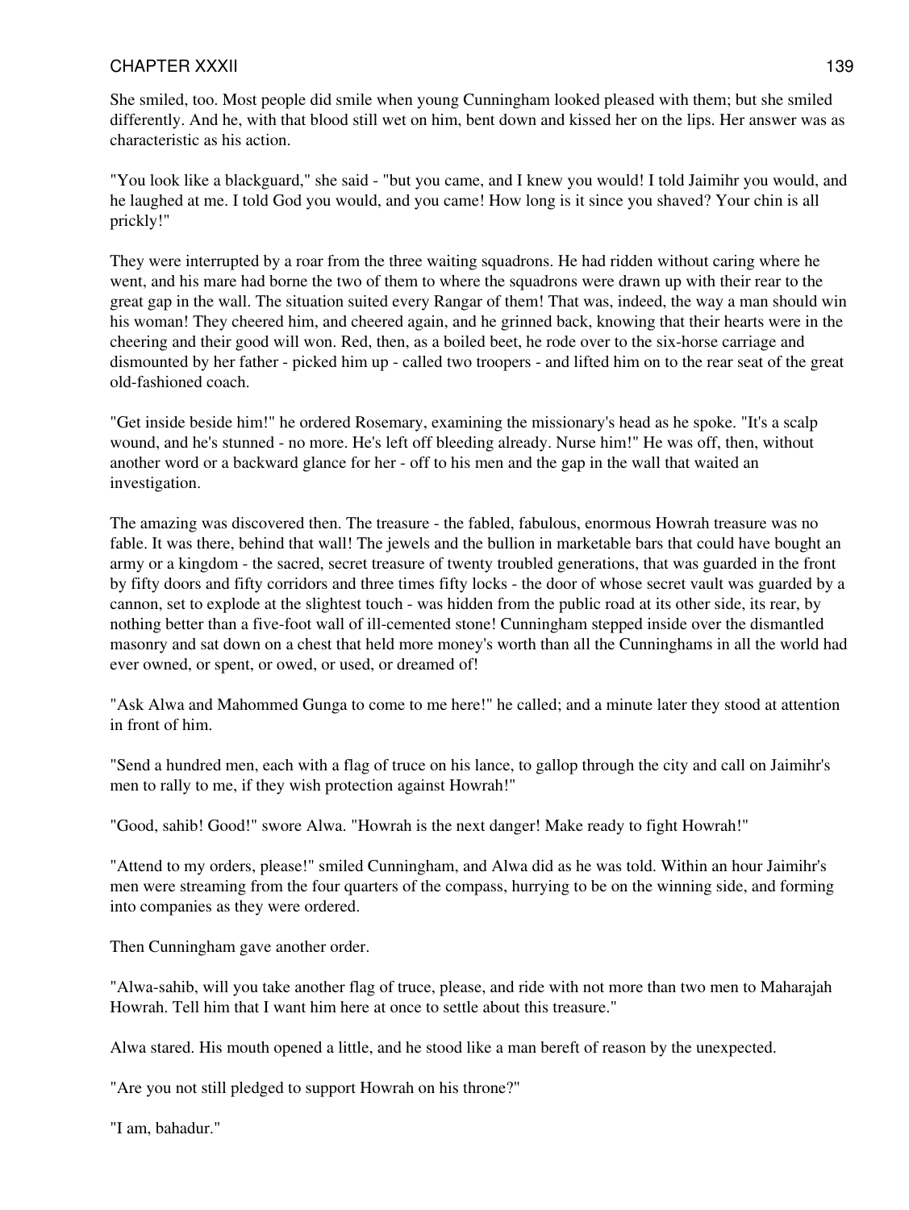She smiled, too. Most people did smile when young Cunningham looked pleased with them; but she smiled differently. And he, with that blood still wet on him, bent down and kissed her on the lips. Her answer was as characteristic as his action.

"You look like a blackguard," she said - "but you came, and I knew you would! I told Jaimihr you would, and he laughed at me. I told God you would, and you came! How long is it since you shaved? Your chin is all prickly!"

They were interrupted by a roar from the three waiting squadrons. He had ridden without caring where he went, and his mare had borne the two of them to where the squadrons were drawn up with their rear to the great gap in the wall. The situation suited every Rangar of them! That was, indeed, the way a man should win his woman! They cheered him, and cheered again, and he grinned back, knowing that their hearts were in the cheering and their good will won. Red, then, as a boiled beet, he rode over to the six-horse carriage and dismounted by her father - picked him up - called two troopers - and lifted him on to the rear seat of the great old-fashioned coach.

"Get inside beside him!" he ordered Rosemary, examining the missionary's head as he spoke. "It's a scalp wound, and he's stunned - no more. He's left off bleeding already. Nurse him!" He was off, then, without another word or a backward glance for her - off to his men and the gap in the wall that waited an investigation.

The amazing was discovered then. The treasure - the fabled, fabulous, enormous Howrah treasure was no fable. It was there, behind that wall! The jewels and the bullion in marketable bars that could have bought an army or a kingdom - the sacred, secret treasure of twenty troubled generations, that was guarded in the front by fifty doors and fifty corridors and three times fifty locks - the door of whose secret vault was guarded by a cannon, set to explode at the slightest touch - was hidden from the public road at its other side, its rear, by nothing better than a five-foot wall of ill-cemented stone! Cunningham stepped inside over the dismantled masonry and sat down on a chest that held more money's worth than all the Cunninghams in all the world had ever owned, or spent, or owed, or used, or dreamed of!

"Ask Alwa and Mahommed Gunga to come to me here!" he called; and a minute later they stood at attention in front of him.

"Send a hundred men, each with a flag of truce on his lance, to gallop through the city and call on Jaimihr's men to rally to me, if they wish protection against Howrah!"

"Good, sahib! Good!" swore Alwa. "Howrah is the next danger! Make ready to fight Howrah!"

"Attend to my orders, please!" smiled Cunningham, and Alwa did as he was told. Within an hour Jaimihr's men were streaming from the four quarters of the compass, hurrying to be on the winning side, and forming into companies as they were ordered.

Then Cunningham gave another order.

"Alwa-sahib, will you take another flag of truce, please, and ride with not more than two men to Maharajah Howrah. Tell him that I want him here at once to settle about this treasure."

Alwa stared. His mouth opened a little, and he stood like a man bereft of reason by the unexpected.

"Are you not still pledged to support Howrah on his throne?"

"I am, bahadur."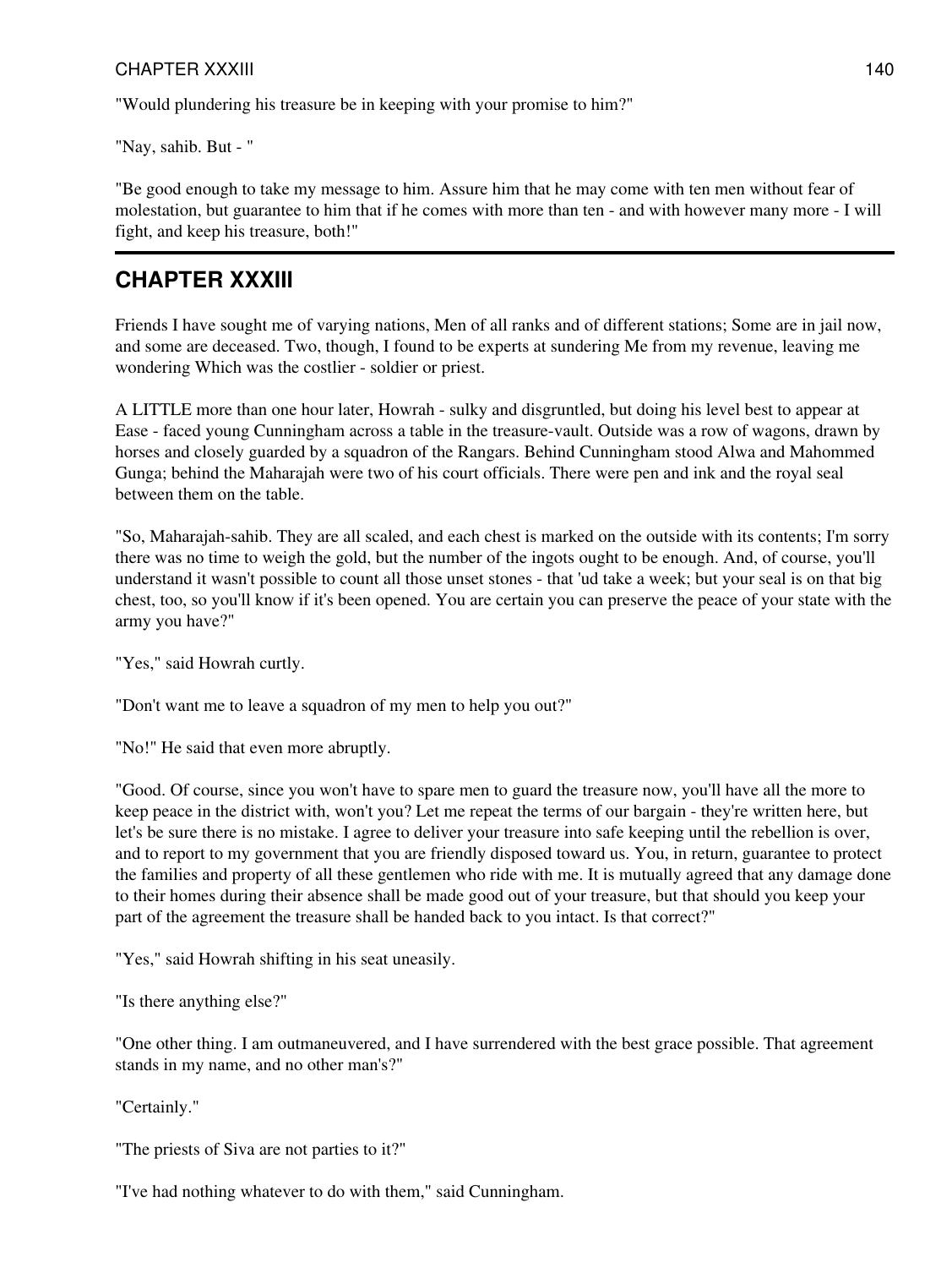"Would plundering his treasure be in keeping with your promise to him?"

"Nay, sahib. But - "

"Be good enough to take my message to him. Assure him that he may come with ten men without fear of molestation, but guarantee to him that if he comes with more than ten - and with however many more - I will fight, and keep his treasure, both!"

---

## CHAPTER XXXIII

Friends I have sought me of varying nations, Men of all ranks and of different stations; Some are in jail now, and some are deceased. Two, though, I found to be experts at sundering Me from my revenue, leaving me wondering Which was the costlier - soldier or priest.

A LITTLE more than one hour later, Howrah - sulky and disgruntled, but doing his level best to appear at Ease - faced young Cunningham across a table in the treasure-vault. Outside was a row of wagons, drawn by horses and closely guarded by a squadron of the Rangars. Behind Cunningham stood Alwa and Mahommed Gunga; behind the Maharajah were two of his court officials. There were pen and ink and the royal seal between them on the table.

"So, Maharajah-sahib. They are all scaled, and each chest is marked on the outside with its contents; I'm sorry there was no time to weigh the gold, but the number of the ingots ought to be enough. And, of course, you'll understand it wasn't possible to count all those unset stones - that 'ud take a week; but your seal is on that big chest, too, so you'll know if it's been opened. You are certain you can preserve the peace of your state with the army you have?"

"Yes," said Howrah curtly.

"Don't want me to leave a squadron of my men to help you out?"

"No!" He said that even more abruptly.

"Good. Of course, since you won't have to spare men to guard the treasure now, you'll have all the more to keep peace in the district with, won't you? Let me repeat the terms of our bargain - they're written here, but let's be sure there is no mistake. I agree to deliver your treasure into safe keeping until the rebellion is over, and to report to my government that you are friendly disposed toward us. You, in return, guarantee to protect the families and property of all these gentlemen who ride with me. It is mutually agreed that any damage done to their homes during their absence shall be made good out of your treasure, but that should you keep your part of the agreement the treasure shall be handed back to you intact. Is that correct?"

"Yes," said Howrah shifting in his seat uneasily.

"Is there anything else?"

"One other thing. I am outmaneuvered, and I have surrendered with the best grace possible. That agreement stands in my name, and no other man's?"

"Certainly."

"The priests of Siva are not parties to it?"

"I've had nothing whatever to do with them," said Cunningham.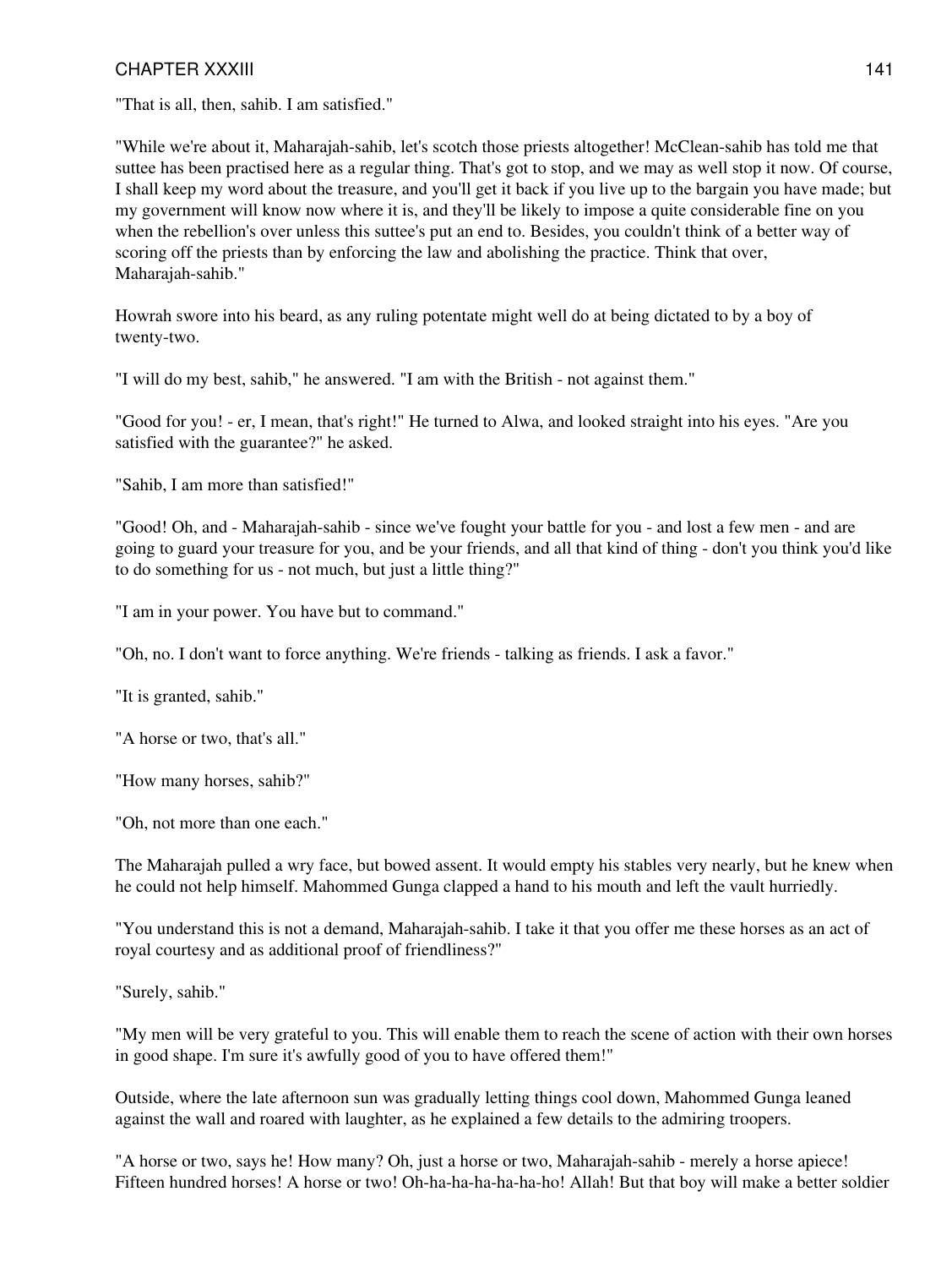"That is all, then, sahib. I am satisfied."

"While we're about it, Maharajah-sahib, let's scotch those priests altogether! McClean-sahib has told me that suttee has been practised here as a regular thing. That's got to stop, and we may as well stop it now. Of course, I shall keep my word about the treasure, and you'll get it back if you live up to the bargain you have made; but my government will know now where it is, and they'll be likely to impose a quite considerable fine on you when the rebellion's over unless this suttee's put an end to. Besides, you couldn't think of a better way of scoring off the priests than by enforcing the law and abolishing the practice. Think that over, Maharajah-sahib."

Howrah swore into his beard, as any ruling potentate might well do at being dictated to by a boy of twenty-two.

"I will do my best, sahib," he answered. "I am with the British - not against them."

"Good for you! - er, I mean, that's right!" He turned to Alwa, and looked straight into his eyes. "Are you satisfied with the guarantee?" he asked.

"Sahib, I am more than satisfied!"

"Good! Oh, and - Maharajah-sahib - since we've fought your battle for you - and lost a few men - and are going to guard your treasure for you, and be your friends, and all that kind of thing - don't you think you'd like to do something for us - not much, but just a little thing?"

"I am in your power. You have but to command."

"Oh, no. I don't want to force anything. We're friends - talking as friends. I ask a favor."

"It is granted, sahib."

"A horse or two, that's all."

"How many horses, sahib?"

"Oh, not more than one each."

The Maharajah pulled a wry face, but bowed assent. It would empty his stables very nearly, but he knew when he could not help himself. Mahommed Gunga clapped a hand to his mouth and left the vault hurriedly.

"You understand this is not a demand, Maharajah-sahib. I take it that you offer me these horses as an act of royal courtesy and as additional proof of friendliness?"

"Surely, sahib."

"My men will be very grateful to you. This will enable them to reach the scene of action with their own horses in good shape. I'm sure it's awfully good of you to have offered them!"

Outside, where the late afternoon sun was gradually letting things cool down, Mahommed Gunga leaned against the wall and roared with laughter, as he explained a few details to the admiring troopers.

"A horse or two, says he! How many? Oh, just a horse or two, Maharajah-sahib - merely a horse apiece! Fifteen hundred horses! A horse or two! Oh-ha-ha-ha-ha-ha-ho! Allah! But that boy will make a better soldier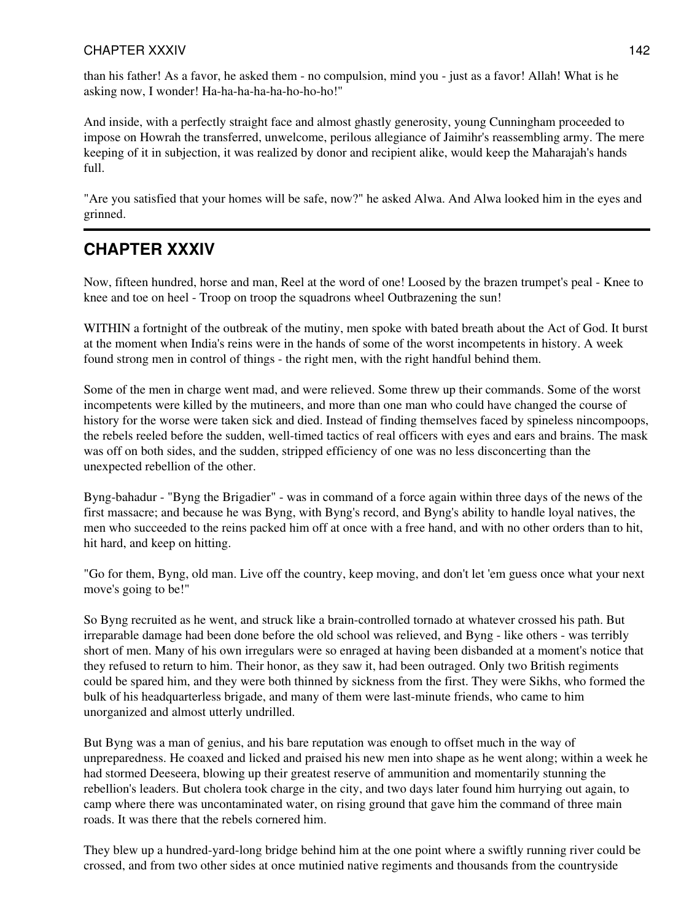than his father! As a favor, he asked them - no compulsion, mind you - just as a favor! Allah! What is he asking now, I wonder! Ha-ha-ha-ha-ha-ho-ho-ho!"

And inside, with a perfectly straight face and almost ghastly generosity, young Cunningham proceeded to impose on Howrah the transferred, unwelcome, perilous allegiance of Jaimihr's reassembling army. The mere keeping of it in subjection, it was realized by donor and recipient alike, would keep the Maharajah's hands full.

"Are you satisfied that your homes will be safe, now?" he asked Alwa. And Alwa looked him in the eyes and grinned.

---

## CHAPTER XXXIV

Now, fifteen hundred, horse and man, Reel at the word of one! Loosed by the brazen trumpet's peal - Knee to knee and toe on heel - Troop on troop the squadrons wheel Outbrazening the sun!

WITHIN a fortnight of the outbreak of the mutiny, men spoke with bated breath about the Act of God. It burst at the moment when India's reins were in the hands of some of the worst incompetents in history. A week found strong men in control of things - the right men, with the right handful behind them.

Some of the men in charge went mad, and were relieved. Some threw up their commands. Some of the worst incompetents were killed by the mutineers, and more than one man who could have changed the course of history for the worse were taken sick and died. Instead of finding themselves faced by spineless nincompoops, the rebels reeled before the sudden, well-timed tactics of real officers with eyes and ears and brains. The mask was off on both sides, and the sudden, stripped efficiency of one was no less disconcerting than the unexpected rebellion of the other.

Byng-bahadur - "Byng the Brigadier" - was in command of a force again within three days of the news of the first massacre; and because he was Byng, with Byng's record, and Byng's ability to handle loyal natives, the men who succeeded to the reins packed him off at once with a free hand, and with no other orders than to hit, hit hard, and keep on hitting.

"Go for them, Byng, old man. Live off the country, keep moving, and don't let 'em guess once what your next move's going to be!"

So Byng recruited as he went, and struck like a brain-controlled tornado at whatever crossed his path. But irreparable damage had been done before the old school was relieved, and Byng - like others - was terribly short of men. Many of his own irregulars were so enraged at having been disbanded at a moment's notice that they refused to return to him. Their honor, as they saw it, had been outraged. Only two British regiments could be spared him, and they were both thinned by sickness from the first. They were Sikhs, who formed the bulk of his headquarterless brigade, and many of them were last-minute friends, who came to him unorganized and almost utterly undrilled.

But Byng was a man of genius, and his bare reputation was enough to offset much in the way of unpreparedness. He coaxed and licked and praised his new men into shape as he went along; within a week he had stormed Deeseera, blowing up their greatest reserve of ammunition and momentarily stunning the rebellion's leaders. But cholera took charge in the city, and two days later found him hurrying out again, to camp where there was uncontaminated water, on rising ground that gave him the command of three main roads. It was there that the rebels cornered him.

They blew up a hundred-yard-long bridge behind him at the one point where a swiftly running river could be crossed, and from two other sides at once mutinied native regiments and thousands from the countryside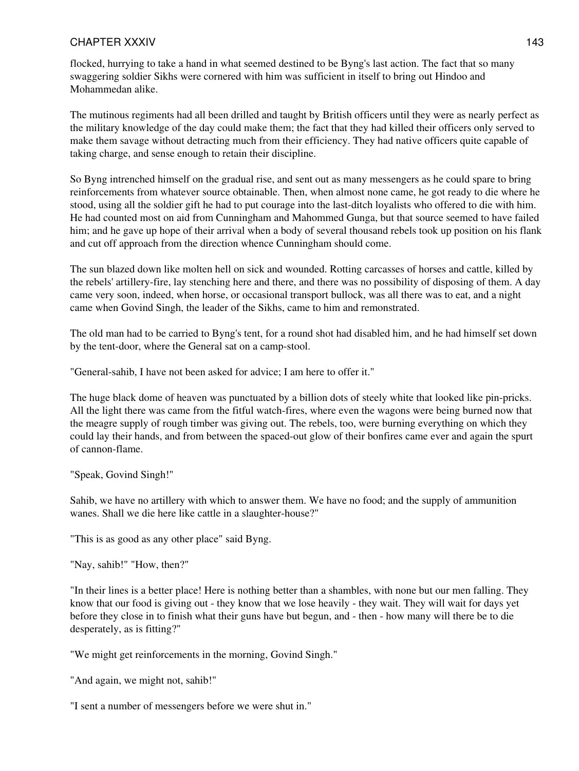flocked, hurrying to take a hand in what seemed destined to be Byng's last action. The fact that so many swaggering soldier Sikhs were cornered with him was sufficient in itself to bring out Hindoo and Mohammedan alike.

The mutinous regiments had all been drilled and taught by British officers until they were as nearly perfect as the military knowledge of the day could make them; the fact that they had killed their officers only served to make them savage without detracting much from their efficiency. They had native officers quite capable of taking charge, and sense enough to retain their discipline.

So Byng intrenched himself on the gradual rise, and sent out as many messengers as he could spare to bring reinforcements from whatever source obtainable. Then, when almost none came, he got ready to die where he stood, using all the soldier gift he had to put courage into the last-ditch loyalists who offered to die with him. He had counted most on aid from Cunningham and Mahommed Gunga, but that source seemed to have failed him; and he gave up hope of their arrival when a body of several thousand rebels took up position on his flank and cut off approach from the direction whence Cunningham should come.

The sun blazed down like molten hell on sick and wounded. Rotting carcasses of horses and cattle, killed by the rebels' artillery-fire, lay stenching here and there, and there was no possibility of disposing of them. A day came very soon, indeed, when horse, or occasional transport bullock, was all there was to eat, and a night came when Govind Singh, the leader of the Sikhs, came to him and remonstrated.

The old man had to be carried to Byng's tent, for a round shot had disabled him, and he had himself set down by the tent-door, where the General sat on a camp-stool.

"General-sahib, I have not been asked for advice; I am here to offer it."

The huge black dome of heaven was punctuated by a billion dots of steely white that looked like pin-pricks. All the light there was came from the fitful watch-fires, where even the wagons were being burned now that the meagre supply of rough timber was giving out. The rebels, too, were burning everything on which they could lay their hands, and from between the spaced-out glow of their bonfires came ever and again the spurt of cannon-flame.

"Speak, Govind Singh!"

Sahib, we have no artillery with which to answer them. We have no food; and the supply of ammunition wanes. Shall we die here like cattle in a slaughter-house?"

"This is as good as any other place" said Byng.

"Nay, sahib!" "How, then?"

"In their lines is a better place! Here is nothing better than a shambles, with none but our men falling. They know that our food is giving out - they know that we lose heavily - they wait. They will wait for days yet before they close in to finish what their guns have but begun, and - then - how many will there be to die desperately, as is fitting?"

"We might get reinforcements in the morning, Govind Singh."

"And again, we might not, sahib!"

"I sent a number of messengers before we were shut in."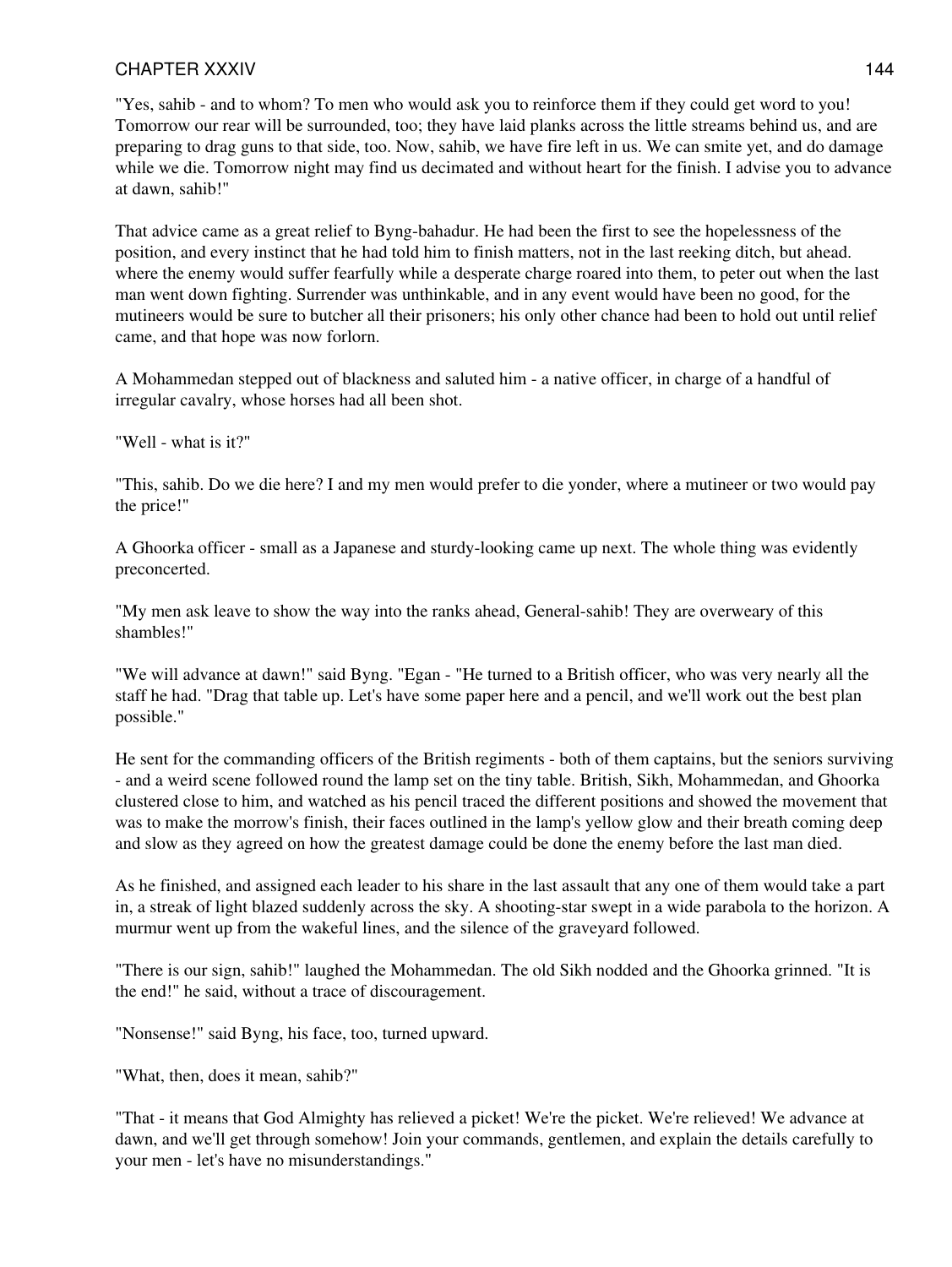"Yes, sahib - and to whom? To men who would ask you to reinforce them if they could get word to you! Tomorrow our rear will be surrounded, too; they have laid planks across the little streams behind us, and are preparing to drag guns to that side, too. Now, sahib, we have fire left in us. We can smite yet, and do damage while we die. Tomorrow night may find us decimated and without heart for the finish. I advise you to advance at dawn, sahib!"

That advice came as a great relief to Byng-bahadur. He had been the first to see the hopelessness of the position, and every instinct that he had told him to finish matters, not in the last reeking ditch, but ahead. where the enemy would suffer fearfully while a desperate charge roared into them, to peter out when the last man went down fighting. Surrender was unthinkable, and in any event would have been no good, for the mutineers would be sure to butcher all their prisoners; his only other chance had been to hold out until relief came, and that hope was now forlorn.

A Mohammedan stepped out of blackness and saluted him - a native officer, in charge of a handful of irregular cavalry, whose horses had all been shot.

"Well - what is it?"

"This, sahib. Do we die here? I and my men would prefer to die yonder, where a mutineer or two would pay the price!"

A Ghoorka officer - small as a Japanese and sturdy-looking came up next. The whole thing was evidently preconcerted.

"My men ask leave to show the way into the ranks ahead, General-sahib! They are overweary of this shambles!"

"We will advance at dawn!" said Byng. "Egan - "He turned to a British officer, who was very nearly all the staff he had. "Drag that table up. Let's have some paper here and a pencil, and we'll work out the best plan possible."

He sent for the commanding officers of the British regiments - both of them captains, but the seniors surviving - and a weird scene followed round the lamp set on the tiny table. British, Sikh, Mohammedan, and Ghoorka clustered close to him, and watched as his pencil traced the different positions and showed the movement that was to make the morrow's finish, their faces outlined in the lamp's yellow glow and their breath coming deep and slow as they agreed on how the greatest damage could be done the enemy before the last man died.

As he finished, and assigned each leader to his share in the last assault that any one of them would take a part in, a streak of light blazed suddenly across the sky. A shooting-star swept in a wide parabola to the horizon. A murmur went up from the wakeful lines, and the silence of the graveyard followed.

"There is our sign, sahib!" laughed the Mohammedan. The old Sikh nodded and the Ghoorka grinned. "It is the end!" he said, without a trace of discouragement.

"Nonsense!" said Byng, his face, too, turned upward.

"What, then, does it mean, sahib?"

"That - it means that God Almighty has relieved a picket! We're the picket. We're relieved! We advance at dawn, and we'll get through somehow! Join your commands, gentlemen, and explain the details carefully to your men - let's have no misunderstandings."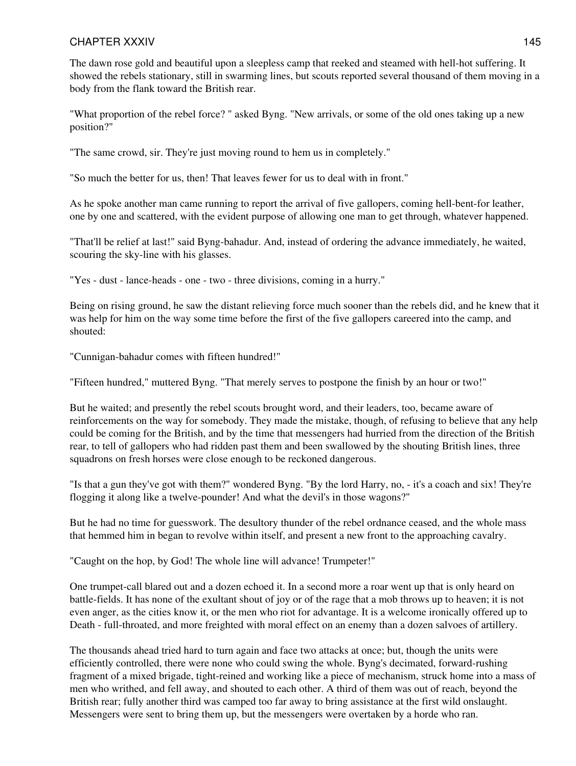The dawn rose gold and beautiful upon a sleepless camp that reeked and steamed with hell-hot suffering. It showed the rebels stationary, still in swarming lines, but scouts reported several thousand of them moving in a body from the flank toward the British rear.

"What proportion of the rebel force? " asked Byng. "New arrivals, or some of the old ones taking up a new position?"

"The same crowd, sir. They're just moving round to hem us in completely."

"So much the better for us, then! That leaves fewer for us to deal with in front."

As he spoke another man came running to report the arrival of five gallopers, coming hell-bent-for leather, one by one and scattered, with the evident purpose of allowing one man to get through, whatever happened.

"That'll be relief at last!" said Byng-bahadur. And, instead of ordering the advance immediately, he waited, scouring the sky-line with his glasses.

"Yes - dust - lance-heads - one - two - three divisions, coming in a hurry."

Being on rising ground, he saw the distant relieving force much sooner than the rebels did, and he knew that it was help for him on the way some time before the first of the five gallopers careered into the camp, and shouted:

"Cunnigan-bahadur comes with fifteen hundred!"

"Fifteen hundred," muttered Byng. "That merely serves to postpone the finish by an hour or two!"

But he waited; and presently the rebel scouts brought word, and their leaders, too, became aware of reinforcements on the way for somebody. They made the mistake, though, of refusing to believe that any help could be coming for the British, and by the time that messengers had hurried from the direction of the British rear, to tell of gallopers who had ridden past them and been swallowed by the shouting British lines, three squadrons on fresh horses were close enough to be reckoned dangerous.

"Is that a gun they've got with them?" wondered Byng. "By the lord Harry, no, - it's a coach and six! They're flogging it along like a twelve-pounder! And what the devil's in those wagons?"

But he had no time for guesswork. The desultory thunder of the rebel ordnance ceased, and the whole mass that hemmed him in began to revolve within itself, and present a new front to the approaching cavalry.

"Caught on the hop, by God! The whole line will advance! Trumpeter!"

One trumpet-call blared out and a dozen echoed it. In a second more a roar went up that is only heard on battle-fields. It has none of the exultant shout of joy or of the rage that a mob throws up to heaven; it is not even anger, as the cities know it, or the men who riot for advantage. It is a welcome ironically offered up to Death - full-throated, and more freighted with moral effect on an enemy than a dozen salvoes of artillery.

The thousands ahead tried hard to turn again and face two attacks at once; but, though the units were efficiently controlled, there were none who could swing the whole. Byng's decimated, forward-rushing fragment of a mixed brigade, tight-reined and working like a piece of mechanism, struck home into a mass of men who writhed, and fell away, and shouted to each other. A third of them was out of reach, beyond the British rear; fully another third was camped too far away to bring assistance at the first wild onslaught. Messengers were sent to bring them up, but the messengers were overtaken by a horde who ran.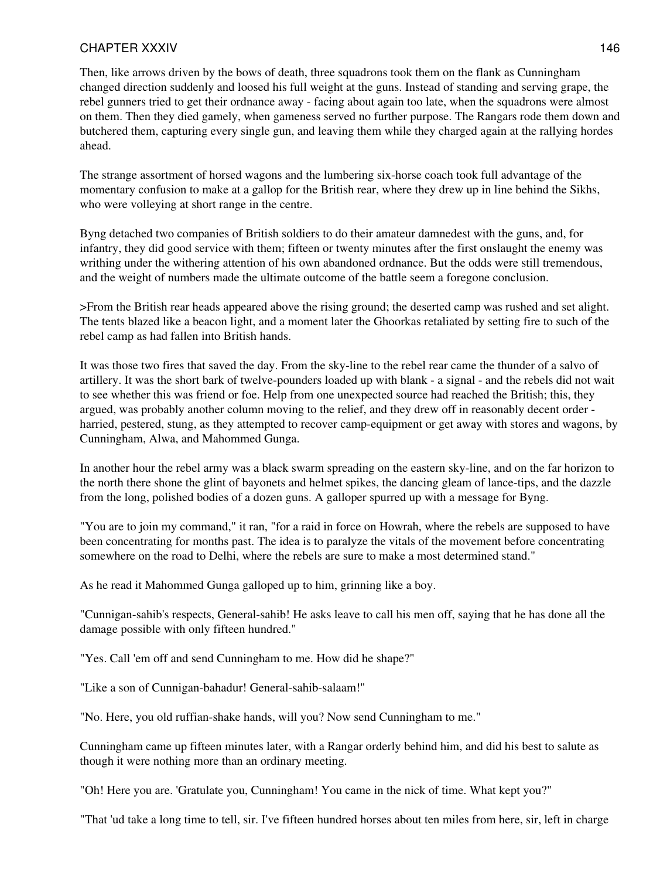Then, like arrows driven by the bows of death, three squadrons took them on the flank as Cunningham changed direction suddenly and loosed his full weight at the guns. Instead of standing and serving grape, the rebel gunners tried to get their ordnance away - facing about again too late, when the squadrons were almost on them. Then they died gamely, when gameness served no further purpose. The Rangars rode them down and butchered them, capturing every single gun, and leaving them while they charged again at the rallying hordes ahead.

The strange assortment of horsed wagons and the lumbering six-horse coach took full advantage of the momentary confusion to make at a gallop for the British rear, where they drew up in line behind the Sikhs, who were volleying at short range in the centre.

Byng detached two companies of British soldiers to do their amateur damnedest with the guns, and, for infantry, they did good service with them; fifteen or twenty minutes after the first onslaught the enemy was writhing under the withering attention of his own abandoned ordnance. But the odds were still tremendous, and the weight of numbers made the ultimate outcome of the battle seem a foregone conclusion.

>From the British rear heads appeared above the rising ground; the deserted camp was rushed and set alight. The tents blazed like a beacon light, and a moment later the Ghoorkas retaliated by setting fire to such of the rebel camp as had fallen into British hands.

It was those two fires that saved the day. From the sky-line to the rebel rear came the thunder of a salvo of artillery. It was the short bark of twelve-pounders loaded up with blank - a signal - and the rebels did not wait to see whether this was friend or foe. Help from one unexpected source had reached the British; this, they argued, was probably another column moving to the relief, and they drew off in reasonably decent order - harried, pestered, stung, as they attempted to recover camp-equipment or get away with stores and wagons, by Cunningham, Alwa, and Mahommed Gunga.

In another hour the rebel army was a black swarm spreading on the eastern sky-line, and on the far horizon to the north there shone the glint of bayonets and helmet spikes, the dancing gleam of lance-tips, and the dazzle from the long, polished bodies of a dozen guns. A galloper spurred up with a message for Byng.

"You are to join my command," it ran, "for a raid in force on Howrah, where the rebels are supposed to have been concentrating for months past. The idea is to paralyze the vitals of the movement before concentrating somewhere on the road to Delhi, where the rebels are sure to make a most determined stand."

As he read it Mahommed Gunga galloped up to him, grinning like a boy.

"Cunnigan-sahib's respects, General-sahib! He asks leave to call his men off, saying that he has done all the damage possible with only fifteen hundred."

"Yes. Call 'em off and send Cunningham to me. How did he shape?"

"Like a son of Cunnigan-bahadur! General-sahib-salaam!"

"No. Here, you old ruffian-shake hands, will you? Now send Cunningham to me."

Cunningham came up fifteen minutes later, with a Rangar orderly behind him, and did his best to salute as though it were nothing more than an ordinary meeting.

"Oh! Here you are. 'Gratulate you, Cunningham! You came in the nick of time. What kept you?"

"That 'ud take a long time to tell, sir. I've fifteen hundred horses about ten miles from here, sir, left in charge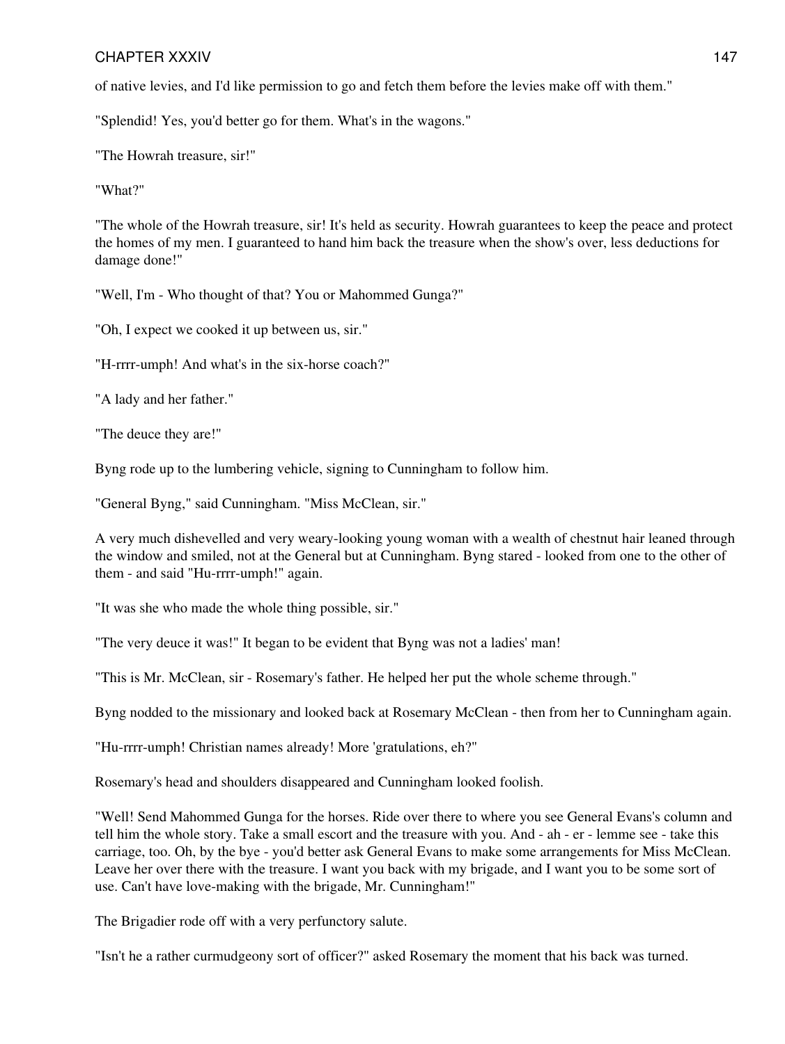of native levies, and I'd like permission to go and fetch them before the levies make off with them."

"Splendid! Yes, you'd better go for them. What's in the wagons."

"The Howrah treasure, sir!"

"What?"

"The whole of the Howrah treasure, sir! It's held as security. Howrah guarantees to keep the peace and protect the homes of my men. I guaranteed to hand him back the treasure when the show's over, less deductions for damage done!"

"Well, I'm - Who thought of that? You or Mahommed Gunga?"

"Oh, I expect we cooked it up between us, sir."

"H-rrrr-umph! And what's in the six-horse coach?"

"A lady and her father."

"The deuce they are!"

Byng rode up to the lumbering vehicle, signing to Cunningham to follow him.

"General Byng," said Cunningham. "Miss McClean, sir."

A very much dishevelled and very weary-looking young woman with a wealth of chestnut hair leaned through the window and smiled, not at the General but at Cunningham. Byng stared - looked from one to the other of them - and said "Hu-rrrr-umph!" again.

"It was she who made the whole thing possible, sir."

"The very deuce it was!" It began to be evident that Byng was not a ladies' man!

"This is Mr. McClean, sir - Rosemary's father. He helped her put the whole scheme through."

Byng nodded to the missionary and looked back at Rosemary McClean - then from her to Cunningham again.

"Hu-rrrr-umph! Christian names already! More 'gratulations, eh?"

Rosemary's head and shoulders disappeared and Cunningham looked foolish.

"Well! Send Mahommed Gunga for the horses. Ride over there to where you see General Evans's column and tell him the whole story. Take a small escort and the treasure with you. And - ah - er - lemme see - take this carriage, too. Oh, by the bye - you'd better ask General Evans to make some arrangements for Miss McClean. Leave her over there with the treasure. I want you back with my brigade, and I want you to be some sort of use. Can't have love-making with the brigade, Mr. Cunningham!"

The Brigadier rode off with a very perfunctory salute.

"Isn't he a rather curmudgeony sort of officer?" asked Rosemary the moment that his back was turned.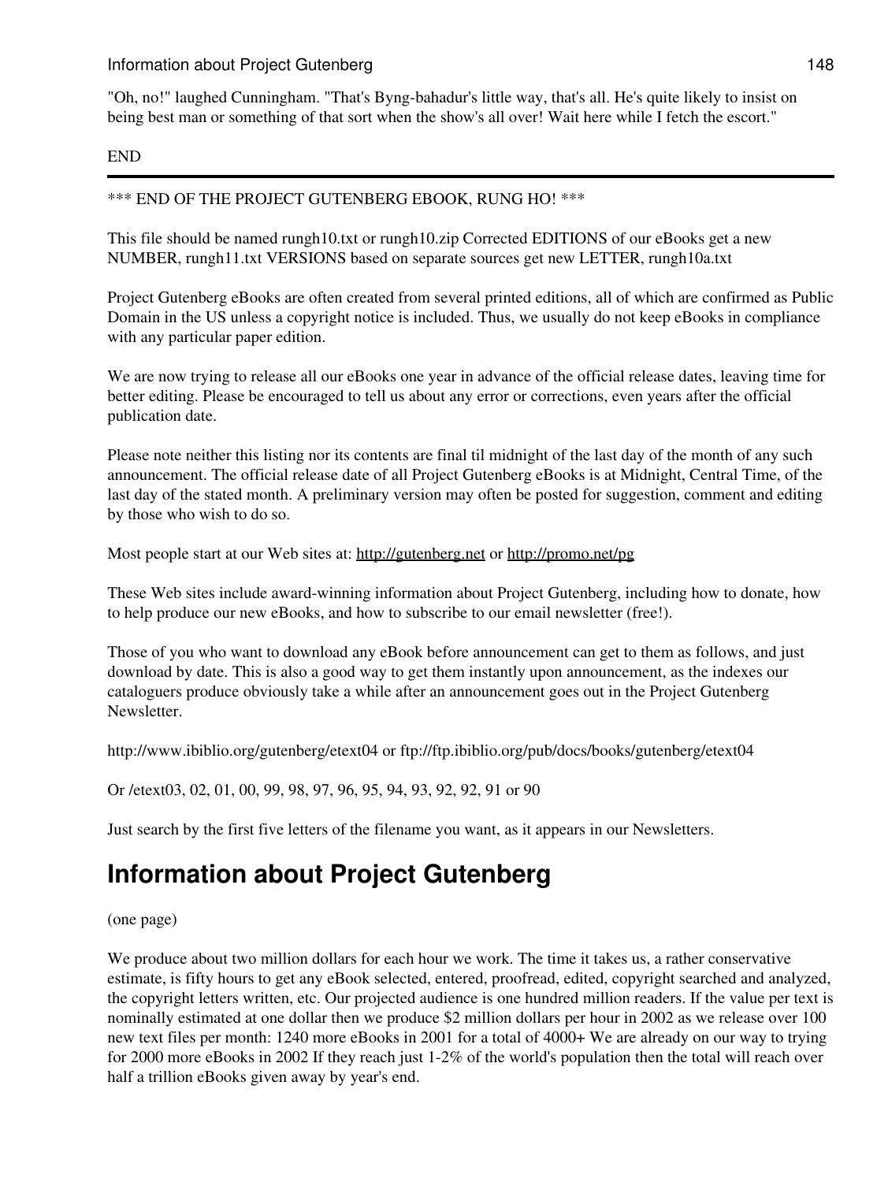"Oh, no!" laughed Cunningham. "That's Byng-bahadur's little way, that's all. He's quite likely to insist on being best man or something of that sort when the show's all over! Wait here while I fetch the escort."

END

---

*** END OF THE PROJECT GUTENBERG EBOOK, RUNG HO! ***

This file should be named rungh10.txt or rungh10.zip Corrected EDITIONS of our eBooks get a new NUMBER, rungh11.txt VERSIONS based on separate sources get new LETTER, rungh10a.txt

Project Gutenberg eBooks are often created from several printed editions, all of which are confirmed as Public Domain in the US unless a copyright notice is included. Thus, we usually do not keep eBooks in compliance with any particular paper edition.

We are now trying to release all our eBooks one year in advance of the official release dates, leaving time for better editing. Please be encouraged to tell us about any error or corrections, even years after the official publication date.

Please note neither this listing nor its contents are final til midnight of the last day of the month of any such announcement. The official release date of all Project Gutenberg eBooks is at Midnight, Central Time, of the last day of the stated month. A preliminary version may often be posted for suggestion, comment and editing by those who wish to do so.

Most people start at our Web sites at: http://gutenberg.net or http://promo.net/pg

These Web sites include award-winning information about Project Gutenberg, including how to donate, how to help produce our new eBooks, and how to subscribe to our email newsletter (free!).

Those of you who want to download any eBook before announcement can get to them as follows, and just download by date. This is also a good way to get them instantly upon announcement, as the indexes our cataloguers produce obviously take a while after an announcement goes out in the Project Gutenberg Newsletter.

http://www.ibiblio.org/gutenberg/etext04 or ftp://ftp.ibiblio.org/pub/docs/books/gutenberg/etext04

Or /etext03, 02, 01, 00, 99, 98, 97, 96, 95, 94, 93, 92, 92, 91 or 90

Just search by the first five letters of the filename you want, as it appears in our Newsletters.

# Information about Project Gutenberg

(one page)

We produce about two million dollars for each hour we work. The time it takes us, a rather conservative estimate, is fifty hours to get any eBook selected, entered, proofread, edited, copyright searched and analyzed, the copyright letters written, etc. Our projected audience is one hundred million readers. If the value per text is nominally estimated at one dollar then we produce $2 million dollars per hour in 2002 as we release over 100 new text files per month: 1240 more eBooks in 2001 for a total of 4000+ We are already on our way to trying for 2000 more eBooks in 2002 If they reach just 1-2% of the world's population then the total will reach over half a trillion eBooks given away by year's end.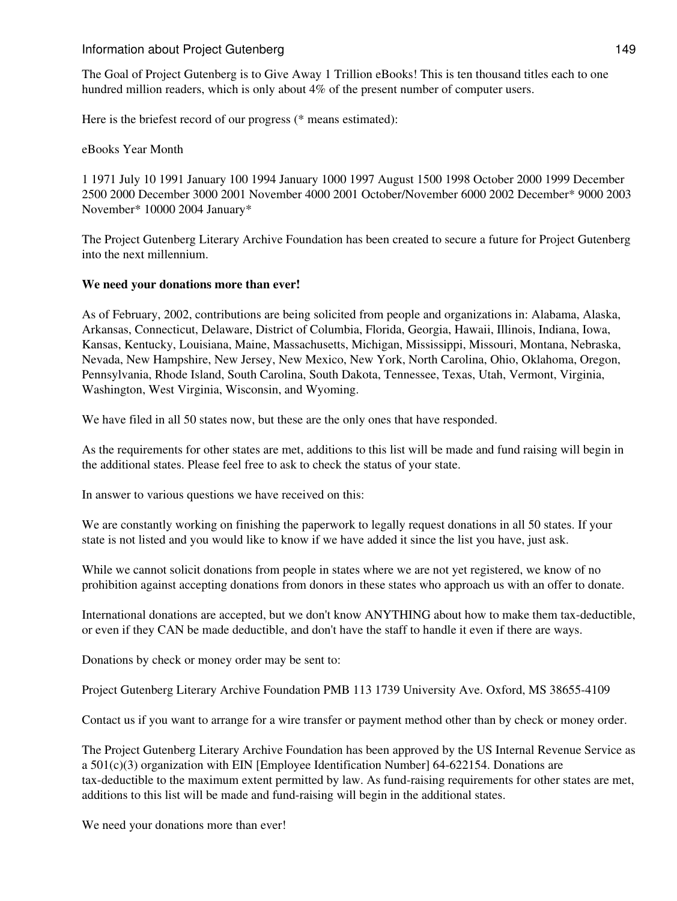The Goal of Project Gutenberg is to Give Away 1 Trillion eBooks! This is ten thousand titles each to one hundred million readers, which is only about 4% of the present number of computer users.

Here is the briefest record of our progress (* means estimated):

eBooks Year Month

1 1971 July 10 1991 January 100 1994 January 1000 1997 August 1500 1998 October 2000 1999 December 2500 2000 December 3000 2001 November 4000 2001 October/November 6000 2002 December* 9000 2003 November* 10000 2004 January*

The Project Gutenberg Literary Archive Foundation has been created to secure a future for Project Gutenberg into the next millennium.

**We need your donations more than ever!**

As of February, 2002, contributions are being solicited from people and organizations in: Alabama, Alaska, Arkansas, Connecticut, Delaware, District of Columbia, Florida, Georgia, Hawaii, Illinois, Indiana, Iowa, Kansas, Kentucky, Louisiana, Maine, Massachusetts, Michigan, Mississippi, Missouri, Montana, Nebraska, Nevada, New Hampshire, New Jersey, New Mexico, New York, North Carolina, Ohio, Oklahoma, Oregon, Pennsylvania, Rhode Island, South Carolina, South Dakota, Tennessee, Texas, Utah, Vermont, Virginia, Washington, West Virginia, Wisconsin, and Wyoming.

We have filed in all 50 states now, but these are the only ones that have responded.

As the requirements for other states are met, additions to this list will be made and fund raising will begin in the additional states. Please feel free to ask to check the status of your state.

In answer to various questions we have received on this:

We are constantly working on finishing the paperwork to legally request donations in all 50 states. If your state is not listed and you would like to know if we have added it since the list you have, just ask.

While we cannot solicit donations from people in states where we are not yet registered, we know of no prohibition against accepting donations from donors in these states who approach us with an offer to donate.

International donations are accepted, but we don't know ANYTHING about how to make them tax-deductible, or even if they CAN be made deductible, and don't have the staff to handle it even if there are ways.

Donations by check or money order may be sent to:

Project Gutenberg Literary Archive Foundation PMB 113 1739 University Ave. Oxford, MS 38655-4109

Contact us if you want to arrange for a wire transfer or payment method other than by check or money order.

The Project Gutenberg Literary Archive Foundation has been approved by the US Internal Revenue Service as a 501(c)(3) organization with EIN [Employee Identification Number] 64-622154. Donations are tax-deductible to the maximum extent permitted by law. As fund-raising requirements for other states are met, additions to this list will be made and fund-raising will begin in the additional states.

We need your donations more than ever!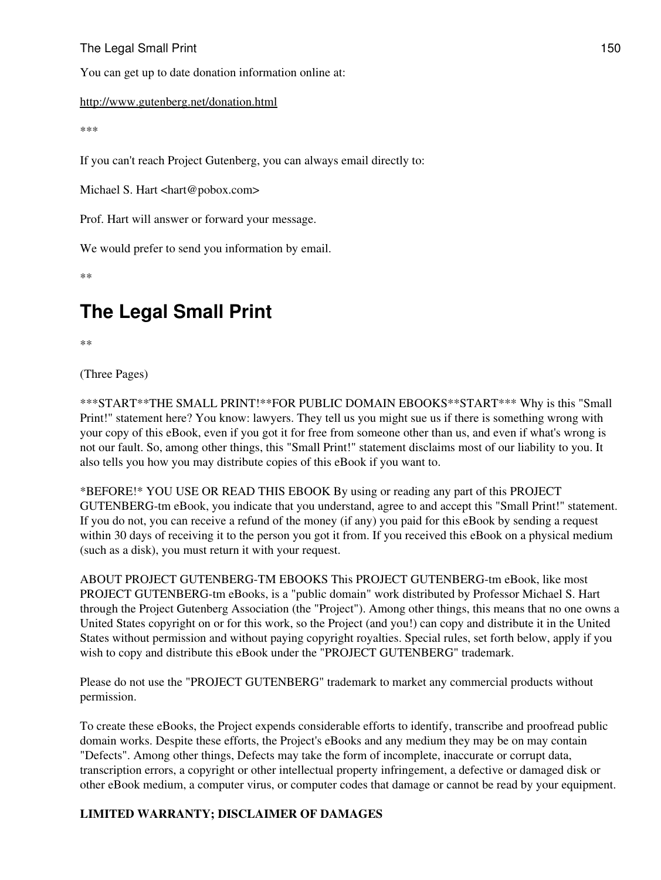You can get up to date donation information online at:

http://www.gutenberg.net/donation.html

***

If you can't reach Project Gutenberg, you can always email directly to:

Michael S. Hart <hart@pobox.com>

Prof. Hart will answer or forward your message.

We would prefer to send you information by email.

**

# The Legal Small Print

**

(Three Pages)

***START**THE SMALL PRINT!**FOR PUBLIC DOMAIN EBOOKS**START*** Why is this "Small Print!" statement here? You know: lawyers. They tell us you might sue us if there is something wrong with your copy of this eBook, even if you got it for free from someone other than us, and even if what's wrong is not our fault. So, among other things, this "Small Print!" statement disclaims most of our liability to you. It also tells you how you may distribute copies of this eBook if you want to.

*BEFORE!* YOU USE OR READ THIS EBOOK By using or reading any part of this PROJECT GUTENBERG-tm eBook, you indicate that you understand, agree to and accept this "Small Print!" statement. If you do not, you can receive a refund of the money (if any) you paid for this eBook by sending a request within 30 days of receiving it to the person you got it from. If you received this eBook on a physical medium (such as a disk), you must return it with your request.

ABOUT PROJECT GUTENBERG-TM EBOOKS This PROJECT GUTENBERG-tm eBook, like most PROJECT GUTENBERG-tm eBooks, is a "public domain" work distributed by Professor Michael S. Hart through the Project Gutenberg Association (the "Project"). Among other things, this means that no one owns a United States copyright on or for this work, so the Project (and you!) can copy and distribute it in the United States without permission and without paying copyright royalties. Special rules, set forth below, apply if you wish to copy and distribute this eBook under the "PROJECT GUTENBERG" trademark.

Please do not use the "PROJECT GUTENBERG" trademark to market any commercial products without permission.

To create these eBooks, the Project expends considerable efforts to identify, transcribe and proofread public domain works. Despite these efforts, the Project's eBooks and any medium they may be on may contain "Defects". Among other things, Defects may take the form of incomplete, inaccurate or corrupt data, transcription errors, a copyright or other intellectual property infringement, a defective or damaged disk or other eBook medium, a computer virus, or computer codes that damage or cannot be read by your equipment.

**LIMITED WARRANTY; DISCLAIMER OF DAMAGES**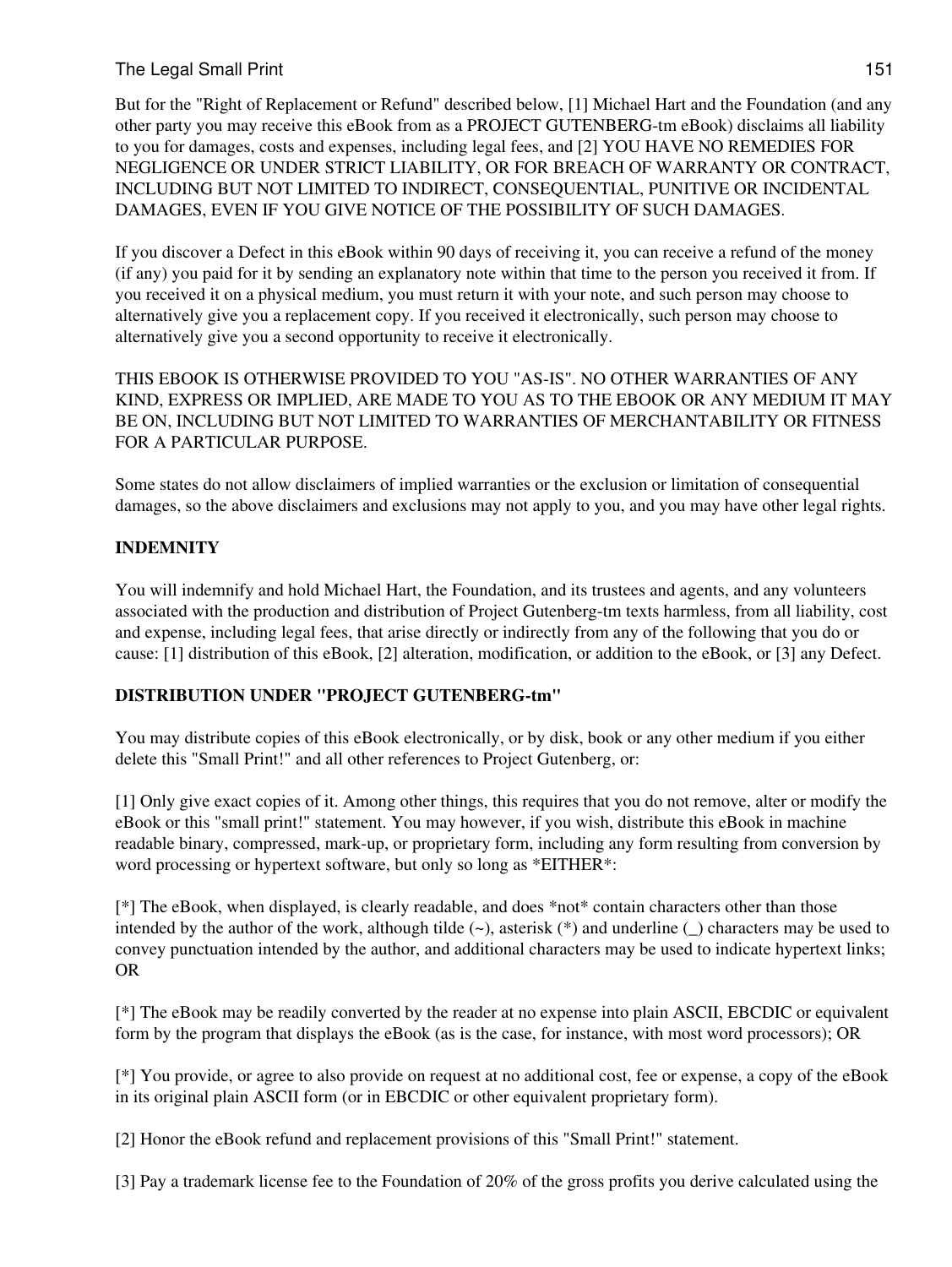But for the "Right of Replacement or Refund" described below, [1] Michael Hart and the Foundation (and any other party you may receive this eBook from as a PROJECT GUTENBERG-tm eBook) disclaims all liability to you for damages, costs and expenses, including legal fees, and [2] YOU HAVE NO REMEDIES FOR NEGLIGENCE OR UNDER STRICT LIABILITY, OR FOR BREACH OF WARRANTY OR CONTRACT, INCLUDING BUT NOT LIMITED TO INDIRECT, CONSEQUENTIAL, PUNITIVE OR INCIDENTAL DAMAGES, EVEN IF YOU GIVE NOTICE OF THE POSSIBILITY OF SUCH DAMAGES.

If you discover a Defect in this eBook within 90 days of receiving it, you can receive a refund of the money (if any) you paid for it by sending an explanatory note within that time to the person you received it from. If you received it on a physical medium, you must return it with your note, and such person may choose to alternatively give you a replacement copy. If you received it electronically, such person may choose to alternatively give you a second opportunity to receive it electronically.

THIS EBOOK IS OTHERWISE PROVIDED TO YOU "AS-IS". NO OTHER WARRANTIES OF ANY KIND, EXPRESS OR IMPLIED, ARE MADE TO YOU AS TO THE EBOOK OR ANY MEDIUM IT MAY BE ON, INCLUDING BUT NOT LIMITED TO WARRANTIES OF MERCHANTABILITY OR FITNESS FOR A PARTICULAR PURPOSE.

Some states do not allow disclaimers of implied warranties or the exclusion or limitation of consequential damages, so the above disclaimers and exclusions may not apply to you, and you may have other legal rights.

**INDEMNITY**

You will indemnify and hold Michael Hart, the Foundation, and its trustees and agents, and any volunteers associated with the production and distribution of Project Gutenberg-tm texts harmless, from all liability, cost and expense, including legal fees, that arise directly or indirectly from any of the following that you do or cause: [1] distribution of this eBook, [2] alteration, modification, or addition to the eBook, or [3] any Defect.

**DISTRIBUTION UNDER "PROJECT GUTENBERG-tm"**

You may distribute copies of this eBook electronically, or by disk, book or any other medium if you either delete this "Small Print!" and all other references to Project Gutenberg, or:

[1] Only give exact copies of it. Among other things, this requires that you do not remove, alter or modify the eBook or this "small print!" statement. You may however, if you wish, distribute this eBook in machine readable binary, compressed, mark-up, or proprietary form, including any form resulting from conversion by word processing or hypertext software, but only so long as *EITHER*:

[*] The eBook, when displayed, is clearly readable, and does *not* contain characters other than those intended by the author of the work, although tilde (~), asterisk (*) and underline (_) characters may be used to convey punctuation intended by the author, and additional characters may be used to indicate hypertext links; OR

[*] The eBook may be readily converted by the reader at no expense into plain ASCII, EBCDIC or equivalent form by the program that displays the eBook (as is the case, for instance, with most word processors); OR

[*] You provide, or agree to also provide on request at no additional cost, fee or expense, a copy of the eBook in its original plain ASCII form (or in EBCDIC or other equivalent proprietary form).

[2] Honor the eBook refund and replacement provisions of this "Small Print!" statement.

[3] Pay a trademark license fee to the Foundation of 20% of the gross profits you derive calculated using the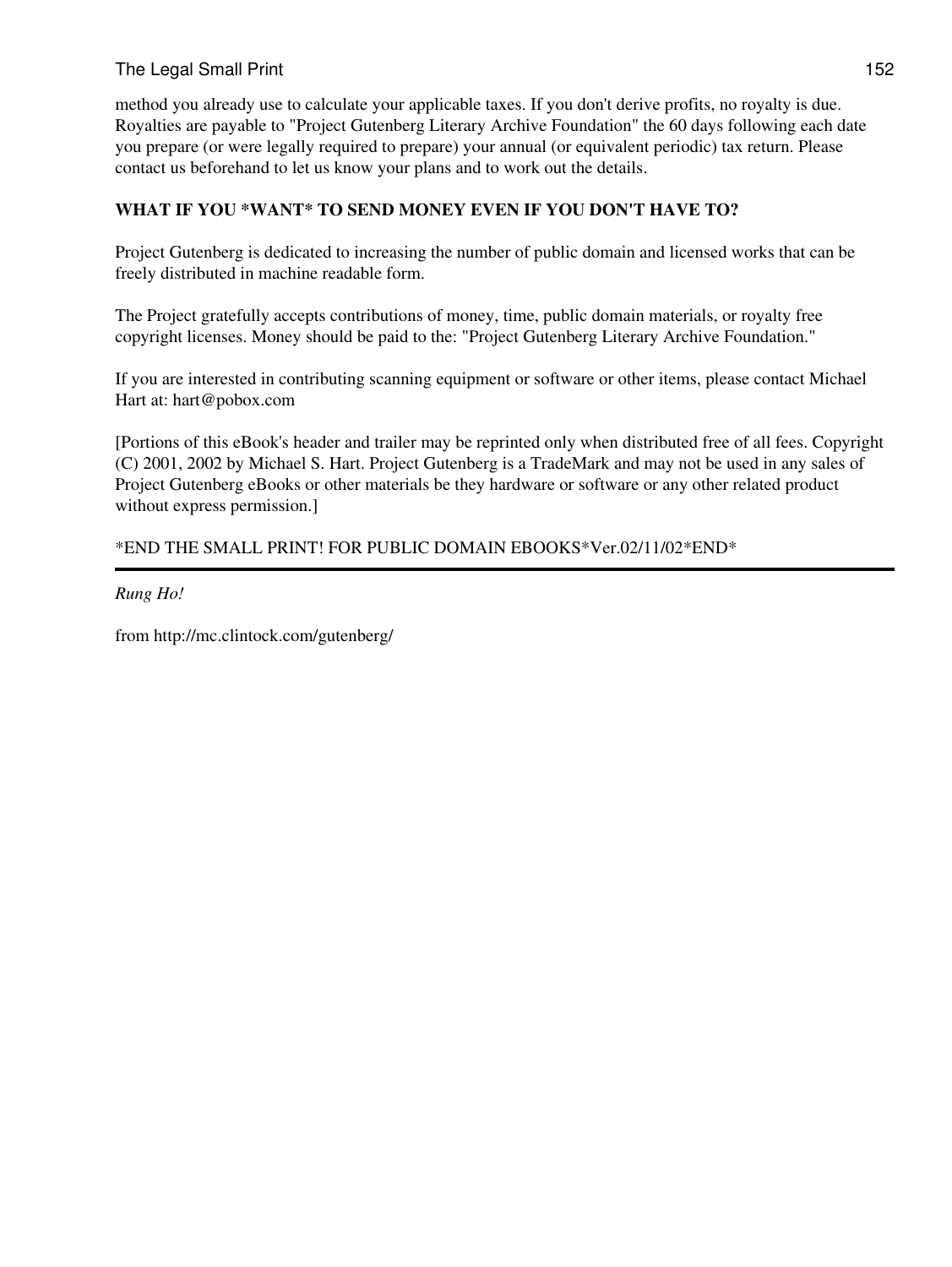method you already use to calculate your applicable taxes. If you don't derive profits, no royalty is due. Royalties are payable to "Project Gutenberg Literary Archive Foundation" the 60 days following each date you prepare (or were legally required to prepare) your annual (or equivalent periodic) tax return. Please contact us beforehand to let us know your plans and to work out the details.

**WHAT IF YOU *WANT* TO SEND MONEY EVEN IF YOU DON'T HAVE TO?**

Project Gutenberg is dedicated to increasing the number of public domain and licensed works that can be freely distributed in machine readable form.

The Project gratefully accepts contributions of money, time, public domain materials, or royalty free copyright licenses. Money should be paid to the: "Project Gutenberg Literary Archive Foundation."

If you are interested in contributing scanning equipment or software or other items, please contact Michael Hart at: hart@pobox.com

[Portions of this eBook's header and trailer may be reprinted only when distributed free of all fees. Copyright (C) 2001, 2002 by Michael S. Hart. Project Gutenberg is a TradeMark and may not be used in any sales of Project Gutenberg eBooks or other materials be they hardware or software or any other related product without express permission.]

*END THE SMALL PRINT! FOR PUBLIC DOMAIN EBOOKS*Ver.02/11/02*END*

---

*Rung Ho!*

from http://mc.clintock.com/gutenberg/